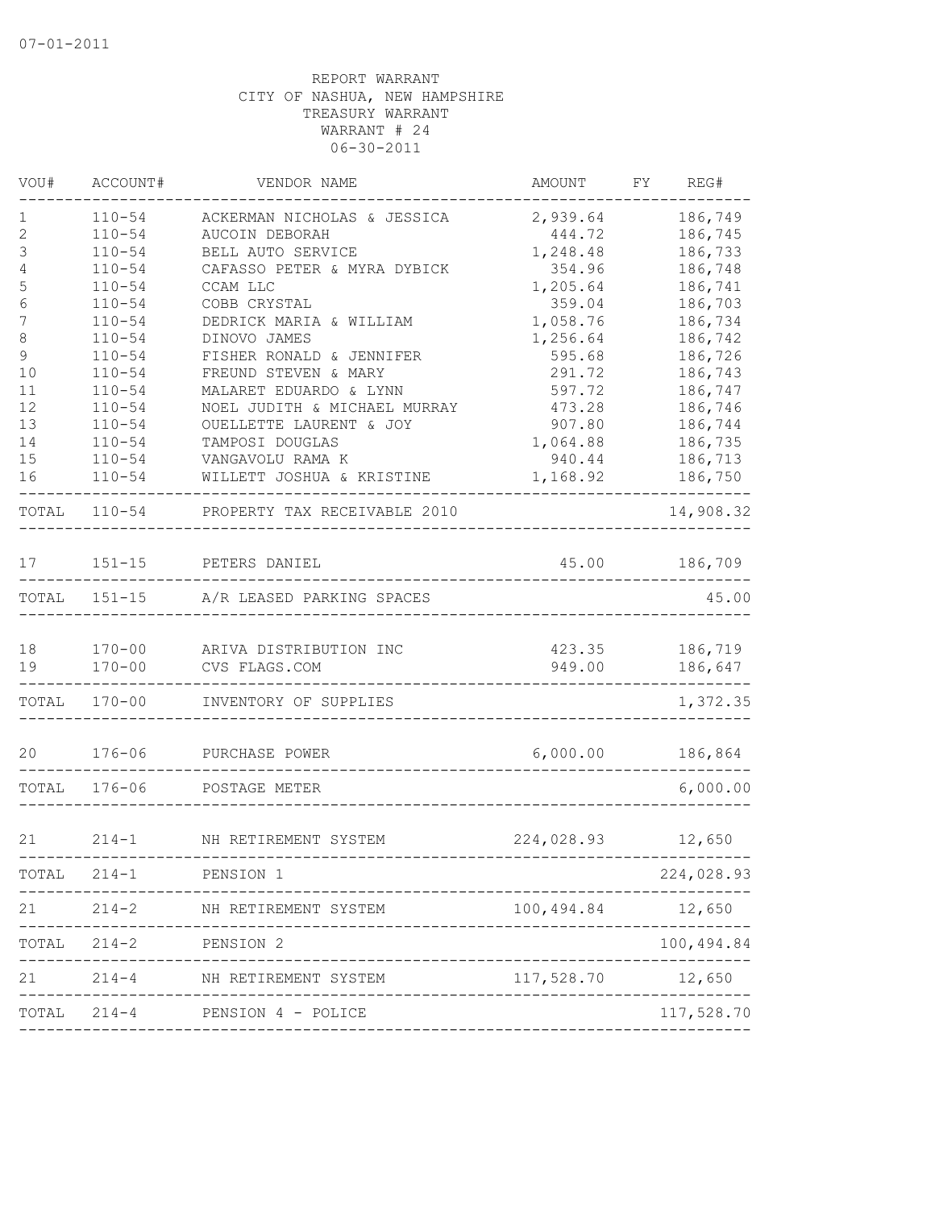07-01-2011

REPORT WARRANT
CITY OF NASHUA, NEW HAMPSHIRE
TREASURY WARRANT
WARRANT # 24
06-30-2011

| VOU# | ACCOUNT# | VENDOR NAME | AMOUNT | FY | REG# |
|---|---|---|---|---|---|
| 1 | 110-54 | ACKERMAN NICHOLAS & JESSICA | 2,939.64 | | 186,749 |
| 2 | 110-54 | AUCOIN DEBORAH | 444.72 | | 186,745 |
| 3 | 110-54 | BELL AUTO SERVICE | 1,248.48 | | 186,733 |
| 4 | 110-54 | CAFASSO PETER & MYRA DYBICK | 354.96 | | 186,748 |
| 5 | 110-54 | CCAM LLC | 1,205.64 | | 186,741 |
| 6 | 110-54 | COBB CRYSTAL | 359.04 | | 186,703 |
| 7 | 110-54 | DEDRICK MARIA & WILLIAM | 1,058.76 | | 186,734 |
| 8 | 110-54 | DINOVO JAMES | 1,256.64 | | 186,742 |
| 9 | 110-54 | FISHER RONALD & JENNIFER | 595.68 | | 186,726 |
| 10 | 110-54 | FREUND STEVEN & MARY | 291.72 | | 186,743 |
| 11 | 110-54 | MALARET EDUARDO & LYNN | 597.72 | | 186,747 |
| 12 | 110-54 | NOEL JUDITH & MICHAEL MURRAY | 473.28 | | 186,746 |
| 13 | 110-54 | OUELLETTE LAURENT & JOY | 907.80 | | 186,744 |
| 14 | 110-54 | TAMPOSI DOUGLAS | 1,064.88 | | 186,735 |
| 15 | 110-54 | VANGAVOLU RAMA K | 940.44 | | 186,713 |
| 16 | 110-54 | WILLETT JOSHUA & KRISTINE | 1,168.92 | | 186,750 |
| TOTAL | 110-54 | PROPERTY TAX RECEIVABLE 2010 | | | 14,908.32 |
| 17 | 151-15 | PETERS DANIEL | 45.00 | | 186,709 |
| TOTAL | 151-15 | A/R LEASED PARKING SPACES | | | 45.00 |
| 18 | 170-00 | ARIVA DISTRIBUTION INC | 423.35 | | 186,719 |
| 19 | 170-00 | CVS FLAGS.COM | 949.00 | | 186,647 |
| TOTAL | 170-00 | INVENTORY OF SUPPLIES | | | 1,372.35 |
| 20 | 176-06 | PURCHASE POWER | 6,000.00 | | 186,864 |
| TOTAL | 176-06 | POSTAGE METER | | | 6,000.00 |
| 21 | 214-1 | NH RETIREMENT SYSTEM | 224,028.93 | | 12,650 |
| TOTAL | 214-1 | PENSION 1 | | | 224,028.93 |
| 21 | 214-2 | NH RETIREMENT SYSTEM | 100,494.84 | | 12,650 |
| TOTAL | 214-2 | PENSION 2 | | | 100,494.84 |
| 21 | 214-4 | NH RETIREMENT SYSTEM | 117,528.70 | | 12,650 |
| TOTAL | 214-4 | PENSION 4 - POLICE | | | 117,528.70 |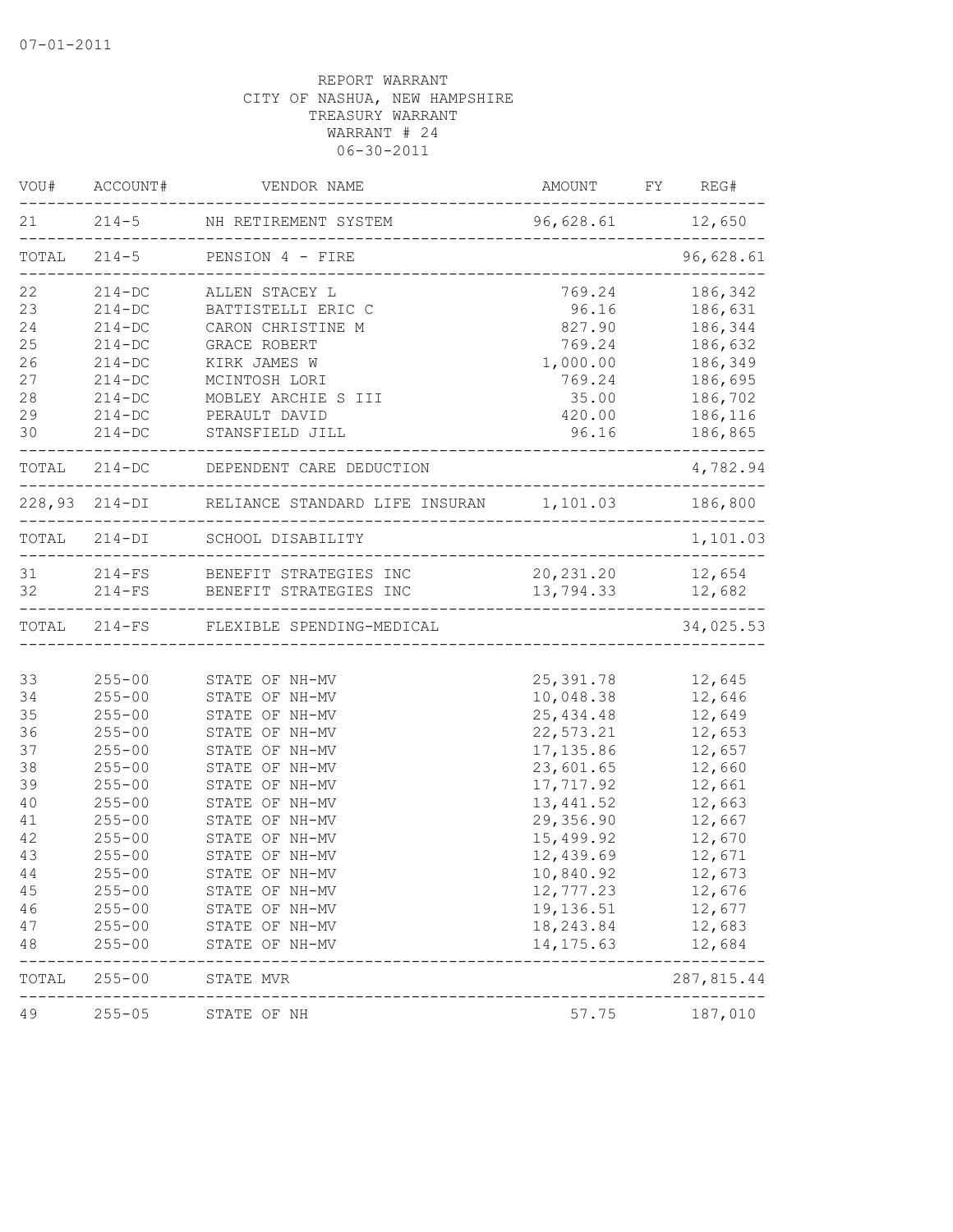07-01-2011

REPORT WARRANT
CITY OF NASHUA, NEW HAMPSHIRE
TREASURY WARRANT
WARRANT # 24
06-30-2011

| VOU# | ACCOUNT# | VENDOR NAME | AMOUNT | FY | REG# |
|---|---|---|---|---|---|
| 21 | 214-5 | NH RETIREMENT SYSTEM | 96,628.61 | | 12,650 |
| TOTAL | 214-5 | PENSION 4 - FIRE | | | 96,628.61 |
| 22 | 214-DC | ALLEN STACEY L | 769.24 | | 186,342 |
| 23 | 214-DC | BATTISTELLI ERIC C | 96.16 | | 186,631 |
| 24 | 214-DC | CARON CHRISTINE M | 827.90 | | 186,344 |
| 25 | 214-DC | GRACE ROBERT | 769.24 | | 186,632 |
| 26 | 214-DC | KIRK JAMES W | 1,000.00 | | 186,349 |
| 27 | 214-DC | MCINTOSH LORI | 769.24 | | 186,695 |
| 28 | 214-DC | MOBLEY ARCHIE S III | 35.00 | | 186,702 |
| 29 | 214-DC | PERAULT DAVID | 420.00 | | 186,116 |
| 30 | 214-DC | STANSFIELD JILL | 96.16 | | 186,865 |
| TOTAL | 214-DC | DEPENDENT CARE DEDUCTION | | | 4,782.94 |
| 228,93 | 214-DI | RELIANCE STANDARD LIFE INSURAN | 1,101.03 | | 186,800 |
| TOTAL | 214-DI | SCHOOL DISABILITY | | | 1,101.03 |
| 31 | 214-FS | BENEFIT STRATEGIES INC | 20,231.20 | | 12,654 |
| 32 | 214-FS | BENEFIT STRATEGIES INC | 13,794.33 | | 12,682 |
| TOTAL | 214-FS | FLEXIBLE SPENDING-MEDICAL | | | 34,025.53 |
| 33 | 255-00 | STATE OF NH-MV | 25,391.78 | | 12,645 |
| 34 | 255-00 | STATE OF NH-MV | 10,048.38 | | 12,646 |
| 35 | 255-00 | STATE OF NH-MV | 25,434.48 | | 12,649 |
| 36 | 255-00 | STATE OF NH-MV | 22,573.21 | | 12,653 |
| 37 | 255-00 | STATE OF NH-MV | 17,135.86 | | 12,657 |
| 38 | 255-00 | STATE OF NH-MV | 23,601.65 | | 12,660 |
| 39 | 255-00 | STATE OF NH-MV | 17,717.92 | | 12,661 |
| 40 | 255-00 | STATE OF NH-MV | 13,441.52 | | 12,663 |
| 41 | 255-00 | STATE OF NH-MV | 29,356.90 | | 12,667 |
| 42 | 255-00 | STATE OF NH-MV | 15,499.92 | | 12,670 |
| 43 | 255-00 | STATE OF NH-MV | 12,439.69 | | 12,671 |
| 44 | 255-00 | STATE OF NH-MV | 10,840.92 | | 12,673 |
| 45 | 255-00 | STATE OF NH-MV | 12,777.23 | | 12,676 |
| 46 | 255-00 | STATE OF NH-MV | 19,136.51 | | 12,677 |
| 47 | 255-00 | STATE OF NH-MV | 18,243.84 | | 12,683 |
| 48 | 255-00 | STATE OF NH-MV | 14,175.63 | | 12,684 |
| TOTAL | 255-00 | STATE MVR | | | 287,815.44 |
| 49 | 255-05 | STATE OF NH | 57.75 | | 187,010 |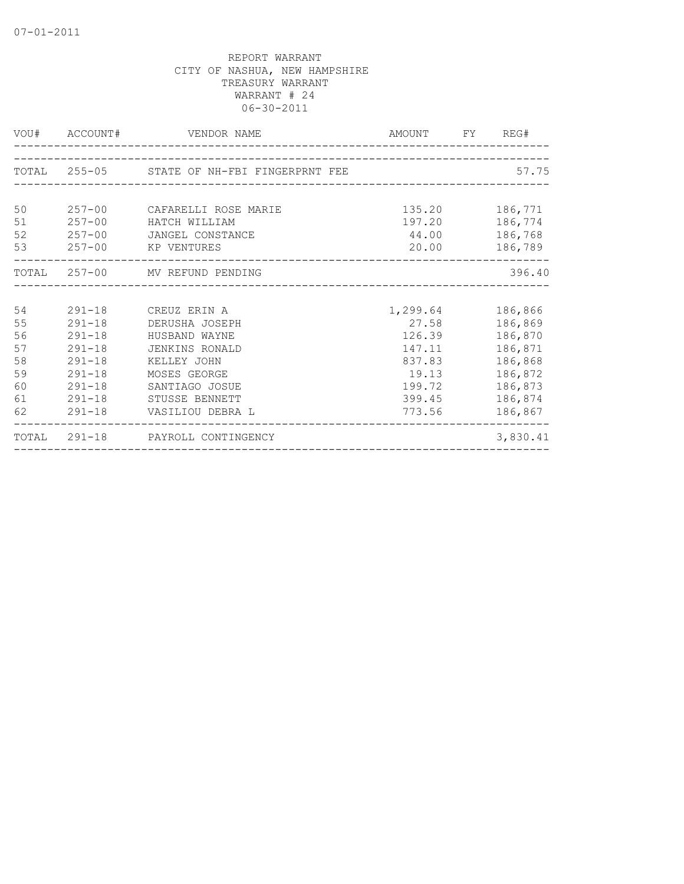07-01-2011

REPORT WARRANT
CITY OF NASHUA, NEW HAMPSHIRE
TREASURY WARRANT
WARRANT # 24
06-30-2011

| VOU# | ACCOUNT# | VENDOR NAME | AMOUNT | FY | REG# |
|---|---|---|---|---|---|
| TOTAL | 255-05 | STATE OF NH-FBI FINGERPRNT FEE | | | 57.75 |
| 50 | 257-00 | CAFARELLI ROSE MARIE | 135.20 | | 186,771 |
| 51 | 257-00 | HATCH WILLIAM | 197.20 | | 186,774 |
| 52 | 257-00 | JANGEL CONSTANCE | 44.00 | | 186,768 |
| 53 | 257-00 | KP VENTURES | 20.00 | | 186,789 |
| TOTAL | 257-00 | MV REFUND PENDING | | | 396.40 |
| 54 | 291-18 | CREUZ ERIN A | 1,299.64 | | 186,866 |
| 55 | 291-18 | DERUSHA JOSEPH | 27.58 | | 186,869 |
| 56 | 291-18 | HUSBAND WAYNE | 126.39 | | 186,870 |
| 57 | 291-18 | JENKINS RONALD | 147.11 | | 186,871 |
| 58 | 291-18 | KELLEY JOHN | 837.83 | | 186,868 |
| 59 | 291-18 | MOSES GEORGE | 19.13 | | 186,872 |
| 60 | 291-18 | SANTIAGO JOSUE | 199.72 | | 186,873 |
| 61 | 291-18 | STUSSE BENNETT | 399.45 | | 186,874 |
| 62 | 291-18 | VASILIOU DEBRA L | 773.56 | | 186,867 |
| TOTAL | 291-18 | PAYROLL CONTINGENCY | | | 3,830.41 |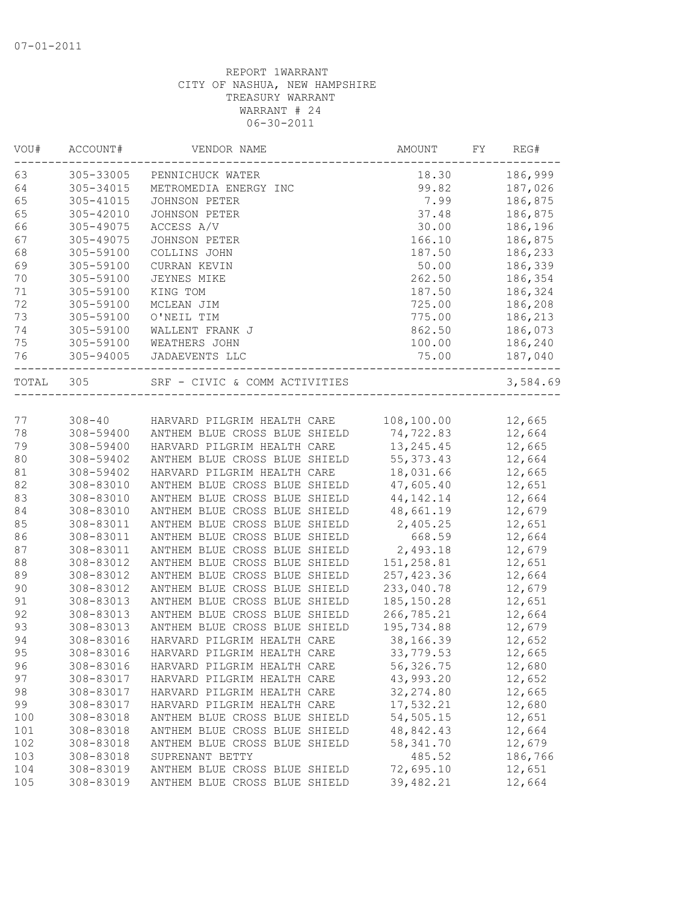07-01-2011

REPORT 1WARRANT
CITY OF NASHUA, NEW HAMPSHIRE
TREASURY WARRANT
WARRANT # 24
06-30-2011

| VOU# | ACCOUNT# | VENDOR NAME | AMOUNT | FY | REG# |
|---|---|---|---|---|---|
| 63 | 305-33005 | PENNICHUCK WATER | 18.30 | | 186,999 |
| 64 | 305-34015 | METROMEDIA ENERGY INC | 99.82 | | 187,026 |
| 65 | 305-41015 | JOHNSON PETER | 7.99 | | 186,875 |
| 65 | 305-42010 | JOHNSON PETER | 37.48 | | 186,875 |
| 66 | 305-49075 | ACCESS A/V | 30.00 | | 186,196 |
| 67 | 305-49075 | JOHNSON PETER | 166.10 | | 186,875 |
| 68 | 305-59100 | COLLINS JOHN | 187.50 | | 186,233 |
| 69 | 305-59100 | CURRAN KEVIN | 50.00 | | 186,339 |
| 70 | 305-59100 | JEYNES MIKE | 262.50 | | 186,354 |
| 71 | 305-59100 | KING TOM | 187.50 | | 186,324 |
| 72 | 305-59100 | MCLEAN JIM | 725.00 | | 186,208 |
| 73 | 305-59100 | O'NEIL TIM | 775.00 | | 186,213 |
| 74 | 305-59100 | WALLENT FRANK J | 862.50 | | 186,073 |
| 75 | 305-59100 | WEATHERS JOHN | 100.00 | | 186,240 |
| 76 | 305-94005 | JADAEVENTS LLC | 75.00 | | 187,040 |
| TOTAL | 305 | SRF - CIVIC & COMM ACTIVITIES | | | 3,584.69 |
| 77 | 308-40 | HARVARD PILGRIM HEALTH CARE | 108,100.00 | | 12,665 |
| 78 | 308-59400 | ANTHEM BLUE CROSS BLUE SHIELD | 74,722.83 | | 12,664 |
| 79 | 308-59400 | HARVARD PILGRIM HEALTH CARE | 13,245.45 | | 12,665 |
| 80 | 308-59402 | ANTHEM BLUE CROSS BLUE SHIELD | 55,373.43 | | 12,664 |
| 81 | 308-59402 | HARVARD PILGRIM HEALTH CARE | 18,031.66 | | 12,665 |
| 82 | 308-83010 | ANTHEM BLUE CROSS BLUE SHIELD | 47,605.40 | | 12,651 |
| 83 | 308-83010 | ANTHEM BLUE CROSS BLUE SHIELD | 44,142.14 | | 12,664 |
| 84 | 308-83010 | ANTHEM BLUE CROSS BLUE SHIELD | 48,661.19 | | 12,679 |
| 85 | 308-83011 | ANTHEM BLUE CROSS BLUE SHIELD | 2,405.25 | | 12,651 |
| 86 | 308-83011 | ANTHEM BLUE CROSS BLUE SHIELD | 668.59 | | 12,664 |
| 87 | 308-83011 | ANTHEM BLUE CROSS BLUE SHIELD | 2,493.18 | | 12,679 |
| 88 | 308-83012 | ANTHEM BLUE CROSS BLUE SHIELD | 151,258.81 | | 12,651 |
| 89 | 308-83012 | ANTHEM BLUE CROSS BLUE SHIELD | 257,423.36 | | 12,664 |
| 90 | 308-83012 | ANTHEM BLUE CROSS BLUE SHIELD | 233,040.78 | | 12,679 |
| 91 | 308-83013 | ANTHEM BLUE CROSS BLUE SHIELD | 185,150.28 | | 12,651 |
| 92 | 308-83013 | ANTHEM BLUE CROSS BLUE SHIELD | 266,785.21 | | 12,664 |
| 93 | 308-83013 | ANTHEM BLUE CROSS BLUE SHIELD | 195,734.88 | | 12,679 |
| 94 | 308-83016 | HARVARD PILGRIM HEALTH CARE | 38,166.39 | | 12,652 |
| 95 | 308-83016 | HARVARD PILGRIM HEALTH CARE | 33,779.53 | | 12,665 |
| 96 | 308-83016 | HARVARD PILGRIM HEALTH CARE | 56,326.75 | | 12,680 |
| 97 | 308-83017 | HARVARD PILGRIM HEALTH CARE | 43,993.20 | | 12,652 |
| 98 | 308-83017 | HARVARD PILGRIM HEALTH CARE | 32,274.80 | | 12,665 |
| 99 | 308-83017 | HARVARD PILGRIM HEALTH CARE | 17,532.21 | | 12,680 |
| 100 | 308-83018 | ANTHEM BLUE CROSS BLUE SHIELD | 54,505.15 | | 12,651 |
| 101 | 308-83018 | ANTHEM BLUE CROSS BLUE SHIELD | 48,842.43 | | 12,664 |
| 102 | 308-83018 | ANTHEM BLUE CROSS BLUE SHIELD | 58,341.70 | | 12,679 |
| 103 | 308-83018 | SUPRENANT BETTY | 485.52 | | 186,766 |
| 104 | 308-83019 | ANTHEM BLUE CROSS BLUE SHIELD | 72,695.10 | | 12,651 |
| 105 | 308-83019 | ANTHEM BLUE CROSS BLUE SHIELD | 39,482.21 | | 12,664 |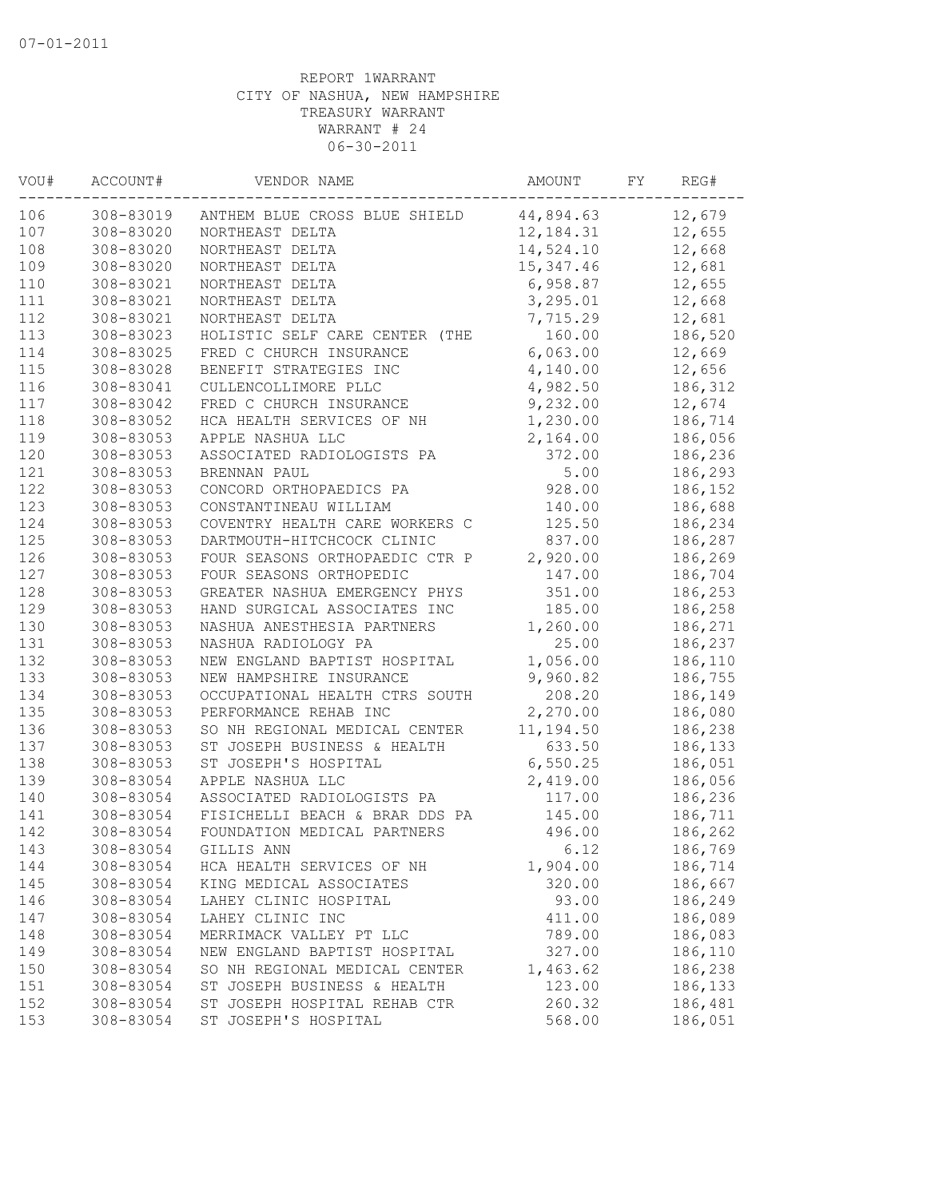REPORT 1WARRANT
CITY OF NASHUA, NEW HAMPSHIRE
TREASURY WARRANT
WARRANT # 24
06-30-2011

| VOU# | ACCOUNT# | VENDOR NAME | AMOUNT | FY | REG# |
|---|---|---|---|---|---|
| 106 | 308-83019 | ANTHEM BLUE CROSS BLUE SHIELD | 44,894.63 | | 12,679 |
| 107 | 308-83020 | NORTHEAST DELTA | 12,184.31 | | 12,655 |
| 108 | 308-83020 | NORTHEAST DELTA | 14,524.10 | | 12,668 |
| 109 | 308-83020 | NORTHEAST DELTA | 15,347.46 | | 12,681 |
| 110 | 308-83021 | NORTHEAST DELTA | 6,958.87 | | 12,655 |
| 111 | 308-83021 | NORTHEAST DELTA | 3,295.01 | | 12,668 |
| 112 | 308-83021 | NORTHEAST DELTA | 7,715.29 | | 12,681 |
| 113 | 308-83023 | HOLISTIC SELF CARE CENTER (THE | 160.00 | | 186,520 |
| 114 | 308-83025 | FRED C CHURCH INSURANCE | 6,063.00 | | 12,669 |
| 115 | 308-83028 | BENEFIT STRATEGIES INC | 4,140.00 | | 12,656 |
| 116 | 308-83041 | CULLENCOLLIMORE PLLC | 4,982.50 | | 186,312 |
| 117 | 308-83042 | FRED C CHURCH INSURANCE | 9,232.00 | | 12,674 |
| 118 | 308-83052 | HCA HEALTH SERVICES OF NH | 1,230.00 | | 186,714 |
| 119 | 308-83053 | APPLE NASHUA LLC | 2,164.00 | | 186,056 |
| 120 | 308-83053 | ASSOCIATED RADIOLOGISTS PA | 372.00 | | 186,236 |
| 121 | 308-83053 | BRENNAN PAUL | 5.00 | | 186,293 |
| 122 | 308-83053 | CONCORD ORTHOPAEDICS PA | 928.00 | | 186,152 |
| 123 | 308-83053 | CONSTANTINEAU WILLIAM | 140.00 | | 186,688 |
| 124 | 308-83053 | COVENTRY HEALTH CARE WORKERS C | 125.50 | | 186,234 |
| 125 | 308-83053 | DARTMOUTH-HITCHCOCK CLINIC | 837.00 | | 186,287 |
| 126 | 308-83053 | FOUR SEASONS ORTHOPAEDIC CTR P | 2,920.00 | | 186,269 |
| 127 | 308-83053 | FOUR SEASONS ORTHOPEDIC | 147.00 | | 186,704 |
| 128 | 308-83053 | GREATER NASHUA EMERGENCY PHYS | 351.00 | | 186,253 |
| 129 | 308-83053 | HAND SURGICAL ASSOCIATES INC | 185.00 | | 186,258 |
| 130 | 308-83053 | NASHUA ANESTHESIA PARTNERS | 1,260.00 | | 186,271 |
| 131 | 308-83053 | NASHUA RADIOLOGY PA | 25.00 | | 186,237 |
| 132 | 308-83053 | NEW ENGLAND BAPTIST HOSPITAL | 1,056.00 | | 186,110 |
| 133 | 308-83053 | NEW HAMPSHIRE INSURANCE | 9,960.82 | | 186,755 |
| 134 | 308-83053 | OCCUPATIONAL HEALTH CTRS SOUTH | 208.20 | | 186,149 |
| 135 | 308-83053 | PERFORMANCE REHAB INC | 2,270.00 | | 186,080 |
| 136 | 308-83053 | SO NH REGIONAL MEDICAL CENTER | 11,194.50 | | 186,238 |
| 137 | 308-83053 | ST JOSEPH BUSINESS & HEALTH | 633.50 | | 186,133 |
| 138 | 308-83053 | ST JOSEPH'S HOSPITAL | 6,550.25 | | 186,051 |
| 139 | 308-83054 | APPLE NASHUA LLC | 2,419.00 | | 186,056 |
| 140 | 308-83054 | ASSOCIATED RADIOLOGISTS PA | 117.00 | | 186,236 |
| 141 | 308-83054 | FISICHELLI BEACH & BRAR DDS PA | 145.00 | | 186,711 |
| 142 | 308-83054 | FOUNDATION MEDICAL PARTNERS | 496.00 | | 186,262 |
| 143 | 308-83054 | GILLIS ANN | 6.12 | | 186,769 |
| 144 | 308-83054 | HCA HEALTH SERVICES OF NH | 1,904.00 | | 186,714 |
| 145 | 308-83054 | KING MEDICAL ASSOCIATES | 320.00 | | 186,667 |
| 146 | 308-83054 | LAHEY CLINIC HOSPITAL | 93.00 | | 186,249 |
| 147 | 308-83054 | LAHEY CLINIC INC | 411.00 | | 186,089 |
| 148 | 308-83054 | MERRIMACK VALLEY PT LLC | 789.00 | | 186,083 |
| 149 | 308-83054 | NEW ENGLAND BAPTIST HOSPITAL | 327.00 | | 186,110 |
| 150 | 308-83054 | SO NH REGIONAL MEDICAL CENTER | 1,463.62 | | 186,238 |
| 151 | 308-83054 | ST JOSEPH BUSINESS & HEALTH | 123.00 | | 186,133 |
| 152 | 308-83054 | ST JOSEPH HOSPITAL REHAB CTR | 260.32 | | 186,481 |
| 153 | 308-83054 | ST JOSEPH'S HOSPITAL | 568.00 | | 186,051 |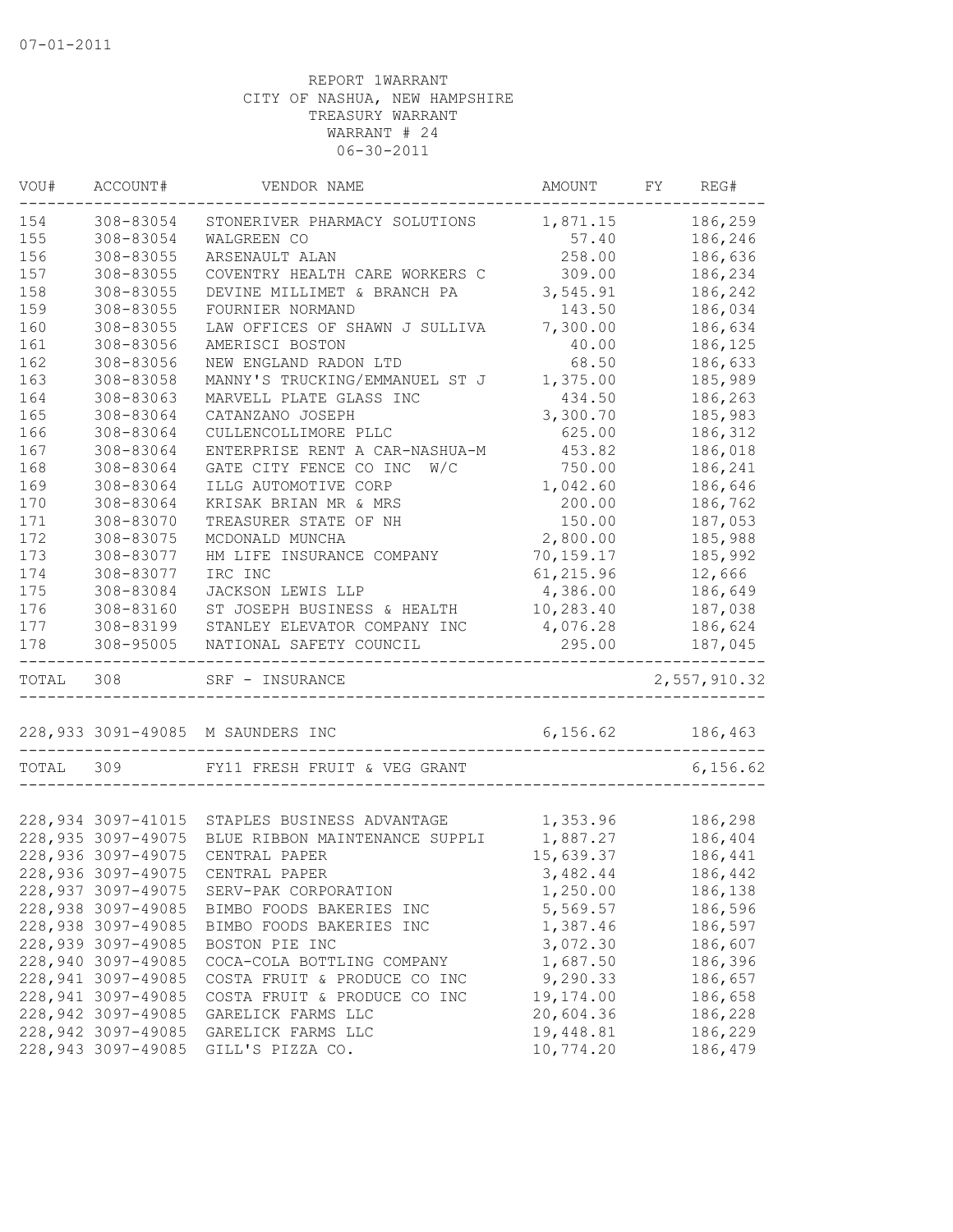07-01-2011

REPORT 1WARRANT
CITY OF NASHUA, NEW HAMPSHIRE
TREASURY WARRANT
WARRANT # 24
06-30-2011

| VOU# | ACCOUNT# | VENDOR NAME | AMOUNT | FY | REG# |
|---|---|---|---|---|---|
| 154 | 308-83054 | STONERIVER PHARMACY SOLUTIONS | 1,871.15 | | 186,259 |
| 155 | 308-83054 | WALGREEN CO | 57.40 | | 186,246 |
| 156 | 308-83055 | ARSENAULT ALAN | 258.00 | | 186,636 |
| 157 | 308-83055 | COVENTRY HEALTH CARE WORKERS C | 309.00 | | 186,234 |
| 158 | 308-83055 | DEVINE MILLIMET & BRANCH PA | 3,545.91 | | 186,242 |
| 159 | 308-83055 | FOURNIER NORMAND | 143.50 | | 186,034 |
| 160 | 308-83055 | LAW OFFICES OF SHAWN J SULLIVA | 7,300.00 | | 186,634 |
| 161 | 308-83056 | AMERISCI BOSTON | 40.00 | | 186,125 |
| 162 | 308-83056 | NEW ENGLAND RADON LTD | 68.50 | | 186,633 |
| 163 | 308-83058 | MANNY'S TRUCKING/EMMANUEL ST J | 1,375.00 | | 185,989 |
| 164 | 308-83063 | MARVELL PLATE GLASS INC | 434.50 | | 186,263 |
| 165 | 308-83064 | CATANZANO JOSEPH | 3,300.70 | | 185,983 |
| 166 | 308-83064 | CULLENCOLLIMORE PLLC | 625.00 | | 186,312 |
| 167 | 308-83064 | ENTERPRISE RENT A CAR-NASHUA-M | 453.82 | | 186,018 |
| 168 | 308-83064 | GATE CITY FENCE CO INC W/C | 750.00 | | 186,241 |
| 169 | 308-83064 | ILLG AUTOMOTIVE CORP | 1,042.60 | | 186,646 |
| 170 | 308-83064 | KRISAK BRIAN MR & MRS | 200.00 | | 186,762 |
| 171 | 308-83070 | TREASURER STATE OF NH | 150.00 | | 187,053 |
| 172 | 308-83075 | MCDONALD MUNCHA | 2,800.00 | | 185,988 |
| 173 | 308-83077 | HM LIFE INSURANCE COMPANY | 70,159.17 | | 185,992 |
| 174 | 308-83077 | IRC INC | 61,215.96 | | 12,666 |
| 175 | 308-83084 | JACKSON LEWIS LLP | 4,386.00 | | 186,649 |
| 176 | 308-83160 | ST JOSEPH BUSINESS & HEALTH | 10,283.40 | | 187,038 |
| 177 | 308-83199 | STANLEY ELEVATOR COMPANY INC | 4,076.28 | | 186,624 |
| 178 | 308-95005 | NATIONAL SAFETY COUNCIL | 295.00 | | 187,045 |
| TOTAL | 308 | SRF - INSURANCE | | | 2,557,910.32 |
| 228,933 | 3091-49085 | M SAUNDERS INC | 6,156.62 | | 186,463 |
| TOTAL | 309 | FY11 FRESH FRUIT & VEG GRANT | | | 6,156.62 |
| 228,934 | 3097-41015 | STAPLES BUSINESS ADVANTAGE | 1,353.96 | | 186,298 |
| 228,935 | 3097-49075 | BLUE RIBBON MAINTENANCE SUPPLI | 1,887.27 | | 186,404 |
| 228,936 | 3097-49075 | CENTRAL PAPER | 15,639.37 | | 186,441 |
| 228,936 | 3097-49075 | CENTRAL PAPER | 3,482.44 | | 186,442 |
| 228,937 | 3097-49075 | SERV-PAK CORPORATION | 1,250.00 | | 186,138 |
| 228,938 | 3097-49085 | BIMBO FOODS BAKERIES INC | 5,569.57 | | 186,596 |
| 228,938 | 3097-49085 | BIMBO FOODS BAKERIES INC | 1,387.46 | | 186,597 |
| 228,939 | 3097-49085 | BOSTON PIE INC | 3,072.30 | | 186,607 |
| 228,940 | 3097-49085 | COCA-COLA BOTTLING COMPANY | 1,687.50 | | 186,396 |
| 228,941 | 3097-49085 | COSTA FRUIT & PRODUCE CO INC | 9,290.33 | | 186,657 |
| 228,941 | 3097-49085 | COSTA FRUIT & PRODUCE CO INC | 19,174.00 | | 186,658 |
| 228,942 | 3097-49085 | GARELICK FARMS LLC | 20,604.36 | | 186,228 |
| 228,942 | 3097-49085 | GARELICK FARMS LLC | 19,448.81 | | 186,229 |
| 228,943 | 3097-49085 | GILL'S PIZZA CO. | 10,774.20 | | 186,479 |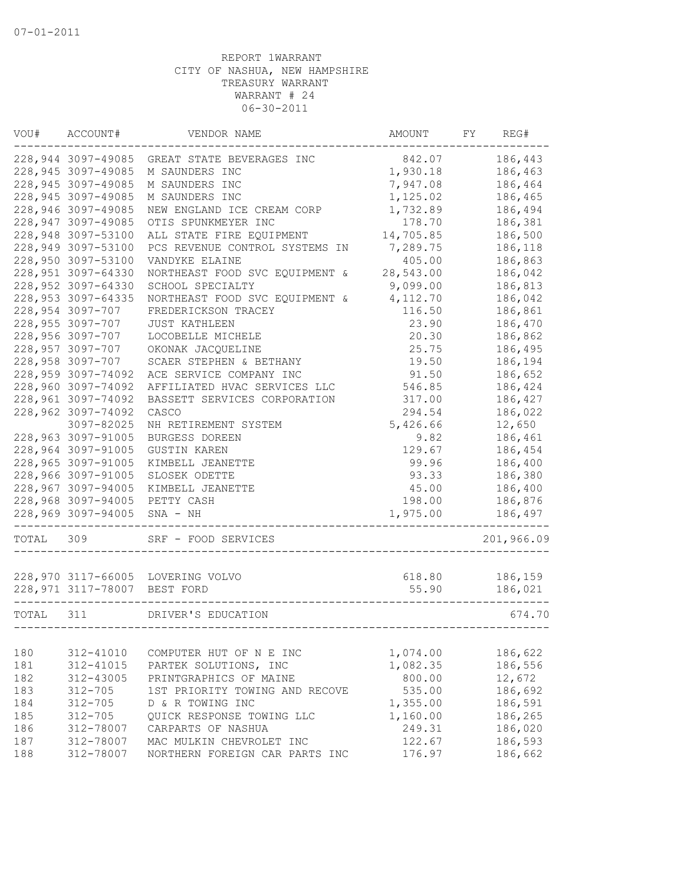07-01-2011

REPORT 1WARRANT
CITY OF NASHUA, NEW HAMPSHIRE
TREASURY WARRANT
WARRANT # 24
06-30-2011

| VOU# | ACCOUNT# | VENDOR NAME | AMOUNT | FY | REG# |
|---|---|---|---|---|---|
| 228,944 | 3097-49085 | GREAT STATE BEVERAGES INC | 842.07 | | 186,443 |
| 228,945 | 3097-49085 | M SAUNDERS INC | 1,930.18 | | 186,463 |
| 228,945 | 3097-49085 | M SAUNDERS INC | 7,947.08 | | 186,464 |
| 228,945 | 3097-49085 | M SAUNDERS INC | 1,125.02 | | 186,465 |
| 228,946 | 3097-49085 | NEW ENGLAND ICE CREAM CORP | 1,732.89 | | 186,494 |
| 228,947 | 3097-49085 | OTIS SPUNKMEYER INC | 178.70 | | 186,381 |
| 228,948 | 3097-53100 | ALL STATE FIRE EQUIPMENT | 14,705.85 | | 186,500 |
| 228,949 | 3097-53100 | PCS REVENUE CONTROL SYSTEMS IN | 7,289.75 | | 186,118 |
| 228,950 | 3097-53100 | VANDYKE ELAINE | 405.00 | | 186,863 |
| 228,951 | 3097-64330 | NORTHEAST FOOD SVC EQUIPMENT & | 28,543.00 | | 186,042 |
| 228,952 | 3097-64330 | SCHOOL SPECIALTY | 9,099.00 | | 186,813 |
| 228,953 | 3097-64335 | NORTHEAST FOOD SVC EQUIPMENT & | 4,112.70 | | 186,042 |
| 228,954 | 3097-707 | FREDERICKSON TRACEY | 116.50 | | 186,861 |
| 228,955 | 3097-707 | JUST KATHLEEN | 23.90 | | 186,470 |
| 228,956 | 3097-707 | LOCOBELLE MICHELE | 20.30 | | 186,862 |
| 228,957 | 3097-707 | OKONAK JACQUELINE | 25.75 | | 186,495 |
| 228,958 | 3097-707 | SCAER STEPHEN & BETHANY | 19.50 | | 186,194 |
| 228,959 | 3097-74092 | ACE SERVICE COMPANY INC | 91.50 | | 186,652 |
| 228,960 | 3097-74092 | AFFILIATED HVAC SERVICES LLC | 546.85 | | 186,424 |
| 228,961 | 3097-74092 | BASSETT SERVICES CORPORATION | 317.00 | | 186,427 |
| 228,962 | 3097-74092 | CASCO | 294.54 | | 186,022 |
| | 3097-82025 | NH RETIREMENT SYSTEM | 5,426.66 | | 12,650 |
| 228,963 | 3097-91005 | BURGESS DOREEN | 9.82 | | 186,461 |
| 228,964 | 3097-91005 | GUSTIN KAREN | 129.67 | | 186,454 |
| 228,965 | 3097-91005 | KIMBELL JEANETTE | 99.96 | | 186,400 |
| 228,966 | 3097-91005 | SLOSEK ODETTE | 93.33 | | 186,380 |
| 228,967 | 3097-94005 | KIMBELL JEANETTE | 45.00 | | 186,400 |
| 228,968 | 3097-94005 | PETTY CASH | 198.00 | | 186,876 |
| 228,969 | 3097-94005 | SNA - NH | 1,975.00 | | 186,497 |
| TOTAL | 309 | SRF - FOOD SERVICES | | | 201,966.09 |
| 228,970 | 3117-66005 | LOVERING VOLVO | 618.80 | | 186,159 |
| 228,971 | 3117-78007 | BEST FORD | 55.90 | | 186,021 |
| TOTAL | 311 | DRIVER'S EDUCATION | | | 674.70 |
| 180 | 312-41010 | COMPUTER HUT OF N E INC | 1,074.00 | | 186,622 |
| 181 | 312-41015 | PARTEK SOLUTIONS, INC | 1,082.35 | | 186,556 |
| 182 | 312-43005 | PRINTGRAPHICS OF MAINE | 800.00 | | 12,672 |
| 183 | 312-705 | 1ST PRIORITY TOWING AND RECOVE | 535.00 | | 186,692 |
| 184 | 312-705 | D & R TOWING INC | 1,355.00 | | 186,591 |
| 185 | 312-705 | QUICK RESPONSE TOWING LLC | 1,160.00 | | 186,265 |
| 186 | 312-78007 | CARPARTS OF NASHUA | 249.31 | | 186,020 |
| 187 | 312-78007 | MAC MULKIN CHEVROLET INC | 122.67 | | 186,593 |
| 188 | 312-78007 | NORTHERN FOREIGN CAR PARTS INC | 176.97 | | 186,662 |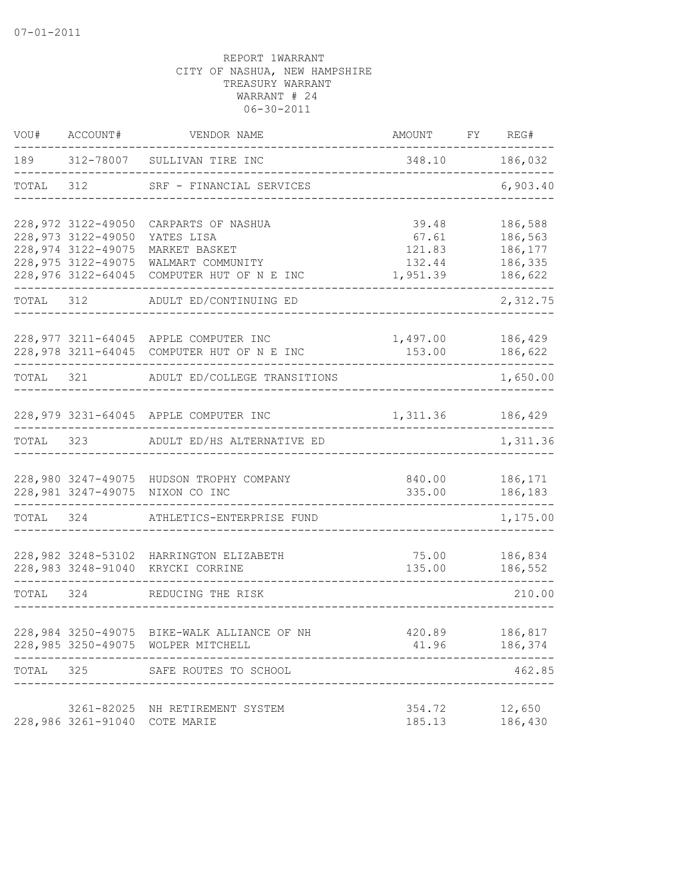07-01-2011

REPORT 1WARRANT
CITY OF NASHUA, NEW HAMPSHIRE
TREASURY WARRANT
WARRANT # 24
06-30-2011

| VOU# | ACCOUNT# | VENDOR NAME | AMOUNT | FY | REG# |
|---|---|---|---|---|---|
| 189 | 312-78007 | SULLIVAN TIRE INC | 348.10 | | 186,032 |
| TOTAL | 312 | SRF - FINANCIAL SERVICES | | | 6,903.40 |
| 228,972 | 3122-49050 | CARPARTS OF NASHUA | 39.48 | | 186,588 |
| 228,973 | 3122-49050 | YATES LISA | 67.61 | | 186,563 |
| 228,974 | 3122-49075 | MARKET BASKET | 121.83 | | 186,177 |
| 228,975 | 3122-49075 | WALMART COMMUNITY | 132.44 | | 186,335 |
| 228,976 | 3122-64045 | COMPUTER HUT OF N E INC | 1,951.39 | | 186,622 |
| TOTAL | 312 | ADULT ED/CONTINUING ED | | | 2,312.75 |
| 228,977 | 3211-64045 | APPLE COMPUTER INC | 1,497.00 | | 186,429 |
| 228,978 | 3211-64045 | COMPUTER HUT OF N E INC | 153.00 | | 186,622 |
| TOTAL | 321 | ADULT ED/COLLEGE TRANSITIONS | | | 1,650.00 |
| 228,979 | 3231-64045 | APPLE COMPUTER INC | 1,311.36 | | 186,429 |
| TOTAL | 323 | ADULT ED/HS ALTERNATIVE ED | | | 1,311.36 |
| 228,980 | 3247-49075 | HUDSON TROPHY COMPANY | 840.00 | | 186,171 |
| 228,981 | 3247-49075 | NIXON CO INC | 335.00 | | 186,183 |
| TOTAL | 324 | ATHLETICS-ENTERPRISE FUND | | | 1,175.00 |
| 228,982 | 3248-53102 | HARRINGTON ELIZABETH | 75.00 | | 186,834 |
| 228,983 | 3248-91040 | KRYCKI CORRINE | 135.00 | | 186,552 |
| TOTAL | 324 | REDUCING THE RISK | | | 210.00 |
| 228,984 | 3250-49075 | BIKE-WALK ALLIANCE OF NH | 420.89 | | 186,817 |
| 228,985 | 3250-49075 | WOLPER MITCHELL | 41.96 | | 186,374 |
| TOTAL | 325 | SAFE ROUTES TO SCHOOL | | | 462.85 |
| | 3261-82025 | NH RETIREMENT SYSTEM | 354.72 | | 12,650 |
| 228,986 | 3261-91040 | COTE MARIE | 185.13 | | 186,430 |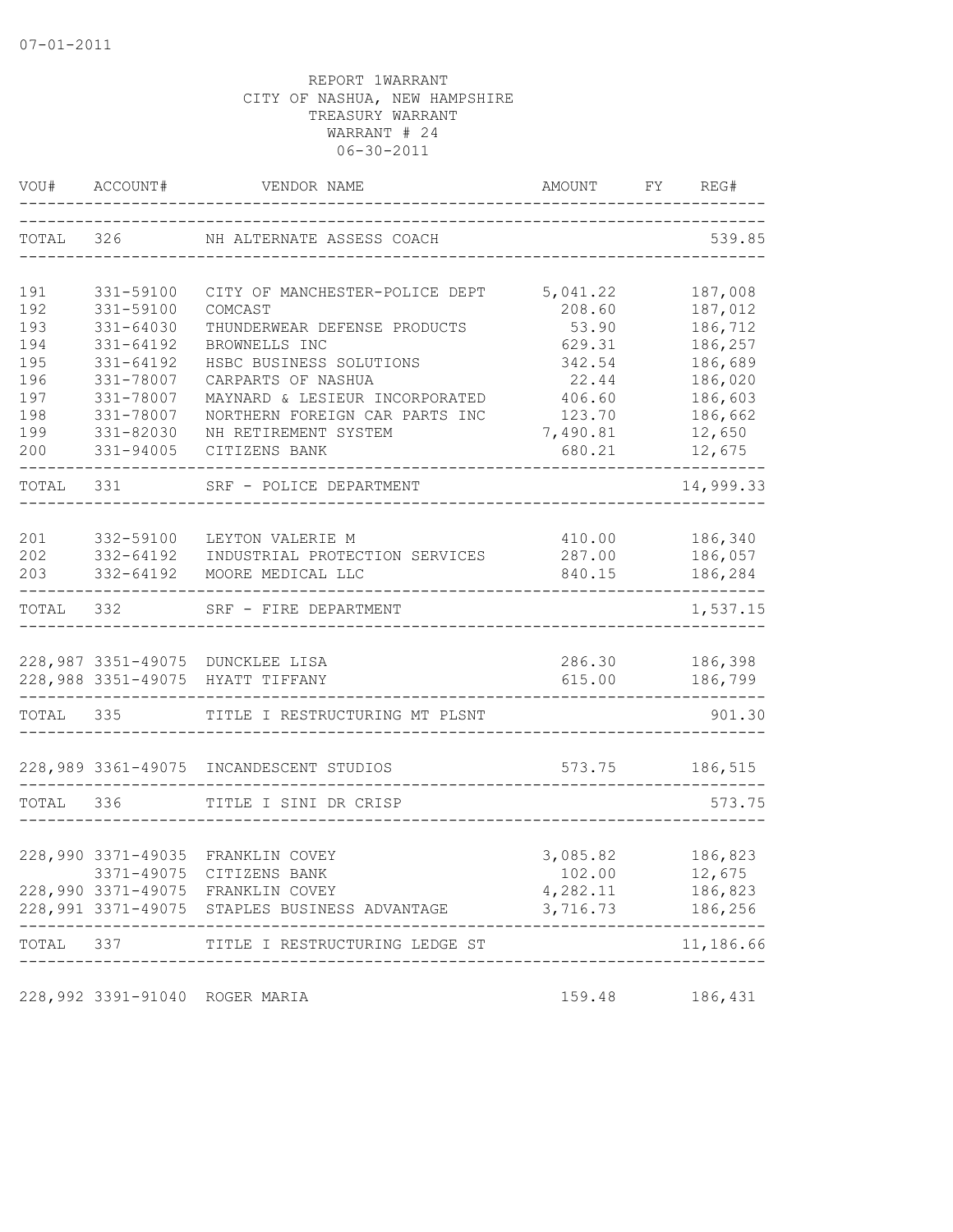07-01-2011

REPORT 1WARRANT
CITY OF NASHUA, NEW HAMPSHIRE
TREASURY WARRANT
WARRANT # 24
06-30-2011

| VOU# | ACCOUNT# | VENDOR NAME | AMOUNT | FY | REG# |
|---|---|---|---|---|---|
| TOTAL | 326 | NH ALTERNATE ASSESS COACH | | | 539.85 |
| 191 | 331-59100 | CITY OF MANCHESTER-POLICE DEPT | 5,041.22 | | 187,008 |
| 192 | 331-59100 | COMCAST | 208.60 | | 187,012 |
| 193 | 331-64030 | THUNDERWEAR DEFENSE PRODUCTS | 53.90 | | 186,712 |
| 194 | 331-64192 | BROWNELLS INC | 629.31 | | 186,257 |
| 195 | 331-64192 | HSBC BUSINESS SOLUTIONS | 342.54 | | 186,689 |
| 196 | 331-78007 | CARPARTS OF NASHUA | 22.44 | | 186,020 |
| 197 | 331-78007 | MAYNARD & LESIEUR INCORPORATED | 406.60 | | 186,603 |
| 198 | 331-78007 | NORTHERN FOREIGN CAR PARTS INC | 123.70 | | 186,662 |
| 199 | 331-82030 | NH RETIREMENT SYSTEM | 7,490.81 | | 12,650 |
| 200 | 331-94005 | CITIZENS BANK | 680.21 | | 12,675 |
| TOTAL | 331 | SRF - POLICE DEPARTMENT | | | 14,999.33 |
| 201 | 332-59100 | LEYTON VALERIE M | 410.00 | | 186,340 |
| 202 | 332-64192 | INDUSTRIAL PROTECTION SERVICES | 287.00 | | 186,057 |
| 203 | 332-64192 | MOORE MEDICAL LLC | 840.15 | | 186,284 |
| TOTAL | 332 | SRF - FIRE DEPARTMENT | | | 1,537.15 |
| 228,987 | 3351-49075 | DUNCKLEE LISA | 286.30 | | 186,398 |
| 228,988 | 3351-49075 | HYATT TIFFANY | 615.00 | | 186,799 |
| TOTAL | 335 | TITLE I RESTRUCTURING MT PLSNT | | | 901.30 |
| 228,989 | 3361-49075 | INCANDESCENT STUDIOS | 573.75 | | 186,515 |
| TOTAL | 336 | TITLE I SINI DR CRISP | | | 573.75 |
| 228,990 | 3371-49035 | FRANKLIN COVEY | 3,085.82 | | 186,823 |
| | 3371-49075 | CITIZENS BANK | 102.00 | | 12,675 |
| 228,990 | 3371-49075 | FRANKLIN COVEY | 4,282.11 | | 186,823 |
| 228,991 | 3371-49075 | STAPLES BUSINESS ADVANTAGE | 3,716.73 | | 186,256 |
| TOTAL | 337 | TITLE I RESTRUCTURING LEDGE ST | | | 11,186.66 |
| 228,992 | 3391-91040 | ROGER MARIA | 159.48 | | 186,431 |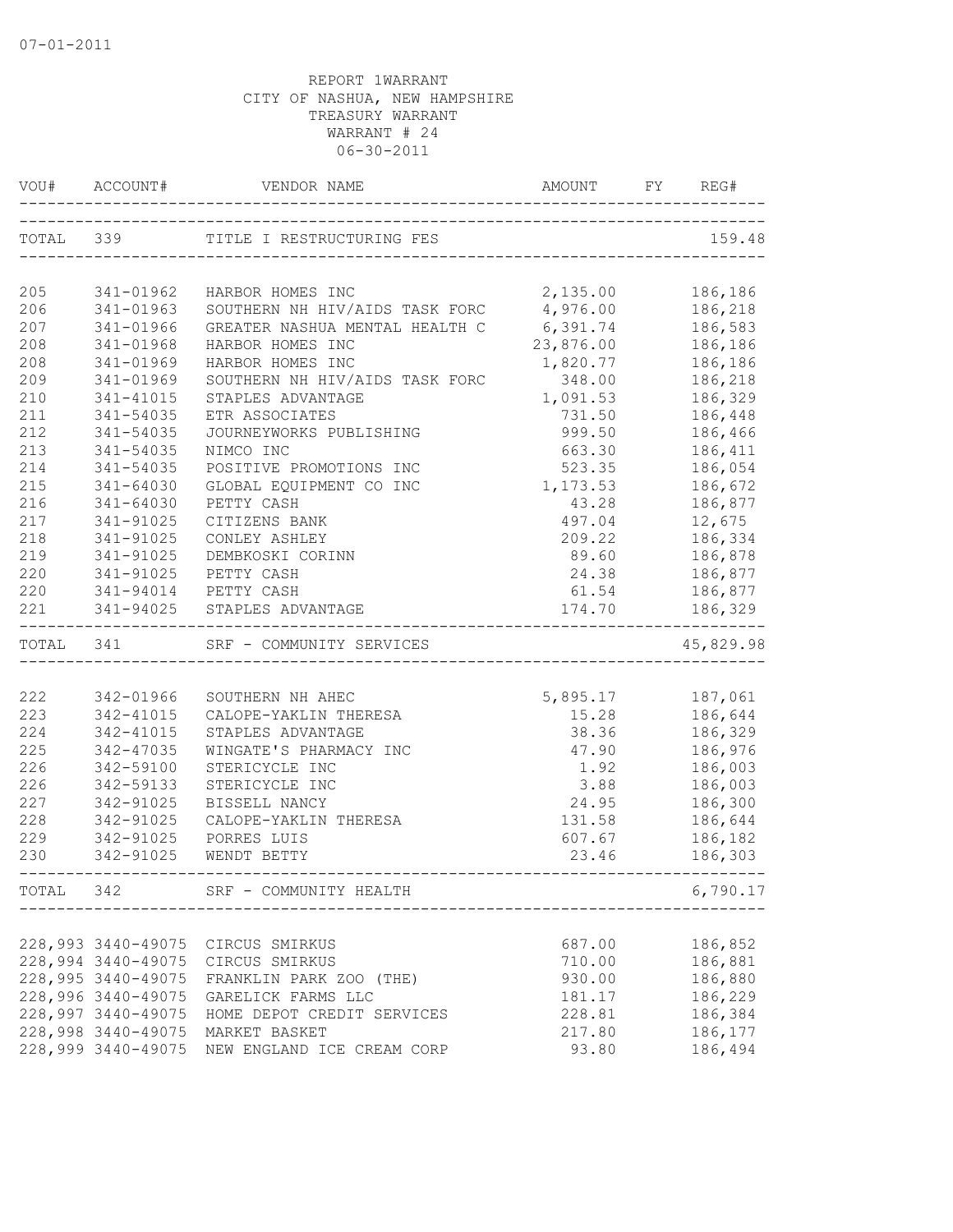07-01-2011

REPORT 1WARRANT
CITY OF NASHUA, NEW HAMPSHIRE
TREASURY WARRANT
WARRANT # 24
06-30-2011

| VOU# | ACCOUNT# | VENDOR NAME | AMOUNT | FY | REG# |
|---|---|---|---|---|---|
| TOTAL | 339 | TITLE I RESTRUCTURING FES | | | 159.48 |
| 205 | 341-01962 | HARBOR HOMES INC | 2,135.00 | | 186,186 |
| 206 | 341-01963 | SOUTHERN NH HIV/AIDS TASK FORC | 4,976.00 | | 186,218 |
| 207 | 341-01966 | GREATER NASHUA MENTAL HEALTH C | 6,391.74 | | 186,583 |
| 208 | 341-01968 | HARBOR HOMES INC | 23,876.00 | | 186,186 |
| 208 | 341-01969 | HARBOR HOMES INC | 1,820.77 | | 186,186 |
| 209 | 341-01969 | SOUTHERN NH HIV/AIDS TASK FORC | 348.00 | | 186,218 |
| 210 | 341-41015 | STAPLES ADVANTAGE | 1,091.53 | | 186,329 |
| 211 | 341-54035 | ETR ASSOCIATES | 731.50 | | 186,448 |
| 212 | 341-54035 | JOURNEYWORKS PUBLISHING | 999.50 | | 186,466 |
| 213 | 341-54035 | NIMCO INC | 663.30 | | 186,411 |
| 214 | 341-54035 | POSITIVE PROMOTIONS INC | 523.35 | | 186,054 |
| 215 | 341-64030 | GLOBAL EQUIPMENT CO INC | 1,173.53 | | 186,672 |
| 216 | 341-64030 | PETTY CASH | 43.28 | | 186,877 |
| 217 | 341-91025 | CITIZENS BANK | 497.04 | | 12,675 |
| 218 | 341-91025 | CONLEY ASHLEY | 209.22 | | 186,334 |
| 219 | 341-91025 | DEMBKOSKI CORINN | 89.60 | | 186,878 |
| 220 | 341-91025 | PETTY CASH | 24.38 | | 186,877 |
| 220 | 341-94014 | PETTY CASH | 61.54 | | 186,877 |
| 221 | 341-94025 | STAPLES ADVANTAGE | 174.70 | | 186,329 |
| TOTAL | 341 | SRF - COMMUNITY SERVICES | | | 45,829.98 |
| 222 | 342-01966 | SOUTHERN NH AHEC | 5,895.17 | | 187,061 |
| 223 | 342-41015 | CALOPE-YAKLIN THERESA | 15.28 | | 186,644 |
| 224 | 342-41015 | STAPLES ADVANTAGE | 38.36 | | 186,329 |
| 225 | 342-47035 | WINGATE'S PHARMACY INC | 47.90 | | 186,976 |
| 226 | 342-59100 | STERICYCLE INC | 1.92 | | 186,003 |
| 226 | 342-59133 | STERICYCLE INC | 3.88 | | 186,003 |
| 227 | 342-91025 | BISSELL NANCY | 24.95 | | 186,300 |
| 228 | 342-91025 | CALOPE-YAKLIN THERESA | 131.58 | | 186,644 |
| 229 | 342-91025 | PORRES LUIS | 607.67 | | 186,182 |
| 230 | 342-91025 | WENDT BETTY | 23.46 | | 186,303 |
| TOTAL | 342 | SRF - COMMUNITY HEALTH | | | 6,790.17 |
| 228,993 | 3440-49075 | CIRCUS SMIRKUS | 687.00 | | 186,852 |
| 228,994 | 3440-49075 | CIRCUS SMIRKUS | 710.00 | | 186,881 |
| 228,995 | 3440-49075 | FRANKLIN PARK ZOO (THE) | 930.00 | | 186,880 |
| 228,996 | 3440-49075 | GARELICK FARMS LLC | 181.17 | | 186,229 |
| 228,997 | 3440-49075 | HOME DEPOT CREDIT SERVICES | 228.81 | | 186,384 |
| 228,998 | 3440-49075 | MARKET BASKET | 217.80 | | 186,177 |
| 228,999 | 3440-49075 | NEW ENGLAND ICE CREAM CORP | 93.80 | | 186,494 |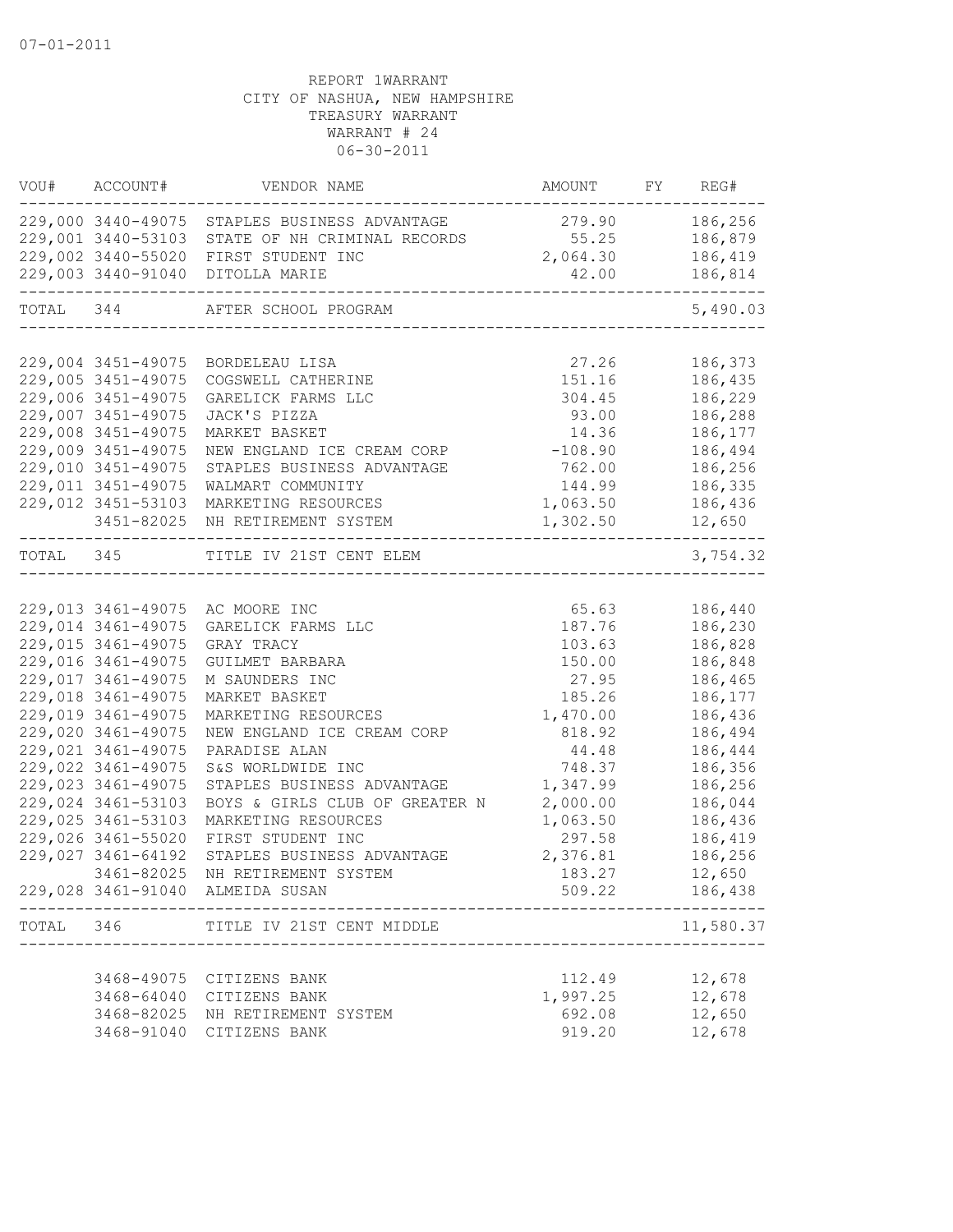07-01-2011

REPORT 1WARRANT
CITY OF NASHUA, NEW HAMPSHIRE
TREASURY WARRANT
WARRANT # 24
06-30-2011

| VOU# | ACCOUNT# | VENDOR NAME | AMOUNT | FY | REG# |
|---|---|---|---|---|---|
| 229,000 | 3440-49075 | STAPLES BUSINESS ADVANTAGE | 279.90 | | 186,256 |
| 229,001 | 3440-53103 | STATE OF NH CRIMINAL RECORDS | 55.25 | | 186,879 |
| 229,002 | 3440-55020 | FIRST STUDENT INC | 2,064.30 | | 186,419 |
| 229,003 | 3440-91040 | DITOLLA MARIE | 42.00 | | 186,814 |
| TOTAL | 344 | AFTER SCHOOL PROGRAM | | | 5,490.03 |
| 229,004 | 3451-49075 | BORDELEAU LISA | 27.26 | | 186,373 |
| 229,005 | 3451-49075 | COGSWELL CATHERINE | 151.16 | | 186,435 |
| 229,006 | 3451-49075 | GARELICK FARMS LLC | 304.45 | | 186,229 |
| 229,007 | 3451-49075 | JACK'S PIZZA | 93.00 | | 186,288 |
| 229,008 | 3451-49075 | MARKET BASKET | 14.36 | | 186,177 |
| 229,009 | 3451-49075 | NEW ENGLAND ICE CREAM CORP | -108.90 | | 186,494 |
| 229,010 | 3451-49075 | STAPLES BUSINESS ADVANTAGE | 762.00 | | 186,256 |
| 229,011 | 3451-49075 | WALMART COMMUNITY | 144.99 | | 186,335 |
| 229,012 | 3451-53103 | MARKETING RESOURCES | 1,063.50 | | 186,436 |
| | 3451-82025 | NH RETIREMENT SYSTEM | 1,302.50 | | 12,650 |
| TOTAL | 345 | TITLE IV 21ST CENT ELEM | | | 3,754.32 |
| 229,013 | 3461-49075 | AC MOORE INC | 65.63 | | 186,440 |
| 229,014 | 3461-49075 | GARELICK FARMS LLC | 187.76 | | 186,230 |
| 229,015 | 3461-49075 | GRAY TRACY | 103.63 | | 186,828 |
| 229,016 | 3461-49075 | GUILMET BARBARA | 150.00 | | 186,848 |
| 229,017 | 3461-49075 | M SAUNDERS INC | 27.95 | | 186,465 |
| 229,018 | 3461-49075 | MARKET BASKET | 185.26 | | 186,177 |
| 229,019 | 3461-49075 | MARKETING RESOURCES | 1,470.00 | | 186,436 |
| 229,020 | 3461-49075 | NEW ENGLAND ICE CREAM CORP | 818.92 | | 186,494 |
| 229,021 | 3461-49075 | PARADISE ALAN | 44.48 | | 186,444 |
| 229,022 | 3461-49075 | S&S WORLDWIDE INC | 748.37 | | 186,356 |
| 229,023 | 3461-49075 | STAPLES BUSINESS ADVANTAGE | 1,347.99 | | 186,256 |
| 229,024 | 3461-53103 | BOYS & GIRLS CLUB OF GREATER N | 2,000.00 | | 186,044 |
| 229,025 | 3461-53103 | MARKETING RESOURCES | 1,063.50 | | 186,436 |
| 229,026 | 3461-55020 | FIRST STUDENT INC | 297.58 | | 186,419 |
| 229,027 | 3461-64192 | STAPLES BUSINESS ADVANTAGE | 2,376.81 | | 186,256 |
| | 3461-82025 | NH RETIREMENT SYSTEM | 183.27 | | 12,650 |
| 229,028 | 3461-91040 | ALMEIDA SUSAN | 509.22 | | 186,438 |
| TOTAL | 346 | TITLE IV 21ST CENT MIDDLE | | | 11,580.37 |
| | 3468-49075 | CITIZENS BANK | 112.49 | | 12,678 |
| | 3468-64040 | CITIZENS BANK | 1,997.25 | | 12,678 |
| | 3468-82025 | NH RETIREMENT SYSTEM | 692.08 | | 12,650 |
| | 3468-91040 | CITIZENS BANK | 919.20 | | 12,678 |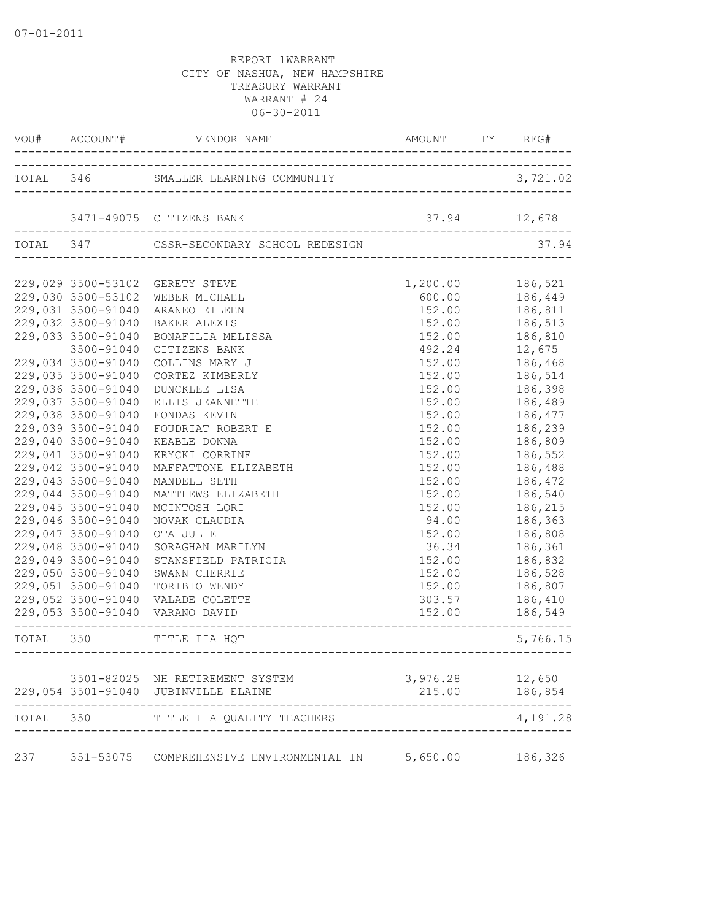07-01-2011

REPORT 1WARRANT
CITY OF NASHUA, NEW HAMPSHIRE
TREASURY WARRANT
WARRANT # 24
06-30-2011

| VOU# | ACCOUNT# | VENDOR NAME | AMOUNT | FY | REG# |
|---|---|---|---|---|---|
| TOTAL | 346 | SMALLER LEARNING COMMUNITY | | | 3,721.02 |
| | 3471-49075 | CITIZENS BANK | 37.94 | | 12,678 |
| TOTAL | 347 | CSSR-SECONDARY SCHOOL REDESIGN | | | 37.94 |
| 229,029 | 3500-53102 | GERETY STEVE | 1,200.00 | | 186,521 |
| 229,030 | 3500-53102 | WEBER MICHAEL | 600.00 | | 186,449 |
| 229,031 | 3500-91040 | ARANEO EILEEN | 152.00 | | 186,811 |
| 229,032 | 3500-91040 | BAKER ALEXIS | 152.00 | | 186,513 |
| 229,033 | 3500-91040 | BONAFILIA MELISSA | 152.00 | | 186,810 |
| | 3500-91040 | CITIZENS BANK | 492.24 | | 12,675 |
| 229,034 | 3500-91040 | COLLINS MARY J | 152.00 | | 186,468 |
| 229,035 | 3500-91040 | CORTEZ KIMBERLY | 152.00 | | 186,514 |
| 229,036 | 3500-91040 | DUNCKLEE LISA | 152.00 | | 186,398 |
| 229,037 | 3500-91040 | ELLIS JEANNETTE | 152.00 | | 186,489 |
| 229,038 | 3500-91040 | FONDAS KEVIN | 152.00 | | 186,477 |
| 229,039 | 3500-91040 | FOUDRIAT ROBERT E | 152.00 | | 186,239 |
| 229,040 | 3500-91040 | KEABLE DONNA | 152.00 | | 186,809 |
| 229,041 | 3500-91040 | KRYCKI CORRINE | 152.00 | | 186,552 |
| 229,042 | 3500-91040 | MAFFATTONE ELIZABETH | 152.00 | | 186,488 |
| 229,043 | 3500-91040 | MANDELL SETH | 152.00 | | 186,472 |
| 229,044 | 3500-91040 | MATTHEWS ELIZABETH | 152.00 | | 186,540 |
| 229,045 | 3500-91040 | MCINTOSH LORI | 152.00 | | 186,215 |
| 229,046 | 3500-91040 | NOVAK CLAUDIA | 94.00 | | 186,363 |
| 229,047 | 3500-91040 | OTA JULIE | 152.00 | | 186,808 |
| 229,048 | 3500-91040 | SORAGHAN MARILYN | 36.34 | | 186,361 |
| 229,049 | 3500-91040 | STANSFIELD PATRICIA | 152.00 | | 186,832 |
| 229,050 | 3500-91040 | SWANN CHERRIE | 152.00 | | 186,528 |
| 229,051 | 3500-91040 | TORIBIO WENDY | 152.00 | | 186,807 |
| 229,052 | 3500-91040 | VALADE COLETTE | 303.57 | | 186,410 |
| 229,053 | 3500-91040 | VARANO DAVID | 152.00 | | 186,549 |
| TOTAL | 350 | TITLE IIA HQT | | | 5,766.15 |
| | 3501-82025 | NH RETIREMENT SYSTEM | 3,976.28 | | 12,650 |
| 229,054 | 3501-91040 | JUBINVILLE ELAINE | 215.00 | | 186,854 |
| TOTAL | 350 | TITLE IIA QUALITY TEACHERS | | | 4,191.28 |
| 237 | 351-53075 | COMPREHENSIVE ENVIRONMENTAL IN | 5,650.00 | | 186,326 |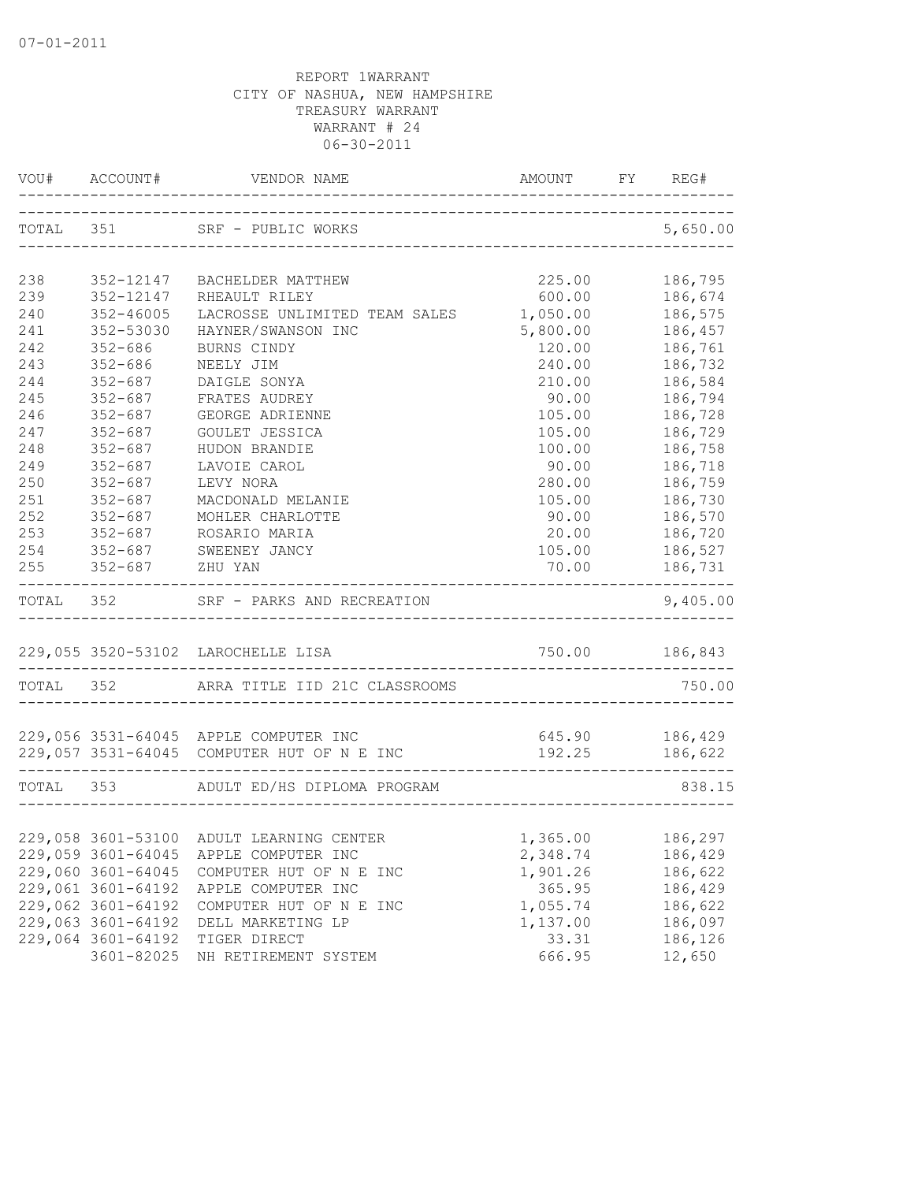07-01-2011

REPORT 1WARRANT
CITY OF NASHUA, NEW HAMPSHIRE
TREASURY WARRANT
WARRANT # 24
06-30-2011

| VOU# | ACCOUNT# | VENDOR NAME | AMOUNT | FY | REG# |
|---|---|---|---|---|---|
| TOTAL | 351 | SRF - PUBLIC WORKS | | | 5,650.00 |
| 238 | 352-12147 | BACHELDER MATTHEW | 225.00 | | 186,795 |
| 239 | 352-12147 | RHEAULT RILEY | 600.00 | | 186,674 |
| 240 | 352-46005 | LACROSSE UNLIMITED TEAM SALES | 1,050.00 | | 186,575 |
| 241 | 352-53030 | HAYNER/SWANSON INC | 5,800.00 | | 186,457 |
| 242 | 352-686 | BURNS CINDY | 120.00 | | 186,761 |
| 243 | 352-686 | NEELY JIM | 240.00 | | 186,732 |
| 244 | 352-687 | DAIGLE SONYA | 210.00 | | 186,584 |
| 245 | 352-687 | FRATES AUDREY | 90.00 | | 186,794 |
| 246 | 352-687 | GEORGE ADRIENNE | 105.00 | | 186,728 |
| 247 | 352-687 | GOULET JESSICA | 105.00 | | 186,729 |
| 248 | 352-687 | HUDON BRANDIE | 100.00 | | 186,758 |
| 249 | 352-687 | LAVOIE CAROL | 90.00 | | 186,718 |
| 250 | 352-687 | LEVY NORA | 280.00 | | 186,759 |
| 251 | 352-687 | MACDONALD MELANIE | 105.00 | | 186,730 |
| 252 | 352-687 | MOHLER CHARLOTTE | 90.00 | | 186,570 |
| 253 | 352-687 | ROSARIO MARIA | 20.00 | | 186,720 |
| 254 | 352-687 | SWEENEY JANCY | 105.00 | | 186,527 |
| 255 | 352-687 | ZHU YAN | 70.00 | | 186,731 |
| TOTAL | 352 | SRF - PARKS AND RECREATION | | | 9,405.00 |
| 229,055 | 3520-53102 | LAROCHELLE LISA | 750.00 | | 186,843 |
| TOTAL | 352 | ARRA TITLE IID 21C CLASSROOMS | | | 750.00 |
| 229,056 | 3531-64045 | APPLE COMPUTER INC | 645.90 | | 186,429 |
| 229,057 | 3531-64045 | COMPUTER HUT OF N E INC | 192.25 | | 186,622 |
| TOTAL | 353 | ADULT ED/HS DIPLOMA PROGRAM | | | 838.15 |
| 229,058 | 3601-53100 | ADULT LEARNING CENTER | 1,365.00 | | 186,297 |
| 229,059 | 3601-64045 | APPLE COMPUTER INC | 2,348.74 | | 186,429 |
| 229,060 | 3601-64045 | COMPUTER HUT OF N E INC | 1,901.26 | | 186,622 |
| 229,061 | 3601-64192 | APPLE COMPUTER INC | 365.95 | | 186,429 |
| 229,062 | 3601-64192 | COMPUTER HUT OF N E INC | 1,055.74 | | 186,622 |
| 229,063 | 3601-64192 | DELL MARKETING LP | 1,137.00 | | 186,097 |
| 229,064 | 3601-64192 | TIGER DIRECT | 33.31 | | 186,126 |
| | 3601-82025 | NH RETIREMENT SYSTEM | 666.95 | | 12,650 |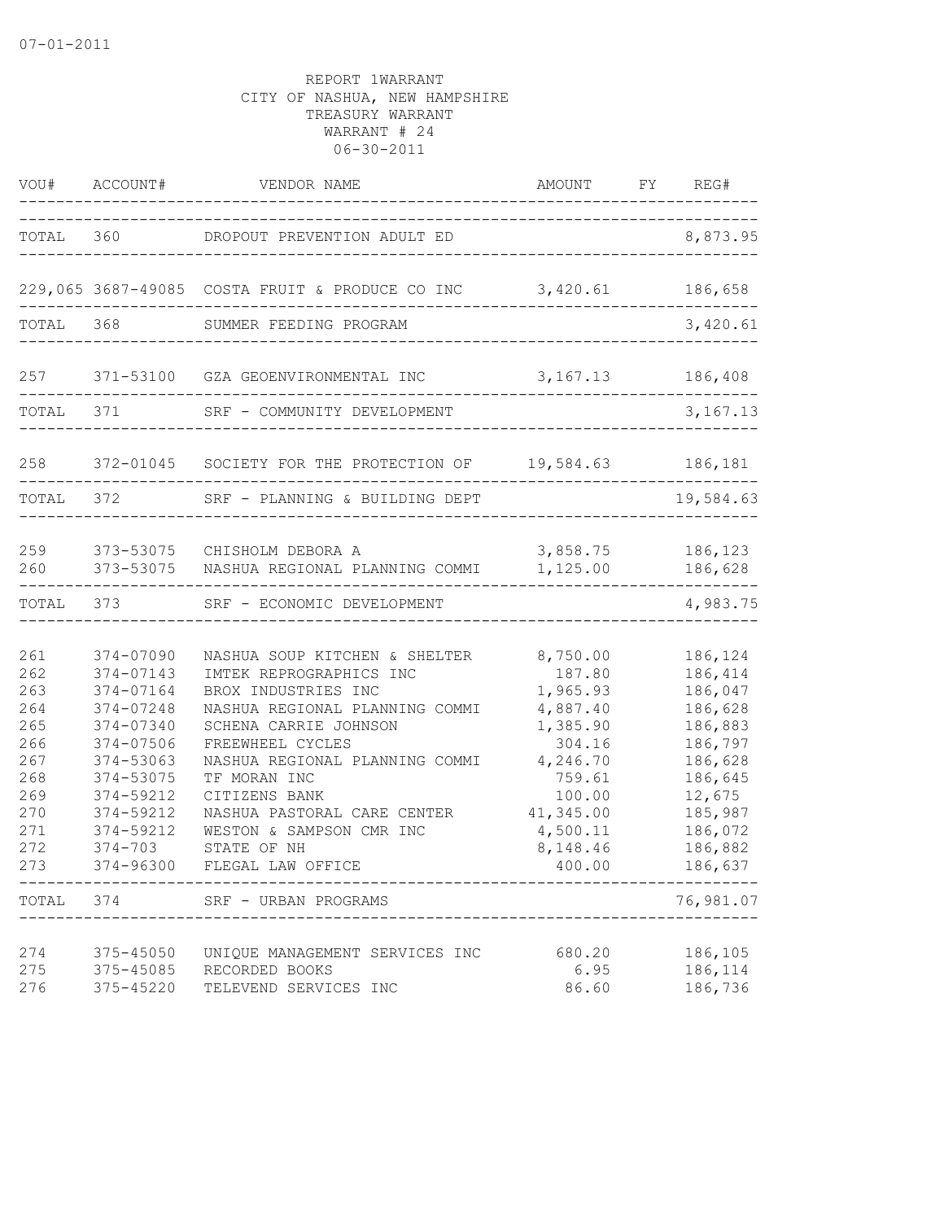07-01-2011

REPORT 1WARRANT
CITY OF NASHUA, NEW HAMPSHIRE
TREASURY WARRANT
WARRANT # 24
06-30-2011

| VOU# | ACCOUNT# | VENDOR NAME | AMOUNT | FY | REG# |
|---|---|---|---|---|---|
| TOTAL | 360 | DROPOUT PREVENTION ADULT ED | | | 8,873.95 |
| 229,065 | 3687-49085 | COSTA FRUIT & PRODUCE CO INC | 3,420.61 | | 186,658 |
| TOTAL | 368 | SUMMER FEEDING PROGRAM | | | 3,420.61 |
| 257 | 371-53100 | GZA GEOENVIRONMENTAL INC | 3,167.13 | | 186,408 |
| TOTAL | 371 | SRF - COMMUNITY DEVELOPMENT | | | 3,167.13 |
| 258 | 372-01045 | SOCIETY FOR THE PROTECTION OF | 19,584.63 | | 186,181 |
| TOTAL | 372 | SRF - PLANNING & BUILDING DEPT | | | 19,584.63 |
| 259 | 373-53075 | CHISHOLM DEBORA A | 3,858.75 | | 186,123 |
| 260 | 373-53075 | NASHUA REGIONAL PLANNING COMMI | 1,125.00 | | 186,628 |
| TOTAL | 373 | SRF - ECONOMIC DEVELOPMENT | | | 4,983.75 |
| 261 | 374-07090 | NASHUA SOUP KITCHEN & SHELTER | 8,750.00 | | 186,124 |
| 262 | 374-07143 | IMTEK REPROGRAPHICS INC | 187.80 | | 186,414 |
| 263 | 374-07164 | BROX INDUSTRIES INC | 1,965.93 | | 186,047 |
| 264 | 374-07248 | NASHUA REGIONAL PLANNING COMMI | 4,887.40 | | 186,628 |
| 265 | 374-07340 | SCHENA CARRIE JOHNSON | 1,385.90 | | 186,883 |
| 266 | 374-07506 | FREEWHEEL CYCLES | 304.16 | | 186,797 |
| 267 | 374-53063 | NASHUA REGIONAL PLANNING COMMI | 4,246.70 | | 186,628 |
| 268 | 374-53075 | TF MORAN INC | 759.61 | | 186,645 |
| 269 | 374-59212 | CITIZENS BANK | 100.00 | | 12,675 |
| 270 | 374-59212 | NASHUA PASTORAL CARE CENTER | 41,345.00 | | 185,987 |
| 271 | 374-59212 | WESTON & SAMPSON CMR INC | 4,500.11 | | 186,072 |
| 272 | 374-703 | STATE OF NH | 8,148.46 | | 186,882 |
| 273 | 374-96300 | FLEGAL LAW OFFICE | 400.00 | | 186,637 |
| TOTAL | 374 | SRF - URBAN PROGRAMS | | | 76,981.07 |
| 274 | 375-45050 | UNIQUE MANAGEMENT SERVICES INC | 680.20 | | 186,105 |
| 275 | 375-45085 | RECORDED BOOKS | 6.95 | | 186,114 |
| 276 | 375-45220 | TELEVEND SERVICES INC | 86.60 | | 186,736 |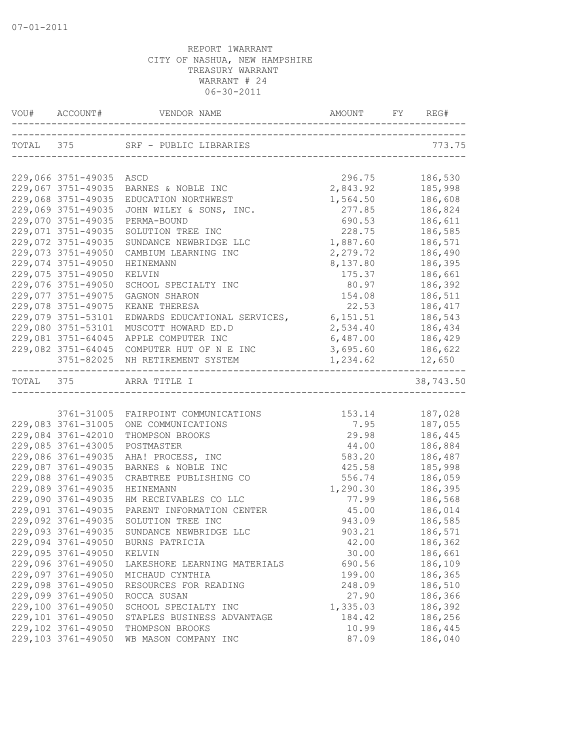07-01-2011

REPORT 1WARRANT
CITY OF NASHUA, NEW HAMPSHIRE
TREASURY WARRANT
WARRANT # 24
06-30-2011

| VOU# | ACCOUNT# | VENDOR NAME | AMOUNT | FY | REG# |
|---|---|---|---|---|---|
| TOTAL | 375 | SRF - PUBLIC LIBRARIES | | | 773.75 |
| 229,066 | 3751-49035 | ASCD | 296.75 | | 186,530 |
| 229,067 | 3751-49035 | BARNES & NOBLE INC | 2,843.92 | | 185,998 |
| 229,068 | 3751-49035 | EDUCATION NORTHWEST | 1,564.50 | | 186,608 |
| 229,069 | 3751-49035 | JOHN WILEY & SONS, INC. | 277.85 | | 186,824 |
| 229,070 | 3751-49035 | PERMA-BOUND | 690.53 | | 186,611 |
| 229,071 | 3751-49035 | SOLUTION TREE INC | 228.75 | | 186,585 |
| 229,072 | 3751-49035 | SUNDANCE NEWBRIDGE LLC | 1,887.60 | | 186,571 |
| 229,073 | 3751-49050 | CAMBIUM LEARNING INC | 2,279.72 | | 186,490 |
| 229,074 | 3751-49050 | HEINEMANN | 8,137.80 | | 186,395 |
| 229,075 | 3751-49050 | KELVIN | 175.37 | | 186,661 |
| 229,076 | 3751-49050 | SCHOOL SPECIALTY INC | 80.97 | | 186,392 |
| 229,077 | 3751-49075 | GAGNON SHARON | 154.08 | | 186,511 |
| 229,078 | 3751-49075 | KEANE THERESA | 22.53 | | 186,417 |
| 229,079 | 3751-53101 | EDWARDS EDUCATIONAL SERVICES, | 6,151.51 | | 186,543 |
| 229,080 | 3751-53101 | MUSCOTT HOWARD ED.D | 2,534.40 | | 186,434 |
| 229,081 | 3751-64045 | APPLE COMPUTER INC | 6,487.00 | | 186,429 |
| 229,082 | 3751-64045 | COMPUTER HUT OF N E INC | 3,695.60 | | 186,622 |
| | 3751-82025 | NH RETIREMENT SYSTEM | 1,234.62 | | 12,650 |
| TOTAL | 375 | ARRA TITLE I | | | 38,743.50 |
| | 3761-31005 | FAIRPOINT COMMUNICATIONS | 153.14 | | 187,028 |
| 229,083 | 3761-31005 | ONE COMMUNICATIONS | 7.95 | | 187,055 |
| 229,084 | 3761-42010 | THOMPSON BROOKS | 29.98 | | 186,445 |
| 229,085 | 3761-43005 | POSTMASTER | 44.00 | | 186,884 |
| 229,086 | 3761-49035 | AHA! PROCESS, INC | 583.20 | | 186,487 |
| 229,087 | 3761-49035 | BARNES & NOBLE INC | 425.58 | | 185,998 |
| 229,088 | 3761-49035 | CRABTREE PUBLISHING CO | 556.74 | | 186,059 |
| 229,089 | 3761-49035 | HEINEMANN | 1,290.30 | | 186,395 |
| 229,090 | 3761-49035 | HM RECEIVABLES CO LLC | 77.99 | | 186,568 |
| 229,091 | 3761-49035 | PARENT INFORMATION CENTER | 45.00 | | 186,014 |
| 229,092 | 3761-49035 | SOLUTION TREE INC | 943.09 | | 186,585 |
| 229,093 | 3761-49035 | SUNDANCE NEWBRIDGE LLC | 903.21 | | 186,571 |
| 229,094 | 3761-49050 | BURNS PATRICIA | 42.00 | | 186,362 |
| 229,095 | 3761-49050 | KELVIN | 30.00 | | 186,661 |
| 229,096 | 3761-49050 | LAKESHORE LEARNING MATERIALS | 690.56 | | 186,109 |
| 229,097 | 3761-49050 | MICHAUD CYNTHIA | 199.00 | | 186,365 |
| 229,098 | 3761-49050 | RESOURCES FOR READING | 248.09 | | 186,510 |
| 229,099 | 3761-49050 | ROCCA SUSAN | 27.90 | | 186,366 |
| 229,100 | 3761-49050 | SCHOOL SPECIALTY INC | 1,335.03 | | 186,392 |
| 229,101 | 3761-49050 | STAPLES BUSINESS ADVANTAGE | 184.42 | | 186,256 |
| 229,102 | 3761-49050 | THOMPSON BROOKS | 10.99 | | 186,445 |
| 229,103 | 3761-49050 | WB MASON COMPANY INC | 87.09 | | 186,040 |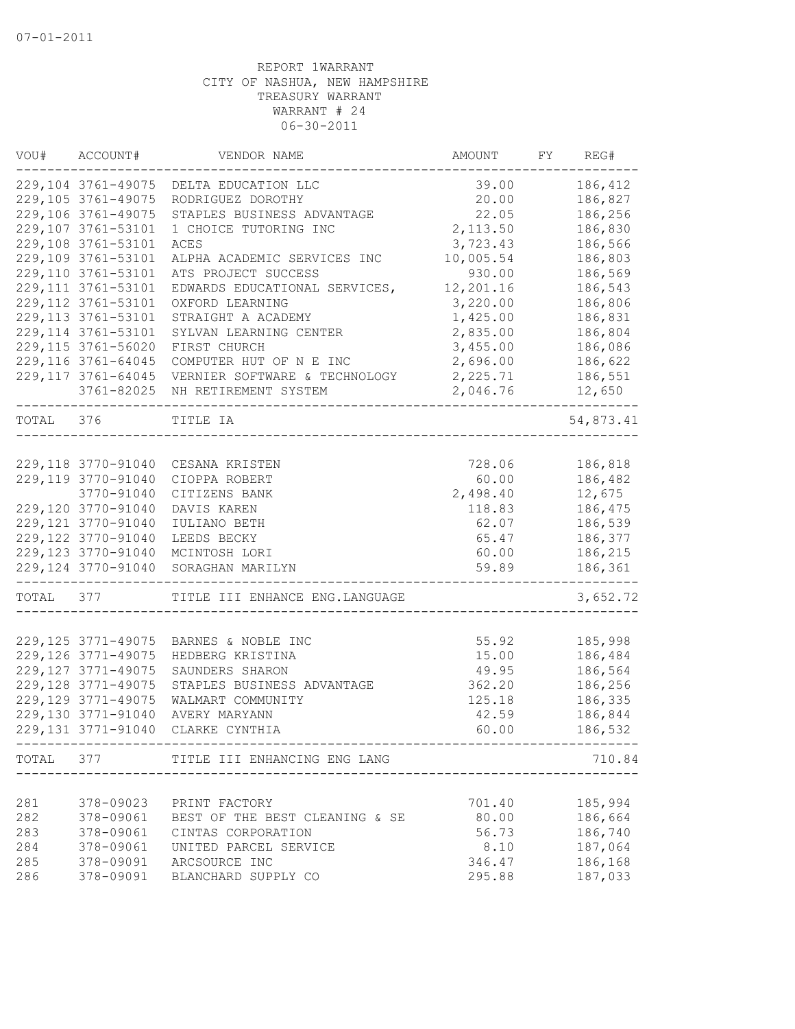07-01-2011

REPORT 1WARRANT
CITY OF NASHUA, NEW HAMPSHIRE
TREASURY WARRANT
WARRANT # 24
06-30-2011

| VOU# | ACCOUNT# | VENDOR NAME | AMOUNT | FY | REG# |
|---|---|---|---|---|---|
| 229,104 | 3761-49075 | DELTA EDUCATION LLC | 39.00 | | 186,412 |
| 229,105 | 3761-49075 | RODRIGUEZ DOROTHY | 20.00 | | 186,827 |
| 229,106 | 3761-49075 | STAPLES BUSINESS ADVANTAGE | 22.05 | | 186,256 |
| 229,107 | 3761-53101 | 1 CHOICE TUTORING INC | 2,113.50 | | 186,830 |
| 229,108 | 3761-53101 | ACES | 3,723.43 | | 186,566 |
| 229,109 | 3761-53101 | ALPHA ACADEMIC SERVICES INC | 10,005.54 | | 186,803 |
| 229,110 | 3761-53101 | ATS PROJECT SUCCESS | 930.00 | | 186,569 |
| 229,111 | 3761-53101 | EDWARDS EDUCATIONAL SERVICES, | 12,201.16 | | 186,543 |
| 229,112 | 3761-53101 | OXFORD LEARNING | 3,220.00 | | 186,806 |
| 229,113 | 3761-53101 | STRAIGHT A ACADEMY | 1,425.00 | | 186,831 |
| 229,114 | 3761-53101 | SYLVAN LEARNING CENTER | 2,835.00 | | 186,804 |
| 229,115 | 3761-56020 | FIRST CHURCH | 3,455.00 | | 186,086 |
| 229,116 | 3761-64045 | COMPUTER HUT OF N E INC | 2,696.00 | | 186,622 |
| 229,117 | 3761-64045 | VERNIER SOFTWARE & TECHNOLOGY | 2,225.71 | | 186,551 |
| | 3761-82025 | NH RETIREMENT SYSTEM | 2,046.76 | | 12,650 |
| TOTAL | 376 | TITLE IA | | | 54,873.41 |
| 229,118 | 3770-91040 | CESANA KRISTEN | 728.06 | | 186,818 |
| 229,119 | 3770-91040 | CIOPPA ROBERT | 60.00 | | 186,482 |
| | 3770-91040 | CITIZENS BANK | 2,498.40 | | 12,675 |
| 229,120 | 3770-91040 | DAVIS KAREN | 118.83 | | 186,475 |
| 229,121 | 3770-91040 | IULIANO BETH | 62.07 | | 186,539 |
| 229,122 | 3770-91040 | LEEDS BECKY | 65.47 | | 186,377 |
| 229,123 | 3770-91040 | MCINTOSH LORI | 60.00 | | 186,215 |
| 229,124 | 3770-91040 | SORAGHAN MARILYN | 59.89 | | 186,361 |
| TOTAL | 377 | TITLE III ENHANCE ENG.LANGUAGE | | | 3,652.72 |
| 229,125 | 3771-49075 | BARNES & NOBLE INC | 55.92 | | 185,998 |
| 229,126 | 3771-49075 | HEDBERG KRISTINA | 15.00 | | 186,484 |
| 229,127 | 3771-49075 | SAUNDERS SHARON | 49.95 | | 186,564 |
| 229,128 | 3771-49075 | STAPLES BUSINESS ADVANTAGE | 362.20 | | 186,256 |
| 229,129 | 3771-49075 | WALMART COMMUNITY | 125.18 | | 186,335 |
| 229,130 | 3771-91040 | AVERY MARYANN | 42.59 | | 186,844 |
| 229,131 | 3771-91040 | CLARKE CYNTHIA | 60.00 | | 186,532 |
| TOTAL | 377 | TITLE III ENHANCING ENG LANG | | | 710.84 |
| 281 | 378-09023 | PRINT FACTORY | 701.40 | | 185,994 |
| 282 | 378-09061 | BEST OF THE BEST CLEANING & SE | 80.00 | | 186,664 |
| 283 | 378-09061 | CINTAS CORPORATION | 56.73 | | 186,740 |
| 284 | 378-09061 | UNITED PARCEL SERVICE | 8.10 | | 187,064 |
| 285 | 378-09091 | ARCSOURCE INC | 346.47 | | 186,168 |
| 286 | 378-09091 | BLANCHARD SUPPLY CO | 295.88 | | 187,033 |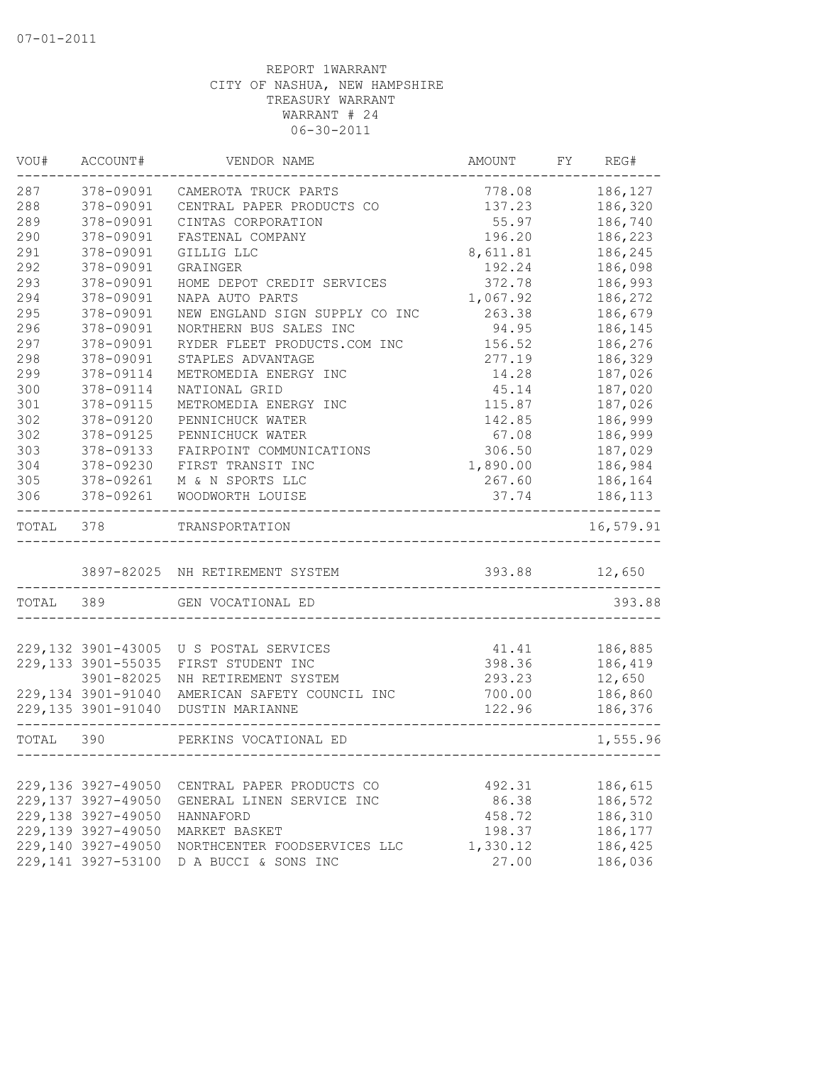07-01-2011

REPORT 1WARRANT
CITY OF NASHUA, NEW HAMPSHIRE
TREASURY WARRANT
WARRANT # 24
06-30-2011

| VOU# | ACCOUNT# | VENDOR NAME | AMOUNT | FY | REG# |
|---|---|---|---|---|---|
| 287 | 378-09091 | CAMEROTA TRUCK PARTS | 778.08 | | 186,127 |
| 288 | 378-09091 | CENTRAL PAPER PRODUCTS CO | 137.23 | | 186,320 |
| 289 | 378-09091 | CINTAS CORPORATION | 55.97 | | 186,740 |
| 290 | 378-09091 | FASTENAL COMPANY | 196.20 | | 186,223 |
| 291 | 378-09091 | GILLIG LLC | 8,611.81 | | 186,245 |
| 292 | 378-09091 | GRAINGER | 192.24 | | 186,098 |
| 293 | 378-09091 | HOME DEPOT CREDIT SERVICES | 372.78 | | 186,993 |
| 294 | 378-09091 | NAPA AUTO PARTS | 1,067.92 | | 186,272 |
| 295 | 378-09091 | NEW ENGLAND SIGN SUPPLY CO INC | 263.38 | | 186,679 |
| 296 | 378-09091 | NORTHERN BUS SALES INC | 94.95 | | 186,145 |
| 297 | 378-09091 | RYDER FLEET PRODUCTS.COM INC | 156.52 | | 186,276 |
| 298 | 378-09091 | STAPLES ADVANTAGE | 277.19 | | 186,329 |
| 299 | 378-09114 | METROMEDIA ENERGY INC | 14.28 | | 187,026 |
| 300 | 378-09114 | NATIONAL GRID | 45.14 | | 187,020 |
| 301 | 378-09115 | METROMEDIA ENERGY INC | 115.87 | | 187,026 |
| 302 | 378-09120 | PENNICHUCK WATER | 142.85 | | 186,999 |
| 302 | 378-09125 | PENNICHUCK WATER | 67.08 | | 186,999 |
| 303 | 378-09133 | FAIRPOINT COMMUNICATIONS | 306.50 | | 187,029 |
| 304 | 378-09230 | FIRST TRANSIT INC | 1,890.00 | | 186,984 |
| 305 | 378-09261 | M & N SPORTS LLC | 267.60 | | 186,164 |
| 306 | 378-09261 | WOODWORTH LOUISE | 37.74 | | 186,113 |
| TOTAL | 378 | TRANSPORTATION | | | 16,579.91 |
| | 3897-82025 | NH RETIREMENT SYSTEM | 393.88 | | 12,650 |
| TOTAL | 389 | GEN VOCATIONAL ED | | | 393.88 |
| 229,132 | 3901-43005 | U S POSTAL SERVICES | 41.41 | | 186,885 |
| 229,133 | 3901-55035 | FIRST STUDENT INC | 398.36 | | 186,419 |
| | 3901-82025 | NH RETIREMENT SYSTEM | 293.23 | | 12,650 |
| 229,134 | 3901-91040 | AMERICAN SAFETY COUNCIL INC | 700.00 | | 186,860 |
| 229,135 | 3901-91040 | DUSTIN MARIANNE | 122.96 | | 186,376 |
| TOTAL | 390 | PERKINS VOCATIONAL ED | | | 1,555.96 |
| 229,136 | 3927-49050 | CENTRAL PAPER PRODUCTS CO | 492.31 | | 186,615 |
| 229,137 | 3927-49050 | GENERAL LINEN SERVICE INC | 86.38 | | 186,572 |
| 229,138 | 3927-49050 | HANNAFORD | 458.72 | | 186,310 |
| 229,139 | 3927-49050 | MARKET BASKET | 198.37 | | 186,177 |
| 229,140 | 3927-49050 | NORTHCENTER FOODSERVICES LLC | 1,330.12 | | 186,425 |
| 229,141 | 3927-53100 | D A BUCCI & SONS INC | 27.00 | | 186,036 |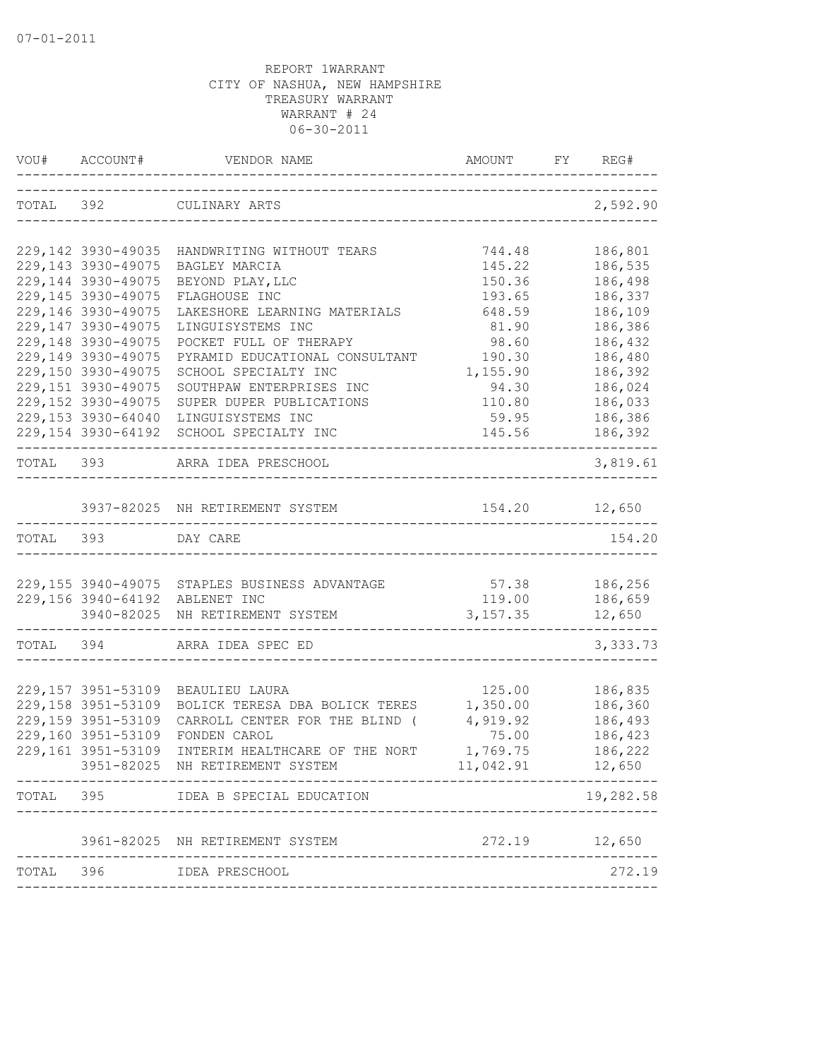07-01-2011

REPORT 1WARRANT
CITY OF NASHUA, NEW HAMPSHIRE
TREASURY WARRANT
WARRANT # 24
06-30-2011

| VOU# | ACCOUNT# | VENDOR NAME | AMOUNT | FY | REG# |
|---|---|---|---|---|---|
| TOTAL | 392 | CULINARY ARTS | | | 2,592.90 |
| 229,142 | 3930-49035 | HANDWRITING WITHOUT TEARS | 744.48 | | 186,801 |
| 229,143 | 3930-49075 | BAGLEY MARCIA | 145.22 | | 186,535 |
| 229,144 | 3930-49075 | BEYOND PLAY,LLC | 150.36 | | 186,498 |
| 229,145 | 3930-49075 | FLAGHOUSE INC | 193.65 | | 186,337 |
| 229,146 | 3930-49075 | LAKESHORE LEARNING MATERIALS | 648.59 | | 186,109 |
| 229,147 | 3930-49075 | LINGUISYSTEMS INC | 81.90 | | 186,386 |
| 229,148 | 3930-49075 | POCKET FULL OF THERAPY | 98.60 | | 186,432 |
| 229,149 | 3930-49075 | PYRAMID EDUCATIONAL CONSULTANT | 190.30 | | 186,480 |
| 229,150 | 3930-49075 | SCHOOL SPECIALTY INC | 1,155.90 | | 186,392 |
| 229,151 | 3930-49075 | SOUTHPAW ENTERPRISES INC | 94.30 | | 186,024 |
| 229,152 | 3930-49075 | SUPER DUPER PUBLICATIONS | 110.80 | | 186,033 |
| 229,153 | 3930-64040 | LINGUISYSTEMS INC | 59.95 | | 186,386 |
| 229,154 | 3930-64192 | SCHOOL SPECIALTY INC | 145.56 | | 186,392 |
| TOTAL | 393 | ARRA IDEA PRESCHOOL | | | 3,819.61 |
| | 3937-82025 | NH RETIREMENT SYSTEM | 154.20 | | 12,650 |
| TOTAL | 393 | DAY CARE | | | 154.20 |
| 229,155 | 3940-49075 | STAPLES BUSINESS ADVANTAGE | 57.38 | | 186,256 |
| 229,156 | 3940-64192 | ABLENET INC | 119.00 | | 186,659 |
| | 3940-82025 | NH RETIREMENT SYSTEM | 3,157.35 | | 12,650 |
| TOTAL | 394 | ARRA IDEA SPEC ED | | | 3,333.73 |
| 229,157 | 3951-53109 | BEAULIEU LAURA | 125.00 | | 186,835 |
| 229,158 | 3951-53109 | BOLICK TERESA DBA BOLICK TERES | 1,350.00 | | 186,360 |
| 229,159 | 3951-53109 | CARROLL CENTER FOR THE BLIND ( | 4,919.92 | | 186,493 |
| 229,160 | 3951-53109 | FONDEN CAROL | 75.00 | | 186,423 |
| 229,161 | 3951-53109 | INTERIM HEALTHCARE OF THE NORT | 1,769.75 | | 186,222 |
| | 3951-82025 | NH RETIREMENT SYSTEM | 11,042.91 | | 12,650 |
| TOTAL | 395 | IDEA B SPECIAL EDUCATION | | | 19,282.58 |
| | 3961-82025 | NH RETIREMENT SYSTEM | 272.19 | | 12,650 |
| TOTAL | 396 | IDEA PRESCHOOL | | | 272.19 |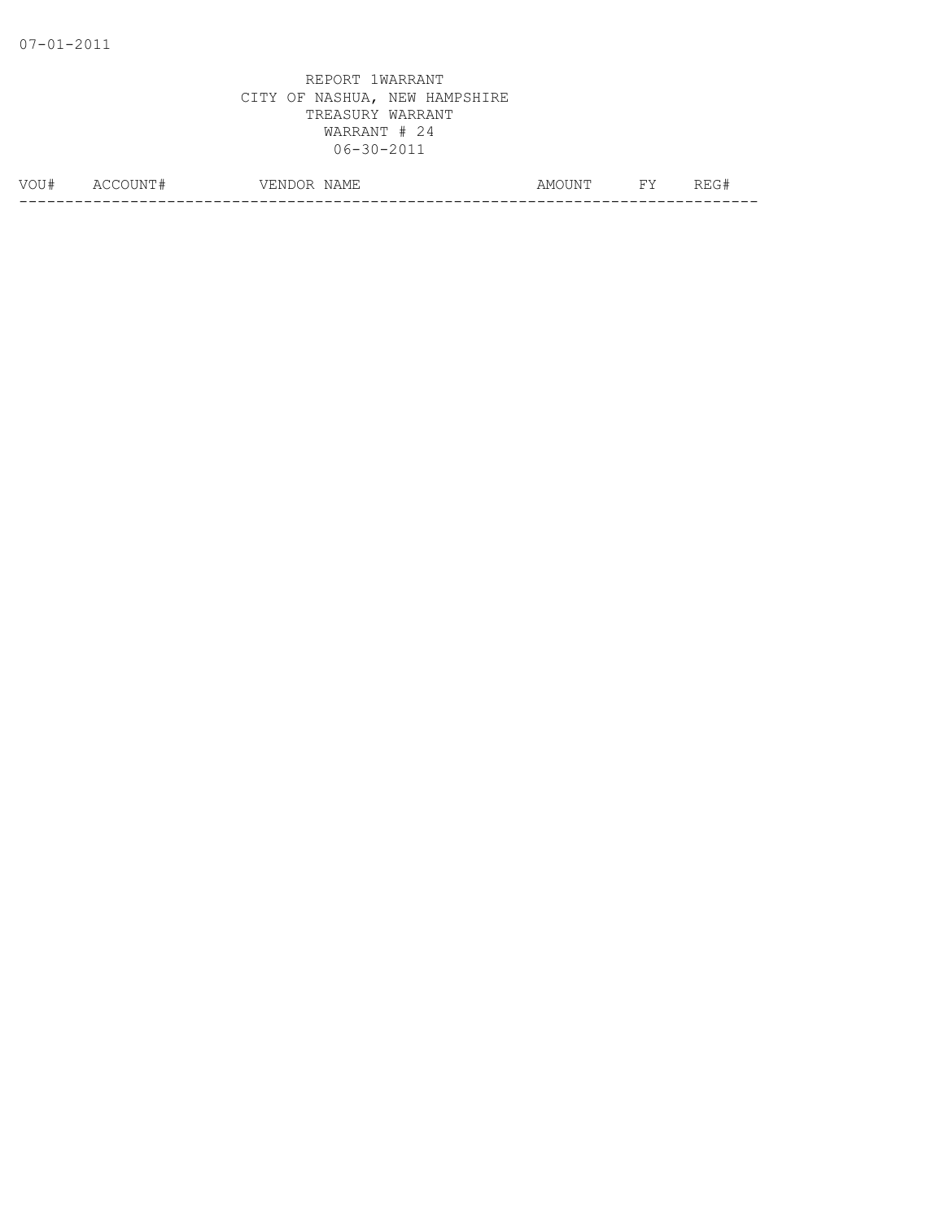07-01-2011

REPORT 1WARRANT
CITY OF NASHUA, NEW HAMPSHIRE
TREASURY WARRANT
WARRANT # 24
06-30-2011

| VOU# | ACCOUNT# | VENDOR NAME | AMOUNT | FY | REG# |
|---|---|---|---|---|---|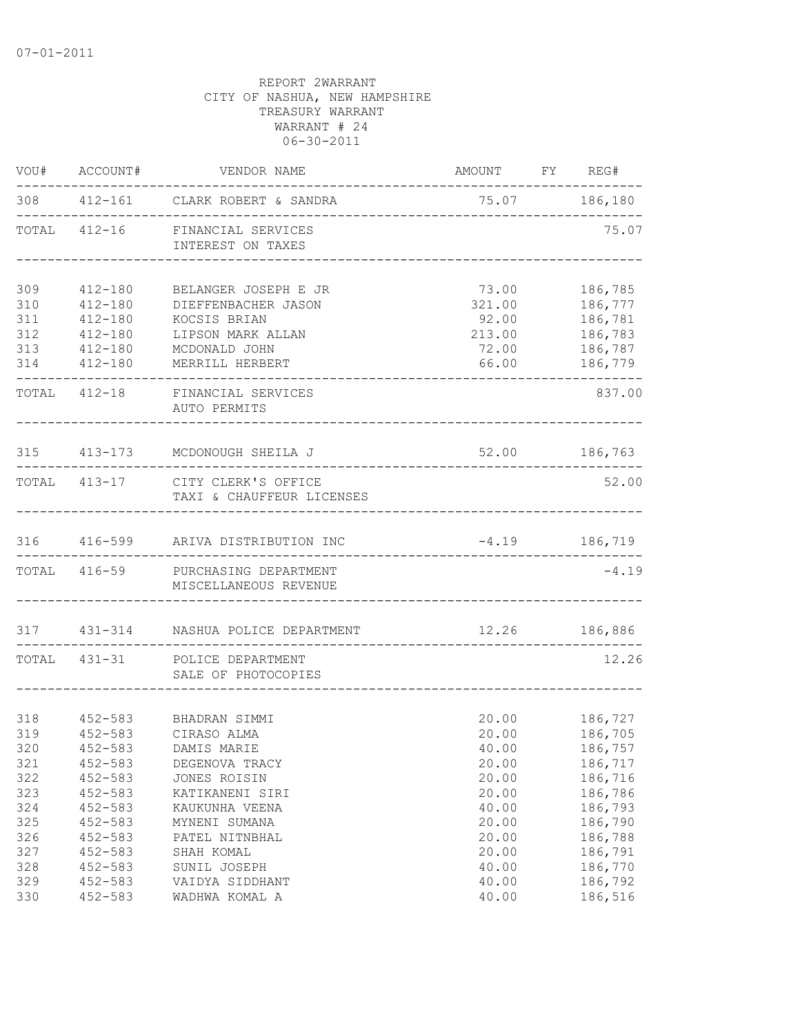07-01-2011

REPORT 2WARRANT
CITY OF NASHUA, NEW HAMPSHIRE
TREASURY WARRANT
WARRANT # 24
06-30-2011

| VOU# | ACCOUNT# | VENDOR NAME | AMOUNT | FY | REG# |
|---|---|---|---|---|---|
| 308 | 412-161 | CLARK ROBERT & SANDRA | 75.07 | | 186,180 |
| TOTAL | 412-16 | FINANCIAL SERVICES<br>INTEREST ON TAXES | | | 75.07 |
| 309 | 412-180 | BELANGER JOSEPH E JR | 73.00 | | 186,785 |
| 310 | 412-180 | DIEFFENBACHER JASON | 321.00 | | 186,777 |
| 311 | 412-180 | KOCSIS BRIAN | 92.00 | | 186,781 |
| 312 | 412-180 | LIPSON MARK ALLAN | 213.00 | | 186,783 |
| 313 | 412-180 | MCDONALD JOHN | 72.00 | | 186,787 |
| 314 | 412-180 | MERRILL HERBERT | 66.00 | | 186,779 |
| TOTAL | 412-18 | FINANCIAL SERVICES<br>AUTO PERMITS | | | 837.00 |
| 315 | 413-173 | MCDONOUGH SHEILA J | 52.00 | | 186,763 |
| TOTAL | 413-17 | CITY CLERK'S OFFICE<br>TAXI & CHAUFFEUR LICENSES | | | 52.00 |
| 316 | 416-599 | ARIVA DISTRIBUTION INC | -4.19 | | 186,719 |
| TOTAL | 416-59 | PURCHASING DEPARTMENT<br>MISCELLANEOUS REVENUE | | | -4.19 |
| 317 | 431-314 | NASHUA POLICE DEPARTMENT | 12.26 | | 186,886 |
| TOTAL | 431-31 | POLICE DEPARTMENT<br>SALE OF PHOTOCOPIES | | | 12.26 |
| 318 | 452-583 | BHADRAN SIMMI | 20.00 | | 186,727 |
| 319 | 452-583 | CIRASO ALMA | 20.00 | | 186,705 |
| 320 | 452-583 | DAMIS MARIE | 40.00 | | 186,757 |
| 321 | 452-583 | DEGENOVA TRACY | 20.00 | | 186,717 |
| 322 | 452-583 | JONES ROISIN | 20.00 | | 186,716 |
| 323 | 452-583 | KATIKANENI SIRI | 20.00 | | 186,786 |
| 324 | 452-583 | KAUKUNHA VEENA | 40.00 | | 186,793 |
| 325 | 452-583 | MYNENI SUMANA | 20.00 | | 186,790 |
| 326 | 452-583 | PATEL NITNBHAL | 20.00 | | 186,788 |
| 327 | 452-583 | SHAH KOMAL | 20.00 | | 186,791 |
| 328 | 452-583 | SUNIL JOSEPH | 40.00 | | 186,770 |
| 329 | 452-583 | VAIDYA SIDDHANT | 40.00 | | 186,792 |
| 330 | 452-583 | WADHWA KOMAL A | 40.00 | | 186,516 |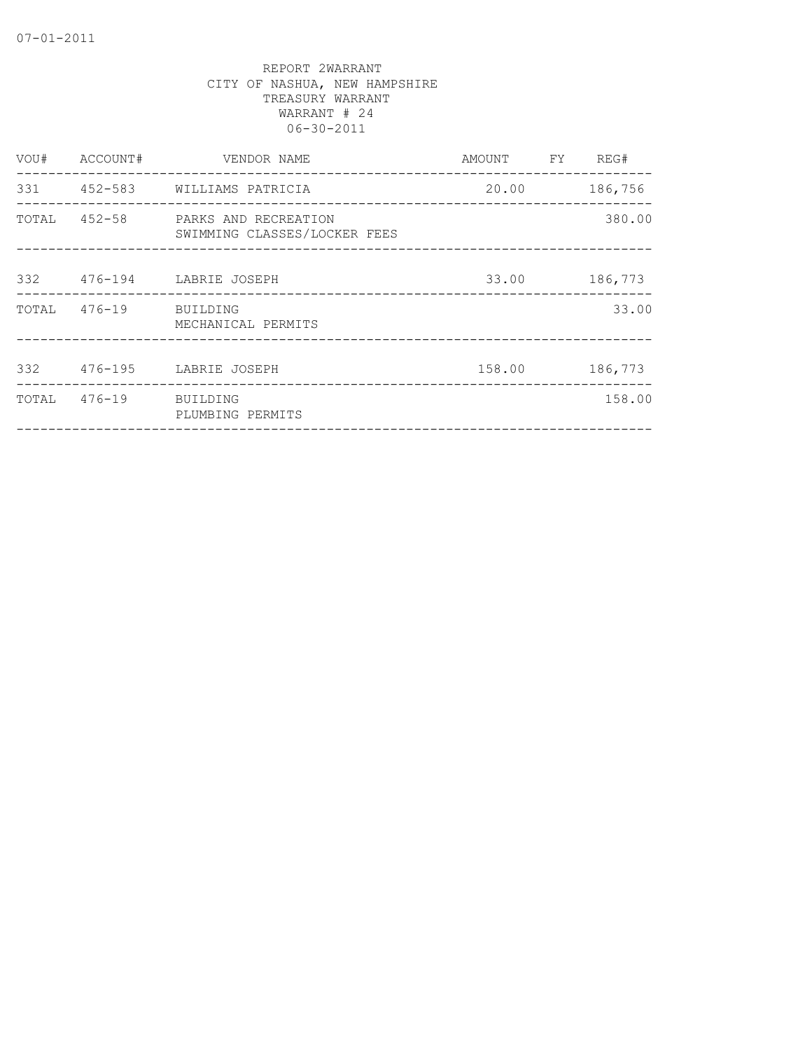07-01-2011

REPORT 2WARRANT
CITY OF NASHUA, NEW HAMPSHIRE
TREASURY WARRANT
WARRANT # 24
06-30-2011

| VOU# | ACCOUNT# | VENDOR NAME | AMOUNT | FY | REG# |
|---|---|---|---|---|---|
| 331 | 452-583 | WILLIAMS PATRICIA | 20.00 | | 186,756 |
| TOTAL | 452-58 | PARKS AND RECREATION SWIMMING CLASSES/LOCKER FEES | | | 380.00 |
| 332 | 476-194 | LABRIE JOSEPH | 33.00 | | 186,773 |
| TOTAL | 476-19 | BUILDING MECHANICAL PERMITS | | | 33.00 |
| 332 | 476-195 | LABRIE JOSEPH | 158.00 | | 186,773 |
| TOTAL | 476-19 | BUILDING PLUMBING PERMITS | | | 158.00 |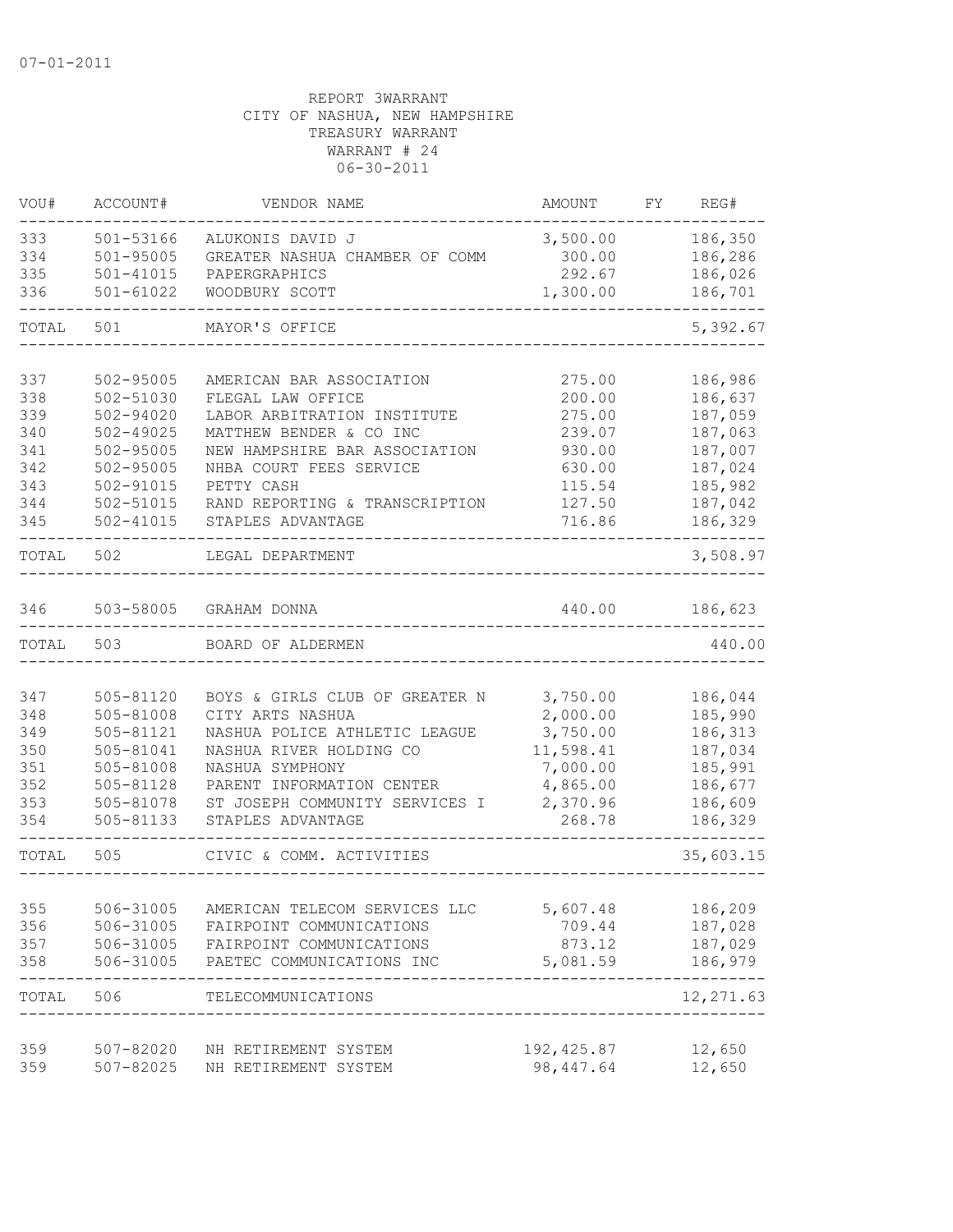07-01-2011

REPORT 3WARRANT
CITY OF NASHUA, NEW HAMPSHIRE
TREASURY WARRANT
WARRANT # 24
06-30-2011

| VOU# | ACCOUNT# | VENDOR NAME | AMOUNT | FY | REG# |
|---|---|---|---|---|---|
| 333 | 501-53166 | ALUKONIS DAVID J | 3,500.00 | | 186,350 |
| 334 | 501-95005 | GREATER NASHUA CHAMBER OF COMM | 300.00 | | 186,286 |
| 335 | 501-41015 | PAPERGRAPHICS | 292.67 | | 186,026 |
| 336 | 501-61022 | WOODBURY SCOTT | 1,300.00 | | 186,701 |
| TOTAL | 501 | MAYOR'S OFFICE | | | 5,392.67 |
| 337 | 502-95005 | AMERICAN BAR ASSOCIATION | 275.00 | | 186,986 |
| 338 | 502-51030 | FLEGAL LAW OFFICE | 200.00 | | 186,637 |
| 339 | 502-94020 | LABOR ARBITRATION INSTITUTE | 275.00 | | 187,059 |
| 340 | 502-49025 | MATTHEW BENDER & CO INC | 239.07 | | 187,063 |
| 341 | 502-95005 | NEW HAMPSHIRE BAR ASSOCIATION | 930.00 | | 187,007 |
| 342 | 502-95005 | NHBA COURT FEES SERVICE | 630.00 | | 187,024 |
| 343 | 502-91015 | PETTY CASH | 115.54 | | 185,982 |
| 344 | 502-51015 | RAND REPORTING & TRANSCRIPTION | 127.50 | | 187,042 |
| 345 | 502-41015 | STAPLES ADVANTAGE | 716.86 | | 186,329 |
| TOTAL | 502 | LEGAL DEPARTMENT | | | 3,508.97 |
| 346 | 503-58005 | GRAHAM DONNA | 440.00 | | 186,623 |
| TOTAL | 503 | BOARD OF ALDERMEN | | | 440.00 |
| 347 | 505-81120 | BOYS & GIRLS CLUB OF GREATER N | 3,750.00 | | 186,044 |
| 348 | 505-81008 | CITY ARTS NASHUA | 2,000.00 | | 185,990 |
| 349 | 505-81121 | NASHUA POLICE ATHLETIC LEAGUE | 3,750.00 | | 186,313 |
| 350 | 505-81041 | NASHUA RIVER HOLDING CO | 11,598.41 | | 187,034 |
| 351 | 505-81008 | NASHUA SYMPHONY | 7,000.00 | | 185,991 |
| 352 | 505-81128 | PARENT INFORMATION CENTER | 4,865.00 | | 186,677 |
| 353 | 505-81078 | ST JOSEPH COMMUNITY SERVICES I | 2,370.96 | | 186,609 |
| 354 | 505-81133 | STAPLES ADVANTAGE | 268.78 | | 186,329 |
| TOTAL | 505 | CIVIC & COMM. ACTIVITIES | | | 35,603.15 |
| 355 | 506-31005 | AMERICAN TELECOM SERVICES LLC | 5,607.48 | | 186,209 |
| 356 | 506-31005 | FAIRPOINT COMMUNICATIONS | 709.44 | | 187,028 |
| 357 | 506-31005 | FAIRPOINT COMMUNICATIONS | 873.12 | | 187,029 |
| 358 | 506-31005 | PAETEC COMMUNICATIONS INC | 5,081.59 | | 186,979 |
| TOTAL | 506 | TELECOMMUNICATIONS | | | 12,271.63 |
| 359 | 507-82020 | NH RETIREMENT SYSTEM | 192,425.87 | | 12,650 |
| 359 | 507-82025 | NH RETIREMENT SYSTEM | 98,447.64 | | 12,650 |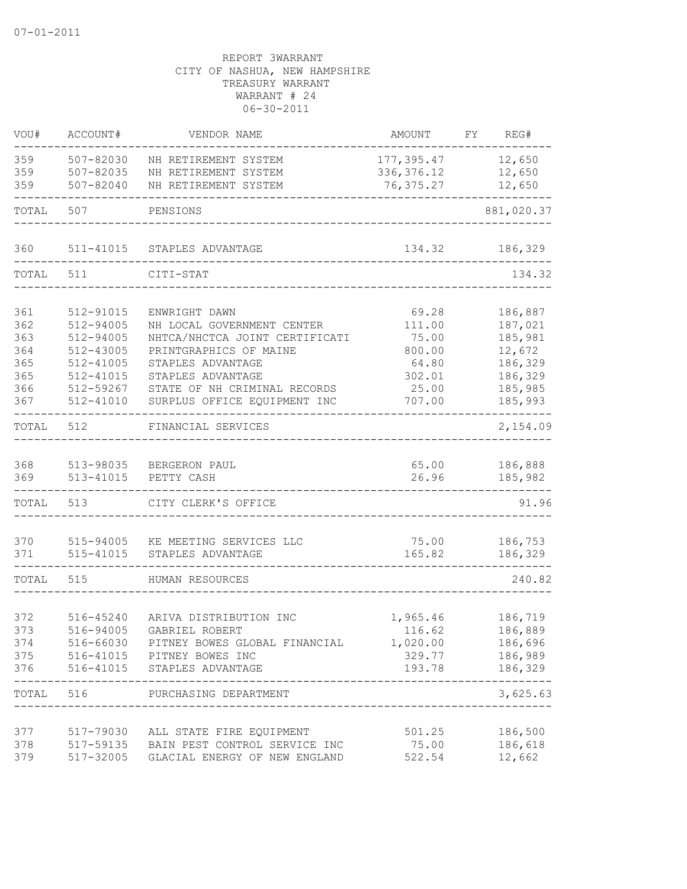07-01-2011

REPORT 3WARRANT
CITY OF NASHUA, NEW HAMPSHIRE
TREASURY WARRANT
WARRANT # 24
06-30-2011

| VOU# | ACCOUNT# | VENDOR NAME | AMOUNT | FY | REG# |
|---|---|---|---|---|---|
| 359 | 507-82030 | NH RETIREMENT SYSTEM | 177,395.47 | | 12,650 |
| 359 | 507-82035 | NH RETIREMENT SYSTEM | 336,376.12 | | 12,650 |
| 359 | 507-82040 | NH RETIREMENT SYSTEM | 76,375.27 | | 12,650 |
| TOTAL | 507 | PENSIONS | | | 881,020.37 |
| 360 | 511-41015 | STAPLES ADVANTAGE | 134.32 | | 186,329 |
| TOTAL | 511 | CITI-STAT | | | 134.32 |
| 361 | 512-91015 | ENWRIGHT DAWN | 69.28 | | 186,887 |
| 362 | 512-94005 | NH LOCAL GOVERNMENT CENTER | 111.00 | | 187,021 |
| 363 | 512-94005 | NHTCA/NHCTCA JOINT CERTIFICATI | 75.00 | | 185,981 |
| 364 | 512-43005 | PRINTGRAPHICS OF MAINE | 800.00 | | 12,672 |
| 365 | 512-41005 | STAPLES ADVANTAGE | 64.80 | | 186,329 |
| 365 | 512-41015 | STAPLES ADVANTAGE | 302.01 | | 186,329 |
| 366 | 512-59267 | STATE OF NH CRIMINAL RECORDS | 25.00 | | 185,985 |
| 367 | 512-41010 | SURPLUS OFFICE EQUIPMENT INC | 707.00 | | 185,993 |
| TOTAL | 512 | FINANCIAL SERVICES | | | 2,154.09 |
| 368 | 513-98035 | BERGERON PAUL | 65.00 | | 186,888 |
| 369 | 513-41015 | PETTY CASH | 26.96 | | 185,982 |
| TOTAL | 513 | CITY CLERK'S OFFICE | | | 91.96 |
| 370 | 515-94005 | KE MEETING SERVICES LLC | 75.00 | | 186,753 |
| 371 | 515-41015 | STAPLES ADVANTAGE | 165.82 | | 186,329 |
| TOTAL | 515 | HUMAN RESOURCES | | | 240.82 |
| 372 | 516-45240 | ARIVA DISTRIBUTION INC | 1,965.46 | | 186,719 |
| 373 | 516-94005 | GABRIEL ROBERT | 116.62 | | 186,889 |
| 374 | 516-66030 | PITNEY BOWES GLOBAL FINANCIAL | 1,020.00 | | 186,696 |
| 375 | 516-41015 | PITNEY BOWES INC | 329.77 | | 186,989 |
| 376 | 516-41015 | STAPLES ADVANTAGE | 193.78 | | 186,329 |
| TOTAL | 516 | PURCHASING DEPARTMENT | | | 3,625.63 |
| 377 | 517-79030 | ALL STATE FIRE EQUIPMENT | 501.25 | | 186,500 |
| 378 | 517-59135 | BAIN PEST CONTROL SERVICE INC | 75.00 | | 186,618 |
| 379 | 517-32005 | GLACIAL ENERGY OF NEW ENGLAND | 522.54 | | 12,662 |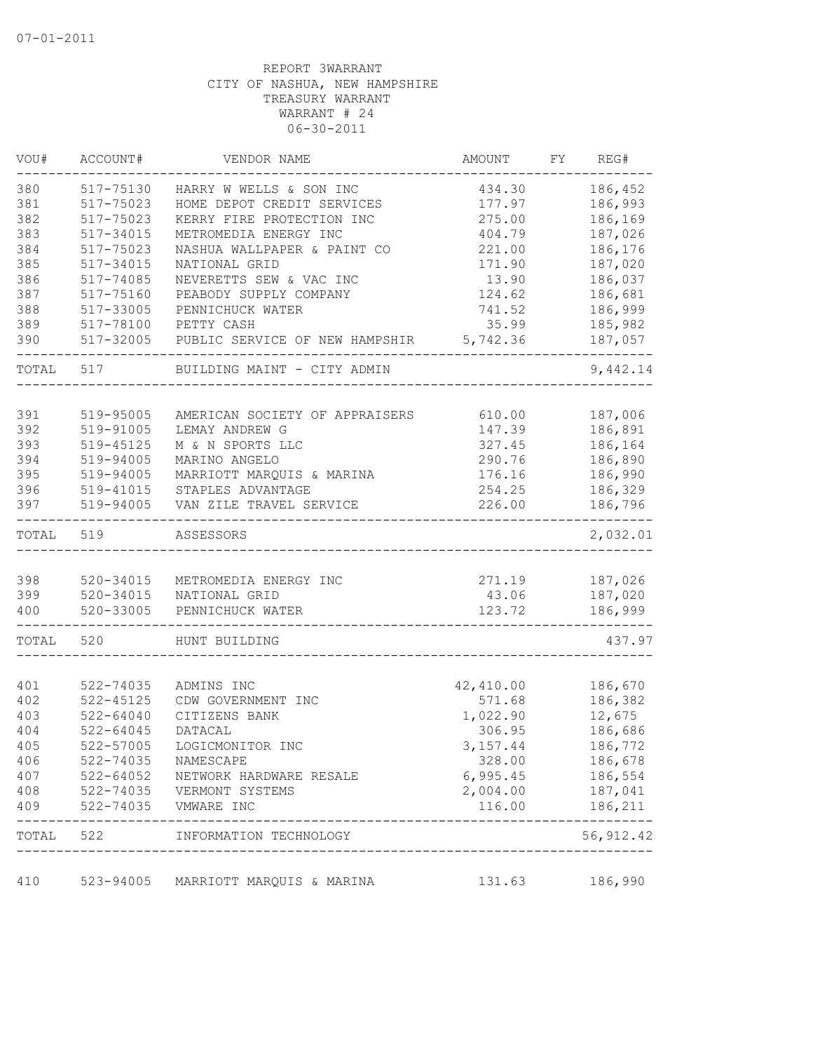07-01-2011

REPORT 3WARRANT
CITY OF NASHUA, NEW HAMPSHIRE
TREASURY WARRANT
WARRANT # 24
06-30-2011

| VOU# | ACCOUNT# | VENDOR NAME | AMOUNT | FY | REG# |
|---|---|---|---|---|---|
| 380 | 517-75130 | HARRY W WELLS & SON INC | 434.30 | | 186,452 |
| 381 | 517-75023 | HOME DEPOT CREDIT SERVICES | 177.97 | | 186,993 |
| 382 | 517-75023 | KERRY FIRE PROTECTION INC | 275.00 | | 186,169 |
| 383 | 517-34015 | METROMEDIA ENERGY INC | 404.79 | | 187,026 |
| 384 | 517-75023 | NASHUA WALLPAPER & PAINT CO | 221.00 | | 186,176 |
| 385 | 517-34015 | NATIONAL GRID | 171.90 | | 187,020 |
| 386 | 517-74085 | NEVERETTS SEW & VAC INC | 13.90 | | 186,037 |
| 387 | 517-75160 | PEABODY SUPPLY COMPANY | 124.62 | | 186,681 |
| 388 | 517-33005 | PENNICHUCK WATER | 741.52 | | 186,999 |
| 389 | 517-78100 | PETTY CASH | 35.99 | | 185,982 |
| 390 | 517-32005 | PUBLIC SERVICE OF NEW HAMPSHIR | 5,742.36 | | 187,057 |
| TOTAL | 517 | BUILDING MAINT - CITY ADMIN | | | 9,442.14 |
| 391 | 519-95005 | AMERICAN SOCIETY OF APPRAISERS | 610.00 | | 187,006 |
| 392 | 519-91005 | LEMAY ANDREW G | 147.39 | | 186,891 |
| 393 | 519-45125 | M & N SPORTS LLC | 327.45 | | 186,164 |
| 394 | 519-94005 | MARINO ANGELO | 290.76 | | 186,890 |
| 395 | 519-94005 | MARRIOTT MARQUIS & MARINA | 176.16 | | 186,990 |
| 396 | 519-41015 | STAPLES ADVANTAGE | 254.25 | | 186,329 |
| 397 | 519-94005 | VAN ZILE TRAVEL SERVICE | 226.00 | | 186,796 |
| TOTAL | 519 | ASSESSORS | | | 2,032.01 |
| 398 | 520-34015 | METROMEDIA ENERGY INC | 271.19 | | 187,026 |
| 399 | 520-34015 | NATIONAL GRID | 43.06 | | 187,020 |
| 400 | 520-33005 | PENNICHUCK WATER | 123.72 | | 186,999 |
| TOTAL | 520 | HUNT BUILDING | | | 437.97 |
| 401 | 522-74035 | ADMINS INC | 42,410.00 | | 186,670 |
| 402 | 522-45125 | CDW GOVERNMENT INC | 571.68 | | 186,382 |
| 403 | 522-64040 | CITIZENS BANK | 1,022.90 | | 12,675 |
| 404 | 522-64045 | DATACAL | 306.95 | | 186,686 |
| 405 | 522-57005 | LOGICMONITOR INC | 3,157.44 | | 186,772 |
| 406 | 522-74035 | NAMESCAPE | 328.00 | | 186,678 |
| 407 | 522-64052 | NETWORK HARDWARE RESALE | 6,995.45 | | 186,554 |
| 408 | 522-74035 | VERMONT SYSTEMS | 2,004.00 | | 187,041 |
| 409 | 522-74035 | VMWARE INC | 116.00 | | 186,211 |
| TOTAL | 522 | INFORMATION TECHNOLOGY | | | 56,912.42 |
| 410 | 523-94005 | MARRIOTT MARQUIS & MARINA | 131.63 | | 186,990 |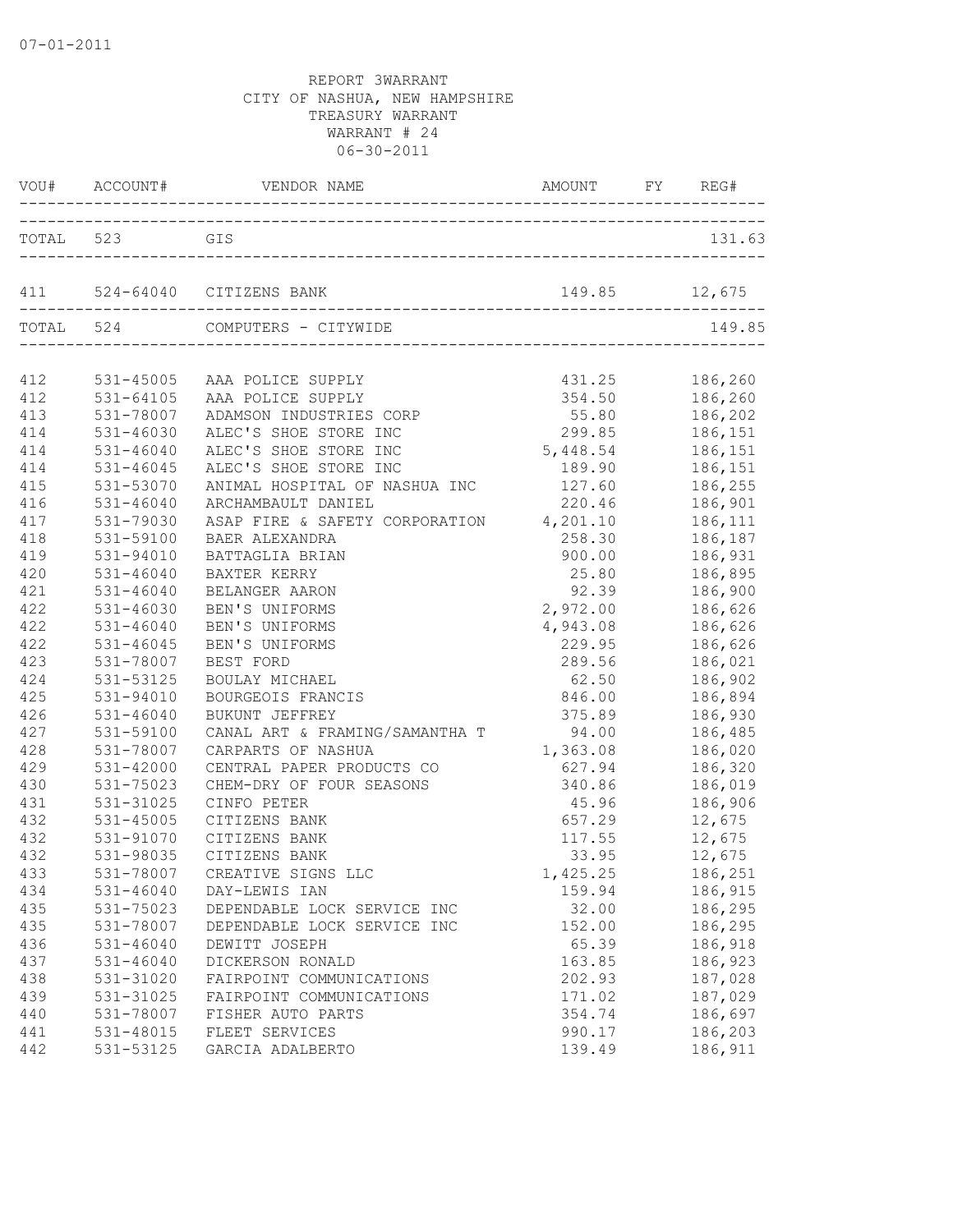07-01-2011

REPORT 3WARRANT
CITY OF NASHUA, NEW HAMPSHIRE
TREASURY WARRANT
WARRANT # 24
06-30-2011

| VOU# | ACCOUNT# | VENDOR NAME | AMOUNT | FY | REG# |
|---|---|---|---|---|---|
| TOTAL | 523 | GIS | | | 131.63 |
| 411 | 524-64040 | CITIZENS BANK | 149.85 | | 12,675 |
| TOTAL | 524 | COMPUTERS - CITYWIDE | | | 149.85 |
| 412 | 531-45005 | AAA POLICE SUPPLY | 431.25 | | 186,260 |
| 412 | 531-64105 | AAA POLICE SUPPLY | 354.50 | | 186,260 |
| 413 | 531-78007 | ADAMSON INDUSTRIES CORP | 55.80 | | 186,202 |
| 414 | 531-46030 | ALEC'S SHOE STORE INC | 299.85 | | 186,151 |
| 414 | 531-46040 | ALEC'S SHOE STORE INC | 5,448.54 | | 186,151 |
| 414 | 531-46045 | ALEC'S SHOE STORE INC | 189.90 | | 186,151 |
| 415 | 531-53070 | ANIMAL HOSPITAL OF NASHUA INC | 127.60 | | 186,255 |
| 416 | 531-46040 | ARCHAMBAULT DANIEL | 220.46 | | 186,901 |
| 417 | 531-79030 | ASAP FIRE & SAFETY CORPORATION | 4,201.10 | | 186,111 |
| 418 | 531-59100 | BAER ALEXANDRA | 258.30 | | 186,187 |
| 419 | 531-94010 | BATTAGLIA BRIAN | 900.00 | | 186,931 |
| 420 | 531-46040 | BAXTER KERRY | 25.80 | | 186,895 |
| 421 | 531-46040 | BELANGER AARON | 92.39 | | 186,900 |
| 422 | 531-46030 | BEN'S UNIFORMS | 2,972.00 | | 186,626 |
| 422 | 531-46040 | BEN'S UNIFORMS | 4,943.08 | | 186,626 |
| 422 | 531-46045 | BEN'S UNIFORMS | 229.95 | | 186,626 |
| 423 | 531-78007 | BEST FORD | 289.56 | | 186,021 |
| 424 | 531-53125 | BOULAY MICHAEL | 62.50 | | 186,902 |
| 425 | 531-94010 | BOURGEOIS FRANCIS | 846.00 | | 186,894 |
| 426 | 531-46040 | BUKUNT JEFFREY | 375.89 | | 186,930 |
| 427 | 531-59100 | CANAL ART & FRAMING/SAMANTHA T | 94.00 | | 186,485 |
| 428 | 531-78007 | CARPARTS OF NASHUA | 1,363.08 | | 186,020 |
| 429 | 531-42000 | CENTRAL PAPER PRODUCTS CO | 627.94 | | 186,320 |
| 430 | 531-75023 | CHEM-DRY OF FOUR SEASONS | 340.86 | | 186,019 |
| 431 | 531-31025 | CINFO PETER | 45.96 | | 186,906 |
| 432 | 531-45005 | CITIZENS BANK | 657.29 | | 12,675 |
| 432 | 531-91070 | CITIZENS BANK | 117.55 | | 12,675 |
| 432 | 531-98035 | CITIZENS BANK | 33.95 | | 12,675 |
| 433 | 531-78007 | CREATIVE SIGNS LLC | 1,425.25 | | 186,251 |
| 434 | 531-46040 | DAY-LEWIS IAN | 159.94 | | 186,915 |
| 435 | 531-75023 | DEPENDABLE LOCK SERVICE INC | 32.00 | | 186,295 |
| 435 | 531-78007 | DEPENDABLE LOCK SERVICE INC | 152.00 | | 186,295 |
| 436 | 531-46040 | DEWITT JOSEPH | 65.39 | | 186,918 |
| 437 | 531-46040 | DICKERSON RONALD | 163.85 | | 186,923 |
| 438 | 531-31020 | FAIRPOINT COMMUNICATIONS | 202.93 | | 187,028 |
| 439 | 531-31025 | FAIRPOINT COMMUNICATIONS | 171.02 | | 187,029 |
| 440 | 531-78007 | FISHER AUTO PARTS | 354.74 | | 186,697 |
| 441 | 531-48015 | FLEET SERVICES | 990.17 | | 186,203 |
| 442 | 531-53125 | GARCIA ADALBERTO | 139.49 | | 186,911 |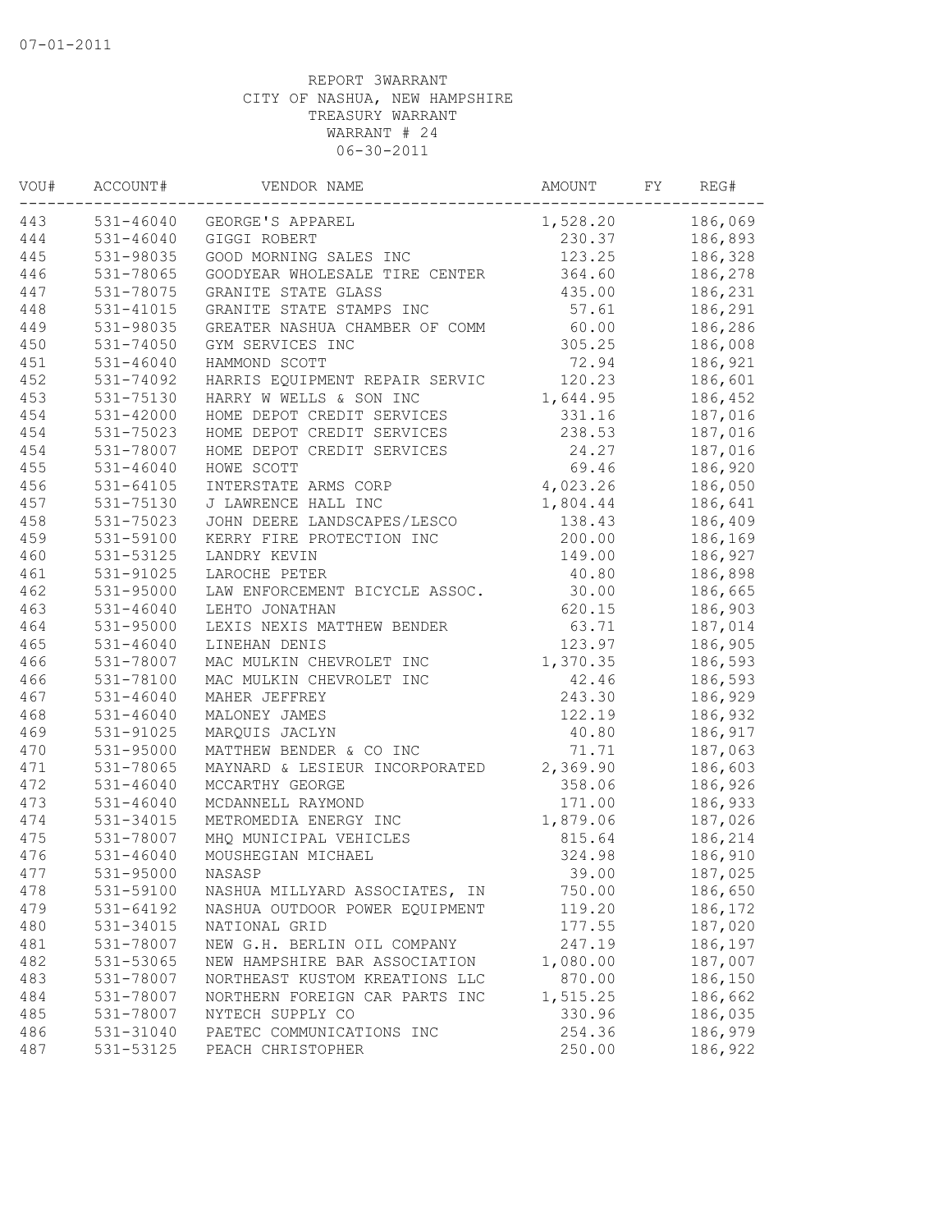07-01-2011

REPORT 3WARRANT
CITY OF NASHUA, NEW HAMPSHIRE
TREASURY WARRANT
WARRANT # 24
06-30-2011

| VOU# | ACCOUNT# | VENDOR NAME | AMOUNT | FY | REG# |
|---|---|---|---|---|---|
| 443 | 531-46040 | GEORGE'S APPAREL | 1,528.20 | | 186,069 |
| 444 | 531-46040 | GIGGI ROBERT | 230.37 | | 186,893 |
| 445 | 531-98035 | GOOD MORNING SALES INC | 123.25 | | 186,328 |
| 446 | 531-78065 | GOODYEAR WHOLESALE TIRE CENTER | 364.60 | | 186,278 |
| 447 | 531-78075 | GRANITE STATE GLASS | 435.00 | | 186,231 |
| 448 | 531-41015 | GRANITE STATE STAMPS INC | 57.61 | | 186,291 |
| 449 | 531-98035 | GREATER NASHUA CHAMBER OF COMM | 60.00 | | 186,286 |
| 450 | 531-74050 | GYM SERVICES INC | 305.25 | | 186,008 |
| 451 | 531-46040 | HAMMOND SCOTT | 72.94 | | 186,921 |
| 452 | 531-74092 | HARRIS EQUIPMENT REPAIR SERVIC | 120.23 | | 186,601 |
| 453 | 531-75130 | HARRY W WELLS & SON INC | 1,644.95 | | 186,452 |
| 454 | 531-42000 | HOME DEPOT CREDIT SERVICES | 331.16 | | 187,016 |
| 454 | 531-75023 | HOME DEPOT CREDIT SERVICES | 238.53 | | 187,016 |
| 454 | 531-78007 | HOME DEPOT CREDIT SERVICES | 24.27 | | 187,016 |
| 455 | 531-46040 | HOWE SCOTT | 69.46 | | 186,920 |
| 456 | 531-64105 | INTERSTATE ARMS CORP | 4,023.26 | | 186,050 |
| 457 | 531-75130 | J LAWRENCE HALL INC | 1,804.44 | | 186,641 |
| 458 | 531-75023 | JOHN DEERE LANDSCAPES/LESCO | 138.43 | | 186,409 |
| 459 | 531-59100 | KERRY FIRE PROTECTION INC | 200.00 | | 186,169 |
| 460 | 531-53125 | LANDRY KEVIN | 149.00 | | 186,927 |
| 461 | 531-91025 | LAROCHE PETER | 40.80 | | 186,898 |
| 462 | 531-95000 | LAW ENFORCEMENT BICYCLE ASSOC. | 30.00 | | 186,665 |
| 463 | 531-46040 | LEHTO JONATHAN | 620.15 | | 186,903 |
| 464 | 531-95000 | LEXIS NEXIS MATTHEW BENDER | 63.71 | | 187,014 |
| 465 | 531-46040 | LINEHAN DENIS | 123.97 | | 186,905 |
| 466 | 531-78007 | MAC MULKIN CHEVROLET INC | 1,370.35 | | 186,593 |
| 466 | 531-78100 | MAC MULKIN CHEVROLET INC | 42.46 | | 186,593 |
| 467 | 531-46040 | MAHER JEFFREY | 243.30 | | 186,929 |
| 468 | 531-46040 | MALONEY JAMES | 122.19 | | 186,932 |
| 469 | 531-91025 | MARQUIS JACLYN | 40.80 | | 186,917 |
| 470 | 531-95000 | MATTHEW BENDER & CO INC | 71.71 | | 187,063 |
| 471 | 531-78065 | MAYNARD & LESIEUR INCORPORATED | 2,369.90 | | 186,603 |
| 472 | 531-46040 | MCCARTHY GEORGE | 358.06 | | 186,926 |
| 473 | 531-46040 | MCDANNELL RAYMOND | 171.00 | | 186,933 |
| 474 | 531-34015 | METROMEDIA ENERGY INC | 1,879.06 | | 187,026 |
| 475 | 531-78007 | MHQ MUNICIPAL VEHICLES | 815.64 | | 186,214 |
| 476 | 531-46040 | MOUSHEGIAN MICHAEL | 324.98 | | 186,910 |
| 477 | 531-95000 | NASASP | 39.00 | | 187,025 |
| 478 | 531-59100 | NASHUA MILLYARD ASSOCIATES, IN | 750.00 | | 186,650 |
| 479 | 531-64192 | NASHUA OUTDOOR POWER EQUIPMENT | 119.20 | | 186,172 |
| 480 | 531-34015 | NATIONAL GRID | 177.55 | | 187,020 |
| 481 | 531-78007 | NEW G.H. BERLIN OIL COMPANY | 247.19 | | 186,197 |
| 482 | 531-53065 | NEW HAMPSHIRE BAR ASSOCIATION | 1,080.00 | | 187,007 |
| 483 | 531-78007 | NORTHEAST KUSTOM KREATIONS LLC | 870.00 | | 186,150 |
| 484 | 531-78007 | NORTHERN FOREIGN CAR PARTS INC | 1,515.25 | | 186,662 |
| 485 | 531-78007 | NYTECH SUPPLY CO | 330.96 | | 186,035 |
| 486 | 531-31040 | PAETEC COMMUNICATIONS INC | 254.36 | | 186,979 |
| 487 | 531-53125 | PEACH CHRISTOPHER | 250.00 | | 186,922 |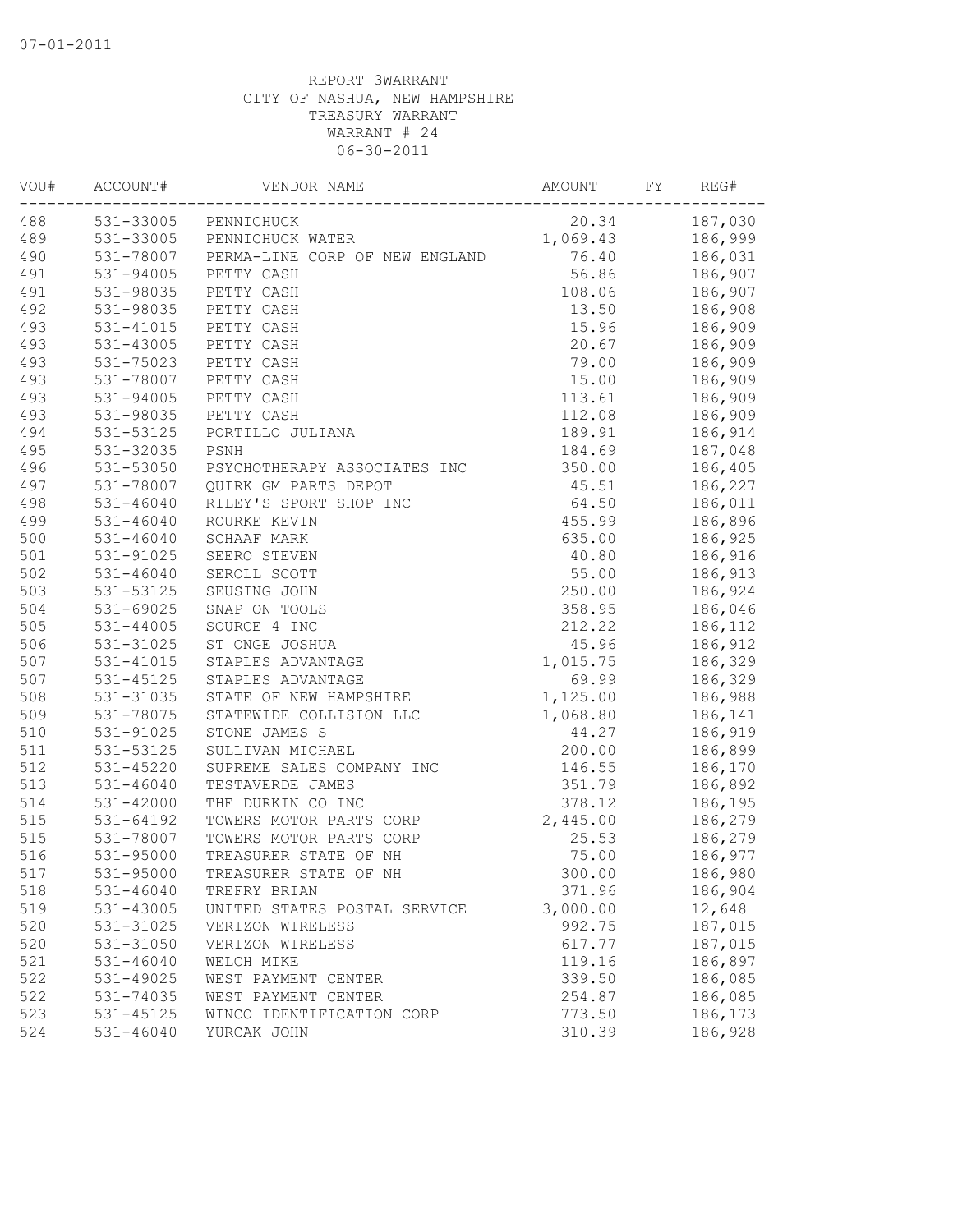07-01-2011

REPORT 3WARRANT
CITY OF NASHUA, NEW HAMPSHIRE
TREASURY WARRANT
WARRANT # 24
06-30-2011

| VOU# | ACCOUNT# | VENDOR NAME | AMOUNT | FY | REG# |
|---|---|---|---|---|---|
| 488 | 531-33005 | PENNICHUCK | 20.34 | | 187,030 |
| 489 | 531-33005 | PENNICHUCK WATER | 1,069.43 | | 186,999 |
| 490 | 531-78007 | PERMA-LINE CORP OF NEW ENGLAND | 76.40 | | 186,031 |
| 491 | 531-94005 | PETTY CASH | 56.86 | | 186,907 |
| 491 | 531-98035 | PETTY CASH | 108.06 | | 186,907 |
| 492 | 531-98035 | PETTY CASH | 13.50 | | 186,908 |
| 493 | 531-41015 | PETTY CASH | 15.96 | | 186,909 |
| 493 | 531-43005 | PETTY CASH | 20.67 | | 186,909 |
| 493 | 531-75023 | PETTY CASH | 79.00 | | 186,909 |
| 493 | 531-78007 | PETTY CASH | 15.00 | | 186,909 |
| 493 | 531-94005 | PETTY CASH | 113.61 | | 186,909 |
| 493 | 531-98035 | PETTY CASH | 112.08 | | 186,909 |
| 494 | 531-53125 | PORTILLO JULIANA | 189.91 | | 186,914 |
| 495 | 531-32035 | PSNH | 184.69 | | 187,048 |
| 496 | 531-53050 | PSYCHOTHERAPY ASSOCIATES INC | 350.00 | | 186,405 |
| 497 | 531-78007 | QUIRK GM PARTS DEPOT | 45.51 | | 186,227 |
| 498 | 531-46040 | RILEY'S SPORT SHOP INC | 64.50 | | 186,011 |
| 499 | 531-46040 | ROURKE KEVIN | 455.99 | | 186,896 |
| 500 | 531-46040 | SCHAAF MARK | 635.00 | | 186,925 |
| 501 | 531-91025 | SEERO STEVEN | 40.80 | | 186,916 |
| 502 | 531-46040 | SEROLL SCOTT | 55.00 | | 186,913 |
| 503 | 531-53125 | SEUSING JOHN | 250.00 | | 186,924 |
| 504 | 531-69025 | SNAP ON TOOLS | 358.95 | | 186,046 |
| 505 | 531-44005 | SOURCE 4 INC | 212.22 | | 186,112 |
| 506 | 531-31025 | ST ONGE JOSHUA | 45.96 | | 186,912 |
| 507 | 531-41015 | STAPLES ADVANTAGE | 1,015.75 | | 186,329 |
| 507 | 531-45125 | STAPLES ADVANTAGE | 69.99 | | 186,329 |
| 508 | 531-31035 | STATE OF NEW HAMPSHIRE | 1,125.00 | | 186,988 |
| 509 | 531-78075 | STATEWIDE COLLISION LLC | 1,068.80 | | 186,141 |
| 510 | 531-91025 | STONE JAMES S | 44.27 | | 186,919 |
| 511 | 531-53125 | SULLIVAN MICHAEL | 200.00 | | 186,899 |
| 512 | 531-45220 | SUPREME SALES COMPANY INC | 146.55 | | 186,170 |
| 513 | 531-46040 | TESTAVERDE JAMES | 351.79 | | 186,892 |
| 514 | 531-42000 | THE DURKIN CO INC | 378.12 | | 186,195 |
| 515 | 531-64192 | TOWERS MOTOR PARTS CORP | 2,445.00 | | 186,279 |
| 515 | 531-78007 | TOWERS MOTOR PARTS CORP | 25.53 | | 186,279 |
| 516 | 531-95000 | TREASURER STATE OF NH | 75.00 | | 186,977 |
| 517 | 531-95000 | TREASURER STATE OF NH | 300.00 | | 186,980 |
| 518 | 531-46040 | TREFRY BRIAN | 371.96 | | 186,904 |
| 519 | 531-43005 | UNITED STATES POSTAL SERVICE | 3,000.00 | | 12,648 |
| 520 | 531-31025 | VERIZON WIRELESS | 992.75 | | 187,015 |
| 520 | 531-31050 | VERIZON WIRELESS | 617.77 | | 187,015 |
| 521 | 531-46040 | WELCH MIKE | 119.16 | | 186,897 |
| 522 | 531-49025 | WEST PAYMENT CENTER | 339.50 | | 186,085 |
| 522 | 531-74035 | WEST PAYMENT CENTER | 254.87 | | 186,085 |
| 523 | 531-45125 | WINCO IDENTIFICATION CORP | 773.50 | | 186,173 |
| 524 | 531-46040 | YURCAK JOHN | 310.39 | | 186,928 |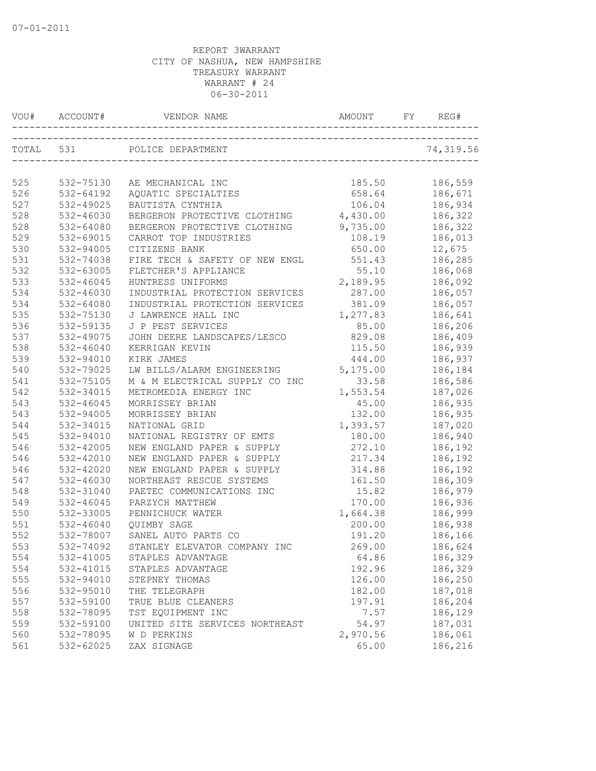07-01-2011

REPORT 3WARRANT
CITY OF NASHUA, NEW HAMPSHIRE
TREASURY WARRANT
WARRANT # 24
06-30-2011

| VOU# | ACCOUNT# | VENDOR NAME | AMOUNT | FY | REG# |
|---|---|---|---|---|---|
| TOTAL | 531 | POLICE DEPARTMENT | | | 74,319.56 |
| 525 | 532-75130 | AE MECHANICAL INC | 185.50 | | 186,559 |
| 526 | 532-64192 | AQUATIC SPECIALTIES | 658.64 | | 186,671 |
| 527 | 532-49025 | BAUTISTA CYNTHIA | 106.04 | | 186,934 |
| 528 | 532-46030 | BERGERON PROTECTIVE CLOTHING | 4,430.00 | | 186,322 |
| 528 | 532-64080 | BERGERON PROTECTIVE CLOTHING | 9,735.00 | | 186,322 |
| 529 | 532-69015 | CARROT TOP INDUSTRIES | 108.19 | | 186,013 |
| 530 | 532-94005 | CITIZENS BANK | 650.00 | | 12,675 |
| 531 | 532-74038 | FIRE TECH & SAFETY OF NEW ENGL | 551.43 | | 186,285 |
| 532 | 532-63005 | FLETCHER'S APPLIANCE | 55.10 | | 186,068 |
| 533 | 532-46045 | HUNTRESS UNIFORMS | 2,189.95 | | 186,092 |
| 534 | 532-46030 | INDUSTRIAL PROTECTION SERVICES | 287.00 | | 186,057 |
| 534 | 532-64080 | INDUSTRIAL PROTECTION SERVICES | 381.09 | | 186,057 |
| 535 | 532-75130 | J LAWRENCE HALL INC | 1,277.83 | | 186,641 |
| 536 | 532-59135 | J P PEST SERVICES | 85.00 | | 186,206 |
| 537 | 532-49075 | JOHN DEERE LANDSCAPES/LESCO | 829.08 | | 186,409 |
| 538 | 532-46040 | KERRIGAN KEVIN | 115.50 | | 186,939 |
| 539 | 532-94010 | KIRK JAMES | 444.00 | | 186,937 |
| 540 | 532-79025 | LW BILLS/ALARM ENGINEERING | 5,175.00 | | 186,184 |
| 541 | 532-75105 | M & M ELECTRICAL SUPPLY CO INC | 33.58 | | 186,586 |
| 542 | 532-34015 | METROMEDIA ENERGY INC | 1,553.54 | | 187,026 |
| 543 | 532-46045 | MORRISSEY BRIAN | 45.00 | | 186,935 |
| 543 | 532-94005 | MORRISSEY BRIAN | 132.00 | | 186,935 |
| 544 | 532-34015 | NATIONAL GRID | 1,393.57 | | 187,020 |
| 545 | 532-94010 | NATIONAL REGISTRY OF EMTS | 180.00 | | 186,940 |
| 546 | 532-42005 | NEW ENGLAND PAPER & SUPPLY | 272.10 | | 186,192 |
| 546 | 532-42010 | NEW ENGLAND PAPER & SUPPLY | 217.34 | | 186,192 |
| 546 | 532-42020 | NEW ENGLAND PAPER & SUPPLY | 314.88 | | 186,192 |
| 547 | 532-46030 | NORTHEAST RESCUE SYSTEMS | 161.50 | | 186,309 |
| 548 | 532-31040 | PAETEC COMMUNICATIONS INC | 15.82 | | 186,979 |
| 549 | 532-46045 | PARZYCH MATTHEW | 170.00 | | 186,936 |
| 550 | 532-33005 | PENNICHUCK WATER | 1,664.38 | | 186,999 |
| 551 | 532-46040 | QUIMBY SAGE | 200.00 | | 186,938 |
| 552 | 532-78007 | SANEL AUTO PARTS CO | 191.20 | | 186,166 |
| 553 | 532-74092 | STANLEY ELEVATOR COMPANY INC | 269.00 | | 186,624 |
| 554 | 532-41005 | STAPLES ADVANTAGE | 64.86 | | 186,329 |
| 554 | 532-41015 | STAPLES ADVANTAGE | 192.96 | | 186,329 |
| 555 | 532-94010 | STEPNEY THOMAS | 126.00 | | 186,250 |
| 556 | 532-95010 | THE TELEGRAPH | 182.00 | | 187,018 |
| 557 | 532-59100 | TRUE BLUE CLEANERS | 197.91 | | 186,204 |
| 558 | 532-78095 | TST EQUIPMENT INC | 7.57 | | 186,129 |
| 559 | 532-59100 | UNITED SITE SERVICES NORTHEAST | 54.97 | | 187,031 |
| 560 | 532-78095 | W D PERKINS | 2,970.56 | | 186,061 |
| 561 | 532-62025 | ZAX SIGNAGE | 65.00 | | 186,216 |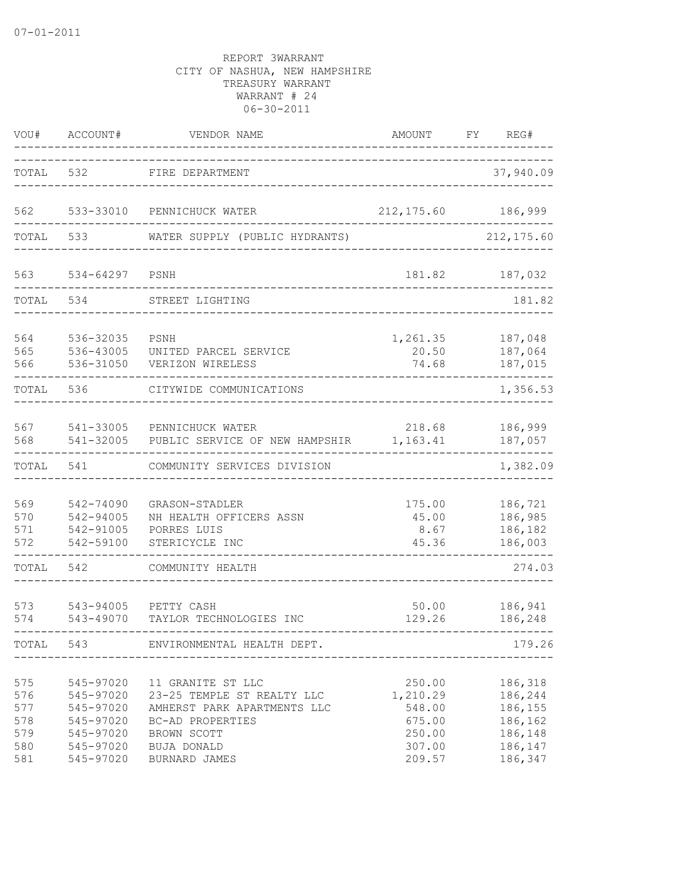07-01-2011

REPORT 3WARRANT
CITY OF NASHUA, NEW HAMPSHIRE
TREASURY WARRANT
WARRANT # 24
06-30-2011

| VOU# | ACCOUNT# | VENDOR NAME | AMOUNT | FY | REG# |
|---|---|---|---|---|---|
| TOTAL | 532 | FIRE DEPARTMENT | | | 37,940.09 |
| 562 | 533-33010 | PENNICHUCK WATER | 212,175.60 | | 186,999 |
| TOTAL | 533 | WATER SUPPLY (PUBLIC HYDRANTS) | | | 212,175.60 |
| 563 | 534-64297 | PSNH | 181.82 | | 187,032 |
| TOTAL | 534 | STREET LIGHTING | | | 181.82 |
| 564 | 536-32035 | PSNH | 1,261.35 | | 187,048 |
| 565 | 536-43005 | UNITED PARCEL SERVICE | 20.50 | | 187,064 |
| 566 | 536-31050 | VERIZON WIRELESS | 74.68 | | 187,015 |
| TOTAL | 536 | CITYWIDE COMMUNICATIONS | | | 1,356.53 |
| 567 | 541-33005 | PENNICHUCK WATER | 218.68 | | 186,999 |
| 568 | 541-32005 | PUBLIC SERVICE OF NEW HAMPSHIR | 1,163.41 | | 187,057 |
| TOTAL | 541 | COMMUNITY SERVICES DIVISION | | | 1,382.09 |
| 569 | 542-74090 | GRASON-STADLER | 175.00 | | 186,721 |
| 570 | 542-94005 | NH HEALTH OFFICERS ASSN | 45.00 | | 186,985 |
| 571 | 542-91005 | PORRES LUIS | 8.67 | | 186,182 |
| 572 | 542-59100 | STERICYCLE INC | 45.36 | | 186,003 |
| TOTAL | 542 | COMMUNITY HEALTH | | | 274.03 |
| 573 | 543-94005 | PETTY CASH | 50.00 | | 186,941 |
| 574 | 543-49070 | TAYLOR TECHNOLOGIES INC | 129.26 | | 186,248 |
| TOTAL | 543 | ENVIRONMENTAL HEALTH DEPT. | | | 179.26 |
| 575 | 545-97020 | 11 GRANITE ST LLC | 250.00 | | 186,318 |
| 576 | 545-97020 | 23-25 TEMPLE ST REALTY LLC | 1,210.29 | | 186,244 |
| 577 | 545-97020 | AMHERST PARK APARTMENTS LLC | 548.00 | | 186,155 |
| 578 | 545-97020 | BC-AD PROPERTIES | 675.00 | | 186,162 |
| 579 | 545-97020 | BROWN SCOTT | 250.00 | | 186,148 |
| 580 | 545-97020 | BUJA DONALD | 307.00 | | 186,147 |
| 581 | 545-97020 | BURNARD JAMES | 209.57 | | 186,347 |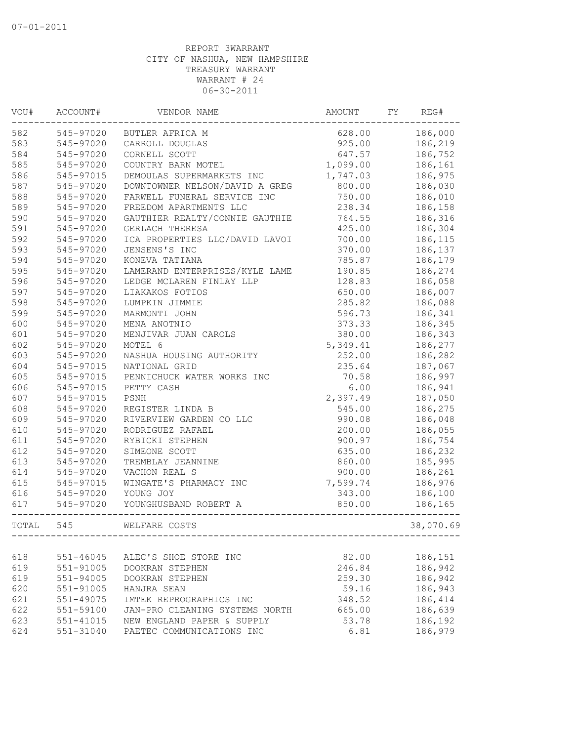07-01-2011

REPORT 3WARRANT
CITY OF NASHUA, NEW HAMPSHIRE
TREASURY WARRANT
WARRANT # 24
06-30-2011

| VOU# | ACCOUNT# | VENDOR NAME | AMOUNT | FY | REG# |
|---|---|---|---|---|---|
| 582 | 545-97020 | BUTLER AFRICA M | 628.00 | | 186,000 |
| 583 | 545-97020 | CARROLL DOUGLAS | 925.00 | | 186,219 |
| 584 | 545-97020 | CORNELL SCOTT | 647.57 | | 186,752 |
| 585 | 545-97020 | COUNTRY BARN MOTEL | 1,099.00 | | 186,161 |
| 586 | 545-97015 | DEMOULAS SUPERMARKETS INC | 1,747.03 | | 186,975 |
| 587 | 545-97020 | DOWNTOWNER NELSON/DAVID A GREG | 800.00 | | 186,030 |
| 588 | 545-97020 | FARWELL FUNERAL SERVICE INC | 750.00 | | 186,010 |
| 589 | 545-97020 | FREEDOM APARTMENTS LLC | 238.34 | | 186,158 |
| 590 | 545-97020 | GAUTHIER REALTY/CONNIE GAUTHIE | 764.55 | | 186,316 |
| 591 | 545-97020 | GERLACH THERESA | 425.00 | | 186,304 |
| 592 | 545-97020 | ICA PROPERTIES LLC/DAVID LAVOI | 700.00 | | 186,115 |
| 593 | 545-97020 | JENSENS'S INC | 370.00 | | 186,137 |
| 594 | 545-97020 | KONEVA TATIANA | 785.87 | | 186,179 |
| 595 | 545-97020 | LAMERAND ENTERPRISES/KYLE LAME | 190.85 | | 186,274 |
| 596 | 545-97020 | LEDGE MCLAREN FINLAY LLP | 128.83 | | 186,058 |
| 597 | 545-97020 | LIAKAKOS FOTIOS | 650.00 | | 186,007 |
| 598 | 545-97020 | LUMPKIN JIMMIE | 285.82 | | 186,088 |
| 599 | 545-97020 | MARMONTI JOHN | 596.73 | | 186,341 |
| 600 | 545-97020 | MENA ANOTNIO | 373.33 | | 186,345 |
| 601 | 545-97020 | MENJIVAR JUAN CAROLS | 380.00 | | 186,343 |
| 602 | 545-97020 | MOTEL 6 | 5,349.41 | | 186,277 |
| 603 | 545-97020 | NASHUA HOUSING AUTHORITY | 252.00 | | 186,282 |
| 604 | 545-97015 | NATIONAL GRID | 235.64 | | 187,067 |
| 605 | 545-97015 | PENNICHUCK WATER WORKS INC | 70.58 | | 186,997 |
| 606 | 545-97015 | PETTY CASH | 6.00 | | 186,941 |
| 607 | 545-97015 | PSNH | 2,397.49 | | 187,050 |
| 608 | 545-97020 | REGISTER LINDA B | 545.00 | | 186,275 |
| 609 | 545-97020 | RIVERVIEW GARDEN CO LLC | 990.08 | | 186,048 |
| 610 | 545-97020 | RODRIGUEZ RAFAEL | 200.00 | | 186,055 |
| 611 | 545-97020 | RYBICKI STEPHEN | 900.97 | | 186,754 |
| 612 | 545-97020 | SIMEONE SCOTT | 635.00 | | 186,232 |
| 613 | 545-97020 | TREMBLAY JEANNINE | 860.00 | | 185,995 |
| 614 | 545-97020 | VACHON REAL S | 900.00 | | 186,261 |
| 615 | 545-97015 | WINGATE'S PHARMACY INC | 7,599.74 | | 186,976 |
| 616 | 545-97020 | YOUNG JOY | 343.00 | | 186,100 |
| 617 | 545-97020 | YOUNGHUSBAND ROBERT A | 850.00 | | 186,165 |
| TOTAL | 545 | WELFARE COSTS | | | 38,070.69 |
| 618 | 551-46045 | ALEC'S SHOE STORE INC | 82.00 | | 186,151 |
| 619 | 551-91005 | DOOKRAN STEPHEN | 246.84 | | 186,942 |
| 619 | 551-94005 | DOOKRAN STEPHEN | 259.30 | | 186,942 |
| 620 | 551-91005 | HANJRA SEAN | 59.16 | | 186,943 |
| 621 | 551-49075 | IMTEK REPROGRAPHICS INC | 348.52 | | 186,414 |
| 622 | 551-59100 | JAN-PRO CLEANING SYSTEMS NORTH | 665.00 | | 186,639 |
| 623 | 551-41015 | NEW ENGLAND PAPER & SUPPLY | 53.78 | | 186,192 |
| 624 | 551-31040 | PAETEC COMMUNICATIONS INC | 6.81 | | 186,979 |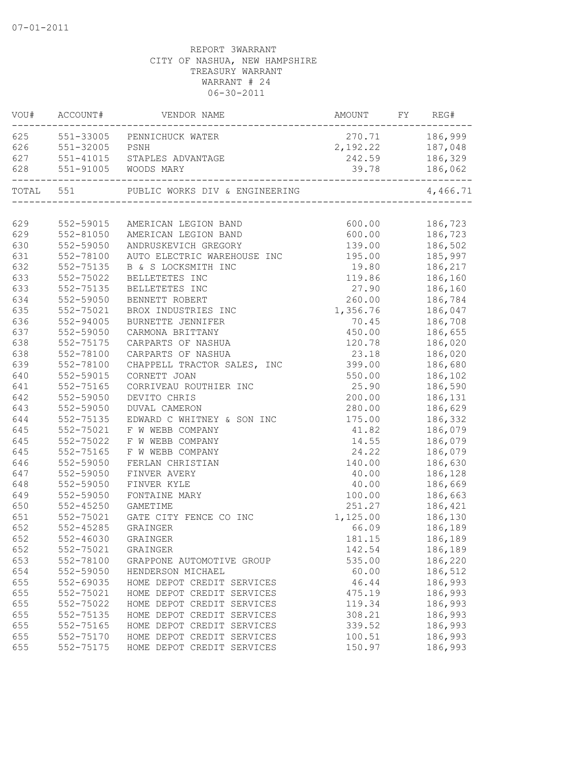07-01-2011

REPORT 3WARRANT
CITY OF NASHUA, NEW HAMPSHIRE
TREASURY WARRANT
WARRANT # 24
06-30-2011

| VOU# | ACCOUNT# | VENDOR NAME | AMOUNT | FY | REG# |
|---|---|---|---|---|---|
| 625 | 551-33005 | PENNICHUCK WATER | 270.71 | | 186,999 |
| 626 | 551-32005 | PSNH | 2,192.22 | | 187,048 |
| 627 | 551-41015 | STAPLES ADVANTAGE | 242.59 | | 186,329 |
| 628 | 551-91005 | WOODS MARY | 39.78 | | 186,062 |
| TOTAL | 551 | PUBLIC WORKS DIV & ENGINEERING | | | 4,466.71 |
| 629 | 552-59015 | AMERICAN LEGION BAND | 600.00 | | 186,723 |
| 629 | 552-81050 | AMERICAN LEGION BAND | 600.00 | | 186,723 |
| 630 | 552-59050 | ANDRUSKEVICH GREGORY | 139.00 | | 186,502 |
| 631 | 552-78100 | AUTO ELECTRIC WAREHOUSE INC | 195.00 | | 185,997 |
| 632 | 552-75135 | B & S LOCKSMITH INC | 19.80 | | 186,217 |
| 633 | 552-75022 | BELLETETES INC | 119.86 | | 186,160 |
| 633 | 552-75135 | BELLETETES INC | 27.90 | | 186,160 |
| 634 | 552-59050 | BENNETT ROBERT | 260.00 | | 186,784 |
| 635 | 552-75021 | BROX INDUSTRIES INC | 1,356.76 | | 186,047 |
| 636 | 552-94005 | BURNETTE JENNIFER | 70.45 | | 186,708 |
| 637 | 552-59050 | CARMONA BRITTANY | 450.00 | | 186,655 |
| 638 | 552-75175 | CARPARTS OF NASHUA | 120.78 | | 186,020 |
| 638 | 552-78100 | CARPARTS OF NASHUA | 23.18 | | 186,020 |
| 639 | 552-78100 | CHAPPELL TRACTOR SALES, INC | 399.00 | | 186,680 |
| 640 | 552-59015 | CORNETT JOAN | 550.00 | | 186,102 |
| 641 | 552-75165 | CORRIVEAU ROUTHIER INC | 25.90 | | 186,590 |
| 642 | 552-59050 | DEVITO CHRIS | 200.00 | | 186,131 |
| 643 | 552-59050 | DUVAL CAMERON | 280.00 | | 186,629 |
| 644 | 552-75135 | EDWARD C WHITNEY & SON INC | 175.00 | | 186,332 |
| 645 | 552-75021 | F W WEBB COMPANY | 41.82 | | 186,079 |
| 645 | 552-75022 | F W WEBB COMPANY | 14.55 | | 186,079 |
| 645 | 552-75165 | F W WEBB COMPANY | 24.22 | | 186,079 |
| 646 | 552-59050 | FERLAN CHRISTIAN | 140.00 | | 186,630 |
| 647 | 552-59050 | FINVER AVERY | 40.00 | | 186,128 |
| 648 | 552-59050 | FINVER KYLE | 40.00 | | 186,669 |
| 649 | 552-59050 | FONTAINE MARY | 100.00 | | 186,663 |
| 650 | 552-45250 | GAMETIME | 251.27 | | 186,421 |
| 651 | 552-75021 | GATE CITY FENCE CO INC | 1,125.00 | | 186,130 |
| 652 | 552-45285 | GRAINGER | 66.09 | | 186,189 |
| 652 | 552-46030 | GRAINGER | 181.15 | | 186,189 |
| 652 | 552-75021 | GRAINGER | 142.54 | | 186,189 |
| 653 | 552-78100 | GRAPPONE AUTOMOTIVE GROUP | 535.00 | | 186,220 |
| 654 | 552-59050 | HENDERSON MICHAEL | 60.00 | | 186,512 |
| 655 | 552-69035 | HOME DEPOT CREDIT SERVICES | 46.44 | | 186,993 |
| 655 | 552-75021 | HOME DEPOT CREDIT SERVICES | 475.19 | | 186,993 |
| 655 | 552-75022 | HOME DEPOT CREDIT SERVICES | 119.34 | | 186,993 |
| 655 | 552-75135 | HOME DEPOT CREDIT SERVICES | 308.21 | | 186,993 |
| 655 | 552-75165 | HOME DEPOT CREDIT SERVICES | 339.52 | | 186,993 |
| 655 | 552-75170 | HOME DEPOT CREDIT SERVICES | 100.51 | | 186,993 |
| 655 | 552-75175 | HOME DEPOT CREDIT SERVICES | 150.97 | | 186,993 |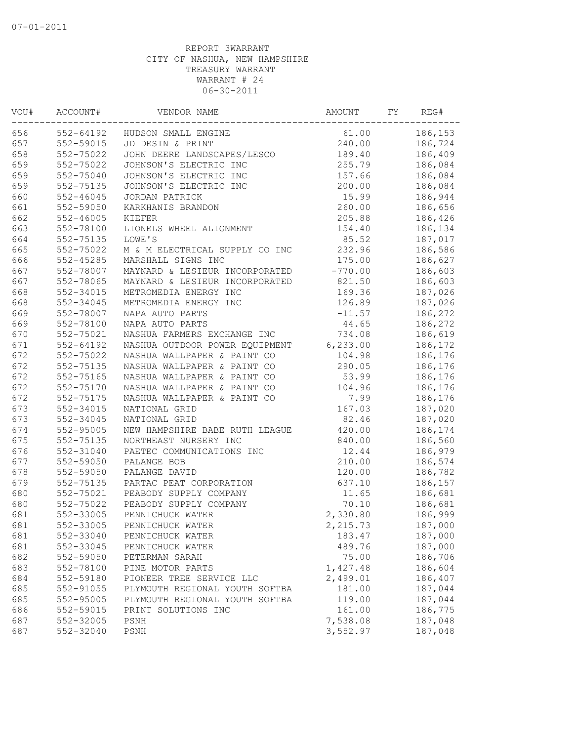07-01-2011

REPORT 3WARRANT
CITY OF NASHUA, NEW HAMPSHIRE
TREASURY WARRANT
WARRANT # 24
06-30-2011

| VOU# | ACCOUNT# | VENDOR NAME | AMOUNT | FY | REG# |
|---|---|---|---|---|---|
| 656 | 552-64192 | HUDSON SMALL ENGINE | 61.00 | | 186,153 |
| 657 | 552-59015 | JD DESIN & PRINT | 240.00 | | 186,724 |
| 658 | 552-75022 | JOHN DEERE LANDSCAPES/LESCO | 189.40 | | 186,409 |
| 659 | 552-75022 | JOHNSON'S ELECTRIC INC | 255.79 | | 186,084 |
| 659 | 552-75040 | JOHNSON'S ELECTRIC INC | 157.66 | | 186,084 |
| 659 | 552-75135 | JOHNSON'S ELECTRIC INC | 200.00 | | 186,084 |
| 660 | 552-46045 | JORDAN PATRICK | 15.99 | | 186,944 |
| 661 | 552-59050 | KARKHANIS BRANDON | 260.00 | | 186,656 |
| 662 | 552-46005 | KIEFER | 205.88 | | 186,426 |
| 663 | 552-78100 | LIONELS WHEEL ALIGNMENT | 154.40 | | 186,134 |
| 664 | 552-75135 | LOWE'S | 85.52 | | 187,017 |
| 665 | 552-75022 | M & M ELECTRICAL SUPPLY CO INC | 232.96 | | 186,586 |
| 666 | 552-45285 | MARSHALL SIGNS INC | 175.00 | | 186,627 |
| 667 | 552-78007 | MAYNARD & LESIEUR INCORPORATED | -770.00 | | 186,603 |
| 667 | 552-78065 | MAYNARD & LESIEUR INCORPORATED | 821.50 | | 186,603 |
| 668 | 552-34015 | METROMEDIA ENERGY INC | 169.36 | | 187,026 |
| 668 | 552-34045 | METROMEDIA ENERGY INC | 126.89 | | 187,026 |
| 669 | 552-78007 | NAPA AUTO PARTS | -11.57 | | 186,272 |
| 669 | 552-78100 | NAPA AUTO PARTS | 44.65 | | 186,272 |
| 670 | 552-75021 | NASHUA FARMERS EXCHANGE INC | 734.08 | | 186,619 |
| 671 | 552-64192 | NASHUA OUTDOOR POWER EQUIPMENT | 6,233.00 | | 186,172 |
| 672 | 552-75022 | NASHUA WALLPAPER & PAINT CO | 104.98 | | 186,176 |
| 672 | 552-75135 | NASHUA WALLPAPER & PAINT CO | 290.05 | | 186,176 |
| 672 | 552-75165 | NASHUA WALLPAPER & PAINT CO | 53.99 | | 186,176 |
| 672 | 552-75170 | NASHUA WALLPAPER & PAINT CO | 104.96 | | 186,176 |
| 672 | 552-75175 | NASHUA WALLPAPER & PAINT CO | 7.99 | | 186,176 |
| 673 | 552-34015 | NATIONAL GRID | 167.03 | | 187,020 |
| 673 | 552-34045 | NATIONAL GRID | 82.46 | | 187,020 |
| 674 | 552-95005 | NEW HAMPSHIRE BABE RUTH LEAGUE | 420.00 | | 186,174 |
| 675 | 552-75135 | NORTHEAST NURSERY INC | 840.00 | | 186,560 |
| 676 | 552-31040 | PAETEC COMMUNICATIONS INC | 12.44 | | 186,979 |
| 677 | 552-59050 | PALANGE BOB | 210.00 | | 186,574 |
| 678 | 552-59050 | PALANGE DAVID | 120.00 | | 186,782 |
| 679 | 552-75135 | PARTAC PEAT CORPORATION | 637.10 | | 186,157 |
| 680 | 552-75021 | PEABODY SUPPLY COMPANY | 11.65 | | 186,681 |
| 680 | 552-75022 | PEABODY SUPPLY COMPANY | 70.10 | | 186,681 |
| 681 | 552-33005 | PENNICHUCK WATER | 2,330.80 | | 186,999 |
| 681 | 552-33005 | PENNICHUCK WATER | 2,215.73 | | 187,000 |
| 681 | 552-33040 | PENNICHUCK WATER | 183.47 | | 187,000 |
| 681 | 552-33045 | PENNICHUCK WATER | 489.76 | | 187,000 |
| 682 | 552-59050 | PETERMAN SARAH | 75.00 | | 186,706 |
| 683 | 552-78100 | PINE MOTOR PARTS | 1,427.48 | | 186,604 |
| 684 | 552-59180 | PIONEER TREE SERVICE LLC | 2,499.01 | | 186,407 |
| 685 | 552-91055 | PLYMOUTH REGIONAL YOUTH SOFTBA | 181.00 | | 187,044 |
| 685 | 552-95005 | PLYMOUTH REGIONAL YOUTH SOFTBA | 119.00 | | 187,044 |
| 686 | 552-59015 | PRINT SOLUTIONS INC | 161.00 | | 186,775 |
| 687 | 552-32005 | PSNH | 7,538.08 | | 187,048 |
| 687 | 552-32040 | PSNH | 3,552.97 | | 187,048 |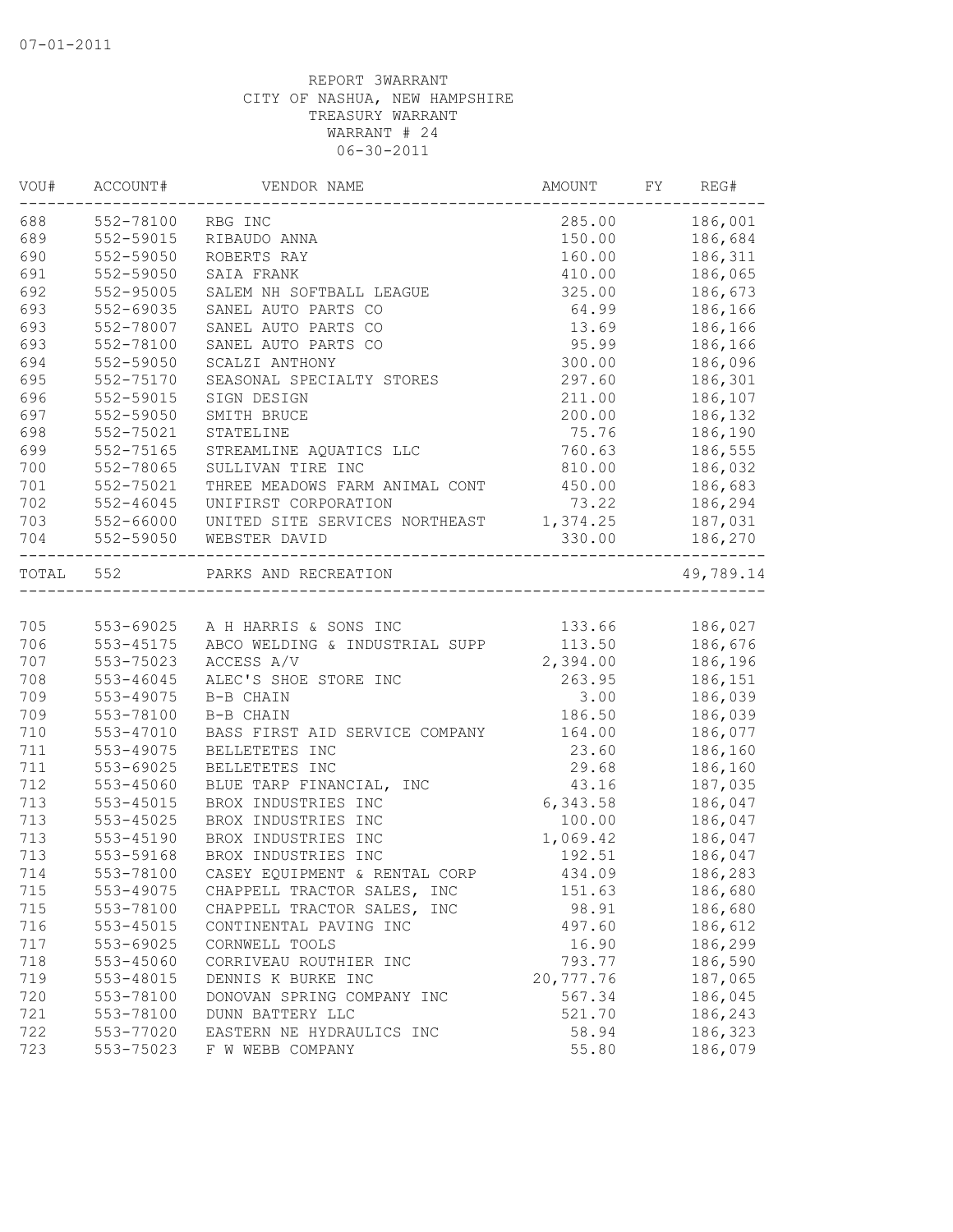07-01-2011

REPORT 3WARRANT
CITY OF NASHUA, NEW HAMPSHIRE
TREASURY WARRANT
WARRANT # 24
06-30-2011

| VOU# | ACCOUNT# | VENDOR NAME | AMOUNT | FY | REG# |
|---|---|---|---|---|---|
| 688 | 552-78100 | RBG INC | 285.00 | | 186,001 |
| 689 | 552-59015 | RIBAUDO ANNA | 150.00 | | 186,684 |
| 690 | 552-59050 | ROBERTS RAY | 160.00 | | 186,311 |
| 691 | 552-59050 | SAIA FRANK | 410.00 | | 186,065 |
| 692 | 552-95005 | SALEM NH SOFTBALL LEAGUE | 325.00 | | 186,673 |
| 693 | 552-69035 | SANEL AUTO PARTS CO | 64.99 | | 186,166 |
| 693 | 552-78007 | SANEL AUTO PARTS CO | 13.69 | | 186,166 |
| 693 | 552-78100 | SANEL AUTO PARTS CO | 95.99 | | 186,166 |
| 694 | 552-59050 | SCALZI ANTHONY | 300.00 | | 186,096 |
| 695 | 552-75170 | SEASONAL SPECIALTY STORES | 297.60 | | 186,301 |
| 696 | 552-59015 | SIGN DESIGN | 211.00 | | 186,107 |
| 697 | 552-59050 | SMITH BRUCE | 200.00 | | 186,132 |
| 698 | 552-75021 | STATELINE | 75.76 | | 186,190 |
| 699 | 552-75165 | STREAMLINE AQUATICS LLC | 760.63 | | 186,555 |
| 700 | 552-78065 | SULLIVAN TIRE INC | 810.00 | | 186,032 |
| 701 | 552-75021 | THREE MEADOWS FARM ANIMAL CONT | 450.00 | | 186,683 |
| 702 | 552-46045 | UNIFIRST CORPORATION | 73.22 | | 186,294 |
| 703 | 552-66000 | UNITED SITE SERVICES NORTHEAST | 1,374.25 | | 187,031 |
| 704 | 552-59050 | WEBSTER DAVID | 330.00 | | 186,270 |
| TOTAL | 552 | PARKS AND RECREATION | | | 49,789.14 |
| 705 | 553-69025 | A H HARRIS & SONS INC | 133.66 | | 186,027 |
| 706 | 553-45175 | ABCO WELDING & INDUSTRIAL SUPP | 113.50 | | 186,676 |
| 707 | 553-75023 | ACCESS A/V | 2,394.00 | | 186,196 |
| 708 | 553-46045 | ALEC'S SHOE STORE INC | 263.95 | | 186,151 |
| 709 | 553-49075 | B-B CHAIN | 3.00 | | 186,039 |
| 709 | 553-78100 | B-B CHAIN | 186.50 | | 186,039 |
| 710 | 553-47010 | BASS FIRST AID SERVICE COMPANY | 164.00 | | 186,077 |
| 711 | 553-49075 | BELLETETES INC | 23.60 | | 186,160 |
| 711 | 553-69025 | BELLETETES INC | 29.68 | | 186,160 |
| 712 | 553-45060 | BLUE TARP FINANCIAL, INC | 43.16 | | 187,035 |
| 713 | 553-45015 | BROX INDUSTRIES INC | 6,343.58 | | 186,047 |
| 713 | 553-45025 | BROX INDUSTRIES INC | 100.00 | | 186,047 |
| 713 | 553-45190 | BROX INDUSTRIES INC | 1,069.42 | | 186,047 |
| 713 | 553-59168 | BROX INDUSTRIES INC | 192.51 | | 186,047 |
| 714 | 553-78100 | CASEY EQUIPMENT & RENTAL CORP | 434.09 | | 186,283 |
| 715 | 553-49075 | CHAPPELL TRACTOR SALES, INC | 151.63 | | 186,680 |
| 715 | 553-78100 | CHAPPELL TRACTOR SALES, INC | 98.91 | | 186,680 |
| 716 | 553-45015 | CONTINENTAL PAVING INC | 497.60 | | 186,612 |
| 717 | 553-69025 | CORNWELL TOOLS | 16.90 | | 186,299 |
| 718 | 553-45060 | CORRIVEAU ROUTHIER INC | 793.77 | | 186,590 |
| 719 | 553-48015 | DENNIS K BURKE INC | 20,777.76 | | 187,065 |
| 720 | 553-78100 | DONOVAN SPRING COMPANY INC | 567.34 | | 186,045 |
| 721 | 553-78100 | DUNN BATTERY LLC | 521.70 | | 186,243 |
| 722 | 553-77020 | EASTERN NE HYDRAULICS INC | 58.94 | | 186,323 |
| 723 | 553-75023 | F W WEBB COMPANY | 55.80 | | 186,079 |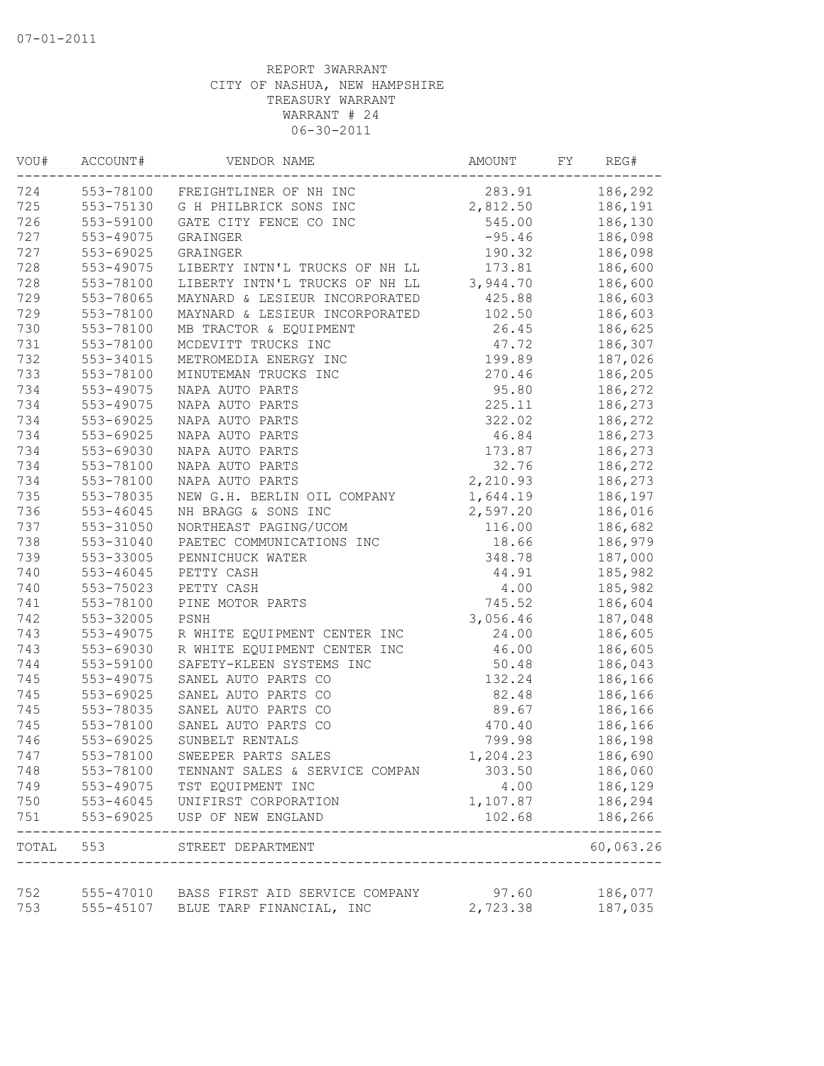07-01-2011

REPORT 3WARRANT
CITY OF NASHUA, NEW HAMPSHIRE
TREASURY WARRANT
WARRANT # 24
06-30-2011

| VOU# | ACCOUNT# | VENDOR NAME | AMOUNT | FY | REG# |
|---|---|---|---|---|---|
| 724 | 553-78100 | FREIGHTLINER OF NH INC | 283.91 | | 186,292 |
| 725 | 553-75130 | G H PHILBRICK SONS INC | 2,812.50 | | 186,191 |
| 726 | 553-59100 | GATE CITY FENCE CO INC | 545.00 | | 186,130 |
| 727 | 553-49075 | GRAINGER | -95.46 | | 186,098 |
| 727 | 553-69025 | GRAINGER | 190.32 | | 186,098 |
| 728 | 553-49075 | LIBERTY INTN'L TRUCKS OF NH LL | 173.81 | | 186,600 |
| 728 | 553-78100 | LIBERTY INTN'L TRUCKS OF NH LL | 3,944.70 | | 186,600 |
| 729 | 553-78065 | MAYNARD & LESIEUR INCORPORATED | 425.88 | | 186,603 |
| 729 | 553-78100 | MAYNARD & LESIEUR INCORPORATED | 102.50 | | 186,603 |
| 730 | 553-78100 | MB TRACTOR & EQUIPMENT | 26.45 | | 186,625 |
| 731 | 553-78100 | MCDEVITT TRUCKS INC | 47.72 | | 186,307 |
| 732 | 553-34015 | METROMEDIA ENERGY INC | 199.89 | | 187,026 |
| 733 | 553-78100 | MINUTEMAN TRUCKS INC | 270.46 | | 186,205 |
| 734 | 553-49075 | NAPA AUTO PARTS | 95.80 | | 186,272 |
| 734 | 553-49075 | NAPA AUTO PARTS | 225.11 | | 186,273 |
| 734 | 553-69025 | NAPA AUTO PARTS | 322.02 | | 186,272 |
| 734 | 553-69025 | NAPA AUTO PARTS | 46.84 | | 186,273 |
| 734 | 553-69030 | NAPA AUTO PARTS | 173.87 | | 186,273 |
| 734 | 553-78100 | NAPA AUTO PARTS | 32.76 | | 186,272 |
| 734 | 553-78100 | NAPA AUTO PARTS | 2,210.93 | | 186,273 |
| 735 | 553-78035 | NEW G.H. BERLIN OIL COMPANY | 1,644.19 | | 186,197 |
| 736 | 553-46045 | NH BRAGG & SONS INC | 2,597.20 | | 186,016 |
| 737 | 553-31050 | NORTHEAST PAGING/UCOM | 116.00 | | 186,682 |
| 738 | 553-31040 | PAETEC COMMUNICATIONS INC | 18.66 | | 186,979 |
| 739 | 553-33005 | PENNICHUCK WATER | 348.78 | | 187,000 |
| 740 | 553-46045 | PETTY CASH | 44.91 | | 185,982 |
| 740 | 553-75023 | PETTY CASH | 4.00 | | 185,982 |
| 741 | 553-78100 | PINE MOTOR PARTS | 745.52 | | 186,604 |
| 742 | 553-32005 | PSNH | 3,056.46 | | 187,048 |
| 743 | 553-49075 | R WHITE EQUIPMENT CENTER INC | 24.00 | | 186,605 |
| 743 | 553-69030 | R WHITE EQUIPMENT CENTER INC | 46.00 | | 186,605 |
| 744 | 553-59100 | SAFETY-KLEEN SYSTEMS INC | 50.48 | | 186,043 |
| 745 | 553-49075 | SANEL AUTO PARTS CO | 132.24 | | 186,166 |
| 745 | 553-69025 | SANEL AUTO PARTS CO | 82.48 | | 186,166 |
| 745 | 553-78035 | SANEL AUTO PARTS CO | 89.67 | | 186,166 |
| 745 | 553-78100 | SANEL AUTO PARTS CO | 470.40 | | 186,166 |
| 746 | 553-69025 | SUNBELT RENTALS | 799.98 | | 186,198 |
| 747 | 553-78100 | SWEEPER PARTS SALES | 1,204.23 | | 186,690 |
| 748 | 553-78100 | TENNANT SALES & SERVICE COMPAN | 303.50 | | 186,060 |
| 749 | 553-49075 | TST EQUIPMENT INC | 4.00 | | 186,129 |
| 750 | 553-46045 | UNIFIRST CORPORATION | 1,107.87 | | 186,294 |
| 751 | 553-69025 | USP OF NEW ENGLAND | 102.68 | | 186,266 |
| TOTAL | 553 | STREET DEPARTMENT | | | 60,063.26 |
| 752 | 555-47010 | BASS FIRST AID SERVICE COMPANY | 97.60 | | 186,077 |
| 753 | 555-45107 | BLUE TARP FINANCIAL, INC | 2,723.38 | | 187,035 |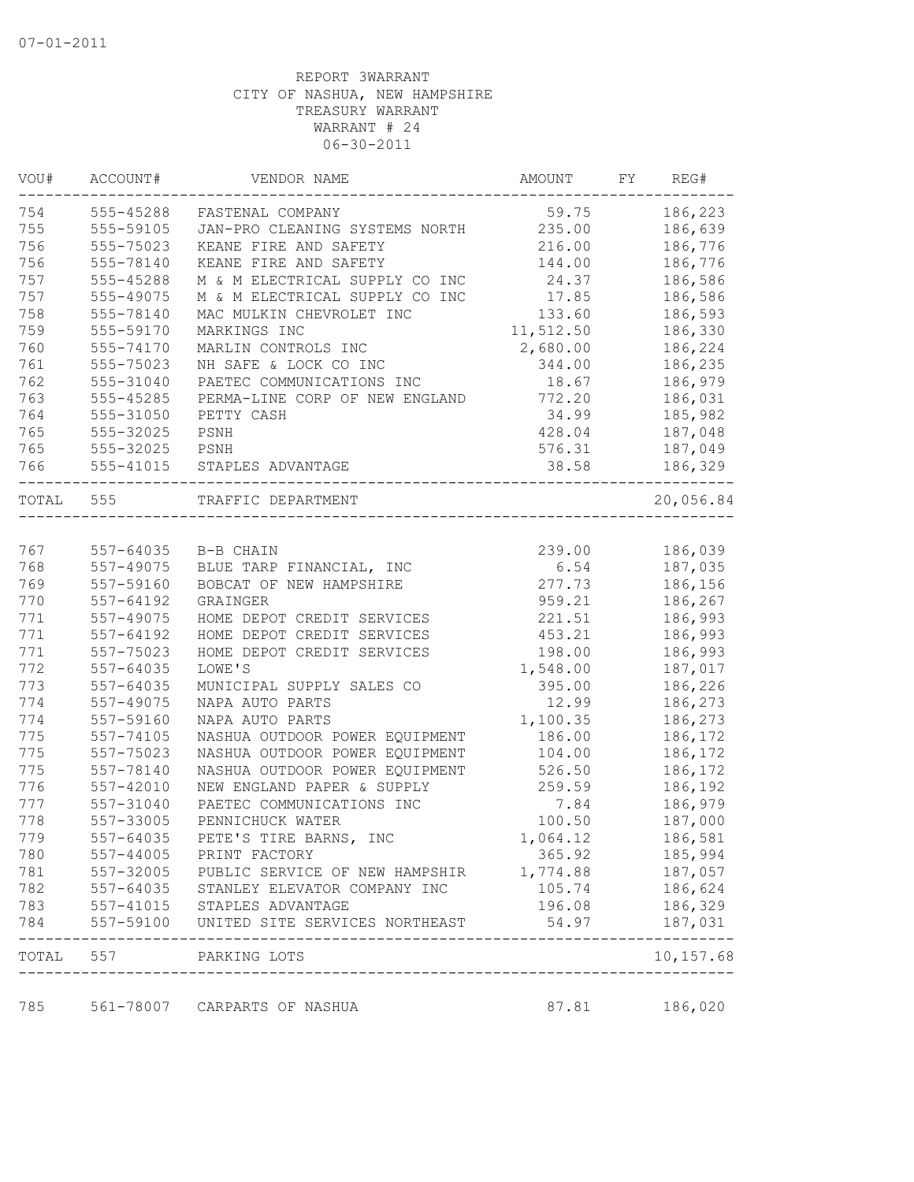07-01-2011

REPORT 3WARRANT
CITY OF NASHUA, NEW HAMPSHIRE
TREASURY WARRANT
WARRANT # 24
06-30-2011

| VOU# | ACCOUNT# | VENDOR NAME | AMOUNT | FY | REG# |
|---|---|---|---|---|---|
| 754 | 555-45288 | FASTENAL COMPANY | 59.75 | | 186,223 |
| 755 | 555-59105 | JAN-PRO CLEANING SYSTEMS NORTH | 235.00 | | 186,639 |
| 756 | 555-75023 | KEANE FIRE AND SAFETY | 216.00 | | 186,776 |
| 756 | 555-78140 | KEANE FIRE AND SAFETY | 144.00 | | 186,776 |
| 757 | 555-45288 | M & M ELECTRICAL SUPPLY CO INC | 24.37 | | 186,586 |
| 757 | 555-49075 | M & M ELECTRICAL SUPPLY CO INC | 17.85 | | 186,586 |
| 758 | 555-78140 | MAC MULKIN CHEVROLET INC | 133.60 | | 186,593 |
| 759 | 555-59170 | MARKINGS INC | 11,512.50 | | 186,330 |
| 760 | 555-74170 | MARLIN CONTROLS INC | 2,680.00 | | 186,224 |
| 761 | 555-75023 | NH SAFE & LOCK CO INC | 344.00 | | 186,235 |
| 762 | 555-31040 | PAETEC COMMUNICATIONS INC | 18.67 | | 186,979 |
| 763 | 555-45285 | PERMA-LINE CORP OF NEW ENGLAND | 772.20 | | 186,031 |
| 764 | 555-31050 | PETTY CASH | 34.99 | | 185,982 |
| 765 | 555-32025 | PSNH | 428.04 | | 187,048 |
| 765 | 555-32025 | PSNH | 576.31 | | 187,049 |
| 766 | 555-41015 | STAPLES ADVANTAGE | 38.58 | | 186,329 |
| TOTAL | 555 | TRAFFIC DEPARTMENT | | | 20,056.84 |
| 767 | 557-64035 | B-B CHAIN | 239.00 | | 186,039 |
| 768 | 557-49075 | BLUE TARP FINANCIAL, INC | 6.54 | | 187,035 |
| 769 | 557-59160 | BOBCAT OF NEW HAMPSHIRE | 277.73 | | 186,156 |
| 770 | 557-64192 | GRAINGER | 959.21 | | 186,267 |
| 771 | 557-49075 | HOME DEPOT CREDIT SERVICES | 221.51 | | 186,993 |
| 771 | 557-64192 | HOME DEPOT CREDIT SERVICES | 453.21 | | 186,993 |
| 771 | 557-75023 | HOME DEPOT CREDIT SERVICES | 198.00 | | 186,993 |
| 772 | 557-64035 | LOWE'S | 1,548.00 | | 187,017 |
| 773 | 557-64035 | MUNICIPAL SUPPLY SALES CO | 395.00 | | 186,226 |
| 774 | 557-49075 | NAPA AUTO PARTS | 12.99 | | 186,273 |
| 774 | 557-59160 | NAPA AUTO PARTS | 1,100.35 | | 186,273 |
| 775 | 557-74105 | NASHUA OUTDOOR POWER EQUIPMENT | 186.00 | | 186,172 |
| 775 | 557-75023 | NASHUA OUTDOOR POWER EQUIPMENT | 104.00 | | 186,172 |
| 775 | 557-78140 | NASHUA OUTDOOR POWER EQUIPMENT | 526.50 | | 186,172 |
| 776 | 557-42010 | NEW ENGLAND PAPER & SUPPLY | 259.59 | | 186,192 |
| 777 | 557-31040 | PAETEC COMMUNICATIONS INC | 7.84 | | 186,979 |
| 778 | 557-33005 | PENNICHUCK WATER | 100.50 | | 187,000 |
| 779 | 557-64035 | PETE'S TIRE BARNS, INC | 1,064.12 | | 186,581 |
| 780 | 557-44005 | PRINT FACTORY | 365.92 | | 185,994 |
| 781 | 557-32005 | PUBLIC SERVICE OF NEW HAMPSHIR | 1,774.88 | | 187,057 |
| 782 | 557-64035 | STANLEY ELEVATOR COMPANY INC | 105.74 | | 186,624 |
| 783 | 557-41015 | STAPLES ADVANTAGE | 196.08 | | 186,329 |
| 784 | 557-59100 | UNITED SITE SERVICES NORTHEAST | 54.97 | | 187,031 |
| TOTAL | 557 | PARKING LOTS | | | 10,157.68 |
| 785 | 561-78007 | CARPARTS OF NASHUA | 87.81 | | 186,020 |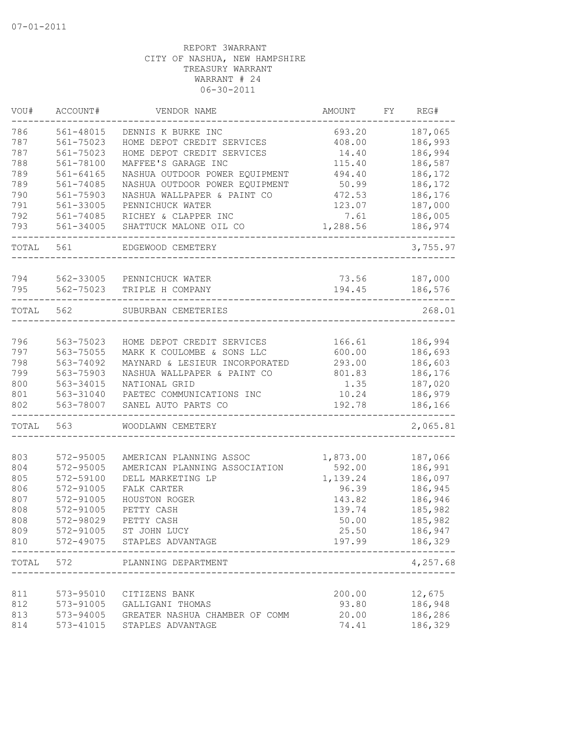07-01-2011

REPORT 3WARRANT
CITY OF NASHUA, NEW HAMPSHIRE
TREASURY WARRANT
WARRANT # 24
06-30-2011

| VOU# | ACCOUNT# | VENDOR NAME | AMOUNT | FY | REG# |
|---|---|---|---|---|---|
| 786 | 561-48015 | DENNIS K BURKE INC | 693.20 | | 187,065 |
| 787 | 561-75023 | HOME DEPOT CREDIT SERVICES | 408.00 | | 186,993 |
| 787 | 561-75023 | HOME DEPOT CREDIT SERVICES | 14.40 | | 186,994 |
| 788 | 561-78100 | MAFFEE'S GARAGE INC | 115.40 | | 186,587 |
| 789 | 561-64165 | NASHUA OUTDOOR POWER EQUIPMENT | 494.40 | | 186,172 |
| 789 | 561-74085 | NASHUA OUTDOOR POWER EQUIPMENT | 50.99 | | 186,172 |
| 790 | 561-75903 | NASHUA WALLPAPER & PAINT CO | 472.53 | | 186,176 |
| 791 | 561-33005 | PENNICHUCK WATER | 123.07 | | 187,000 |
| 792 | 561-74085 | RICHEY & CLAPPER INC | 7.61 | | 186,005 |
| 793 | 561-34005 | SHATTUCK MALONE OIL CO | 1,288.56 | | 186,974 |
| TOTAL | 561 | EDGEWOOD CEMETERY | | | 3,755.97 |
| 794 | 562-33005 | PENNICHUCK WATER | 73.56 | | 187,000 |
| 795 | 562-75023 | TRIPLE H COMPANY | 194.45 | | 186,576 |
| TOTAL | 562 | SUBURBAN CEMETERIES | | | 268.01 |
| 796 | 563-75023 | HOME DEPOT CREDIT SERVICES | 166.61 | | 186,994 |
| 797 | 563-75055 | MARK K COULOMBE & SONS LLC | 600.00 | | 186,693 |
| 798 | 563-74092 | MAYNARD & LESIEUR INCORPORATED | 293.00 | | 186,603 |
| 799 | 563-75903 | NASHUA WALLPAPER & PAINT CO | 801.83 | | 186,176 |
| 800 | 563-34015 | NATIONAL GRID | 1.35 | | 187,020 |
| 801 | 563-31040 | PAETEC COMMUNICATIONS INC | 10.24 | | 186,979 |
| 802 | 563-78007 | SANEL AUTO PARTS CO | 192.78 | | 186,166 |
| TOTAL | 563 | WOODLAWN CEMETERY | | | 2,065.81 |
| 803 | 572-95005 | AMERICAN PLANNING ASSOC | 1,873.00 | | 187,066 |
| 804 | 572-95005 | AMERICAN PLANNING ASSOCIATION | 592.00 | | 186,991 |
| 805 | 572-59100 | DELL MARKETING LP | 1,139.24 | | 186,097 |
| 806 | 572-91005 | FALK CARTER | 96.39 | | 186,945 |
| 807 | 572-91005 | HOUSTON ROGER | 143.82 | | 186,946 |
| 808 | 572-91005 | PETTY CASH | 139.74 | | 185,982 |
| 808 | 572-98029 | PETTY CASH | 50.00 | | 185,982 |
| 809 | 572-91005 | ST JOHN LUCY | 25.50 | | 186,947 |
| 810 | 572-49075 | STAPLES ADVANTAGE | 197.99 | | 186,329 |
| TOTAL | 572 | PLANNING DEPARTMENT | | | 4,257.68 |
| 811 | 573-95010 | CITIZENS BANK | 200.00 | | 12,675 |
| 812 | 573-91005 | GALLIGANI THOMAS | 93.80 | | 186,948 |
| 813 | 573-94005 | GREATER NASHUA CHAMBER OF COMM | 20.00 | | 186,286 |
| 814 | 573-41015 | STAPLES ADVANTAGE | 74.41 | | 186,329 |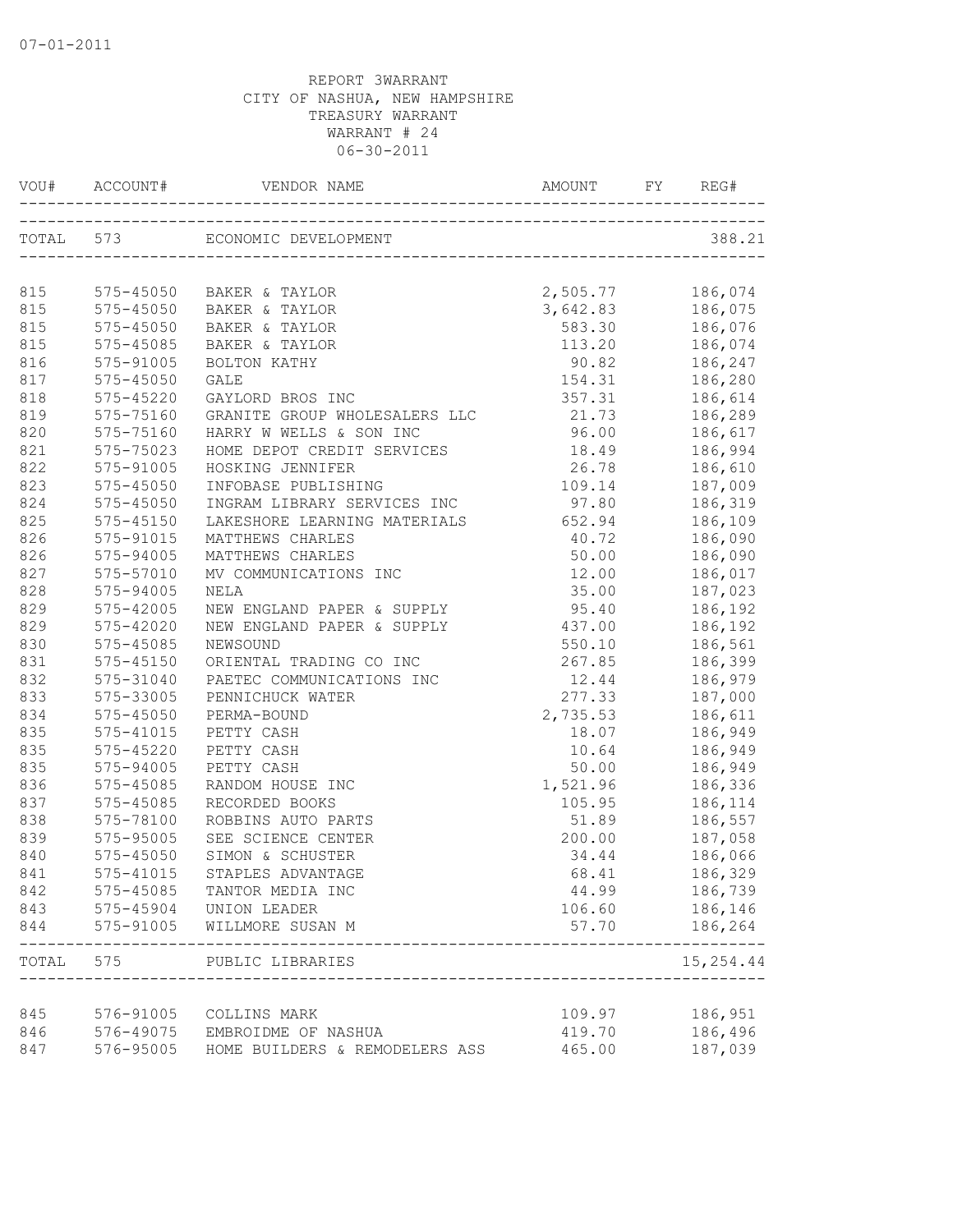07-01-2011

REPORT 3WARRANT
CITY OF NASHUA, NEW HAMPSHIRE
TREASURY WARRANT
WARRANT # 24
06-30-2011

| VOU# | ACCOUNT# | VENDOR NAME | AMOUNT | FY | REG# |
|---|---|---|---|---|---|
| TOTAL | 573 | ECONOMIC DEVELOPMENT | | | 388.21 |
| 815 | 575-45050 | BAKER & TAYLOR | 2,505.77 | | 186,074 |
| 815 | 575-45050 | BAKER & TAYLOR | 3,642.83 | | 186,075 |
| 815 | 575-45050 | BAKER & TAYLOR | 583.30 | | 186,076 |
| 815 | 575-45085 | BAKER & TAYLOR | 113.20 | | 186,074 |
| 816 | 575-91005 | BOLTON KATHY | 90.82 | | 186,247 |
| 817 | 575-45050 | GALE | 154.31 | | 186,280 |
| 818 | 575-45220 | GAYLORD BROS INC | 357.31 | | 186,614 |
| 819 | 575-75160 | GRANITE GROUP WHOLESALERS LLC | 21.73 | | 186,289 |
| 820 | 575-75160 | HARRY W WELLS & SON INC | 96.00 | | 186,617 |
| 821 | 575-75023 | HOME DEPOT CREDIT SERVICES | 18.49 | | 186,994 |
| 822 | 575-91005 | HOSKING JENNIFER | 26.78 | | 186,610 |
| 823 | 575-45050 | INFOBASE PUBLISHING | 109.14 | | 187,009 |
| 824 | 575-45050 | INGRAM LIBRARY SERVICES INC | 97.80 | | 186,319 |
| 825 | 575-45150 | LAKESHORE LEARNING MATERIALS | 652.94 | | 186,109 |
| 826 | 575-91015 | MATTHEWS CHARLES | 40.72 | | 186,090 |
| 826 | 575-94005 | MATTHEWS CHARLES | 50.00 | | 186,090 |
| 827 | 575-57010 | MV COMMUNICATIONS INC | 12.00 | | 186,017 |
| 828 | 575-94005 | NELA | 35.00 | | 187,023 |
| 829 | 575-42005 | NEW ENGLAND PAPER & SUPPLY | 95.40 | | 186,192 |
| 829 | 575-42020 | NEW ENGLAND PAPER & SUPPLY | 437.00 | | 186,192 |
| 830 | 575-45085 | NEWSOUND | 550.10 | | 186,561 |
| 831 | 575-45150 | ORIENTAL TRADING CO INC | 267.85 | | 186,399 |
| 832 | 575-31040 | PAETEC COMMUNICATIONS INC | 12.44 | | 186,979 |
| 833 | 575-33005 | PENNICHUCK WATER | 277.33 | | 187,000 |
| 834 | 575-45050 | PERMA-BOUND | 2,735.53 | | 186,611 |
| 835 | 575-41015 | PETTY CASH | 18.07 | | 186,949 |
| 835 | 575-45220 | PETTY CASH | 10.64 | | 186,949 |
| 835 | 575-94005 | PETTY CASH | 50.00 | | 186,949 |
| 836 | 575-45085 | RANDOM HOUSE INC | 1,521.96 | | 186,336 |
| 837 | 575-45085 | RECORDED BOOKS | 105.95 | | 186,114 |
| 838 | 575-78100 | ROBBINS AUTO PARTS | 51.89 | | 186,557 |
| 839 | 575-95005 | SEE SCIENCE CENTER | 200.00 | | 187,058 |
| 840 | 575-45050 | SIMON & SCHUSTER | 34.44 | | 186,066 |
| 841 | 575-41015 | STAPLES ADVANTAGE | 68.41 | | 186,329 |
| 842 | 575-45085 | TANTOR MEDIA INC | 44.99 | | 186,739 |
| 843 | 575-45904 | UNION LEADER | 106.60 | | 186,146 |
| 844 | 575-91005 | WILLMORE SUSAN M | 57.70 | | 186,264 |
| TOTAL | 575 | PUBLIC LIBRARIES | | | 15,254.44 |
| 845 | 576-91005 | COLLINS MARK | 109.97 | | 186,951 |
| 846 | 576-49075 | EMBROIDME OF NASHUA | 419.70 | | 186,496 |
| 847 | 576-95005 | HOME BUILDERS & REMODELERS ASS | 465.00 | | 187,039 |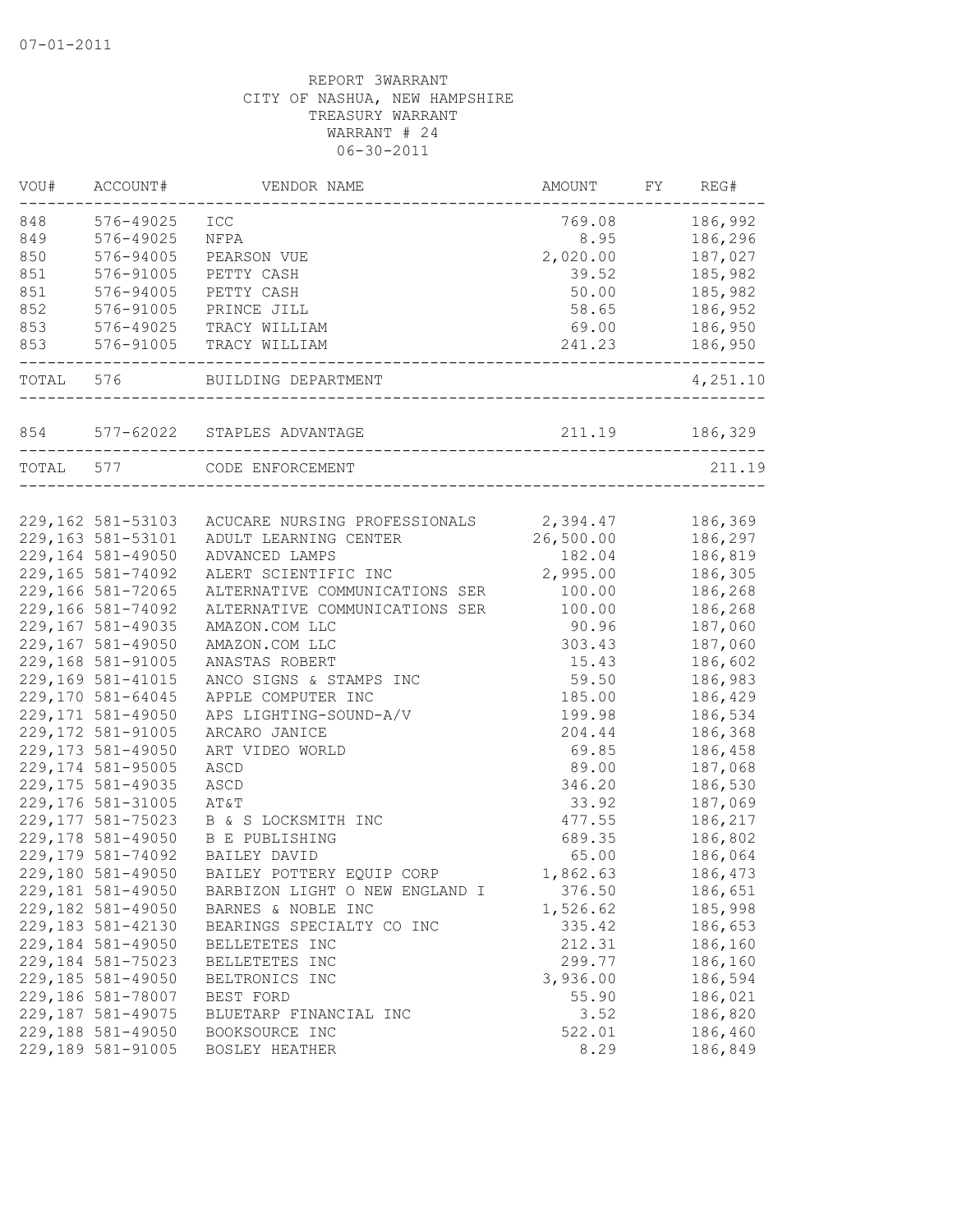07-01-2011

REPORT 3WARRANT
CITY OF NASHUA, NEW HAMPSHIRE
TREASURY WARRANT
WARRANT # 24
06-30-2011

| VOU# | ACCOUNT# | VENDOR NAME | AMOUNT | FY | REG# |
|---|---|---|---|---|---|
| 848 | 576-49025 | ICC | 769.08 | | 186,992 |
| 849 | 576-49025 | NFPA | 8.95 | | 186,296 |
| 850 | 576-94005 | PEARSON VUE | 2,020.00 | | 187,027 |
| 851 | 576-91005 | PETTY CASH | 39.52 | | 185,982 |
| 851 | 576-94005 | PETTY CASH | 50.00 | | 185,982 |
| 852 | 576-91005 | PRINCE JILL | 58.65 | | 186,952 |
| 853 | 576-49025 | TRACY WILLIAM | 69.00 | | 186,950 |
| 853 | 576-91005 | TRACY WILLIAM | 241.23 | | 186,950 |
| TOTAL | 576 | BUILDING DEPARTMENT | | | 4,251.10 |
| 854 | 577-62022 | STAPLES ADVANTAGE | 211.19 | | 186,329 |
| TOTAL | 577 | CODE ENFORCEMENT | | | 211.19 |
| 229,162 | 581-53103 | ACUCARE NURSING PROFESSIONALS | 2,394.47 | | 186,369 |
| 229,163 | 581-53101 | ADULT LEARNING CENTER | 26,500.00 | | 186,297 |
| 229,164 | 581-49050 | ADVANCED LAMPS | 182.04 | | 186,819 |
| 229,165 | 581-74092 | ALERT SCIENTIFIC INC | 2,995.00 | | 186,305 |
| 229,166 | 581-72065 | ALTERNATIVE COMMUNICATIONS SER | 100.00 | | 186,268 |
| 229,166 | 581-74092 | ALTERNATIVE COMMUNICATIONS SER | 100.00 | | 186,268 |
| 229,167 | 581-49035 | AMAZON.COM LLC | 90.96 | | 187,060 |
| 229,167 | 581-49050 | AMAZON.COM LLC | 303.43 | | 187,060 |
| 229,168 | 581-91005 | ANASTAS ROBERT | 15.43 | | 186,602 |
| 229,169 | 581-41015 | ANCO SIGNS & STAMPS INC | 59.50 | | 186,983 |
| 229,170 | 581-64045 | APPLE COMPUTER INC | 185.00 | | 186,429 |
| 229,171 | 581-49050 | APS LIGHTING-SOUND-A/V | 199.98 | | 186,534 |
| 229,172 | 581-91005 | ARCARO JANICE | 204.44 | | 186,368 |
| 229,173 | 581-49050 | ART VIDEO WORLD | 69.85 | | 186,458 |
| 229,174 | 581-95005 | ASCD | 89.00 | | 187,068 |
| 229,175 | 581-49035 | ASCD | 346.20 | | 186,530 |
| 229,176 | 581-31005 | AT&T | 33.92 | | 187,069 |
| 229,177 | 581-75023 | B & S LOCKSMITH INC | 477.55 | | 186,217 |
| 229,178 | 581-49050 | B E PUBLISHING | 689.35 | | 186,802 |
| 229,179 | 581-74092 | BAILEY DAVID | 65.00 | | 186,064 |
| 229,180 | 581-49050 | BAILEY POTTERY EQUIP CORP | 1,862.63 | | 186,473 |
| 229,181 | 581-49050 | BARBIZON LIGHT O NEW ENGLAND I | 376.50 | | 186,651 |
| 229,182 | 581-49050 | BARNES & NOBLE INC | 1,526.62 | | 185,998 |
| 229,183 | 581-42130 | BEARINGS SPECIALTY CO INC | 335.42 | | 186,653 |
| 229,184 | 581-49050 | BELLETETES INC | 212.31 | | 186,160 |
| 229,184 | 581-75023 | BELLETETES INC | 299.77 | | 186,160 |
| 229,185 | 581-49050 | BELTRONICS INC | 3,936.00 | | 186,594 |
| 229,186 | 581-78007 | BEST FORD | 55.90 | | 186,021 |
| 229,187 | 581-49075 | BLUETARP FINANCIAL INC | 3.52 | | 186,820 |
| 229,188 | 581-49050 | BOOKSOURCE INC | 522.01 | | 186,460 |
| 229,189 | 581-91005 | BOSLEY HEATHER | 8.29 | | 186,849 |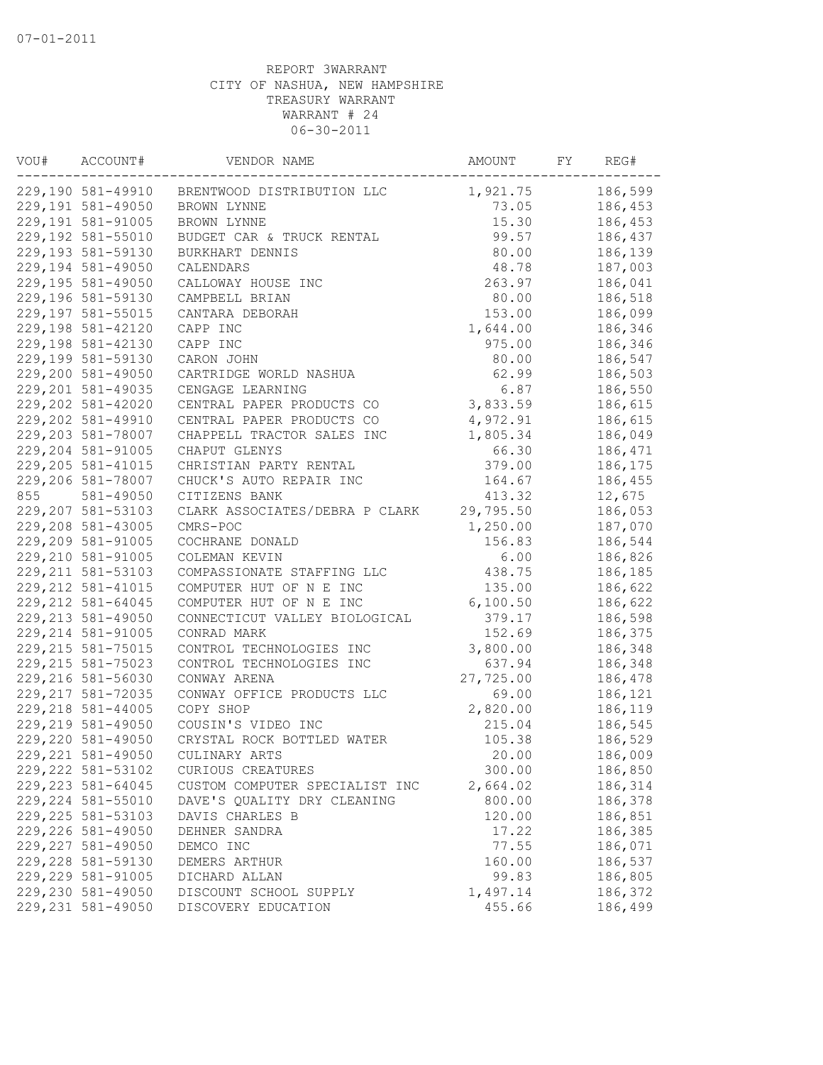07-01-2011

REPORT 3WARRANT
CITY OF NASHUA, NEW HAMPSHIRE
TREASURY WARRANT
WARRANT # 24
06-30-2011

| VOU# | ACCOUNT# | VENDOR NAME | AMOUNT | FY | REG# |
|---|---|---|---|---|---|
| 229,190 | 581-49910 | BRENTWOOD DISTRIBUTION LLC | 1,921.75 | | 186,599 |
| 229,191 | 581-49050 | BROWN LYNNE | 73.05 | | 186,453 |
| 229,191 | 581-91005 | BROWN LYNNE | 15.30 | | 186,453 |
| 229,192 | 581-55010 | BUDGET CAR & TRUCK RENTAL | 99.57 | | 186,437 |
| 229,193 | 581-59130 | BURKHART DENNIS | 80.00 | | 186,139 |
| 229,194 | 581-49050 | CALENDARS | 48.78 | | 187,003 |
| 229,195 | 581-49050 | CALLOWAY HOUSE INC | 263.97 | | 186,041 |
| 229,196 | 581-59130 | CAMPBELL BRIAN | 80.00 | | 186,518 |
| 229,197 | 581-55015 | CANTARA DEBORAH | 153.00 | | 186,099 |
| 229,198 | 581-42120 | CAPP INC | 1,644.00 | | 186,346 |
| 229,198 | 581-42130 | CAPP INC | 975.00 | | 186,346 |
| 229,199 | 581-59130 | CARON JOHN | 80.00 | | 186,547 |
| 229,200 | 581-49050 | CARTRIDGE WORLD NASHUA | 62.99 | | 186,503 |
| 229,201 | 581-49035 | CENGAGE LEARNING | 6.87 | | 186,550 |
| 229,202 | 581-42020 | CENTRAL PAPER PRODUCTS CO | 3,833.59 | | 186,615 |
| 229,202 | 581-49910 | CENTRAL PAPER PRODUCTS CO | 4,972.91 | | 186,615 |
| 229,203 | 581-78007 | CHAPPELL TRACTOR SALES INC | 1,805.34 | | 186,049 |
| 229,204 | 581-91005 | CHAPUT GLENYS | 66.30 | | 186,471 |
| 229,205 | 581-41015 | CHRISTIAN PARTY RENTAL | 379.00 | | 186,175 |
| 229,206 | 581-78007 | CHUCK'S AUTO REPAIR INC | 164.67 | | 186,455 |
| 855 | 581-49050 | CITIZENS BANK | 413.32 | | 12,675 |
| 229,207 | 581-53103 | CLARK ASSOCIATES/DEBRA P CLARK | 29,795.50 | | 186,053 |
| 229,208 | 581-43005 | CMRS-POC | 1,250.00 | | 187,070 |
| 229,209 | 581-91005 | COCHRANE DONALD | 156.83 | | 186,544 |
| 229,210 | 581-91005 | COLEMAN KEVIN | 6.00 | | 186,826 |
| 229,211 | 581-53103 | COMPASSIONATE STAFFING LLC | 438.75 | | 186,185 |
| 229,212 | 581-41015 | COMPUTER HUT OF N E INC | 135.00 | | 186,622 |
| 229,212 | 581-64045 | COMPUTER HUT OF N E INC | 6,100.50 | | 186,622 |
| 229,213 | 581-49050 | CONNECTICUT VALLEY BIOLOGICAL | 379.17 | | 186,598 |
| 229,214 | 581-91005 | CONRAD MARK | 152.69 | | 186,375 |
| 229,215 | 581-75015 | CONTROL TECHNOLOGIES INC | 3,800.00 | | 186,348 |
| 229,215 | 581-75023 | CONTROL TECHNOLOGIES INC | 637.94 | | 186,348 |
| 229,216 | 581-56030 | CONWAY ARENA | 27,725.00 | | 186,478 |
| 229,217 | 581-72035 | CONWAY OFFICE PRODUCTS LLC | 69.00 | | 186,121 |
| 229,218 | 581-44005 | COPY SHOP | 2,820.00 | | 186,119 |
| 229,219 | 581-49050 | COUSIN'S VIDEO INC | 215.04 | | 186,545 |
| 229,220 | 581-49050 | CRYSTAL ROCK BOTTLED WATER | 105.38 | | 186,529 |
| 229,221 | 581-49050 | CULINARY ARTS | 20.00 | | 186,009 |
| 229,222 | 581-53102 | CURIOUS CREATURES | 300.00 | | 186,850 |
| 229,223 | 581-64045 | CUSTOM COMPUTER SPECIALIST INC | 2,664.02 | | 186,314 |
| 229,224 | 581-55010 | DAVE'S QUALITY DRY CLEANING | 800.00 | | 186,378 |
| 229,225 | 581-53103 | DAVIS CHARLES B | 120.00 | | 186,851 |
| 229,226 | 581-49050 | DEHNER SANDRA | 17.22 | | 186,385 |
| 229,227 | 581-49050 | DEMCO INC | 77.55 | | 186,071 |
| 229,228 | 581-59130 | DEMERS ARTHUR | 160.00 | | 186,537 |
| 229,229 | 581-91005 | DICHARD ALLAN | 99.83 | | 186,805 |
| 229,230 | 581-49050 | DISCOUNT SCHOOL SUPPLY | 1,497.14 | | 186,372 |
| 229,231 | 581-49050 | DISCOVERY EDUCATION | 455.66 | | 186,499 |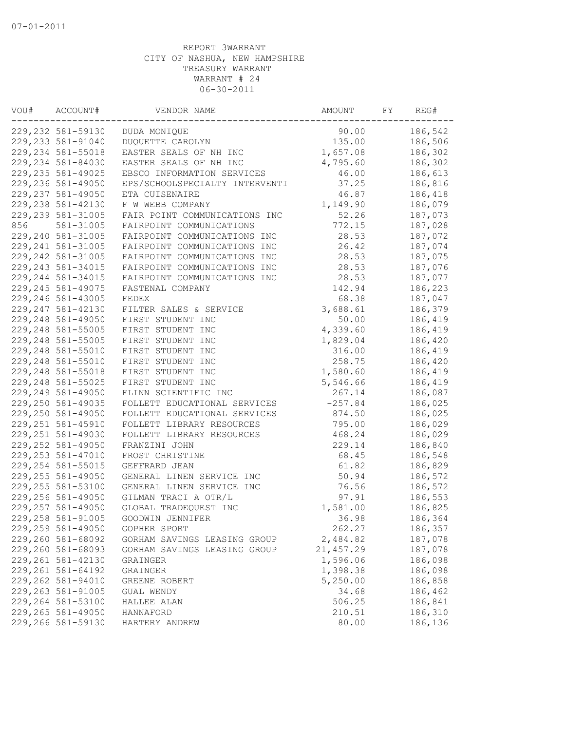07-01-2011

REPORT 3WARRANT
CITY OF NASHUA, NEW HAMPSHIRE
TREASURY WARRANT
WARRANT # 24
06-30-2011

| VOU# | ACCOUNT# | VENDOR NAME | AMOUNT | FY | REG# |
|---|---|---|---|---|---|
| 229,232 | 581-59130 | DUDA MONIQUE | 90.00 | | 186,542 |
| 229,233 | 581-91040 | DUQUETTE CAROLYN | 135.00 | | 186,506 |
| 229,234 | 581-55018 | EASTER SEALS OF NH INC | 1,657.08 | | 186,302 |
| 229,234 | 581-84030 | EASTER SEALS OF NH INC | 4,795.60 | | 186,302 |
| 229,235 | 581-49025 | EBSCO INFORMATION SERVICES | 46.00 | | 186,613 |
| 229,236 | 581-49050 | EPS/SCHOOLSPECIALTY INTERVENTI | 37.25 | | 186,816 |
| 229,237 | 581-49050 | ETA CUISENAIRE | 46.87 | | 186,418 |
| 229,238 | 581-42130 | F W WEBB COMPANY | 1,149.90 | | 186,079 |
| 229,239 | 581-31005 | FAIR POINT COMMUNICATIONS INC | 52.26 | | 187,073 |
| 856 | 581-31005 | FAIRPOINT COMMUNICATIONS | 772.15 | | 187,028 |
| 229,240 | 581-31005 | FAIRPOINT COMMUNICATIONS INC | 28.53 | | 187,072 |
| 229,241 | 581-31005 | FAIRPOINT COMMUNICATIONS INC | 26.42 | | 187,074 |
| 229,242 | 581-31005 | FAIRPOINT COMMUNICATIONS INC | 28.53 | | 187,075 |
| 229,243 | 581-34015 | FAIRPOINT COMMUNICATIONS INC | 28.53 | | 187,076 |
| 229,244 | 581-34015 | FAIRPOINT COMMUNICATIONS INC | 28.53 | | 187,077 |
| 229,245 | 581-49075 | FASTENAL COMPANY | 142.94 | | 186,223 |
| 229,246 | 581-43005 | FEDEX | 68.38 | | 187,047 |
| 229,247 | 581-42130 | FILTER SALES & SERVICE | 3,688.61 | | 186,379 |
| 229,248 | 581-49050 | FIRST STUDENT INC | 50.00 | | 186,419 |
| 229,248 | 581-55005 | FIRST STUDENT INC | 4,339.60 | | 186,419 |
| 229,248 | 581-55005 | FIRST STUDENT INC | 1,829.04 | | 186,420 |
| 229,248 | 581-55010 | FIRST STUDENT INC | 316.00 | | 186,419 |
| 229,248 | 581-55010 | FIRST STUDENT INC | 258.75 | | 186,420 |
| 229,248 | 581-55018 | FIRST STUDENT INC | 1,580.60 | | 186,419 |
| 229,248 | 581-55025 | FIRST STUDENT INC | 5,546.66 | | 186,419 |
| 229,249 | 581-49050 | FLINN SCIENTIFIC INC | 267.14 | | 186,087 |
| 229,250 | 581-49035 | FOLLETT EDUCATIONAL SERVICES | -257.84 | | 186,025 |
| 229,250 | 581-49050 | FOLLETT EDUCATIONAL SERVICES | 874.50 | | 186,025 |
| 229,251 | 581-45910 | FOLLETT LIBRARY RESOURCES | 795.00 | | 186,029 |
| 229,251 | 581-49030 | FOLLETT LIBRARY RESOURCES | 468.24 | | 186,029 |
| 229,252 | 581-49050 | FRANZINI JOHN | 229.14 | | 186,840 |
| 229,253 | 581-47010 | FROST CHRISTINE | 68.45 | | 186,548 |
| 229,254 | 581-55015 | GEFFRARD JEAN | 61.82 | | 186,829 |
| 229,255 | 581-49050 | GENERAL LINEN SERVICE INC | 50.94 | | 186,572 |
| 229,255 | 581-53100 | GENERAL LINEN SERVICE INC | 76.56 | | 186,572 |
| 229,256 | 581-49050 | GILMAN TRACI A OTR/L | 97.91 | | 186,553 |
| 229,257 | 581-49050 | GLOBAL TRADEQUEST INC | 1,581.00 | | 186,825 |
| 229,258 | 581-91005 | GOODWIN JENNIFER | 36.98 | | 186,364 |
| 229,259 | 581-49050 | GOPHER SPORT | 262.27 | | 186,357 |
| 229,260 | 581-68092 | GORHAM SAVINGS LEASING GROUP | 2,484.82 | | 187,078 |
| 229,260 | 581-68093 | GORHAM SAVINGS LEASING GROUP | 21,457.29 | | 187,078 |
| 229,261 | 581-42130 | GRAINGER | 1,596.06 | | 186,098 |
| 229,261 | 581-64192 | GRAINGER | 1,398.38 | | 186,098 |
| 229,262 | 581-94010 | GREENE ROBERT | 5,250.00 | | 186,858 |
| 229,263 | 581-91005 | GUAL WENDY | 34.68 | | 186,462 |
| 229,264 | 581-53100 | HALLEE ALAN | 506.25 | | 186,841 |
| 229,265 | 581-49050 | HANNAFORD | 210.51 | | 186,310 |
| 229,266 | 581-59130 | HARTERY ANDREW | 80.00 | | 186,136 |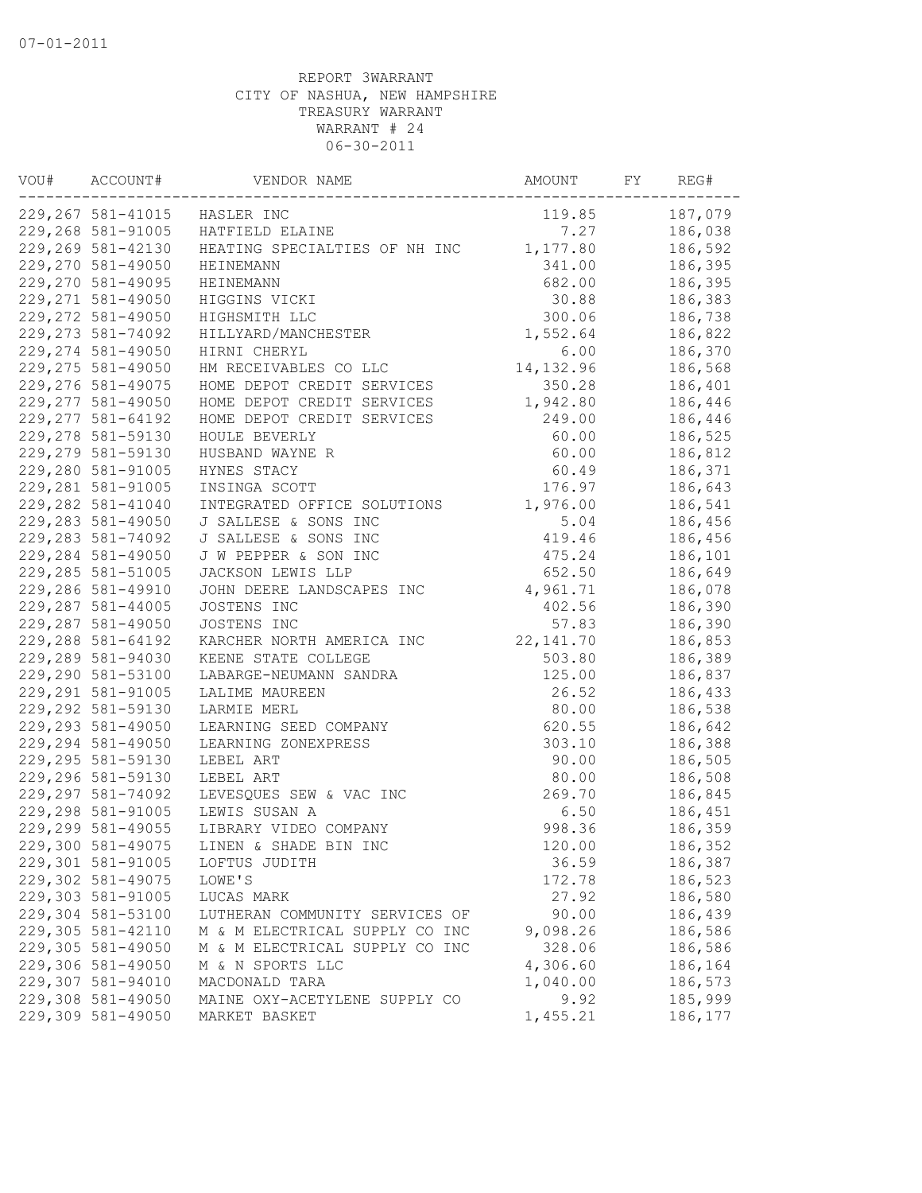07-01-2011

REPORT 3WARRANT
CITY OF NASHUA, NEW HAMPSHIRE
TREASURY WARRANT
WARRANT # 24
06-30-2011

| VOU# | ACCOUNT# | VENDOR NAME | AMOUNT | FY | REG# |
|---|---|---|---|---|---|
| 229,267 | 581-41015 | HASLER INC | 119.85 | | 187,079 |
| 229,268 | 581-91005 | HATFIELD ELAINE | 7.27 | | 186,038 |
| 229,269 | 581-42130 | HEATING SPECIALTIES OF NH INC | 1,177.80 | | 186,592 |
| 229,270 | 581-49050 | HEINEMANN | 341.00 | | 186,395 |
| 229,270 | 581-49095 | HEINEMANN | 682.00 | | 186,395 |
| 229,271 | 581-49050 | HIGGINS VICKI | 30.88 | | 186,383 |
| 229,272 | 581-49050 | HIGHSMITH LLC | 300.06 | | 186,738 |
| 229,273 | 581-74092 | HILLYARD/MANCHESTER | 1,552.64 | | 186,822 |
| 229,274 | 581-49050 | HIRNI CHERYL | 6.00 | | 186,370 |
| 229,275 | 581-49050 | HM RECEIVABLES CO LLC | 14,132.96 | | 186,568 |
| 229,276 | 581-49075 | HOME DEPOT CREDIT SERVICES | 350.28 | | 186,401 |
| 229,277 | 581-49050 | HOME DEPOT CREDIT SERVICES | 1,942.80 | | 186,446 |
| 229,277 | 581-64192 | HOME DEPOT CREDIT SERVICES | 249.00 | | 186,446 |
| 229,278 | 581-59130 | HOULE BEVERLY | 60.00 | | 186,525 |
| 229,279 | 581-59130 | HUSBAND WAYNE R | 60.00 | | 186,812 |
| 229,280 | 581-91005 | HYNES STACY | 60.49 | | 186,371 |
| 229,281 | 581-91005 | INSINGA SCOTT | 176.97 | | 186,643 |
| 229,282 | 581-41040 | INTEGRATED OFFICE SOLUTIONS | 1,976.00 | | 186,541 |
| 229,283 | 581-49050 | J SALLESE & SONS INC | 5.04 | | 186,456 |
| 229,283 | 581-74092 | J SALLESE & SONS INC | 419.46 | | 186,456 |
| 229,284 | 581-49050 | J W PEPPER & SON INC | 475.24 | | 186,101 |
| 229,285 | 581-51005 | JACKSON LEWIS LLP | 652.50 | | 186,649 |
| 229,286 | 581-49910 | JOHN DEERE LANDSCAPES INC | 4,961.71 | | 186,078 |
| 229,287 | 581-44005 | JOSTENS INC | 402.56 | | 186,390 |
| 229,287 | 581-49050 | JOSTENS INC | 57.83 | | 186,390 |
| 229,288 | 581-64192 | KARCHER NORTH AMERICA INC | 22,141.70 | | 186,853 |
| 229,289 | 581-94030 | KEENE STATE COLLEGE | 503.80 | | 186,389 |
| 229,290 | 581-53100 | LABARGE-NEUMANN SANDRA | 125.00 | | 186,837 |
| 229,291 | 581-91005 | LALIME MAUREEN | 26.52 | | 186,433 |
| 229,292 | 581-59130 | LARMIE MERL | 80.00 | | 186,538 |
| 229,293 | 581-49050 | LEARNING SEED COMPANY | 620.55 | | 186,642 |
| 229,294 | 581-49050 | LEARNING ZONEXPRESS | 303.10 | | 186,388 |
| 229,295 | 581-59130 | LEBEL ART | 90.00 | | 186,505 |
| 229,296 | 581-59130 | LEBEL ART | 80.00 | | 186,508 |
| 229,297 | 581-74092 | LEVESQUES SEW & VAC INC | 269.70 | | 186,845 |
| 229,298 | 581-91005 | LEWIS SUSAN A | 6.50 | | 186,451 |
| 229,299 | 581-49055 | LIBRARY VIDEO COMPANY | 998.36 | | 186,359 |
| 229,300 | 581-49075 | LINEN & SHADE BIN INC | 120.00 | | 186,352 |
| 229,301 | 581-91005 | LOFTUS JUDITH | 36.59 | | 186,387 |
| 229,302 | 581-49075 | LOWE'S | 172.78 | | 186,523 |
| 229,303 | 581-91005 | LUCAS MARK | 27.92 | | 186,580 |
| 229,304 | 581-53100 | LUTHERAN COMMUNITY SERVICES OF | 90.00 | | 186,439 |
| 229,305 | 581-42110 | M & M ELECTRICAL SUPPLY CO INC | 9,098.26 | | 186,586 |
| 229,305 | 581-49050 | M & M ELECTRICAL SUPPLY CO INC | 328.06 | | 186,586 |
| 229,306 | 581-49050 | M & N SPORTS LLC | 4,306.60 | | 186,164 |
| 229,307 | 581-94010 | MACDONALD TARA | 1,040.00 | | 186,573 |
| 229,308 | 581-49050 | MAINE OXY-ACETYLENE SUPPLY CO | 9.92 | | 185,999 |
| 229,309 | 581-49050 | MARKET BASKET | 1,455.21 | | 186,177 |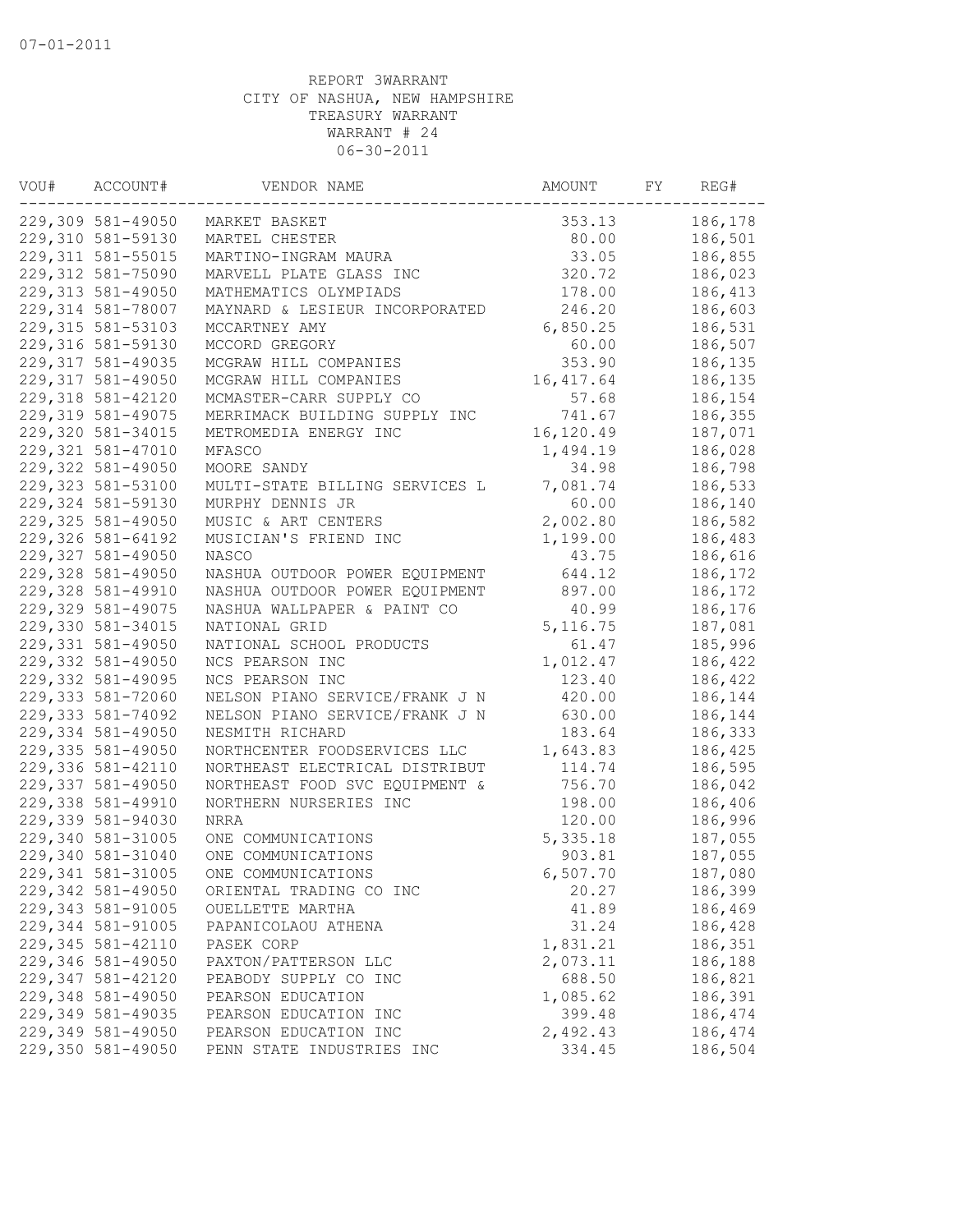07-01-2011

REPORT 3WARRANT
CITY OF NASHUA, NEW HAMPSHIRE
TREASURY WARRANT
WARRANT # 24
06-30-2011

| VOU# | ACCOUNT# | VENDOR NAME | AMOUNT | FY | REG# |
|---|---|---|---|---|---|
| 229,309 | 581-49050 | MARKET BASKET | 353.13 | | 186,178 |
| 229,310 | 581-59130 | MARTEL CHESTER | 80.00 | | 186,501 |
| 229,311 | 581-55015 | MARTINO-INGRAM MAURA | 33.05 | | 186,855 |
| 229,312 | 581-75090 | MARVELL PLATE GLASS INC | 320.72 | | 186,023 |
| 229,313 | 581-49050 | MATHEMATICS OLYMPIADS | 178.00 | | 186,413 |
| 229,314 | 581-78007 | MAYNARD & LESIEUR INCORPORATED | 246.20 | | 186,603 |
| 229,315 | 581-53103 | MCCARTNEY AMY | 6,850.25 | | 186,531 |
| 229,316 | 581-59130 | MCCORD GREGORY | 60.00 | | 186,507 |
| 229,317 | 581-49035 | MCGRAW HILL COMPANIES | 353.90 | | 186,135 |
| 229,317 | 581-49050 | MCGRAW HILL COMPANIES | 16,417.64 | | 186,135 |
| 229,318 | 581-42120 | MCMASTER-CARR SUPPLY CO | 57.68 | | 186,154 |
| 229,319 | 581-49075 | MERRIMACK BUILDING SUPPLY INC | 741.67 | | 186,355 |
| 229,320 | 581-34015 | METROMEDIA ENERGY INC | 16,120.49 | | 187,071 |
| 229,321 | 581-47010 | MFASCO | 1,494.19 | | 186,028 |
| 229,322 | 581-49050 | MOORE SANDY | 34.98 | | 186,798 |
| 229,323 | 581-53100 | MULTI-STATE BILLING SERVICES L | 7,081.74 | | 186,533 |
| 229,324 | 581-59130 | MURPHY DENNIS JR | 60.00 | | 186,140 |
| 229,325 | 581-49050 | MUSIC & ART CENTERS | 2,002.80 | | 186,582 |
| 229,326 | 581-64192 | MUSICIAN'S FRIEND INC | 1,199.00 | | 186,483 |
| 229,327 | 581-49050 | NASCO | 43.75 | | 186,616 |
| 229,328 | 581-49050 | NASHUA OUTDOOR POWER EQUIPMENT | 644.12 | | 186,172 |
| 229,328 | 581-49910 | NASHUA OUTDOOR POWER EQUIPMENT | 897.00 | | 186,172 |
| 229,329 | 581-49075 | NASHUA WALLPAPER & PAINT CO | 40.99 | | 186,176 |
| 229,330 | 581-34015 | NATIONAL GRID | 5,116.75 | | 187,081 |
| 229,331 | 581-49050 | NATIONAL SCHOOL PRODUCTS | 61.47 | | 185,996 |
| 229,332 | 581-49050 | NCS PEARSON INC | 1,012.47 | | 186,422 |
| 229,332 | 581-49095 | NCS PEARSON INC | 123.40 | | 186,422 |
| 229,333 | 581-72060 | NELSON PIANO SERVICE/FRANK J N | 420.00 | | 186,144 |
| 229,333 | 581-74092 | NELSON PIANO SERVICE/FRANK J N | 630.00 | | 186,144 |
| 229,334 | 581-49050 | NESMITH RICHARD | 183.64 | | 186,333 |
| 229,335 | 581-49050 | NORTHCENTER FOODSERVICES LLC | 1,643.83 | | 186,425 |
| 229,336 | 581-42110 | NORTHEAST ELECTRICAL DISTRIBUT | 114.74 | | 186,595 |
| 229,337 | 581-49050 | NORTHEAST FOOD SVC EQUIPMENT & | 756.70 | | 186,042 |
| 229,338 | 581-49910 | NORTHERN NURSERIES INC | 198.00 | | 186,406 |
| 229,339 | 581-94030 | NRRA | 120.00 | | 186,996 |
| 229,340 | 581-31005 | ONE COMMUNICATIONS | 5,335.18 | | 187,055 |
| 229,340 | 581-31040 | ONE COMMUNICATIONS | 903.81 | | 187,055 |
| 229,341 | 581-31005 | ONE COMMUNICATIONS | 6,507.70 | | 187,080 |
| 229,342 | 581-49050 | ORIENTAL TRADING CO INC | 20.27 | | 186,399 |
| 229,343 | 581-91005 | OUELLETTE MARTHA | 41.89 | | 186,469 |
| 229,344 | 581-91005 | PAPANICOLAOU ATHENA | 31.24 | | 186,428 |
| 229,345 | 581-42110 | PASEK CORP | 1,831.21 | | 186,351 |
| 229,346 | 581-49050 | PAXTON/PATTERSON LLC | 2,073.11 | | 186,188 |
| 229,347 | 581-42120 | PEABODY SUPPLY CO INC | 688.50 | | 186,821 |
| 229,348 | 581-49050 | PEARSON EDUCATION | 1,085.62 | | 186,391 |
| 229,349 | 581-49035 | PEARSON EDUCATION INC | 399.48 | | 186,474 |
| 229,349 | 581-49050 | PEARSON EDUCATION INC | 2,492.43 | | 186,474 |
| 229,350 | 581-49050 | PENN STATE INDUSTRIES INC | 334.45 | | 186,504 |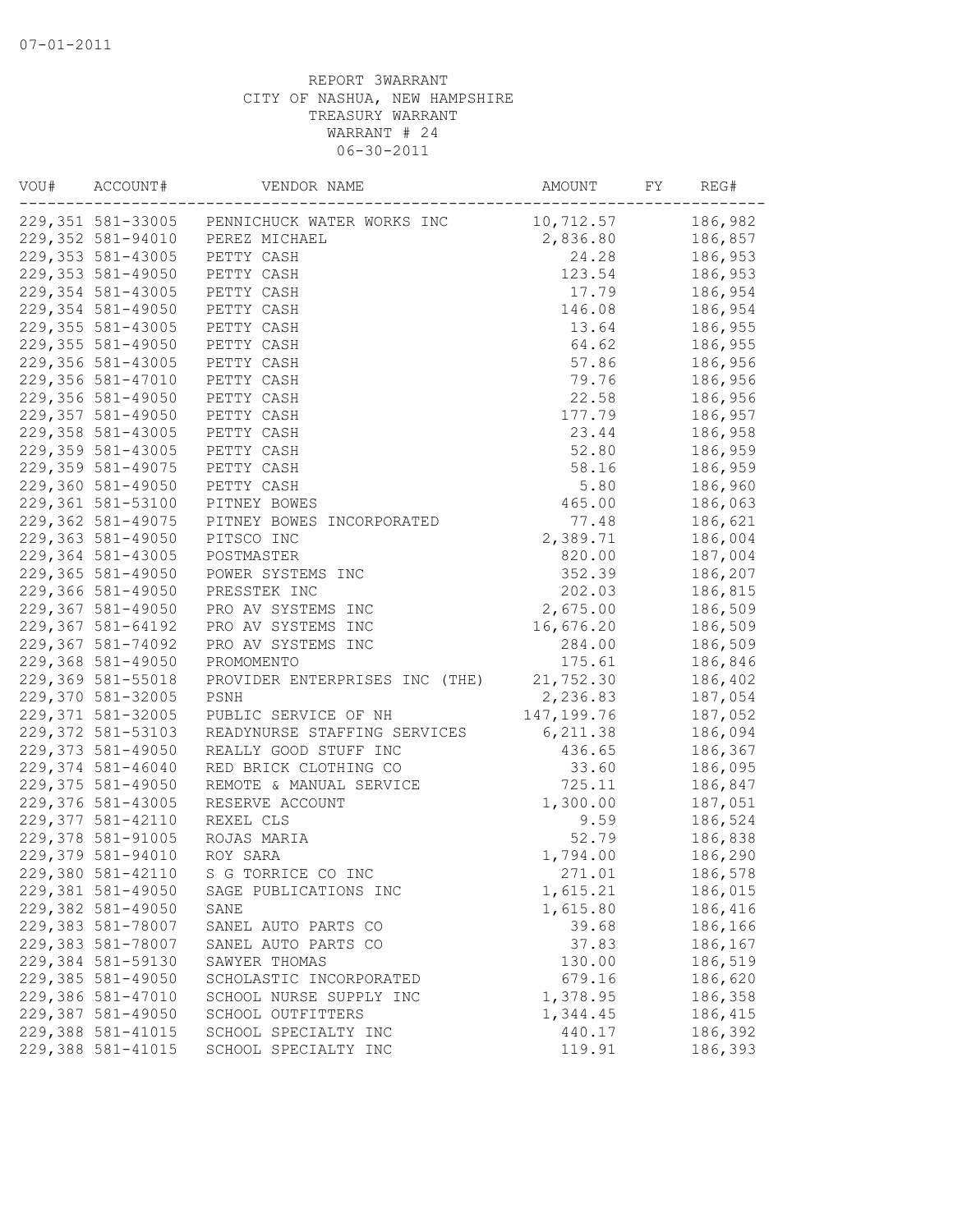07-01-2011

REPORT 3WARRANT
CITY OF NASHUA, NEW HAMPSHIRE
TREASURY WARRANT
WARRANT # 24
06-30-2011

| VOU# | ACCOUNT# | VENDOR NAME | AMOUNT | FY | REG# |
|---|---|---|---|---|---|
| 229,351 | 581-33005 | PENNICHUCK WATER WORKS INC | 10,712.57 | | 186,982 |
| 229,352 | 581-94010 | PEREZ MICHAEL | 2,836.80 | | 186,857 |
| 229,353 | 581-43005 | PETTY CASH | 24.28 | | 186,953 |
| 229,353 | 581-49050 | PETTY CASH | 123.54 | | 186,953 |
| 229,354 | 581-43005 | PETTY CASH | 17.79 | | 186,954 |
| 229,354 | 581-49050 | PETTY CASH | 146.08 | | 186,954 |
| 229,355 | 581-43005 | PETTY CASH | 13.64 | | 186,955 |
| 229,355 | 581-49050 | PETTY CASH | 64.62 | | 186,955 |
| 229,356 | 581-43005 | PETTY CASH | 57.86 | | 186,956 |
| 229,356 | 581-47010 | PETTY CASH | 79.76 | | 186,956 |
| 229,356 | 581-49050 | PETTY CASH | 22.58 | | 186,956 |
| 229,357 | 581-49050 | PETTY CASH | 177.79 | | 186,957 |
| 229,358 | 581-43005 | PETTY CASH | 23.44 | | 186,958 |
| 229,359 | 581-43005 | PETTY CASH | 52.80 | | 186,959 |
| 229,359 | 581-49075 | PETTY CASH | 58.16 | | 186,959 |
| 229,360 | 581-49050 | PETTY CASH | 5.80 | | 186,960 |
| 229,361 | 581-53100 | PITNEY BOWES | 465.00 | | 186,063 |
| 229,362 | 581-49075 | PITNEY BOWES INCORPORATED | 77.48 | | 186,621 |
| 229,363 | 581-49050 | PITSCO INC | 2,389.71 | | 186,004 |
| 229,364 | 581-43005 | POSTMASTER | 820.00 | | 187,004 |
| 229,365 | 581-49050 | POWER SYSTEMS INC | 352.39 | | 186,207 |
| 229,366 | 581-49050 | PRESSTEK INC | 202.03 | | 186,815 |
| 229,367 | 581-49050 | PRO AV SYSTEMS INC | 2,675.00 | | 186,509 |
| 229,367 | 581-64192 | PRO AV SYSTEMS INC | 16,676.20 | | 186,509 |
| 229,367 | 581-74092 | PRO AV SYSTEMS INC | 284.00 | | 186,509 |
| 229,368 | 581-49050 | PROMOMENTO | 175.61 | | 186,846 |
| 229,369 | 581-55018 | PROVIDER ENTERPRISES INC (THE) | 21,752.30 | | 186,402 |
| 229,370 | 581-32005 | PSNH | 2,236.83 | | 187,054 |
| 229,371 | 581-32005 | PUBLIC SERVICE OF NH | 147,199.76 | | 187,052 |
| 229,372 | 581-53103 | READYNURSE STAFFING SERVICES | 6,211.38 | | 186,094 |
| 229,373 | 581-49050 | REALLY GOOD STUFF INC | 436.65 | | 186,367 |
| 229,374 | 581-46040 | RED BRICK CLOTHING CO | 33.60 | | 186,095 |
| 229,375 | 581-49050 | REMOTE & MANUAL SERVICE | 725.11 | | 186,847 |
| 229,376 | 581-43005 | RESERVE ACCOUNT | 1,300.00 | | 187,051 |
| 229,377 | 581-42110 | REXEL CLS | 9.59 | | 186,524 |
| 229,378 | 581-91005 | ROJAS MARIA | 52.79 | | 186,838 |
| 229,379 | 581-94010 | ROY SARA | 1,794.00 | | 186,290 |
| 229,380 | 581-42110 | S G TORRICE CO INC | 271.01 | | 186,578 |
| 229,381 | 581-49050 | SAGE PUBLICATIONS INC | 1,615.21 | | 186,015 |
| 229,382 | 581-49050 | SANE | 1,615.80 | | 186,416 |
| 229,383 | 581-78007 | SANEL AUTO PARTS CO | 39.68 | | 186,166 |
| 229,383 | 581-78007 | SANEL AUTO PARTS CO | 37.83 | | 186,167 |
| 229,384 | 581-59130 | SAWYER THOMAS | 130.00 | | 186,519 |
| 229,385 | 581-49050 | SCHOLASTIC INCORPORATED | 679.16 | | 186,620 |
| 229,386 | 581-47010 | SCHOOL NURSE SUPPLY INC | 1,378.95 | | 186,358 |
| 229,387 | 581-49050 | SCHOOL OUTFITTERS | 1,344.45 | | 186,415 |
| 229,388 | 581-41015 | SCHOOL SPECIALTY INC | 440.17 | | 186,392 |
| 229,388 | 581-41015 | SCHOOL SPECIALTY INC | 119.91 | | 186,393 |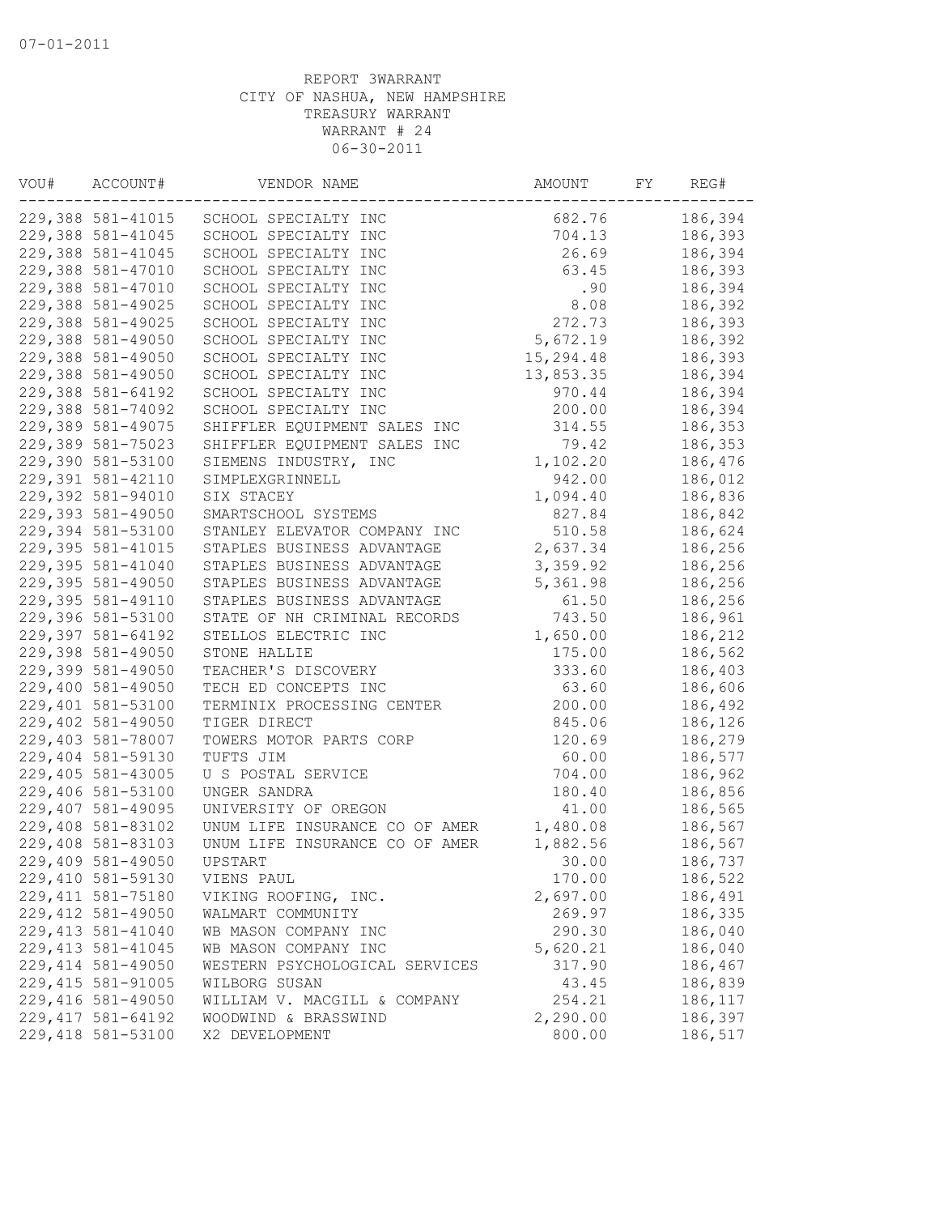07-01-2011

REPORT 3WARRANT
CITY OF NASHUA, NEW HAMPSHIRE
TREASURY WARRANT
WARRANT # 24
06-30-2011

| VOU# | ACCOUNT# | VENDOR NAME | AMOUNT | FY | REG# |
|---|---|---|---|---|---|
| 229,388 | 581-41015 | SCHOOL SPECIALTY INC | 682.76 | | 186,394 |
| 229,388 | 581-41045 | SCHOOL SPECIALTY INC | 704.13 | | 186,393 |
| 229,388 | 581-41045 | SCHOOL SPECIALTY INC | 26.69 | | 186,394 |
| 229,388 | 581-47010 | SCHOOL SPECIALTY INC | 63.45 | | 186,393 |
| 229,388 | 581-47010 | SCHOOL SPECIALTY INC | .90 | | 186,394 |
| 229,388 | 581-49025 | SCHOOL SPECIALTY INC | 8.08 | | 186,392 |
| 229,388 | 581-49025 | SCHOOL SPECIALTY INC | 272.73 | | 186,393 |
| 229,388 | 581-49050 | SCHOOL SPECIALTY INC | 5,672.19 | | 186,392 |
| 229,388 | 581-49050 | SCHOOL SPECIALTY INC | 15,294.48 | | 186,393 |
| 229,388 | 581-49050 | SCHOOL SPECIALTY INC | 13,853.35 | | 186,394 |
| 229,388 | 581-64192 | SCHOOL SPECIALTY INC | 970.44 | | 186,394 |
| 229,388 | 581-74092 | SCHOOL SPECIALTY INC | 200.00 | | 186,394 |
| 229,389 | 581-49075 | SHIFFLER EQUIPMENT SALES INC | 314.55 | | 186,353 |
| 229,389 | 581-75023 | SHIFFLER EQUIPMENT SALES INC | 79.42 | | 186,353 |
| 229,390 | 581-53100 | SIEMENS INDUSTRY, INC | 1,102.20 | | 186,476 |
| 229,391 | 581-42110 | SIMPLEXGRINNELL | 942.00 | | 186,012 |
| 229,392 | 581-94010 | SIX STACEY | 1,094.40 | | 186,836 |
| 229,393 | 581-49050 | SMARTSCHOOL SYSTEMS | 827.84 | | 186,842 |
| 229,394 | 581-53100 | STANLEY ELEVATOR COMPANY INC | 510.58 | | 186,624 |
| 229,395 | 581-41015 | STAPLES BUSINESS ADVANTAGE | 2,637.34 | | 186,256 |
| 229,395 | 581-41040 | STAPLES BUSINESS ADVANTAGE | 3,359.92 | | 186,256 |
| 229,395 | 581-49050 | STAPLES BUSINESS ADVANTAGE | 5,361.98 | | 186,256 |
| 229,395 | 581-49110 | STAPLES BUSINESS ADVANTAGE | 61.50 | | 186,256 |
| 229,396 | 581-53100 | STATE OF NH CRIMINAL RECORDS | 743.50 | | 186,961 |
| 229,397 | 581-64192 | STELLOS ELECTRIC INC | 1,650.00 | | 186,212 |
| 229,398 | 581-49050 | STONE HALLIE | 175.00 | | 186,562 |
| 229,399 | 581-49050 | TEACHER'S DISCOVERY | 333.60 | | 186,403 |
| 229,400 | 581-49050 | TECH ED CONCEPTS INC | 63.60 | | 186,606 |
| 229,401 | 581-53100 | TERMINIX PROCESSING CENTER | 200.00 | | 186,492 |
| 229,402 | 581-49050 | TIGER DIRECT | 845.06 | | 186,126 |
| 229,403 | 581-78007 | TOWERS MOTOR PARTS CORP | 120.69 | | 186,279 |
| 229,404 | 581-59130 | TUFTS JIM | 60.00 | | 186,577 |
| 229,405 | 581-43005 | U S POSTAL SERVICE | 704.00 | | 186,962 |
| 229,406 | 581-53100 | UNGER SANDRA | 180.40 | | 186,856 |
| 229,407 | 581-49095 | UNIVERSITY OF OREGON | 41.00 | | 186,565 |
| 229,408 | 581-83102 | UNUM LIFE INSURANCE CO OF AMER | 1,480.08 | | 186,567 |
| 229,408 | 581-83103 | UNUM LIFE INSURANCE CO OF AMER | 1,882.56 | | 186,567 |
| 229,409 | 581-49050 | UPSTART | 30.00 | | 186,737 |
| 229,410 | 581-59130 | VIENS PAUL | 170.00 | | 186,522 |
| 229,411 | 581-75180 | VIKING ROOFING, INC. | 2,697.00 | | 186,491 |
| 229,412 | 581-49050 | WALMART COMMUNITY | 269.97 | | 186,335 |
| 229,413 | 581-41040 | WB MASON COMPANY INC | 290.30 | | 186,040 |
| 229,413 | 581-41045 | WB MASON COMPANY INC | 5,620.21 | | 186,040 |
| 229,414 | 581-49050 | WESTERN PSYCHOLOGICAL SERVICES | 317.90 | | 186,467 |
| 229,415 | 581-91005 | WILBORG SUSAN | 43.45 | | 186,839 |
| 229,416 | 581-49050 | WILLIAM V. MACGILL & COMPANY | 254.21 | | 186,117 |
| 229,417 | 581-64192 | WOODWIND & BRASSWIND | 2,290.00 | | 186,397 |
| 229,418 | 581-53100 | X2 DEVELOPMENT | 800.00 | | 186,517 |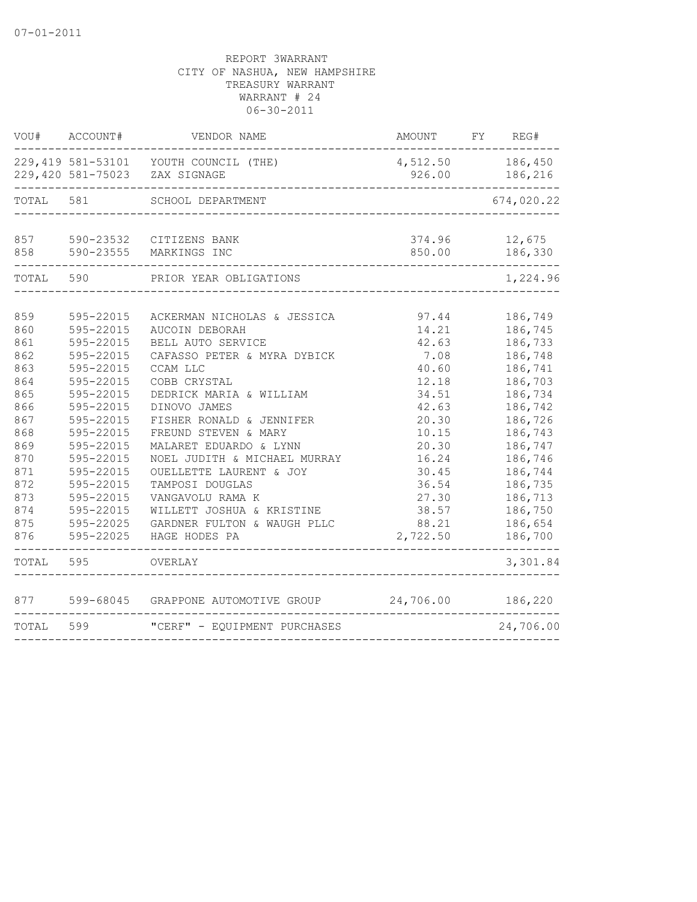REPORT 3WARRANT
CITY OF NASHUA, NEW HAMPSHIRE
TREASURY WARRANT
WARRANT # 24
06-30-2011

| VOU# | ACCOUNT# | VENDOR NAME | AMOUNT | FY | REG# |
|---|---|---|---|---|---|
| 229,419 | 581-53101 | YOUTH COUNCIL (THE) | 4,512.50 | | 186,450 |
| 229,420 | 581-75023 | ZAX SIGNAGE | 926.00 | | 186,216 |
| TOTAL | 581 | SCHOOL DEPARTMENT | | | 674,020.22 |
| 857 | 590-23532 | CITIZENS BANK | 374.96 | | 12,675 |
| 858 | 590-23555 | MARKINGS INC | 850.00 | | 186,330 |
| TOTAL | 590 | PRIOR YEAR OBLIGATIONS | | | 1,224.96 |
| 859 | 595-22015 | ACKERMAN NICHOLAS & JESSICA | 97.44 | | 186,749 |
| 860 | 595-22015 | AUCOIN DEBORAH | 14.21 | | 186,745 |
| 861 | 595-22015 | BELL AUTO SERVICE | 42.63 | | 186,733 |
| 862 | 595-22015 | CAFASSO PETER & MYRA DYBICK | 7.08 | | 186,748 |
| 863 | 595-22015 | CCAM LLC | 40.60 | | 186,741 |
| 864 | 595-22015 | COBB CRYSTAL | 12.18 | | 186,703 |
| 865 | 595-22015 | DEDRICK MARIA & WILLIAM | 34.51 | | 186,734 |
| 866 | 595-22015 | DINOVO JAMES | 42.63 | | 186,742 |
| 867 | 595-22015 | FISHER RONALD & JENNIFER | 20.30 | | 186,726 |
| 868 | 595-22015 | FREUND STEVEN & MARY | 10.15 | | 186,743 |
| 869 | 595-22015 | MALARET EDUARDO & LYNN | 20.30 | | 186,747 |
| 870 | 595-22015 | NOEL JUDITH & MICHAEL MURRAY | 16.24 | | 186,746 |
| 871 | 595-22015 | OUELLETTE LAURENT & JOY | 30.45 | | 186,744 |
| 872 | 595-22015 | TAMPOSI DOUGLAS | 36.54 | | 186,735 |
| 873 | 595-22015 | VANGAVOLU RAMA K | 27.30 | | 186,713 |
| 874 | 595-22015 | WILLETT JOSHUA & KRISTINE | 38.57 | | 186,750 |
| 875 | 595-22025 | GARDNER FULTON & WAUGH PLLC | 88.21 | | 186,654 |
| 876 | 595-22025 | HAGE HODES PA | 2,722.50 | | 186,700 |
| TOTAL | 595 | OVERLAY | | | 3,301.84 |
| 877 | 599-68045 | GRAPPONE AUTOMOTIVE GROUP | 24,706.00 | | 186,220 |
| TOTAL | 599 | "CERF" - EQUIPMENT PURCHASES | | | 24,706.00 |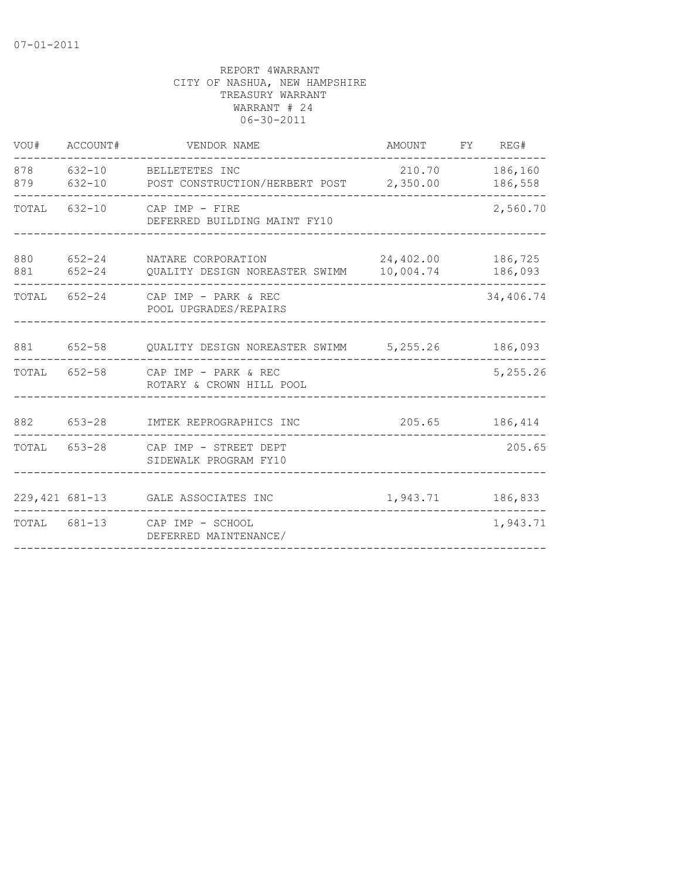07-01-2011

REPORT 4WARRANT
CITY OF NASHUA, NEW HAMPSHIRE
TREASURY WARRANT
WARRANT # 24
06-30-2011

| VOU# | ACCOUNT# | VENDOR NAME | AMOUNT | FY | REG# |
|---|---|---|---|---|---|
| 878 | 632-10 | BELLETETES INC | 210.70 | | 186,160 |
| 879 | 632-10 | POST CONSTRUCTION/HERBERT POST | 2,350.00 | | 186,558 |
| TOTAL | 632-10 | CAP IMP - FIRE<br>DEFERRED BUILDING MAINT FY10 | | | 2,560.70 |
| 880 | 652-24 | NATARE CORPORATION | 24,402.00 | | 186,725 |
| 881 | 652-24 | QUALITY DESIGN NOREASTER SWIMM | 10,004.74 | | 186,093 |
| TOTAL | 652-24 | CAP IMP - PARK & REC<br>POOL UPGRADES/REPAIRS | | | 34,406.74 |
| 881 | 652-58 | QUALITY DESIGN NOREASTER SWIMM | 5,255.26 | | 186,093 |
| TOTAL | 652-58 | CAP IMP - PARK & REC<br>ROTARY & CROWN HILL POOL | | | 5,255.26 |
| 882 | 653-28 | IMTEK REPROGRAPHICS INC | 205.65 | | 186,414 |
| TOTAL | 653-28 | CAP IMP - STREET DEPT<br>SIDEWALK PROGRAM FY10 | | | 205.65 |
| 229,421 | 681-13 | GALE ASSOCIATES INC | 1,943.71 | | 186,833 |
| TOTAL | 681-13 | CAP IMP - SCHOOL<br>DEFERRED MAINTENANCE/ | | | 1,943.71 |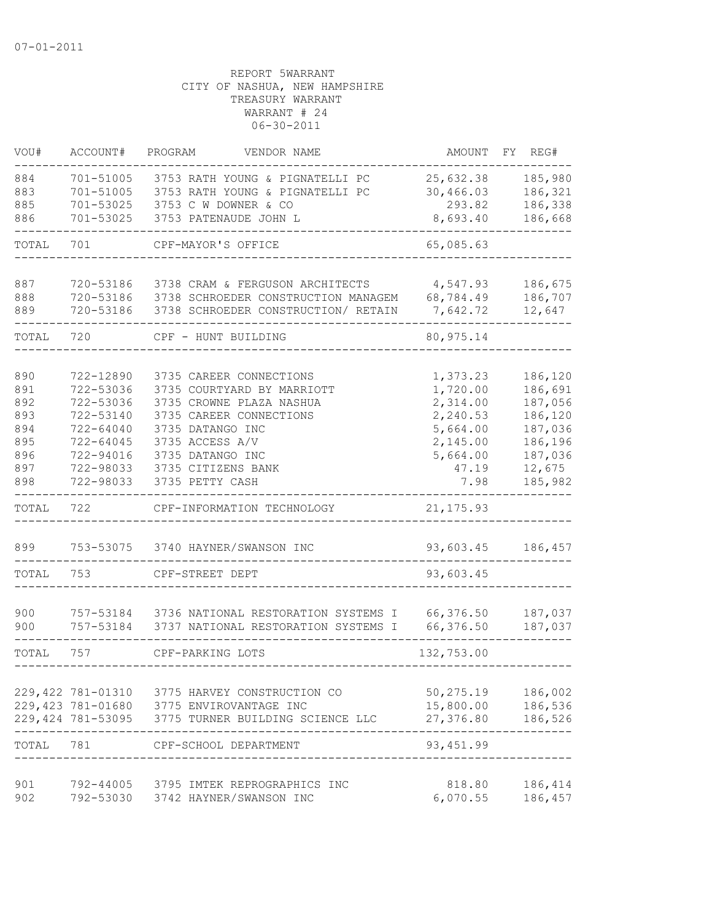07-01-2011

REPORT 5WARRANT
CITY OF NASHUA, NEW HAMPSHIRE
TREASURY WARRANT
WARRANT # 24
06-30-2011

| VOU# | ACCOUNT# | PROGRAM | VENDOR NAME | AMOUNT | FY | REG# |
|---|---|---|---|---|---|---|
| 884 | 701-51005 | 3753 | RATH YOUNG & PIGNATELLI PC | 25,632.38 | | 185,980 |
| 883 | 701-51005 | 3753 | RATH YOUNG & PIGNATELLI PC | 30,466.03 | | 186,321 |
| 885 | 701-53025 | 3753 | C W DOWNER & CO | 293.82 | | 186,338 |
| 886 | 701-53025 | 3753 | PATENAUDE JOHN L | 8,693.40 | | 186,668 |
| TOTAL | 701 | | CPF-MAYOR'S OFFICE | 65,085.63 | | |
| 887 | 720-53186 | 3738 | CRAM & FERGUSON ARCHITECTS | 4,547.93 | | 186,675 |
| 888 | 720-53186 | 3738 | SCHROEDER CONSTRUCTION MANAGEM | 68,784.49 | | 186,707 |
| 889 | 720-53186 | 3738 | SCHROEDER CONSTRUCTION/ RETAIN | 7,642.72 | | 12,647 |
| TOTAL | 720 | | CPF - HUNT BUILDING | 80,975.14 | | |
| 890 | 722-12890 | 3735 | CAREER CONNECTIONS | 1,373.23 | | 186,120 |
| 891 | 722-53036 | 3735 | COURTYARD BY MARRIOTT | 1,720.00 | | 186,691 |
| 892 | 722-53036 | 3735 | CROWNE PLAZA NASHUA | 2,314.00 | | 187,056 |
| 893 | 722-53140 | 3735 | CAREER CONNECTIONS | 2,240.53 | | 186,120 |
| 894 | 722-64040 | 3735 | DATANGO INC | 5,664.00 | | 187,036 |
| 895 | 722-64045 | 3735 | ACCESS A/V | 2,145.00 | | 186,196 |
| 896 | 722-94016 | 3735 | DATANGO INC | 5,664.00 | | 187,036 |
| 897 | 722-98033 | 3735 | CITIZENS BANK | 47.19 | | 12,675 |
| 898 | 722-98033 | 3735 | PETTY CASH | 7.98 | | 185,982 |
| TOTAL | 722 | | CPF-INFORMATION TECHNOLOGY | 21,175.93 | | |
| 899 | 753-53075 | 3740 | HAYNER/SWANSON INC | 93,603.45 | | 186,457 |
| TOTAL | 753 | | CPF-STREET DEPT | 93,603.45 | | |
| 900 | 757-53184 | 3736 | NATIONAL RESTORATION SYSTEMS I | 66,376.50 | | 187,037 |
| 900 | 757-53184 | 3737 | NATIONAL RESTORATION SYSTEMS I | 66,376.50 | | 187,037 |
| TOTAL | 757 | | CPF-PARKING LOTS | 132,753.00 | | |
| 229,422 | 781-01310 | 3775 | HARVEY CONSTRUCTION CO | 50,275.19 | | 186,002 |
| 229,423 | 781-01680 | 3775 | ENVIROVANTAGE INC | 15,800.00 | | 186,536 |
| 229,424 | 781-53095 | 3775 | TURNER BUILDING SCIENCE LLC | 27,376.80 | | 186,526 |
| TOTAL | 781 | | CPF-SCHOOL DEPARTMENT | 93,451.99 | | |
| 901 | 792-44005 | 3795 | IMTEK REPROGRAPHICS INC | 818.80 | | 186,414 |
| 902 | 792-53030 | 3742 | HAYNER/SWANSON INC | 6,070.55 | | 186,457 |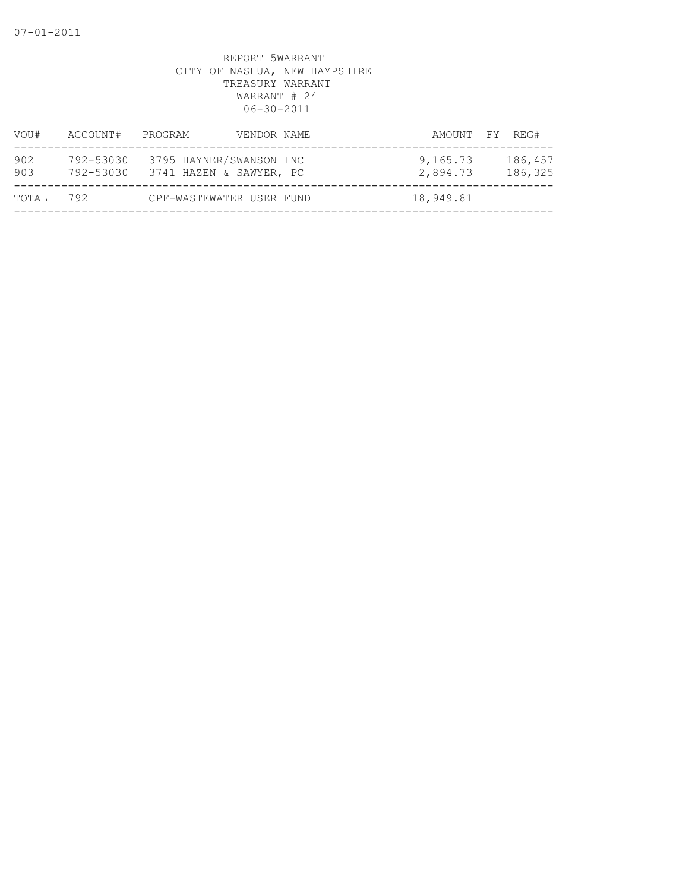07-01-2011

REPORT 5WARRANT
CITY OF NASHUA, NEW HAMPSHIRE
TREASURY WARRANT
WARRANT # 24
06-30-2011

| VOU# | ACCOUNT# | PROGRAM | VENDOR NAME | AMOUNT | FY | REG# |
|---|---|---|---|---|---|---|
| 902 | 792-53030 | 3795 | HAYNER/SWANSON INC | 9,165.73 | | 186,457 |
| 903 | 792-53030 | 3741 | HAZEN & SAWYER, PC | 2,894.73 | | 186,325 |
| TOTAL | 792 | | CPF-WASTEWATER USER FUND | 18,949.81 | | |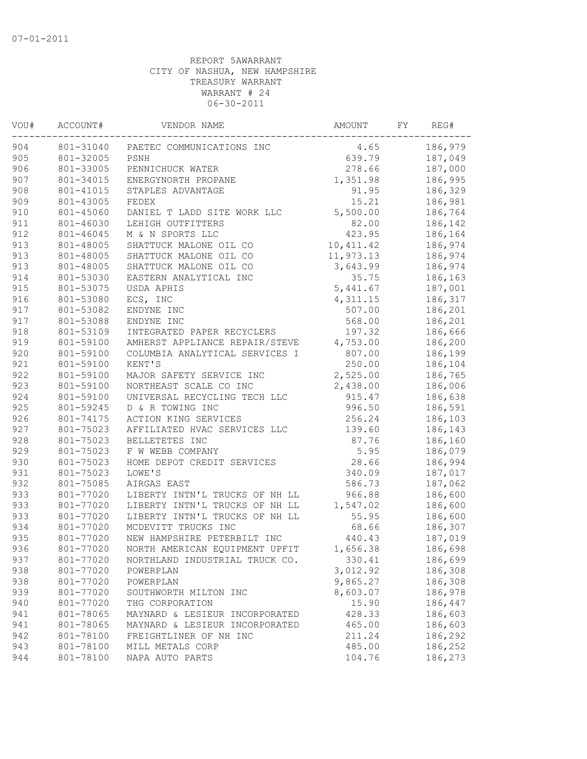07-01-2011

REPORT 5AWARRANT
CITY OF NASHUA, NEW HAMPSHIRE
TREASURY WARRANT
WARRANT # 24
06-30-2011

| VOU# | ACCOUNT# | VENDOR NAME | AMOUNT | FY | REG# |
|---|---|---|---|---|---|
| 904 | 801-31040 | PAETEC COMMUNICATIONS INC | 4.65 | | 186,979 |
| 905 | 801-32005 | PSNH | 639.79 | | 187,049 |
| 906 | 801-33005 | PENNICHUCK WATER | 278.66 | | 187,000 |
| 907 | 801-34015 | ENERGYNORTH PROPANE | 1,351.98 | | 186,995 |
| 908 | 801-41015 | STAPLES ADVANTAGE | 91.95 | | 186,329 |
| 909 | 801-43005 | FEDEX | 15.21 | | 186,981 |
| 910 | 801-45060 | DANIEL T LADD SITE WORK LLC | 5,500.00 | | 186,764 |
| 911 | 801-46030 | LEHIGH OUTFITTERS | 82.00 | | 186,142 |
| 912 | 801-46045 | M & N SPORTS LLC | 423.95 | | 186,164 |
| 913 | 801-48005 | SHATTUCK MALONE OIL CO | 10,411.42 | | 186,974 |
| 913 | 801-48005 | SHATTUCK MALONE OIL CO | 11,973.13 | | 186,974 |
| 913 | 801-48005 | SHATTUCK MALONE OIL CO | 3,643.99 | | 186,974 |
| 914 | 801-53030 | EASTERN ANALYTICAL INC | 35.75 | | 186,163 |
| 915 | 801-53075 | USDA APHIS | 5,441.67 | | 187,001 |
| 916 | 801-53080 | ECS, INC | 4,311.15 | | 186,317 |
| 917 | 801-53082 | ENDYNE INC | 507.00 | | 186,201 |
| 917 | 801-53088 | ENDYNE INC | 568.00 | | 186,201 |
| 918 | 801-53109 | INTEGRATED PAPER RECYCLERS | 197.32 | | 186,666 |
| 919 | 801-59100 | AMHERST APPLIANCE REPAIR/STEVE | 4,753.00 | | 186,200 |
| 920 | 801-59100 | COLUMBIA ANALYTICAL SERVICES I | 807.00 | | 186,199 |
| 921 | 801-59100 | KENT'S | 250.00 | | 186,104 |
| 922 | 801-59100 | MAJOR SAFETY SERVICE INC | 2,525.00 | | 186,765 |
| 923 | 801-59100 | NORTHEAST SCALE CO INC | 2,438.00 | | 186,006 |
| 924 | 801-59100 | UNIVERSAL RECYCLING TECH LLC | 915.47 | | 186,638 |
| 925 | 801-59245 | D & R TOWING INC | 996.50 | | 186,591 |
| 926 | 801-74175 | ACTION KING SERVICES | 256.24 | | 186,103 |
| 927 | 801-75023 | AFFILIATED HVAC SERVICES LLC | 139.60 | | 186,143 |
| 928 | 801-75023 | BELLETETES INC | 87.76 | | 186,160 |
| 929 | 801-75023 | F W WEBB COMPANY | 5.95 | | 186,079 |
| 930 | 801-75023 | HOME DEPOT CREDIT SERVICES | 28.66 | | 186,994 |
| 931 | 801-75023 | LOWE'S | 340.09 | | 187,017 |
| 932 | 801-75085 | AIRGAS EAST | 586.73 | | 187,062 |
| 933 | 801-77020 | LIBERTY INTN'L TRUCKS OF NH LL | 966.88 | | 186,600 |
| 933 | 801-77020 | LIBERTY INTN'L TRUCKS OF NH LL | 1,547.02 | | 186,600 |
| 933 | 801-77020 | LIBERTY INTN'L TRUCKS OF NH LL | 55.95 | | 186,600 |
| 934 | 801-77020 | MCDEVITT TRUCKS INC | 68.66 | | 186,307 |
| 935 | 801-77020 | NEW HAMPSHIRE PETERBILT INC | 440.43 | | 187,019 |
| 936 | 801-77020 | NORTH AMERICAN EQUIPMENT UPFIT | 1,656.38 | | 186,698 |
| 937 | 801-77020 | NORTHLAND INDUSTRIAL TRUCK CO. | 330.41 | | 186,699 |
| 938 | 801-77020 | POWERPLAN | 3,012.92 | | 186,308 |
| 938 | 801-77020 | POWERPLAN | 9,865.27 | | 186,308 |
| 939 | 801-77020 | SOUTHWORTH MILTON INC | 8,603.07 | | 186,978 |
| 940 | 801-77020 | THG CORPORATION | 15.90 | | 186,447 |
| 941 | 801-78065 | MAYNARD & LESIEUR INCORPORATED | 428.33 | | 186,603 |
| 941 | 801-78065 | MAYNARD & LESIEUR INCORPORATED | 465.00 | | 186,603 |
| 942 | 801-78100 | FREIGHTLINER OF NH INC | 211.24 | | 186,292 |
| 943 | 801-78100 | MILL METALS CORP | 485.00 | | 186,252 |
| 944 | 801-78100 | NAPA AUTO PARTS | 104.76 | | 186,273 |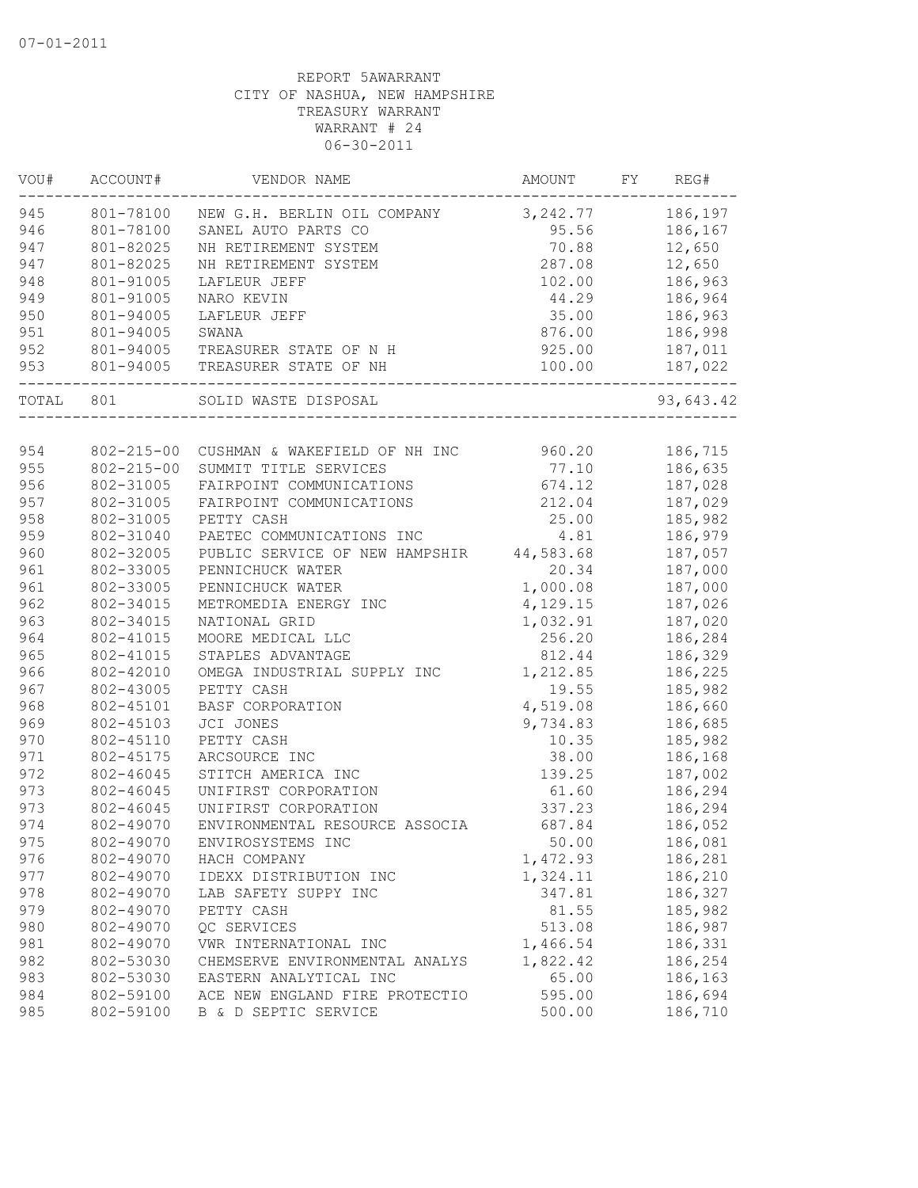07-01-2011

REPORT 5AWARRANT
CITY OF NASHUA, NEW HAMPSHIRE
TREASURY WARRANT
WARRANT # 24
06-30-2011

| VOU# | ACCOUNT# | VENDOR NAME | AMOUNT | FY | REG# |
|---|---|---|---|---|---|
| 945 | 801-78100 | NEW G.H. BERLIN OIL COMPANY | 3,242.77 | | 186,197 |
| 946 | 801-78100 | SANEL AUTO PARTS CO | 95.56 | | 186,167 |
| 947 | 801-82025 | NH RETIREMENT SYSTEM | 70.88 | | 12,650 |
| 947 | 801-82025 | NH RETIREMENT SYSTEM | 287.08 | | 12,650 |
| 948 | 801-91005 | LAFLEUR JEFF | 102.00 | | 186,963 |
| 949 | 801-91005 | NARO KEVIN | 44.29 | | 186,964 |
| 950 | 801-94005 | LAFLEUR JEFF | 35.00 | | 186,963 |
| 951 | 801-94005 | SWANA | 876.00 | | 186,998 |
| 952 | 801-94005 | TREASURER STATE OF N H | 925.00 | | 187,011 |
| 953 | 801-94005 | TREASURER STATE OF NH | 100.00 | | 187,022 |
| TOTAL | 801 | SOLID WASTE DISPOSAL | | | 93,643.42 |
| 954 | 802-215-00 | CUSHMAN & WAKEFIELD OF NH INC | 960.20 | | 186,715 |
| 955 | 802-215-00 | SUMMIT TITLE SERVICES | 77.10 | | 186,635 |
| 956 | 802-31005 | FAIRPOINT COMMUNICATIONS | 674.12 | | 187,028 |
| 957 | 802-31005 | FAIRPOINT COMMUNICATIONS | 212.04 | | 187,029 |
| 958 | 802-31005 | PETTY CASH | 25.00 | | 185,982 |
| 959 | 802-31040 | PAETEC COMMUNICATIONS INC | 4.81 | | 186,979 |
| 960 | 802-32005 | PUBLIC SERVICE OF NEW HAMPSHIR | 44,583.68 | | 187,057 |
| 961 | 802-33005 | PENNICHUCK WATER | 20.34 | | 187,000 |
| 961 | 802-33005 | PENNICHUCK WATER | 1,000.08 | | 187,000 |
| 962 | 802-34015 | METROMEDIA ENERGY INC | 4,129.15 | | 187,026 |
| 963 | 802-34015 | NATIONAL GRID | 1,032.91 | | 187,020 |
| 964 | 802-41015 | MOORE MEDICAL LLC | 256.20 | | 186,284 |
| 965 | 802-41015 | STAPLES ADVANTAGE | 812.44 | | 186,329 |
| 966 | 802-42010 | OMEGA INDUSTRIAL SUPPLY INC | 1,212.85 | | 186,225 |
| 967 | 802-43005 | PETTY CASH | 19.55 | | 185,982 |
| 968 | 802-45101 | BASF CORPORATION | 4,519.08 | | 186,660 |
| 969 | 802-45103 | JCI JONES | 9,734.83 | | 186,685 |
| 970 | 802-45110 | PETTY CASH | 10.35 | | 185,982 |
| 971 | 802-45175 | ARCSOURCE INC | 38.00 | | 186,168 |
| 972 | 802-46045 | STITCH AMERICA INC | 139.25 | | 187,002 |
| 973 | 802-46045 | UNIFIRST CORPORATION | 61.60 | | 186,294 |
| 973 | 802-46045 | UNIFIRST CORPORATION | 337.23 | | 186,294 |
| 974 | 802-49070 | ENVIRONMENTAL RESOURCE ASSOCIA | 687.84 | | 186,052 |
| 975 | 802-49070 | ENVIROSYSTEMS INC | 50.00 | | 186,081 |
| 976 | 802-49070 | HACH COMPANY | 1,472.93 | | 186,281 |
| 977 | 802-49070 | IDEXX DISTRIBUTION INC | 1,324.11 | | 186,210 |
| 978 | 802-49070 | LAB SAFETY SUPPY INC | 347.81 | | 186,327 |
| 979 | 802-49070 | PETTY CASH | 81.55 | | 185,982 |
| 980 | 802-49070 | QC SERVICES | 513.08 | | 186,987 |
| 981 | 802-49070 | VWR INTERNATIONAL INC | 1,466.54 | | 186,331 |
| 982 | 802-53030 | CHEMSERVE ENVIRONMENTAL ANALYS | 1,822.42 | | 186,254 |
| 983 | 802-53030 | EASTERN ANALYTICAL INC | 65.00 | | 186,163 |
| 984 | 802-59100 | ACE NEW ENGLAND FIRE PROTECTIO | 595.00 | | 186,694 |
| 985 | 802-59100 | B & D SEPTIC SERVICE | 500.00 | | 186,710 |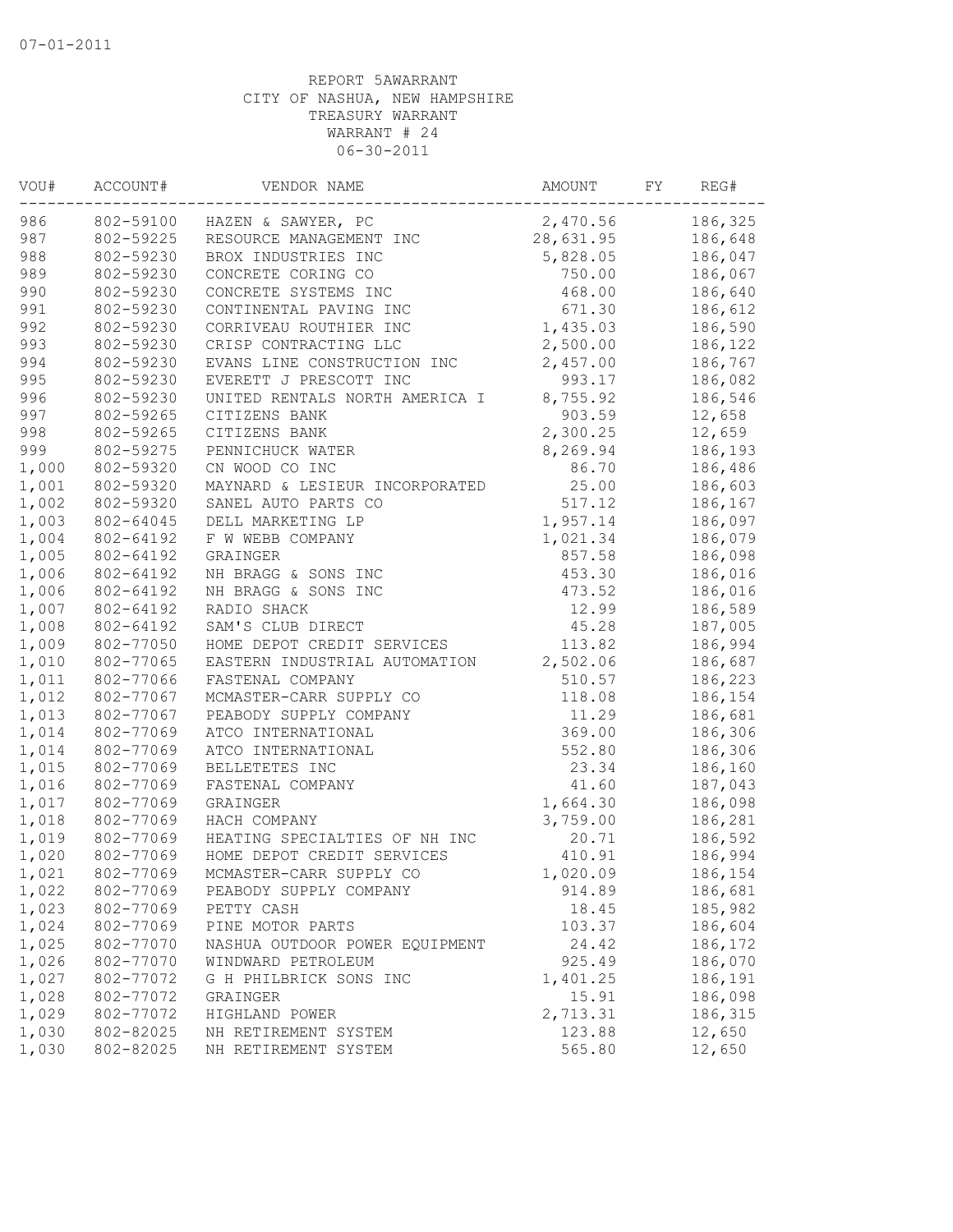07-01-2011

REPORT 5AWARRANT
CITY OF NASHUA, NEW HAMPSHIRE
TREASURY WARRANT
WARRANT # 24
06-30-2011

| VOU# | ACCOUNT# | VENDOR NAME | AMOUNT | FY | REG# |
|---|---|---|---|---|---|
| 986 | 802-59100 | HAZEN & SAWYER, PC | 2,470.56 | | 186,325 |
| 987 | 802-59225 | RESOURCE MANAGEMENT INC | 28,631.95 | | 186,648 |
| 988 | 802-59230 | BROX INDUSTRIES INC | 5,828.05 | | 186,047 |
| 989 | 802-59230 | CONCRETE CORING CO | 750.00 | | 186,067 |
| 990 | 802-59230 | CONCRETE SYSTEMS INC | 468.00 | | 186,640 |
| 991 | 802-59230 | CONTINENTAL PAVING INC | 671.30 | | 186,612 |
| 992 | 802-59230 | CORRIVEAU ROUTHIER INC | 1,435.03 | | 186,590 |
| 993 | 802-59230 | CRISP CONTRACTING LLC | 2,500.00 | | 186,122 |
| 994 | 802-59230 | EVANS LINE CONSTRUCTION INC | 2,457.00 | | 186,767 |
| 995 | 802-59230 | EVERETT J PRESCOTT INC | 993.17 | | 186,082 |
| 996 | 802-59230 | UNITED RENTALS NORTH AMERICA I | 8,755.92 | | 186,546 |
| 997 | 802-59265 | CITIZENS BANK | 903.59 | | 12,658 |
| 998 | 802-59265 | CITIZENS BANK | 2,300.25 | | 12,659 |
| 999 | 802-59275 | PENNICHUCK WATER | 8,269.94 | | 186,193 |
| 1,000 | 802-59320 | CN WOOD CO INC | 86.70 | | 186,486 |
| 1,001 | 802-59320 | MAYNARD & LESIEUR INCORPORATED | 25.00 | | 186,603 |
| 1,002 | 802-59320 | SANEL AUTO PARTS CO | 517.12 | | 186,167 |
| 1,003 | 802-64045 | DELL MARKETING LP | 1,957.14 | | 186,097 |
| 1,004 | 802-64192 | F W WEBB COMPANY | 1,021.34 | | 186,079 |
| 1,005 | 802-64192 | GRAINGER | 857.58 | | 186,098 |
| 1,006 | 802-64192 | NH BRAGG & SONS INC | 453.30 | | 186,016 |
| 1,006 | 802-64192 | NH BRAGG & SONS INC | 473.52 | | 186,016 |
| 1,007 | 802-64192 | RADIO SHACK | 12.99 | | 186,589 |
| 1,008 | 802-64192 | SAM'S CLUB DIRECT | 45.28 | | 187,005 |
| 1,009 | 802-77050 | HOME DEPOT CREDIT SERVICES | 113.82 | | 186,994 |
| 1,010 | 802-77065 | EASTERN INDUSTRIAL AUTOMATION | 2,502.06 | | 186,687 |
| 1,011 | 802-77066 | FASTENAL COMPANY | 510.57 | | 186,223 |
| 1,012 | 802-77067 | MCMASTER-CARR SUPPLY CO | 118.08 | | 186,154 |
| 1,013 | 802-77067 | PEABODY SUPPLY COMPANY | 11.29 | | 186,681 |
| 1,014 | 802-77069 | ATCO INTERNATIONAL | 369.00 | | 186,306 |
| 1,014 | 802-77069 | ATCO INTERNATIONAL | 552.80 | | 186,306 |
| 1,015 | 802-77069 | BELLETETES INC | 23.34 | | 186,160 |
| 1,016 | 802-77069 | FASTENAL COMPANY | 41.60 | | 187,043 |
| 1,017 | 802-77069 | GRAINGER | 1,664.30 | | 186,098 |
| 1,018 | 802-77069 | HACH COMPANY | 3,759.00 | | 186,281 |
| 1,019 | 802-77069 | HEATING SPECIALTIES OF NH INC | 20.71 | | 186,592 |
| 1,020 | 802-77069 | HOME DEPOT CREDIT SERVICES | 410.91 | | 186,994 |
| 1,021 | 802-77069 | MCMASTER-CARR SUPPLY CO | 1,020.09 | | 186,154 |
| 1,022 | 802-77069 | PEABODY SUPPLY COMPANY | 914.89 | | 186,681 |
| 1,023 | 802-77069 | PETTY CASH | 18.45 | | 185,982 |
| 1,024 | 802-77069 | PINE MOTOR PARTS | 103.37 | | 186,604 |
| 1,025 | 802-77070 | NASHUA OUTDOOR POWER EQUIPMENT | 24.42 | | 186,172 |
| 1,026 | 802-77070 | WINDWARD PETROLEUM | 925.49 | | 186,070 |
| 1,027 | 802-77072 | G H PHILBRICK SONS INC | 1,401.25 | | 186,191 |
| 1,028 | 802-77072 | GRAINGER | 15.91 | | 186,098 |
| 1,029 | 802-77072 | HIGHLAND POWER | 2,713.31 | | 186,315 |
| 1,030 | 802-82025 | NH RETIREMENT SYSTEM | 123.88 | | 12,650 |
| 1,030 | 802-82025 | NH RETIREMENT SYSTEM | 565.80 | | 12,650 |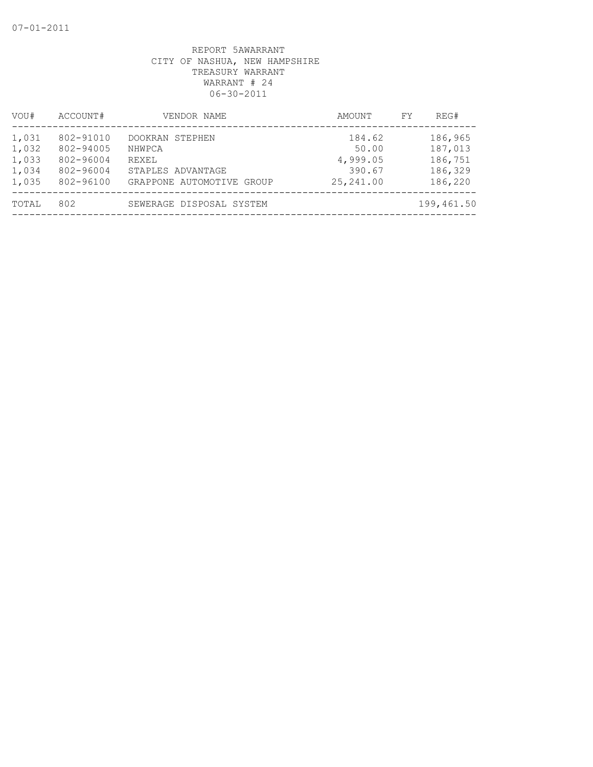07-01-2011

REPORT 5AWARRANT
CITY OF NASHUA, NEW HAMPSHIRE
TREASURY WARRANT
WARRANT # 24
06-30-2011

| VOU# | ACCOUNT# | VENDOR NAME | AMOUNT | FY | REG# |
|---|---|---|---|---|---|
| 1,031 | 802-91010 | DOOKRAN STEPHEN | 184.62 | | 186,965 |
| 1,032 | 802-94005 | NHWPCA | 50.00 | | 187,013 |
| 1,033 | 802-96004 | REXEL | 4,999.05 | | 186,751 |
| 1,034 | 802-96004 | STAPLES ADVANTAGE | 390.67 | | 186,329 |
| 1,035 | 802-96100 | GRAPPONE AUTOMOTIVE GROUP | 25,241.00 | | 186,220 |
| TOTAL | 802 | SEWERAGE DISPOSAL SYSTEM | | | 199,461.50 |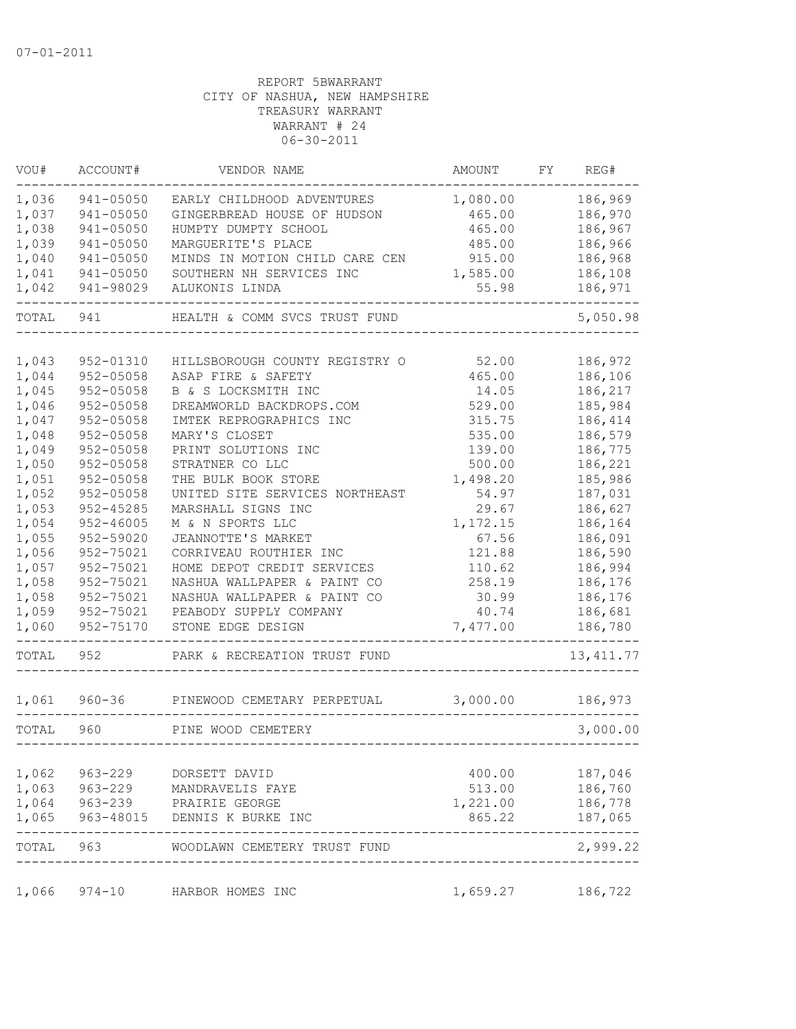07-01-2011

REPORT 5BWARRANT
CITY OF NASHUA, NEW HAMPSHIRE
TREASURY WARRANT
WARRANT # 24
06-30-2011

| VOU# | ACCOUNT# | VENDOR NAME | AMOUNT | FY | REG# |
|---|---|---|---|---|---|
| 1,036 | 941-05050 | EARLY CHILDHOOD ADVENTURES | 1,080.00 | | 186,969 |
| 1,037 | 941-05050 | GINGERBREAD HOUSE OF HUDSON | 465.00 | | 186,970 |
| 1,038 | 941-05050 | HUMPTY DUMPTY SCHOOL | 465.00 | | 186,967 |
| 1,039 | 941-05050 | MARGUERITE'S PLACE | 485.00 | | 186,966 |
| 1,040 | 941-05050 | MINDS IN MOTION CHILD CARE CEN | 915.00 | | 186,968 |
| 1,041 | 941-05050 | SOUTHERN NH SERVICES INC | 1,585.00 | | 186,108 |
| 1,042 | 941-98029 | ALUKONIS LINDA | 55.98 | | 186,971 |
| TOTAL | 941 | HEALTH & COMM SVCS TRUST FUND | | | 5,050.98 |
| 1,043 | 952-01310 | HILLSBOROUGH COUNTY REGISTRY O | 52.00 | | 186,972 |
| 1,044 | 952-05058 | ASAP FIRE & SAFETY | 465.00 | | 186,106 |
| 1,045 | 952-05058 | B & S LOCKSMITH INC | 14.05 | | 186,217 |
| 1,046 | 952-05058 | DREAMWORLD BACKDROPS.COM | 529.00 | | 185,984 |
| 1,047 | 952-05058 | IMTEK REPROGRAPHICS INC | 315.75 | | 186,414 |
| 1,048 | 952-05058 | MARY'S CLOSET | 535.00 | | 186,579 |
| 1,049 | 952-05058 | PRINT SOLUTIONS INC | 139.00 | | 186,775 |
| 1,050 | 952-05058 | STRATNER CO LLC | 500.00 | | 186,221 |
| 1,051 | 952-05058 | THE BULK BOOK STORE | 1,498.20 | | 185,986 |
| 1,052 | 952-05058 | UNITED SITE SERVICES NORTHEAST | 54.97 | | 187,031 |
| 1,053 | 952-45285 | MARSHALL SIGNS INC | 29.67 | | 186,627 |
| 1,054 | 952-46005 | M & N SPORTS LLC | 1,172.15 | | 186,164 |
| 1,055 | 952-59020 | JEANNOTTE'S MARKET | 67.56 | | 186,091 |
| 1,056 | 952-75021 | CORRIVEAU ROUTHIER INC | 121.88 | | 186,590 |
| 1,057 | 952-75021 | HOME DEPOT CREDIT SERVICES | 110.62 | | 186,994 |
| 1,058 | 952-75021 | NASHUA WALLPAPER & PAINT CO | 258.19 | | 186,176 |
| 1,058 | 952-75021 | NASHUA WALLPAPER & PAINT CO | 30.99 | | 186,176 |
| 1,059 | 952-75021 | PEABODY SUPPLY COMPANY | 40.74 | | 186,681 |
| 1,060 | 952-75170 | STONE EDGE DESIGN | 7,477.00 | | 186,780 |
| TOTAL | 952 | PARK & RECREATION TRUST FUND | | | 13,411.77 |
| 1,061 | 960-36 | PINEWOOD CEMETARY PERPETUAL | 3,000.00 | | 186,973 |
| TOTAL | 960 | PINE WOOD CEMETERY | | | 3,000.00 |
| 1,062 | 963-229 | DORSETT DAVID | 400.00 | | 187,046 |
| 1,063 | 963-229 | MANDRAVELIS FAYE | 513.00 | | 186,760 |
| 1,064 | 963-239 | PRAIRIE GEORGE | 1,221.00 | | 186,778 |
| 1,065 | 963-48015 | DENNIS K BURKE INC | 865.22 | | 187,065 |
| TOTAL | 963 | WOODLAWN CEMETERY TRUST FUND | | | 2,999.22 |
| 1,066 | 974-10 | HARBOR HOMES INC | 1,659.27 | | 186,722 |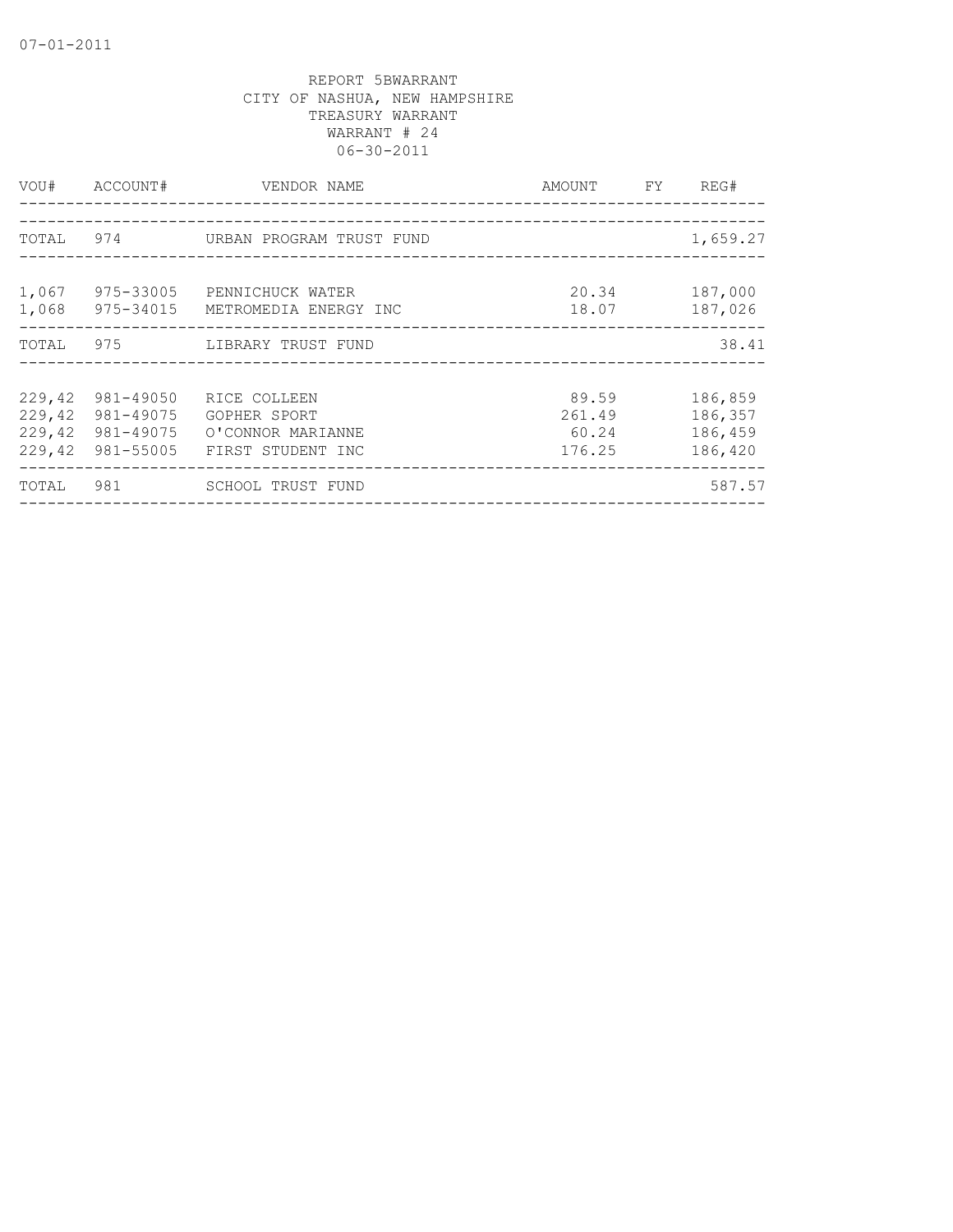REPORT 5BWARRANT
CITY OF NASHUA, NEW HAMPSHIRE
TREASURY WARRANT
WARRANT # 24
06-30-2011

| VOU# | ACCOUNT# | VENDOR NAME | AMOUNT | FY | REG# |
|---|---|---|---|---|---|
| TOTAL | 974 | URBAN PROGRAM TRUST FUND | | | 1,659.27 |
| 1,067 | 975-33005 | PENNICHUCK WATER | 20.34 | | 187,000 |
| 1,068 | 975-34015 | METROMEDIA ENERGY INC | 18.07 | | 187,026 |
| TOTAL | 975 | LIBRARY TRUST FUND | | | 38.41 |
| 229,42 | 981-49050 | RICE COLLEEN | 89.59 | | 186,859 |
| 229,42 | 981-49075 | GOPHER SPORT | 261.49 | | 186,357 |
| 229,42 | 981-49075 | O'CONNOR MARIANNE | 60.24 | | 186,459 |
| 229,42 | 981-55005 | FIRST STUDENT INC | 176.25 | | 186,420 |
| TOTAL | 981 | SCHOOL TRUST FUND | | | 587.57 |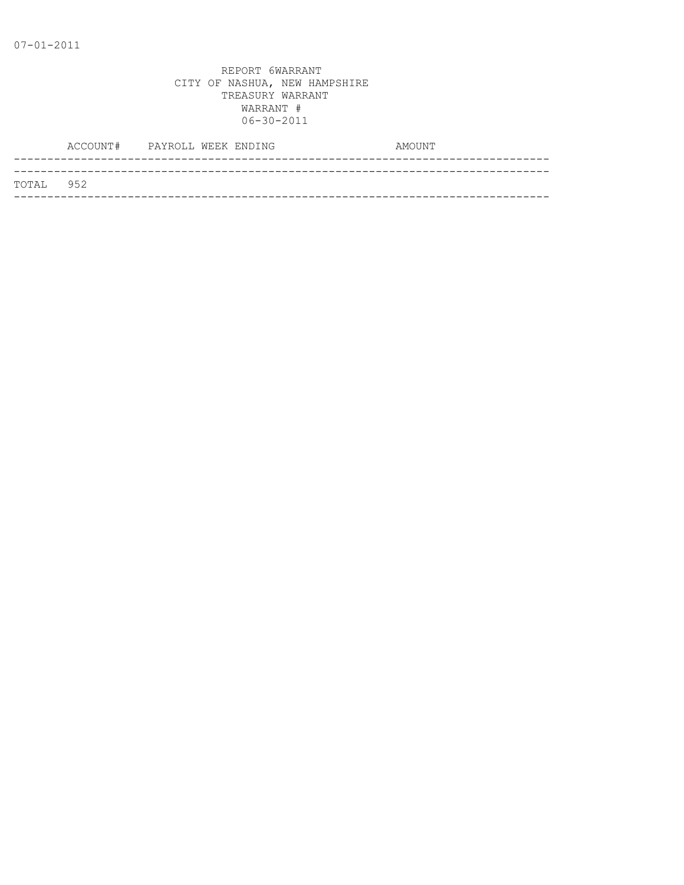07-01-2011

REPORT 6WARRANT
CITY OF NASHUA, NEW HAMPSHIRE
TREASURY WARRANT
WARRANT #
06-30-2011

| | ACCOUNT# | PAYROLL WEEK ENDING | AMOUNT |
|---|---|---|---|
| TOTAL | 952 | | |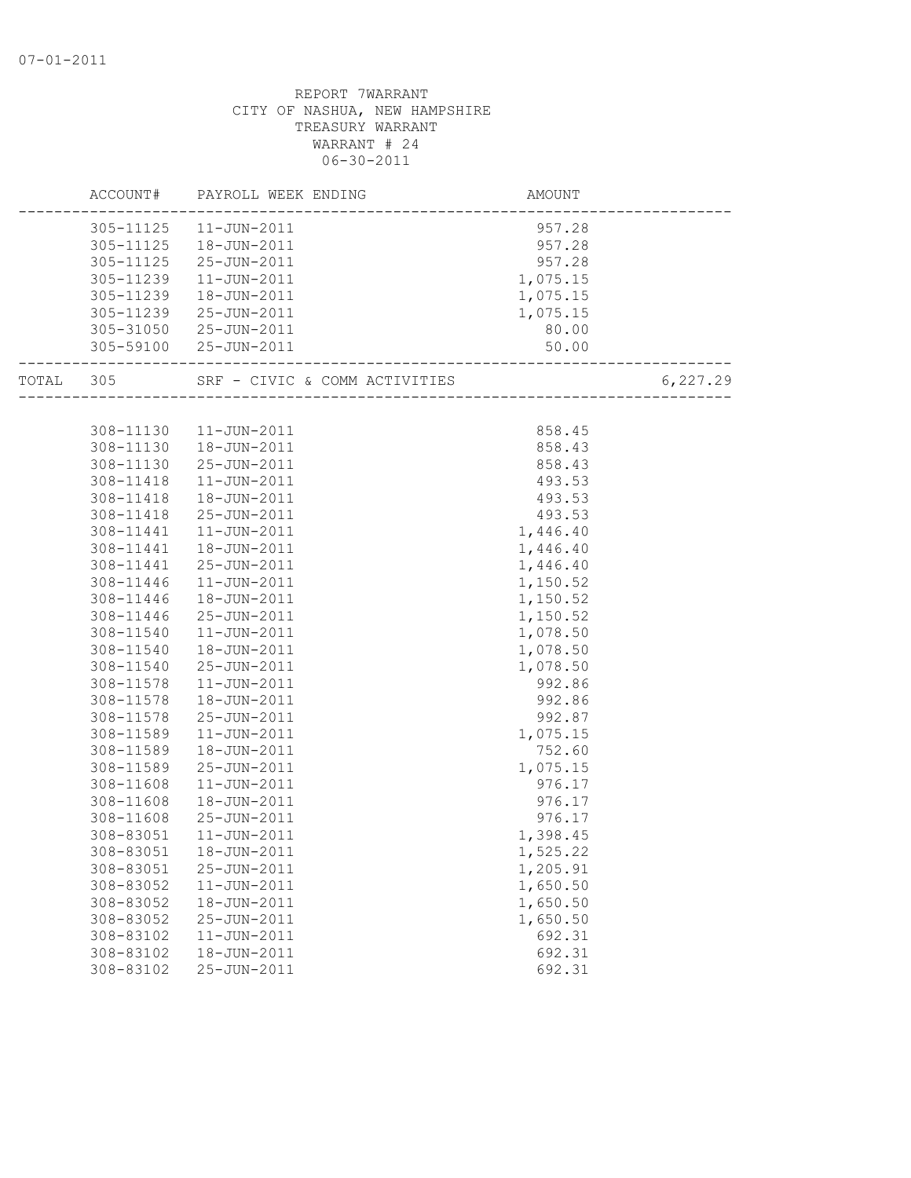07-01-2011

REPORT 7WARRANT
CITY OF NASHUA, NEW HAMPSHIRE
TREASURY WARRANT
WARRANT # 24
06-30-2011

| | ACCOUNT# | PAYROLL WEEK ENDING | AMOUNT | |
|---|---|---|---|---|
| | 305-11125 | 11-JUN-2011 | 957.28 | |
| | 305-11125 | 18-JUN-2011 | 957.28 | |
| | 305-11125 | 25-JUN-2011 | 957.28 | |
| | 305-11239 | 11-JUN-2011 | 1,075.15 | |
| | 305-11239 | 18-JUN-2011 | 1,075.15 | |
| | 305-11239 | 25-JUN-2011 | 1,075.15 | |
| | 305-31050 | 25-JUN-2011 | 80.00 | |
| | 305-59100 | 25-JUN-2011 | 50.00 | |
| TOTAL | 305 | SRF - CIVIC & COMM ACTIVITIES | | 6,227.29 |
| | 308-11130 | 11-JUN-2011 | 858.45 | |
| | 308-11130 | 18-JUN-2011 | 858.43 | |
| | 308-11130 | 25-JUN-2011 | 858.43 | |
| | 308-11418 | 11-JUN-2011 | 493.53 | |
| | 308-11418 | 18-JUN-2011 | 493.53 | |
| | 308-11418 | 25-JUN-2011 | 493.53 | |
| | 308-11441 | 11-JUN-2011 | 1,446.40 | |
| | 308-11441 | 18-JUN-2011 | 1,446.40 | |
| | 308-11441 | 25-JUN-2011 | 1,446.40 | |
| | 308-11446 | 11-JUN-2011 | 1,150.52 | |
| | 308-11446 | 18-JUN-2011 | 1,150.52 | |
| | 308-11446 | 25-JUN-2011 | 1,150.52 | |
| | 308-11540 | 11-JUN-2011 | 1,078.50 | |
| | 308-11540 | 18-JUN-2011 | 1,078.50 | |
| | 308-11540 | 25-JUN-2011 | 1,078.50 | |
| | 308-11578 | 11-JUN-2011 | 992.86 | |
| | 308-11578 | 18-JUN-2011 | 992.86 | |
| | 308-11578 | 25-JUN-2011 | 992.87 | |
| | 308-11589 | 11-JUN-2011 | 1,075.15 | |
| | 308-11589 | 18-JUN-2011 | 752.60 | |
| | 308-11589 | 25-JUN-2011 | 1,075.15 | |
| | 308-11608 | 11-JUN-2011 | 976.17 | |
| | 308-11608 | 18-JUN-2011 | 976.17 | |
| | 308-11608 | 25-JUN-2011 | 976.17 | |
| | 308-83051 | 11-JUN-2011 | 1,398.45 | |
| | 308-83051 | 18-JUN-2011 | 1,525.22 | |
| | 308-83051 | 25-JUN-2011 | 1,205.91 | |
| | 308-83052 | 11-JUN-2011 | 1,650.50 | |
| | 308-83052 | 18-JUN-2011 | 1,650.50 | |
| | 308-83052 | 25-JUN-2011 | 1,650.50 | |
| | 308-83102 | 11-JUN-2011 | 692.31 | |
| | 308-83102 | 18-JUN-2011 | 692.31 | |
| | 308-83102 | 25-JUN-2011 | 692.31 | |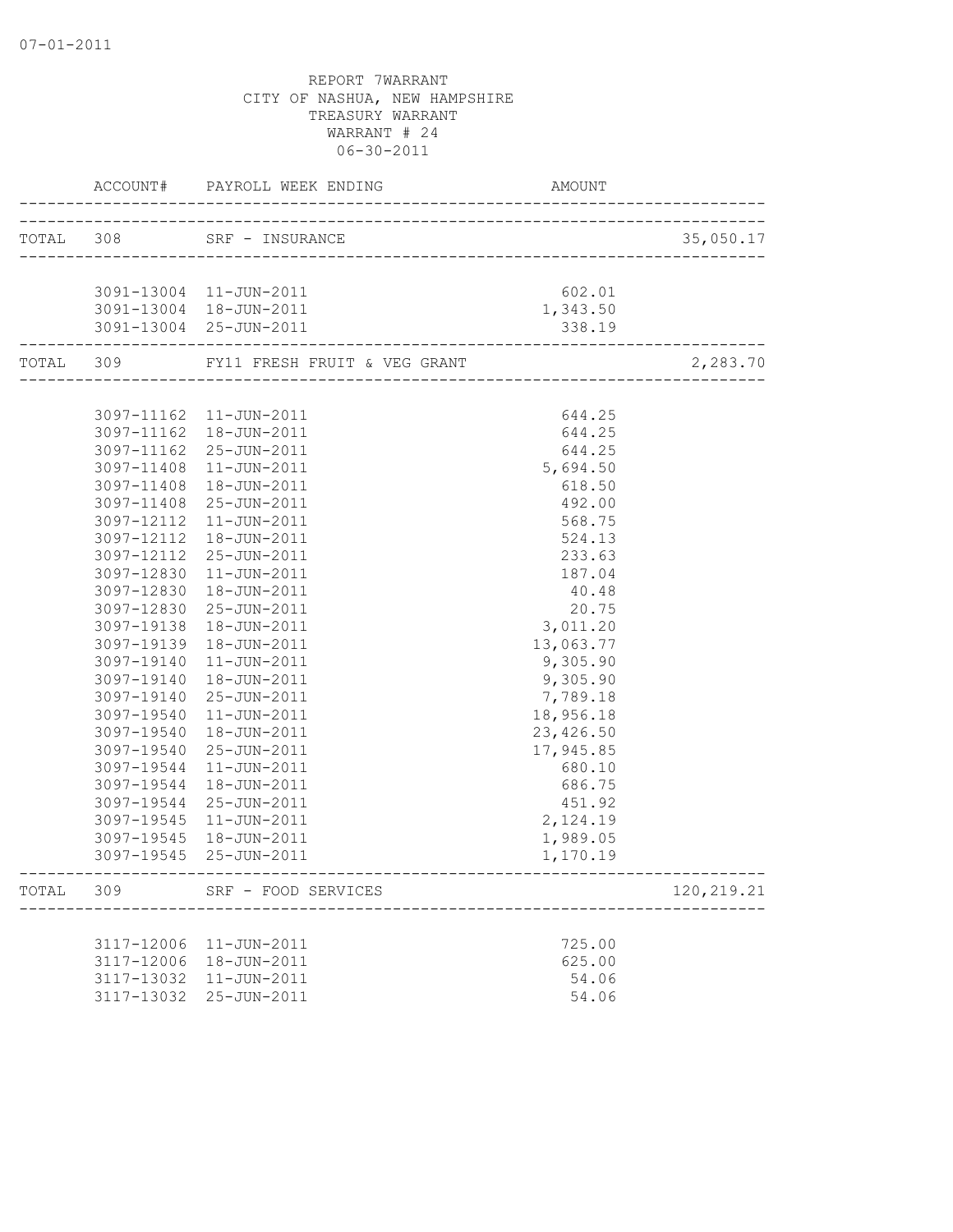07-01-2011

REPORT 7WARRANT
CITY OF NASHUA, NEW HAMPSHIRE
TREASURY WARRANT
WARRANT # 24
06-30-2011

| | ACCOUNT# | PAYROLL WEEK ENDING | AMOUNT | |
|---|---|---|---|---|
| TOTAL | 308 | SRF - INSURANCE | | 35,050.17 |
| | 3091-13004 | 11-JUN-2011 | 602.01 | |
| | 3091-13004 | 18-JUN-2011 | 1,343.50 | |
| | 3091-13004 | 25-JUN-2011 | 338.19 | |
| TOTAL | 309 | FY11 FRESH FRUIT & VEG GRANT | | 2,283.70 |
| | 3097-11162 | 11-JUN-2011 | 644.25 | |
| | 3097-11162 | 18-JUN-2011 | 644.25 | |
| | 3097-11162 | 25-JUN-2011 | 644.25 | |
| | 3097-11408 | 11-JUN-2011 | 5,694.50 | |
| | 3097-11408 | 18-JUN-2011 | 618.50 | |
| | 3097-11408 | 25-JUN-2011 | 492.00 | |
| | 3097-12112 | 11-JUN-2011 | 568.75 | |
| | 3097-12112 | 18-JUN-2011 | 524.13 | |
| | 3097-12112 | 25-JUN-2011 | 233.63 | |
| | 3097-12830 | 11-JUN-2011 | 187.04 | |
| | 3097-12830 | 18-JUN-2011 | 40.48 | |
| | 3097-12830 | 25-JUN-2011 | 20.75 | |
| | 3097-19138 | 18-JUN-2011 | 3,011.20 | |
| | 3097-19139 | 18-JUN-2011 | 13,063.77 | |
| | 3097-19140 | 11-JUN-2011 | 9,305.90 | |
| | 3097-19140 | 18-JUN-2011 | 9,305.90 | |
| | 3097-19140 | 25-JUN-2011 | 7,789.18 | |
| | 3097-19540 | 11-JUN-2011 | 18,956.18 | |
| | 3097-19540 | 18-JUN-2011 | 23,426.50 | |
| | 3097-19540 | 25-JUN-2011 | 17,945.85 | |
| | 3097-19544 | 11-JUN-2011 | 680.10 | |
| | 3097-19544 | 18-JUN-2011 | 686.75 | |
| | 3097-19544 | 25-JUN-2011 | 451.92 | |
| | 3097-19545 | 11-JUN-2011 | 2,124.19 | |
| | 3097-19545 | 18-JUN-2011 | 1,989.05 | |
| | 3097-19545 | 25-JUN-2011 | 1,170.19 | |
| TOTAL | 309 | SRF - FOOD SERVICES | | 120,219.21 |
| | 3117-12006 | 11-JUN-2011 | 725.00 | |
| | 3117-12006 | 18-JUN-2011 | 625.00 | |
| | 3117-13032 | 11-JUN-2011 | 54.06 | |
| | 3117-13032 | 25-JUN-2011 | 54.06 | |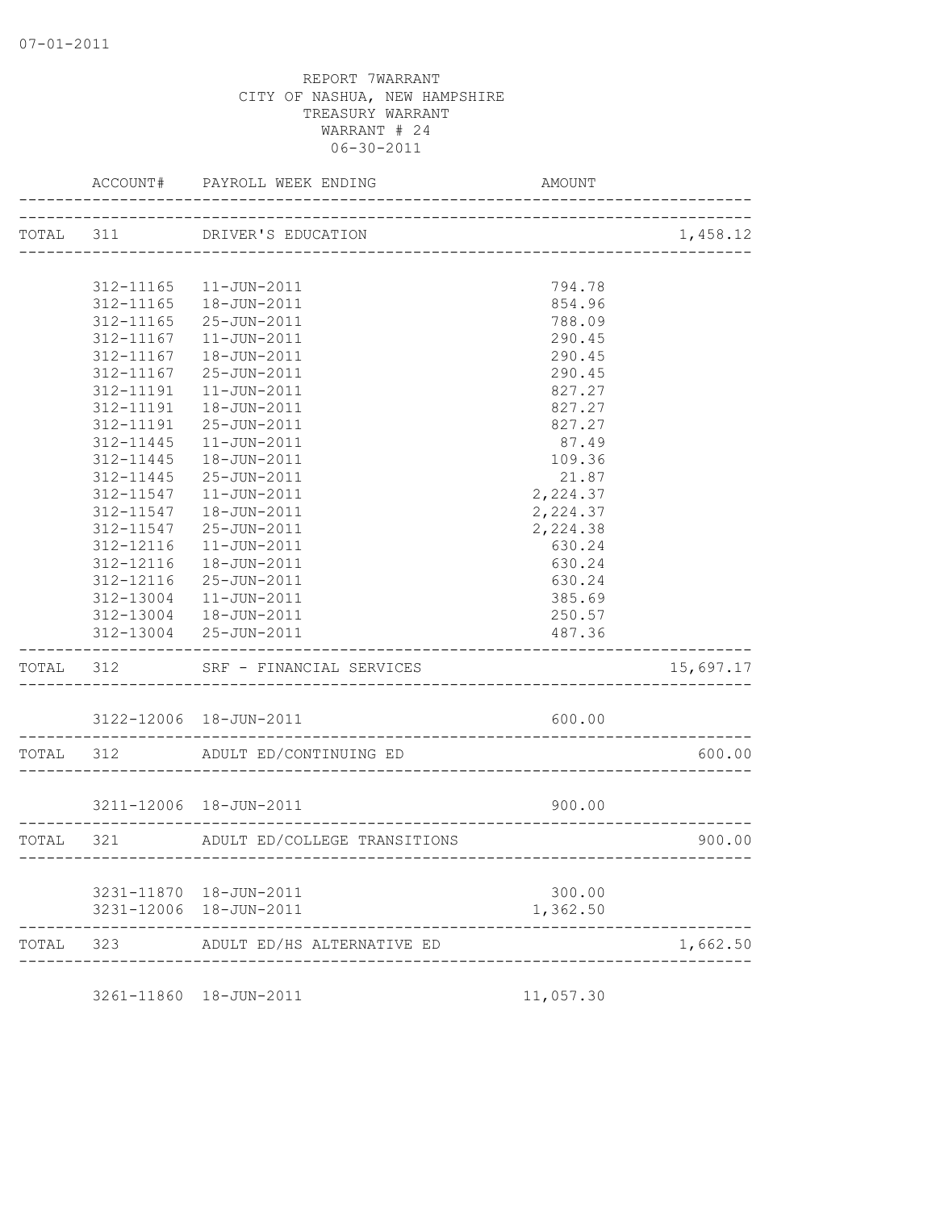REPORT 7WARRANT
CITY OF NASHUA, NEW HAMPSHIRE
TREASURY WARRANT
WARRANT # 24
06-30-2011

| | ACCOUNT# | PAYROLL WEEK ENDING | AMOUNT | |
|---|---|---|---|---|
| TOTAL | 311 | DRIVER'S EDUCATION | | 1,458.12 |
| | 312-11165 | 11-JUN-2011 | 794.78 | |
| | 312-11165 | 18-JUN-2011 | 854.96 | |
| | 312-11165 | 25-JUN-2011 | 788.09 | |
| | 312-11167 | 11-JUN-2011 | 290.45 | |
| | 312-11167 | 18-JUN-2011 | 290.45 | |
| | 312-11167 | 25-JUN-2011 | 290.45 | |
| | 312-11191 | 11-JUN-2011 | 827.27 | |
| | 312-11191 | 18-JUN-2011 | 827.27 | |
| | 312-11191 | 25-JUN-2011 | 827.27 | |
| | 312-11445 | 11-JUN-2011 | 87.49 | |
| | 312-11445 | 18-JUN-2011 | 109.36 | |
| | 312-11445 | 25-JUN-2011 | 21.87 | |
| | 312-11547 | 11-JUN-2011 | 2,224.37 | |
| | 312-11547 | 18-JUN-2011 | 2,224.37 | |
| | 312-11547 | 25-JUN-2011 | 2,224.38 | |
| | 312-12116 | 11-JUN-2011 | 630.24 | |
| | 312-12116 | 18-JUN-2011 | 630.24 | |
| | 312-12116 | 25-JUN-2011 | 630.24 | |
| | 312-13004 | 11-JUN-2011 | 385.69 | |
| | 312-13004 | 18-JUN-2011 | 250.57 | |
| | 312-13004 | 25-JUN-2011 | 487.36 | |
| TOTAL | 312 | SRF - FINANCIAL SERVICES | | 15,697.17 |
| | 3122-12006 | 18-JUN-2011 | 600.00 | |
| TOTAL | 312 | ADULT ED/CONTINUING ED | | 600.00 |
| | 3211-12006 | 18-JUN-2011 | 900.00 | |
| TOTAL | 321 | ADULT ED/COLLEGE TRANSITIONS | | 900.00 |
| | 3231-11870 | 18-JUN-2011 | 300.00 | |
| | 3231-12006 | 18-JUN-2011 | 1,362.50 | |
| TOTAL | 323 | ADULT ED/HS ALTERNATIVE ED | | 1,662.50 |
| | 3261-11860 | 18-JUN-2011 | 11,057.30 | |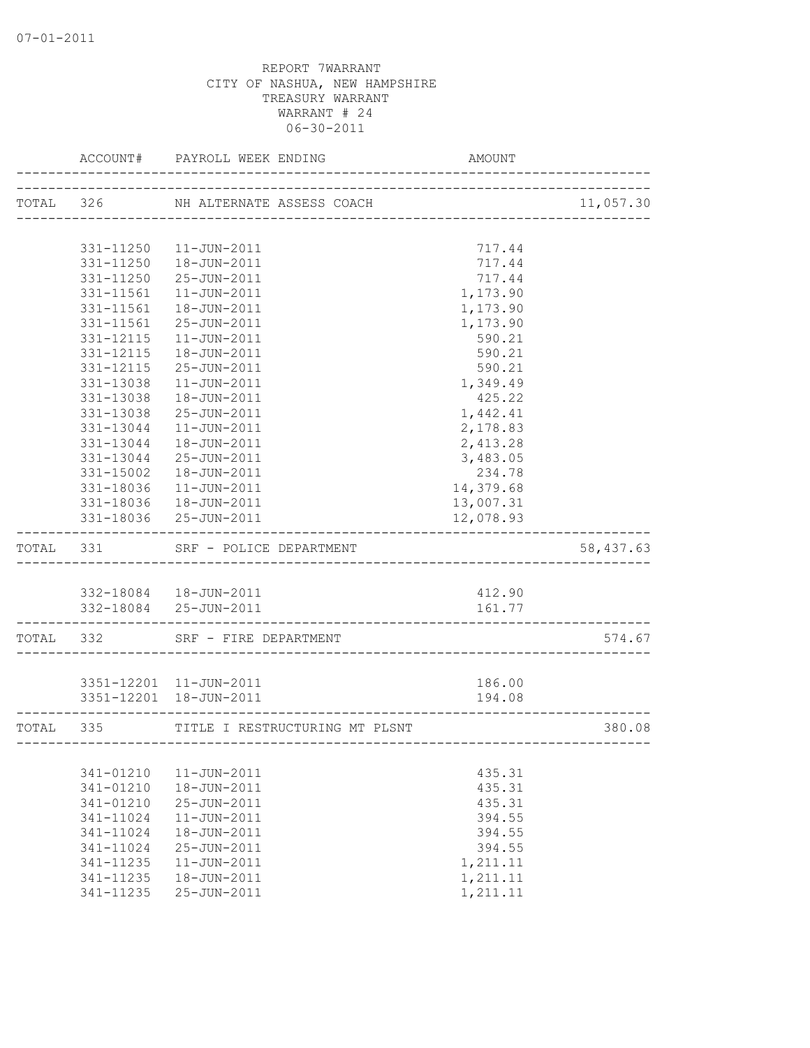07-01-2011

REPORT 7WARRANT
CITY OF NASHUA, NEW HAMPSHIRE
TREASURY WARRANT
WARRANT # 24
06-30-2011

| | ACCOUNT# | PAYROLL WEEK ENDING | AMOUNT | |
|---|---|---|---|---|
| TOTAL | 326 | NH ALTERNATE ASSESS COACH | | 11,057.30 |
| | 331-11250 | 11-JUN-2011 | 717.44 | |
| | 331-11250 | 18-JUN-2011 | 717.44 | |
| | 331-11250 | 25-JUN-2011 | 717.44 | |
| | 331-11561 | 11-JUN-2011 | 1,173.90 | |
| | 331-11561 | 18-JUN-2011 | 1,173.90 | |
| | 331-11561 | 25-JUN-2011 | 1,173.90 | |
| | 331-12115 | 11-JUN-2011 | 590.21 | |
| | 331-12115 | 18-JUN-2011 | 590.21 | |
| | 331-12115 | 25-JUN-2011 | 590.21 | |
| | 331-13038 | 11-JUN-2011 | 1,349.49 | |
| | 331-13038 | 18-JUN-2011 | 425.22 | |
| | 331-13038 | 25-JUN-2011 | 1,442.41 | |
| | 331-13044 | 11-JUN-2011 | 2,178.83 | |
| | 331-13044 | 18-JUN-2011 | 2,413.28 | |
| | 331-13044 | 25-JUN-2011 | 3,483.05 | |
| | 331-15002 | 18-JUN-2011 | 234.78 | |
| | 331-18036 | 11-JUN-2011 | 14,379.68 | |
| | 331-18036 | 18-JUN-2011 | 13,007.31 | |
| | 331-18036 | 25-JUN-2011 | 12,078.93 | |
| TOTAL | 331 | SRF - POLICE DEPARTMENT | | 58,437.63 |
| | 332-18084 | 18-JUN-2011 | 412.90 | |
| | 332-18084 | 25-JUN-2011 | 161.77 | |
| TOTAL | 332 | SRF - FIRE DEPARTMENT | | 574.67 |
| | 3351-12201 | 11-JUN-2011 | 186.00 | |
| | 3351-12201 | 18-JUN-2011 | 194.08 | |
| TOTAL | 335 | TITLE I RESTRUCTURING MT PLSNT | | 380.08 |
| | 341-01210 | 11-JUN-2011 | 435.31 | |
| | 341-01210 | 18-JUN-2011 | 435.31 | |
| | 341-01210 | 25-JUN-2011 | 435.31 | |
| | 341-11024 | 11-JUN-2011 | 394.55 | |
| | 341-11024 | 18-JUN-2011 | 394.55 | |
| | 341-11024 | 25-JUN-2011 | 394.55 | |
| | 341-11235 | 11-JUN-2011 | 1,211.11 | |
| | 341-11235 | 18-JUN-2011 | 1,211.11 | |
| | 341-11235 | 25-JUN-2011 | 1,211.11 | |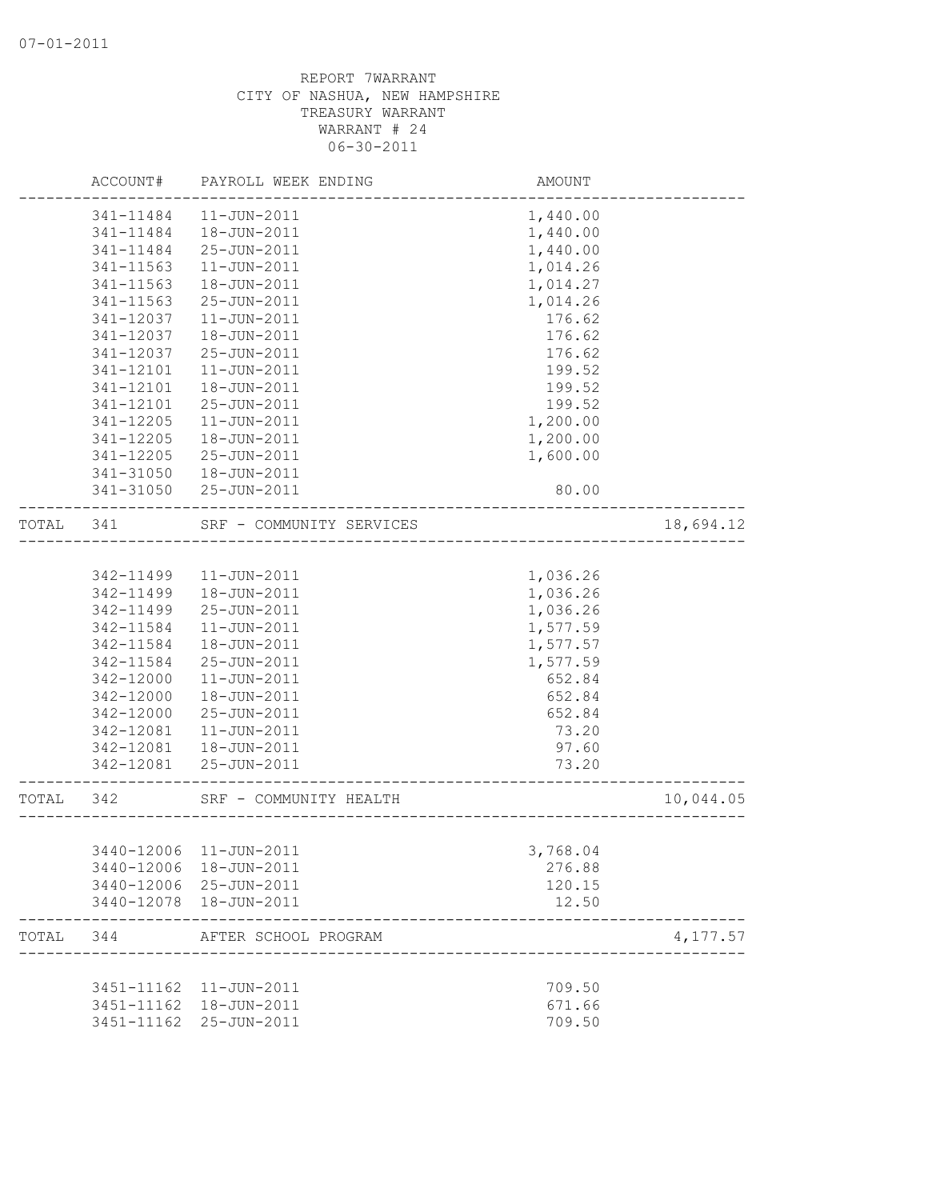07-01-2011

REPORT 7WARRANT
CITY OF NASHUA, NEW HAMPSHIRE
TREASURY WARRANT
WARRANT # 24
06-30-2011

| | ACCOUNT# | PAYROLL WEEK ENDING | AMOUNT | |
|---|---|---|---|---|
| | 341-11484 | 11-JUN-2011 | 1,440.00 | |
| | 341-11484 | 18-JUN-2011 | 1,440.00 | |
| | 341-11484 | 25-JUN-2011 | 1,440.00 | |
| | 341-11563 | 11-JUN-2011 | 1,014.26 | |
| | 341-11563 | 18-JUN-2011 | 1,014.27 | |
| | 341-11563 | 25-JUN-2011 | 1,014.26 | |
| | 341-12037 | 11-JUN-2011 | 176.62 | |
| | 341-12037 | 18-JUN-2011 | 176.62 | |
| | 341-12037 | 25-JUN-2011 | 176.62 | |
| | 341-12101 | 11-JUN-2011 | 199.52 | |
| | 341-12101 | 18-JUN-2011 | 199.52 | |
| | 341-12101 | 25-JUN-2011 | 199.52 | |
| | 341-12205 | 11-JUN-2011 | 1,200.00 | |
| | 341-12205 | 18-JUN-2011 | 1,200.00 | |
| | 341-12205 | 25-JUN-2011 | 1,600.00 | |
| | 341-31050 | 18-JUN-2011 | | |
| | 341-31050 | 25-JUN-2011 | 80.00 | |
| TOTAL | 341 | SRF - COMMUNITY SERVICES | | 18,694.12 |
| | 342-11499 | 11-JUN-2011 | 1,036.26 | |
| | 342-11499 | 18-JUN-2011 | 1,036.26 | |
| | 342-11499 | 25-JUN-2011 | 1,036.26 | |
| | 342-11584 | 11-JUN-2011 | 1,577.59 | |
| | 342-11584 | 18-JUN-2011 | 1,577.57 | |
| | 342-11584 | 25-JUN-2011 | 1,577.59 | |
| | 342-12000 | 11-JUN-2011 | 652.84 | |
| | 342-12000 | 18-JUN-2011 | 652.84 | |
| | 342-12000 | 25-JUN-2011 | 652.84 | |
| | 342-12081 | 11-JUN-2011 | 73.20 | |
| | 342-12081 | 18-JUN-2011 | 97.60 | |
| | 342-12081 | 25-JUN-2011 | 73.20 | |
| TOTAL | 342 | SRF - COMMUNITY HEALTH | | 10,044.05 |
| | 3440-12006 | 11-JUN-2011 | 3,768.04 | |
| | 3440-12006 | 18-JUN-2011 | 276.88 | |
| | 3440-12006 | 25-JUN-2011 | 120.15 | |
| | 3440-12078 | 18-JUN-2011 | 12.50 | |
| TOTAL | 344 | AFTER SCHOOL PROGRAM | | 4,177.57 |
| | 3451-11162 | 11-JUN-2011 | 709.50 | |
| | 3451-11162 | 18-JUN-2011 | 671.66 | |
| | 3451-11162 | 25-JUN-2011 | 709.50 | |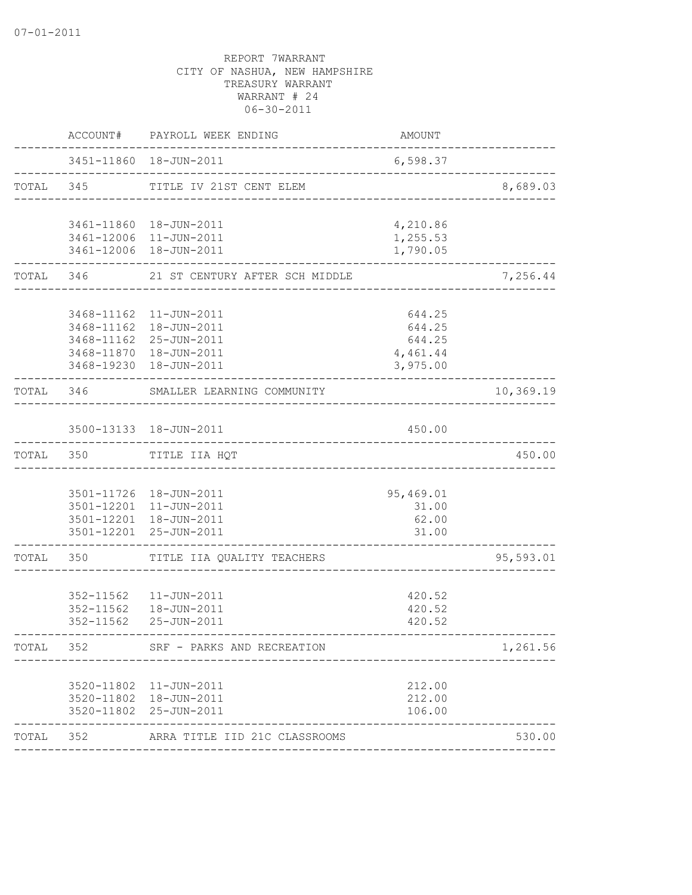07-01-2011

REPORT 7WARRANT
CITY OF NASHUA, NEW HAMPSHIRE
TREASURY WARRANT
WARRANT # 24
06-30-2011

| | ACCOUNT# | PAYROLL WEEK ENDING | AMOUNT | |
|---|---|---|---|---|
| | 3451-11860 | 18-JUN-2011 | 6,598.37 | |
| TOTAL | 345 | TITLE IV 21ST CENT ELEM | | 8,689.03 |
| | 3461-11860 | 18-JUN-2011 | 4,210.86 | |
| | 3461-12006 | 11-JUN-2011 | 1,255.53 | |
| | 3461-12006 | 18-JUN-2011 | 1,790.05 | |
| TOTAL | 346 | 21 ST CENTURY AFTER SCH MIDDLE | | 7,256.44 |
| | 3468-11162 | 11-JUN-2011 | 644.25 | |
| | 3468-11162 | 18-JUN-2011 | 644.25 | |
| | 3468-11162 | 25-JUN-2011 | 644.25 | |
| | 3468-11870 | 18-JUN-2011 | 4,461.44 | |
| | 3468-19230 | 18-JUN-2011 | 3,975.00 | |
| TOTAL | 346 | SMALLER LEARNING COMMUNITY | | 10,369.19 |
| | 3500-13133 | 18-JUN-2011 | 450.00 | |
| TOTAL | 350 | TITLE IIA HQT | | 450.00 |
| | 3501-11726 | 18-JUN-2011 | 95,469.01 | |
| | 3501-12201 | 11-JUN-2011 | 31.00 | |
| | 3501-12201 | 18-JUN-2011 | 62.00 | |
| | 3501-12201 | 25-JUN-2011 | 31.00 | |
| TOTAL | 350 | TITLE IIA QUALITY TEACHERS | | 95,593.01 |
| | 352-11562 | 11-JUN-2011 | 420.52 | |
| | 352-11562 | 18-JUN-2011 | 420.52 | |
| | 352-11562 | 25-JUN-2011 | 420.52 | |
| TOTAL | 352 | SRF - PARKS AND RECREATION | | 1,261.56 |
| | 3520-11802 | 11-JUN-2011 | 212.00 | |
| | 3520-11802 | 18-JUN-2011 | 212.00 | |
| | 3520-11802 | 25-JUN-2011 | 106.00 | |
| TOTAL | 352 | ARRA TITLE IID 21C CLASSROOMS | | 530.00 |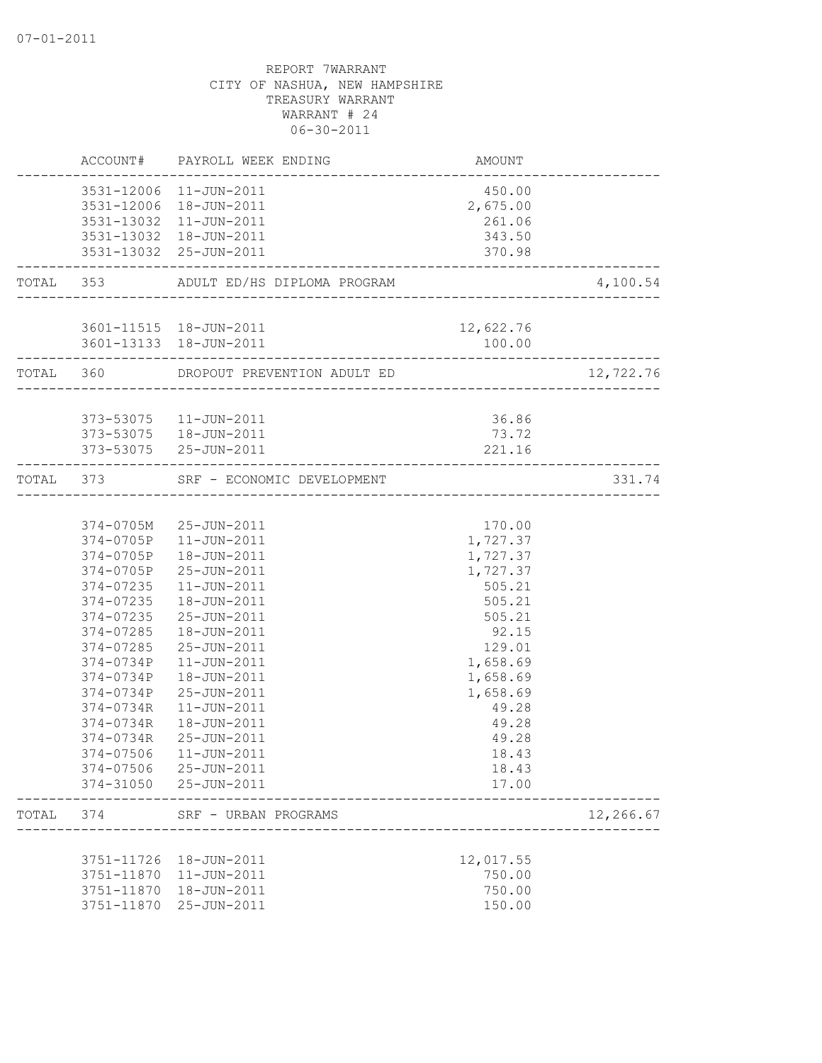07-01-2011

REPORT 7WARRANT
CITY OF NASHUA, NEW HAMPSHIRE
TREASURY WARRANT
WARRANT # 24
06-30-2011

| | ACCOUNT# | PAYROLL WEEK ENDING | AMOUNT | |
|---|---|---|---|---|
| | 3531-12006 | 11-JUN-2011 | 450.00 | |
| | 3531-12006 | 18-JUN-2011 | 2,675.00 | |
| | 3531-13032 | 11-JUN-2011 | 261.06 | |
| | 3531-13032 | 18-JUN-2011 | 343.50 | |
| | 3531-13032 | 25-JUN-2011 | 370.98 | |
| TOTAL | 353 | ADULT ED/HS DIPLOMA PROGRAM | | 4,100.54 |
| | 3601-11515 | 18-JUN-2011 | 12,622.76 | |
| | 3601-13133 | 18-JUN-2011 | 100.00 | |
| TOTAL | 360 | DROPOUT PREVENTION ADULT ED | | 12,722.76 |
| | 373-53075 | 11-JUN-2011 | 36.86 | |
| | 373-53075 | 18-JUN-2011 | 73.72 | |
| | 373-53075 | 25-JUN-2011 | 221.16 | |
| TOTAL | 373 | SRF - ECONOMIC DEVELOPMENT | | 331.74 |
| | 374-0705M | 25-JUN-2011 | 170.00 | |
| | 374-0705P | 11-JUN-2011 | 1,727.37 | |
| | 374-0705P | 18-JUN-2011 | 1,727.37 | |
| | 374-0705P | 25-JUN-2011 | 1,727.37 | |
| | 374-07235 | 11-JUN-2011 | 505.21 | |
| | 374-07235 | 18-JUN-2011 | 505.21 | |
| | 374-07235 | 25-JUN-2011 | 505.21 | |
| | 374-07285 | 18-JUN-2011 | 92.15 | |
| | 374-07285 | 25-JUN-2011 | 129.01 | |
| | 374-0734P | 11-JUN-2011 | 1,658.69 | |
| | 374-0734P | 18-JUN-2011 | 1,658.69 | |
| | 374-0734P | 25-JUN-2011 | 1,658.69 | |
| | 374-0734R | 11-JUN-2011 | 49.28 | |
| | 374-0734R | 18-JUN-2011 | 49.28 | |
| | 374-0734R | 25-JUN-2011 | 49.28 | |
| | 374-07506 | 11-JUN-2011 | 18.43 | |
| | 374-07506 | 25-JUN-2011 | 18.43 | |
| | 374-31050 | 25-JUN-2011 | 17.00 | |
| TOTAL | 374 | SRF - URBAN PROGRAMS | | 12,266.67 |
| | 3751-11726 | 18-JUN-2011 | 12,017.55 | |
| | 3751-11870 | 11-JUN-2011 | 750.00 | |
| | 3751-11870 | 18-JUN-2011 | 750.00 | |
| | 3751-11870 | 25-JUN-2011 | 150.00 | |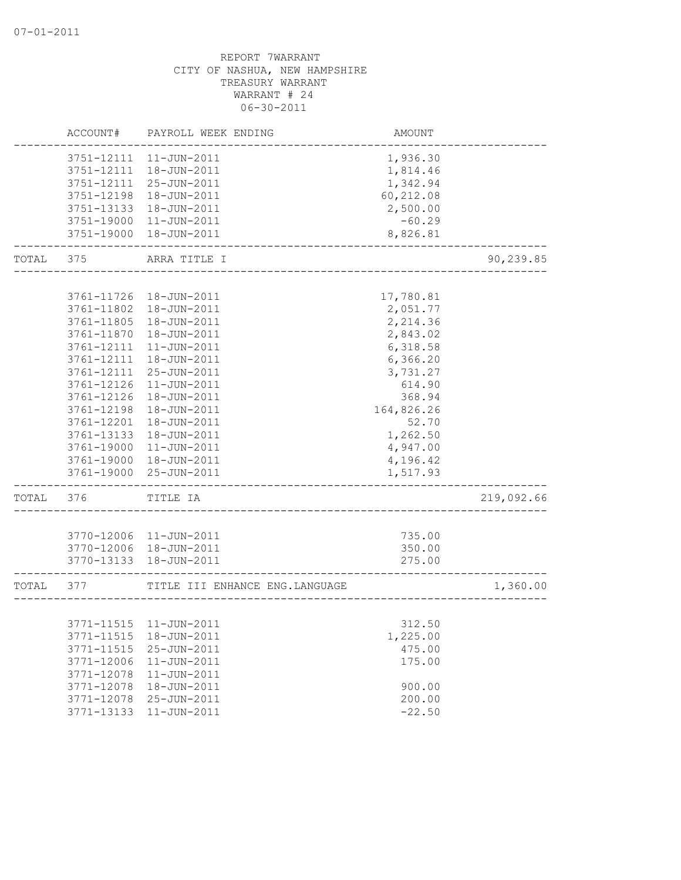07-01-2011

REPORT 7WARRANT
CITY OF NASHUA, NEW HAMPSHIRE
TREASURY WARRANT
WARRANT # 24
06-30-2011

| | ACCOUNT# | PAYROLL WEEK ENDING | AMOUNT | |
|---|---|---|---|---|
| | 3751-12111 | 11-JUN-2011 | 1,936.30 | |
| | 3751-12111 | 18-JUN-2011 | 1,814.46 | |
| | 3751-12111 | 25-JUN-2011 | 1,342.94 | |
| | 3751-12198 | 18-JUN-2011 | 60,212.08 | |
| | 3751-13133 | 18-JUN-2011 | 2,500.00 | |
| | 3751-19000 | 11-JUN-2011 | -60.29 | |
| | 3751-19000 | 18-JUN-2011 | 8,826.81 | |
| TOTAL | 375 | ARRA TITLE I | | 90,239.85 |
| | 3761-11726 | 18-JUN-2011 | 17,780.81 | |
| | 3761-11802 | 18-JUN-2011 | 2,051.77 | |
| | 3761-11805 | 18-JUN-2011 | 2,214.36 | |
| | 3761-11870 | 18-JUN-2011 | 2,843.02 | |
| | 3761-12111 | 11-JUN-2011 | 6,318.58 | |
| | 3761-12111 | 18-JUN-2011 | 6,366.20 | |
| | 3761-12111 | 25-JUN-2011 | 3,731.27 | |
| | 3761-12126 | 11-JUN-2011 | 614.90 | |
| | 3761-12126 | 18-JUN-2011 | 368.94 | |
| | 3761-12198 | 18-JUN-2011 | 164,826.26 | |
| | 3761-12201 | 18-JUN-2011 | 52.70 | |
| | 3761-13133 | 18-JUN-2011 | 1,262.50 | |
| | 3761-19000 | 11-JUN-2011 | 4,947.00 | |
| | 3761-19000 | 18-JUN-2011 | 4,196.42 | |
| | 3761-19000 | 25-JUN-2011 | 1,517.93 | |
| TOTAL | 376 | TITLE IA | | 219,092.66 |
| | 3770-12006 | 11-JUN-2011 | 735.00 | |
| | 3770-12006 | 18-JUN-2011 | 350.00 | |
| | 3770-13133 | 18-JUN-2011 | 275.00 | |
| TOTAL | 377 | TITLE III ENHANCE ENG.LANGUAGE | | 1,360.00 |
| | 3771-11515 | 11-JUN-2011 | 312.50 | |
| | 3771-11515 | 18-JUN-2011 | 1,225.00 | |
| | 3771-11515 | 25-JUN-2011 | 475.00 | |
| | 3771-12006 | 11-JUN-2011 | 175.00 | |
| | 3771-12078 | 11-JUN-2011 | | |
| | 3771-12078 | 18-JUN-2011 | 900.00 | |
| | 3771-12078 | 25-JUN-2011 | 200.00 | |
| | 3771-13133 | 11-JUN-2011 | -22.50 | |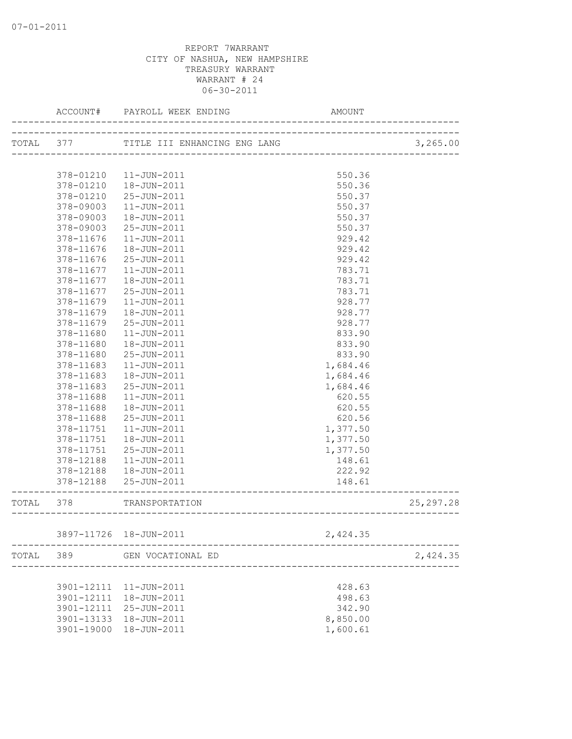07-01-2011

REPORT 7WARRANT
CITY OF NASHUA, NEW HAMPSHIRE
TREASURY WARRANT
WARRANT # 24
06-30-2011

| | ACCOUNT# | PAYROLL WEEK ENDING | AMOUNT | |
|---|---|---|---|---|
| TOTAL | 377 | TITLE III ENHANCING ENG LANG | | 3,265.00 |
| | 378-01210 | 11-JUN-2011 | 550.36 | |
| | 378-01210 | 18-JUN-2011 | 550.36 | |
| | 378-01210 | 25-JUN-2011 | 550.37 | |
| | 378-09003 | 11-JUN-2011 | 550.37 | |
| | 378-09003 | 18-JUN-2011 | 550.37 | |
| | 378-09003 | 25-JUN-2011 | 550.37 | |
| | 378-11676 | 11-JUN-2011 | 929.42 | |
| | 378-11676 | 18-JUN-2011 | 929.42 | |
| | 378-11676 | 25-JUN-2011 | 929.42 | |
| | 378-11677 | 11-JUN-2011 | 783.71 | |
| | 378-11677 | 18-JUN-2011 | 783.71 | |
| | 378-11677 | 25-JUN-2011 | 783.71 | |
| | 378-11679 | 11-JUN-2011 | 928.77 | |
| | 378-11679 | 18-JUN-2011 | 928.77 | |
| | 378-11679 | 25-JUN-2011 | 928.77 | |
| | 378-11680 | 11-JUN-2011 | 833.90 | |
| | 378-11680 | 18-JUN-2011 | 833.90 | |
| | 378-11680 | 25-JUN-2011 | 833.90 | |
| | 378-11683 | 11-JUN-2011 | 1,684.46 | |
| | 378-11683 | 18-JUN-2011 | 1,684.46 | |
| | 378-11683 | 25-JUN-2011 | 1,684.46 | |
| | 378-11688 | 11-JUN-2011 | 620.55 | |
| | 378-11688 | 18-JUN-2011 | 620.55 | |
| | 378-11688 | 25-JUN-2011 | 620.56 | |
| | 378-11751 | 11-JUN-2011 | 1,377.50 | |
| | 378-11751 | 18-JUN-2011 | 1,377.50 | |
| | 378-11751 | 25-JUN-2011 | 1,377.50 | |
| | 378-12188 | 11-JUN-2011 | 148.61 | |
| | 378-12188 | 18-JUN-2011 | 222.92 | |
| | 378-12188 | 25-JUN-2011 | 148.61 | |
| TOTAL | 378 | TRANSPORTATION | | 25,297.28 |
| | 3897-11726 | 18-JUN-2011 | 2,424.35 | |
| TOTAL | 389 | GEN VOCATIONAL ED | | 2,424.35 |
| | 3901-12111 | 11-JUN-2011 | 428.63 | |
| | 3901-12111 | 18-JUN-2011 | 498.63 | |
| | 3901-12111 | 25-JUN-2011 | 342.90 | |
| | 3901-13133 | 18-JUN-2011 | 8,850.00 | |
| | 3901-19000 | 18-JUN-2011 | 1,600.61 | |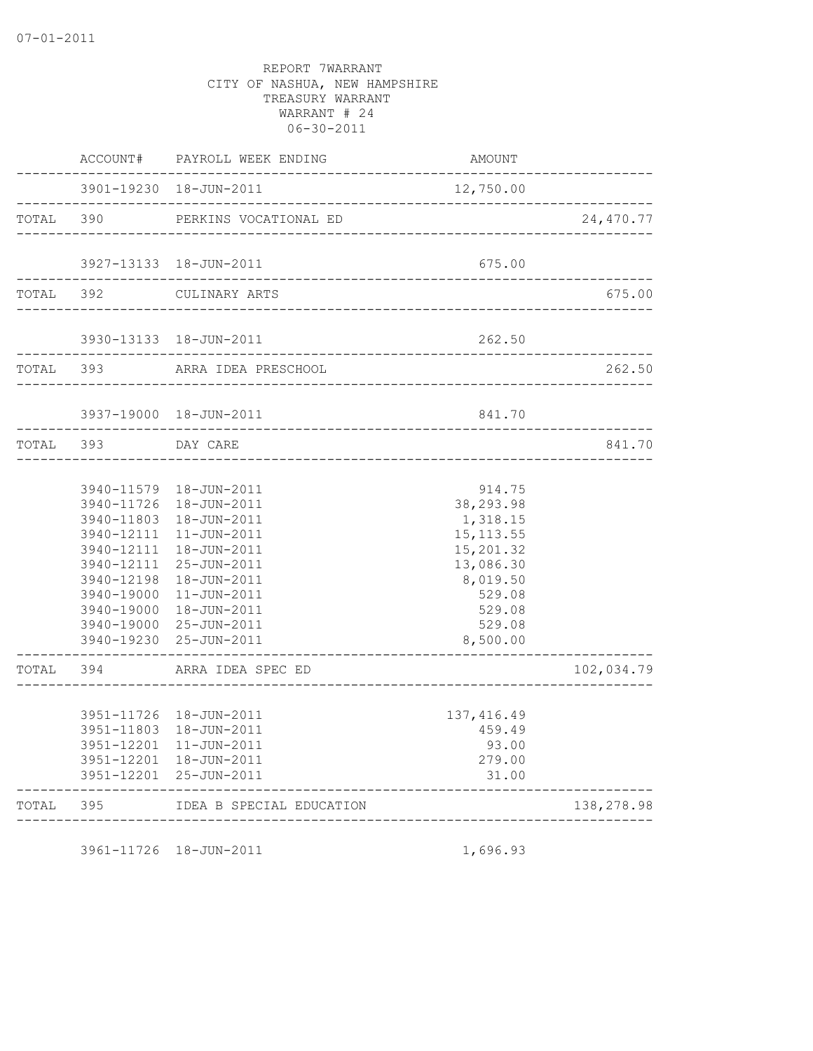07-01-2011

REPORT 7WARRANT
CITY OF NASHUA, NEW HAMPSHIRE
TREASURY WARRANT
WARRANT # 24
06-30-2011

| | ACCOUNT# | PAYROLL WEEK ENDING | AMOUNT | |
|---|---|---|---|---|
| | 3901-19230 | 18-JUN-2011 | 12,750.00 | |
| TOTAL | 390 | PERKINS VOCATIONAL ED | | 24,470.77 |
| | 3927-13133 | 18-JUN-2011 | 675.00 | |
| TOTAL | 392 | CULINARY ARTS | | 675.00 |
| | 3930-13133 | 18-JUN-2011 | 262.50 | |
| TOTAL | 393 | ARRA IDEA PRESCHOOL | | 262.50 |
| | 3937-19000 | 18-JUN-2011 | 841.70 | |
| TOTAL | 393 | DAY CARE | | 841.70 |
| | 3940-11579 | 18-JUN-2011 | 914.75 | |
| | 3940-11726 | 18-JUN-2011 | 38,293.98 | |
| | 3940-11803 | 18-JUN-2011 | 1,318.15 | |
| | 3940-12111 | 11-JUN-2011 | 15,113.55 | |
| | 3940-12111 | 18-JUN-2011 | 15,201.32 | |
| | 3940-12111 | 25-JUN-2011 | 13,086.30 | |
| | 3940-12198 | 18-JUN-2011 | 8,019.50 | |
| | 3940-19000 | 11-JUN-2011 | 529.08 | |
| | 3940-19000 | 18-JUN-2011 | 529.08 | |
| | 3940-19000 | 25-JUN-2011 | 529.08 | |
| | 3940-19230 | 25-JUN-2011 | 8,500.00 | |
| TOTAL | 394 | ARRA IDEA SPEC ED | | 102,034.79 |
| | 3951-11726 | 18-JUN-2011 | 137,416.49 | |
| | 3951-11803 | 18-JUN-2011 | 459.49 | |
| | 3951-12201 | 11-JUN-2011 | 93.00 | |
| | 3951-12201 | 18-JUN-2011 | 279.00 | |
| | 3951-12201 | 25-JUN-2011 | 31.00 | |
| TOTAL | 395 | IDEA B SPECIAL EDUCATION | | 138,278.98 |
| | 3961-11726 | 18-JUN-2011 | 1,696.93 | |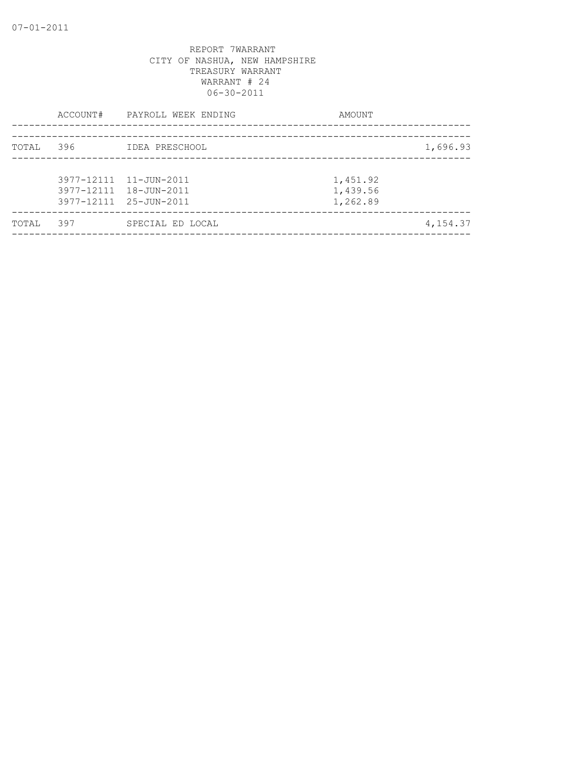07-01-2011

REPORT 7WARRANT
CITY OF NASHUA, NEW HAMPSHIRE
TREASURY WARRANT
WARRANT # 24
06-30-2011

| | ACCOUNT# | PAYROLL WEEK ENDING | AMOUNT | |
|---|---|---|---|---|
| TOTAL | 396 | IDEA PRESCHOOL | | 1,696.93 |
| | 3977-12111 | 11-JUN-2011 | 1,451.92 | |
| | 3977-12111 | 18-JUN-2011 | 1,439.56 | |
| | 3977-12111 | 25-JUN-2011 | 1,262.89 | |
| TOTAL | 397 | SPECIAL ED LOCAL | | 4,154.37 |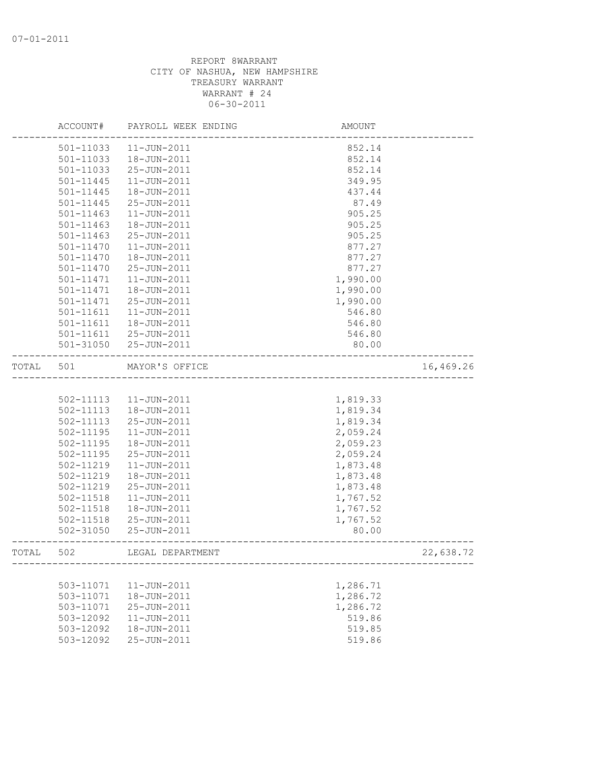07-01-2011

REPORT 8WARRANT
CITY OF NASHUA, NEW HAMPSHIRE
TREASURY WARRANT
WARRANT # 24
06-30-2011

| | ACCOUNT# | PAYROLL WEEK ENDING | AMOUNT | |
|---|---|---|---|---|
| | 501-11033 | 11-JUN-2011 | 852.14 | |
| | 501-11033 | 18-JUN-2011 | 852.14 | |
| | 501-11033 | 25-JUN-2011 | 852.14 | |
| | 501-11445 | 11-JUN-2011 | 349.95 | |
| | 501-11445 | 18-JUN-2011 | 437.44 | |
| | 501-11445 | 25-JUN-2011 | 87.49 | |
| | 501-11463 | 11-JUN-2011 | 905.25 | |
| | 501-11463 | 18-JUN-2011 | 905.25 | |
| | 501-11463 | 25-JUN-2011 | 905.25 | |
| | 501-11470 | 11-JUN-2011 | 877.27 | |
| | 501-11470 | 18-JUN-2011 | 877.27 | |
| | 501-11470 | 25-JUN-2011 | 877.27 | |
| | 501-11471 | 11-JUN-2011 | 1,990.00 | |
| | 501-11471 | 18-JUN-2011 | 1,990.00 | |
| | 501-11471 | 25-JUN-2011 | 1,990.00 | |
| | 501-11611 | 11-JUN-2011 | 546.80 | |
| | 501-11611 | 18-JUN-2011 | 546.80 | |
| | 501-11611 | 25-JUN-2011 | 546.80 | |
| | 501-31050 | 25-JUN-2011 | 80.00 | |
| TOTAL | 501 | MAYOR'S OFFICE | | 16,469.26 |
| | 502-11113 | 11-JUN-2011 | 1,819.33 | |
| | 502-11113 | 18-JUN-2011 | 1,819.34 | |
| | 502-11113 | 25-JUN-2011 | 1,819.34 | |
| | 502-11195 | 11-JUN-2011 | 2,059.24 | |
| | 502-11195 | 18-JUN-2011 | 2,059.23 | |
| | 502-11195 | 25-JUN-2011 | 2,059.24 | |
| | 502-11219 | 11-JUN-2011 | 1,873.48 | |
| | 502-11219 | 18-JUN-2011 | 1,873.48 | |
| | 502-11219 | 25-JUN-2011 | 1,873.48 | |
| | 502-11518 | 11-JUN-2011 | 1,767.52 | |
| | 502-11518 | 18-JUN-2011 | 1,767.52 | |
| | 502-11518 | 25-JUN-2011 | 1,767.52 | |
| | 502-31050 | 25-JUN-2011 | 80.00 | |
| TOTAL | 502 | LEGAL DEPARTMENT | | 22,638.72 |
| | 503-11071 | 11-JUN-2011 | 1,286.71 | |
| | 503-11071 | 18-JUN-2011 | 1,286.72 | |
| | 503-11071 | 25-JUN-2011 | 1,286.72 | |
| | 503-12092 | 11-JUN-2011 | 519.86 | |
| | 503-12092 | 18-JUN-2011 | 519.85 | |
| | 503-12092 | 25-JUN-2011 | 519.86 | |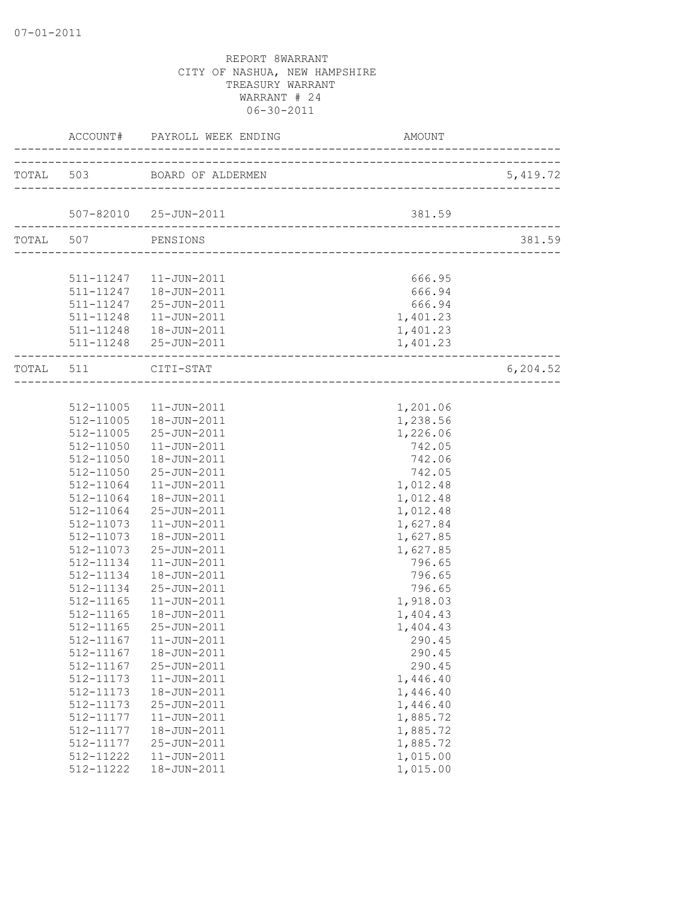07-01-2011

REPORT 8WARRANT
CITY OF NASHUA, NEW HAMPSHIRE
TREASURY WARRANT
WARRANT # 24
06-30-2011

| ACCOUNT# | PAYROLL WEEK ENDING | AMOUNT | |
|---|---|---|---|
| TOTAL 503 | BOARD OF ALDERMEN | | 5,419.72 |
| 507-82010 | 25-JUN-2011 | 381.59 | |
| TOTAL 507 | PENSIONS | | 381.59 |
| 511-11247 | 11-JUN-2011 | 666.95 | |
| 511-11247 | 18-JUN-2011 | 666.94 | |
| 511-11247 | 25-JUN-2011 | 666.94 | |
| 511-11248 | 11-JUN-2011 | 1,401.23 | |
| 511-11248 | 18-JUN-2011 | 1,401.23 | |
| 511-11248 | 25-JUN-2011 | 1,401.23 | |
| TOTAL 511 | CITI-STAT | | 6,204.52 |
| 512-11005 | 11-JUN-2011 | 1,201.06 | |
| 512-11005 | 18-JUN-2011 | 1,238.56 | |
| 512-11005 | 25-JUN-2011 | 1,226.06 | |
| 512-11050 | 11-JUN-2011 | 742.05 | |
| 512-11050 | 18-JUN-2011 | 742.06 | |
| 512-11050 | 25-JUN-2011 | 742.05 | |
| 512-11064 | 11-JUN-2011 | 1,012.48 | |
| 512-11064 | 18-JUN-2011 | 1,012.48 | |
| 512-11064 | 25-JUN-2011 | 1,012.48 | |
| 512-11073 | 11-JUN-2011 | 1,627.84 | |
| 512-11073 | 18-JUN-2011 | 1,627.85 | |
| 512-11073 | 25-JUN-2011 | 1,627.85 | |
| 512-11134 | 11-JUN-2011 | 796.65 | |
| 512-11134 | 18-JUN-2011 | 796.65 | |
| 512-11134 | 25-JUN-2011 | 796.65 | |
| 512-11165 | 11-JUN-2011 | 1,918.03 | |
| 512-11165 | 18-JUN-2011 | 1,404.43 | |
| 512-11165 | 25-JUN-2011 | 1,404.43 | |
| 512-11167 | 11-JUN-2011 | 290.45 | |
| 512-11167 | 18-JUN-2011 | 290.45 | |
| 512-11167 | 25-JUN-2011 | 290.45 | |
| 512-11173 | 11-JUN-2011 | 1,446.40 | |
| 512-11173 | 18-JUN-2011 | 1,446.40 | |
| 512-11173 | 25-JUN-2011 | 1,446.40 | |
| 512-11177 | 11-JUN-2011 | 1,885.72 | |
| 512-11177 | 18-JUN-2011 | 1,885.72 | |
| 512-11177 | 25-JUN-2011 | 1,885.72 | |
| 512-11222 | 11-JUN-2011 | 1,015.00 | |
| 512-11222 | 18-JUN-2011 | 1,015.00 | |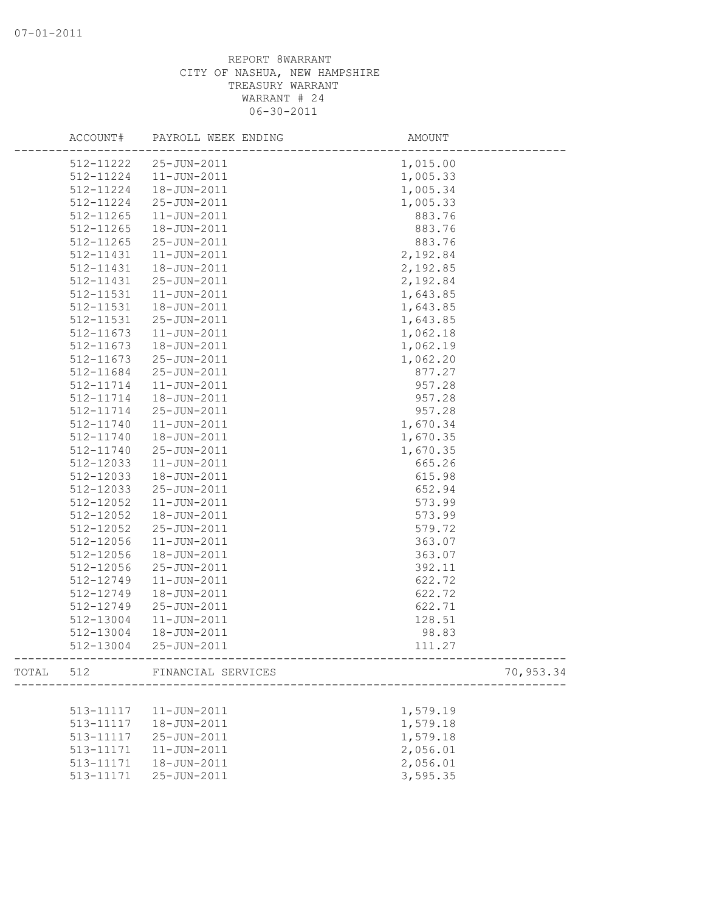07-01-2011

REPORT 8WARRANT
CITY OF NASHUA, NEW HAMPSHIRE
TREASURY WARRANT
WARRANT # 24
06-30-2011

| | ACCOUNT# | PAYROLL WEEK ENDING | AMOUNT | |
|---|---|---|---|---|
| | 512-11222 | 25-JUN-2011 | 1,015.00 | |
| | 512-11224 | 11-JUN-2011 | 1,005.33 | |
| | 512-11224 | 18-JUN-2011 | 1,005.34 | |
| | 512-11224 | 25-JUN-2011 | 1,005.33 | |
| | 512-11265 | 11-JUN-2011 | 883.76 | |
| | 512-11265 | 18-JUN-2011 | 883.76 | |
| | 512-11265 | 25-JUN-2011 | 883.76 | |
| | 512-11431 | 11-JUN-2011 | 2,192.84 | |
| | 512-11431 | 18-JUN-2011 | 2,192.85 | |
| | 512-11431 | 25-JUN-2011 | 2,192.84 | |
| | 512-11531 | 11-JUN-2011 | 1,643.85 | |
| | 512-11531 | 18-JUN-2011 | 1,643.85 | |
| | 512-11531 | 25-JUN-2011 | 1,643.85 | |
| | 512-11673 | 11-JUN-2011 | 1,062.18 | |
| | 512-11673 | 18-JUN-2011 | 1,062.19 | |
| | 512-11673 | 25-JUN-2011 | 1,062.20 | |
| | 512-11684 | 25-JUN-2011 | 877.27 | |
| | 512-11714 | 11-JUN-2011 | 957.28 | |
| | 512-11714 | 18-JUN-2011 | 957.28 | |
| | 512-11714 | 25-JUN-2011 | 957.28 | |
| | 512-11740 | 11-JUN-2011 | 1,670.34 | |
| | 512-11740 | 18-JUN-2011 | 1,670.35 | |
| | 512-11740 | 25-JUN-2011 | 1,670.35 | |
| | 512-12033 | 11-JUN-2011 | 665.26 | |
| | 512-12033 | 18-JUN-2011 | 615.98 | |
| | 512-12033 | 25-JUN-2011 | 652.94 | |
| | 512-12052 | 11-JUN-2011 | 573.99 | |
| | 512-12052 | 18-JUN-2011 | 573.99 | |
| | 512-12052 | 25-JUN-2011 | 579.72 | |
| | 512-12056 | 11-JUN-2011 | 363.07 | |
| | 512-12056 | 18-JUN-2011 | 363.07 | |
| | 512-12056 | 25-JUN-2011 | 392.11 | |
| | 512-12749 | 11-JUN-2011 | 622.72 | |
| | 512-12749 | 18-JUN-2011 | 622.72 | |
| | 512-12749 | 25-JUN-2011 | 622.71 | |
| | 512-13004 | 11-JUN-2011 | 128.51 | |
| | 512-13004 | 18-JUN-2011 | 98.83 | |
| | 512-13004 | 25-JUN-2011 | 111.27 | |
| TOTAL | 512 | FINANCIAL SERVICES | | 70,953.34 |
| | 513-11117 | 11-JUN-2011 | 1,579.19 | |
| | 513-11117 | 18-JUN-2011 | 1,579.18 | |
| | 513-11117 | 25-JUN-2011 | 1,579.18 | |
| | 513-11171 | 11-JUN-2011 | 2,056.01 | |
| | 513-11171 | 18-JUN-2011 | 2,056.01 | |
| | 513-11171 | 25-JUN-2011 | 3,595.35 | |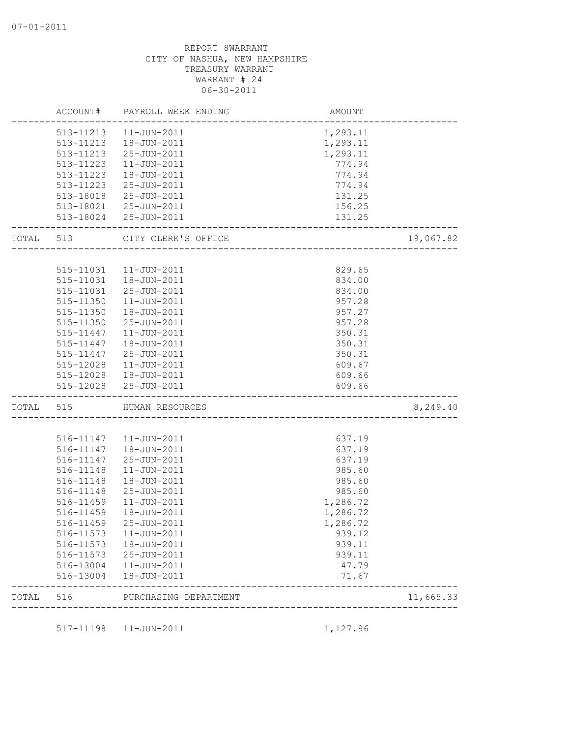07-01-2011

REPORT 8WARRANT
CITY OF NASHUA, NEW HAMPSHIRE
TREASURY WARRANT
WARRANT # 24
06-30-2011

| | ACCOUNT# | PAYROLL WEEK ENDING | AMOUNT | |
|---|---|---|---|---|
| | 513-11213 | 11-JUN-2011 | 1,293.11 | |
| | 513-11213 | 18-JUN-2011 | 1,293.11 | |
| | 513-11213 | 25-JUN-2011 | 1,293.11 | |
| | 513-11223 | 11-JUN-2011 | 774.94 | |
| | 513-11223 | 18-JUN-2011 | 774.94 | |
| | 513-11223 | 25-JUN-2011 | 774.94 | |
| | 513-18018 | 25-JUN-2011 | 131.25 | |
| | 513-18021 | 25-JUN-2011 | 156.25 | |
| | 513-18024 | 25-JUN-2011 | 131.25 | |
| TOTAL | 513 | CITY CLERK'S OFFICE | | 19,067.82 |
| | 515-11031 | 11-JUN-2011 | 829.65 | |
| | 515-11031 | 18-JUN-2011 | 834.00 | |
| | 515-11031 | 25-JUN-2011 | 834.00 | |
| | 515-11350 | 11-JUN-2011 | 957.28 | |
| | 515-11350 | 18-JUN-2011 | 957.27 | |
| | 515-11350 | 25-JUN-2011 | 957.28 | |
| | 515-11447 | 11-JUN-2011 | 350.31 | |
| | 515-11447 | 18-JUN-2011 | 350.31 | |
| | 515-11447 | 25-JUN-2011 | 350.31 | |
| | 515-12028 | 11-JUN-2011 | 609.67 | |
| | 515-12028 | 18-JUN-2011 | 609.66 | |
| | 515-12028 | 25-JUN-2011 | 609.66 | |
| TOTAL | 515 | HUMAN RESOURCES | | 8,249.40 |
| | 516-11147 | 11-JUN-2011 | 637.19 | |
| | 516-11147 | 18-JUN-2011 | 637.19 | |
| | 516-11147 | 25-JUN-2011 | 637.19 | |
| | 516-11148 | 11-JUN-2011 | 985.60 | |
| | 516-11148 | 18-JUN-2011 | 985.60 | |
| | 516-11148 | 25-JUN-2011 | 985.60 | |
| | 516-11459 | 11-JUN-2011 | 1,286.72 | |
| | 516-11459 | 18-JUN-2011 | 1,286.72 | |
| | 516-11459 | 25-JUN-2011 | 1,286.72 | |
| | 516-11573 | 11-JUN-2011 | 939.12 | |
| | 516-11573 | 18-JUN-2011 | 939.11 | |
| | 516-11573 | 25-JUN-2011 | 939.11 | |
| | 516-13004 | 11-JUN-2011 | 47.79 | |
| | 516-13004 | 18-JUN-2011 | 71.67 | |
| TOTAL | 516 | PURCHASING DEPARTMENT | | 11,665.33 |
| | 517-11198 | 11-JUN-2011 | 1,127.96 | |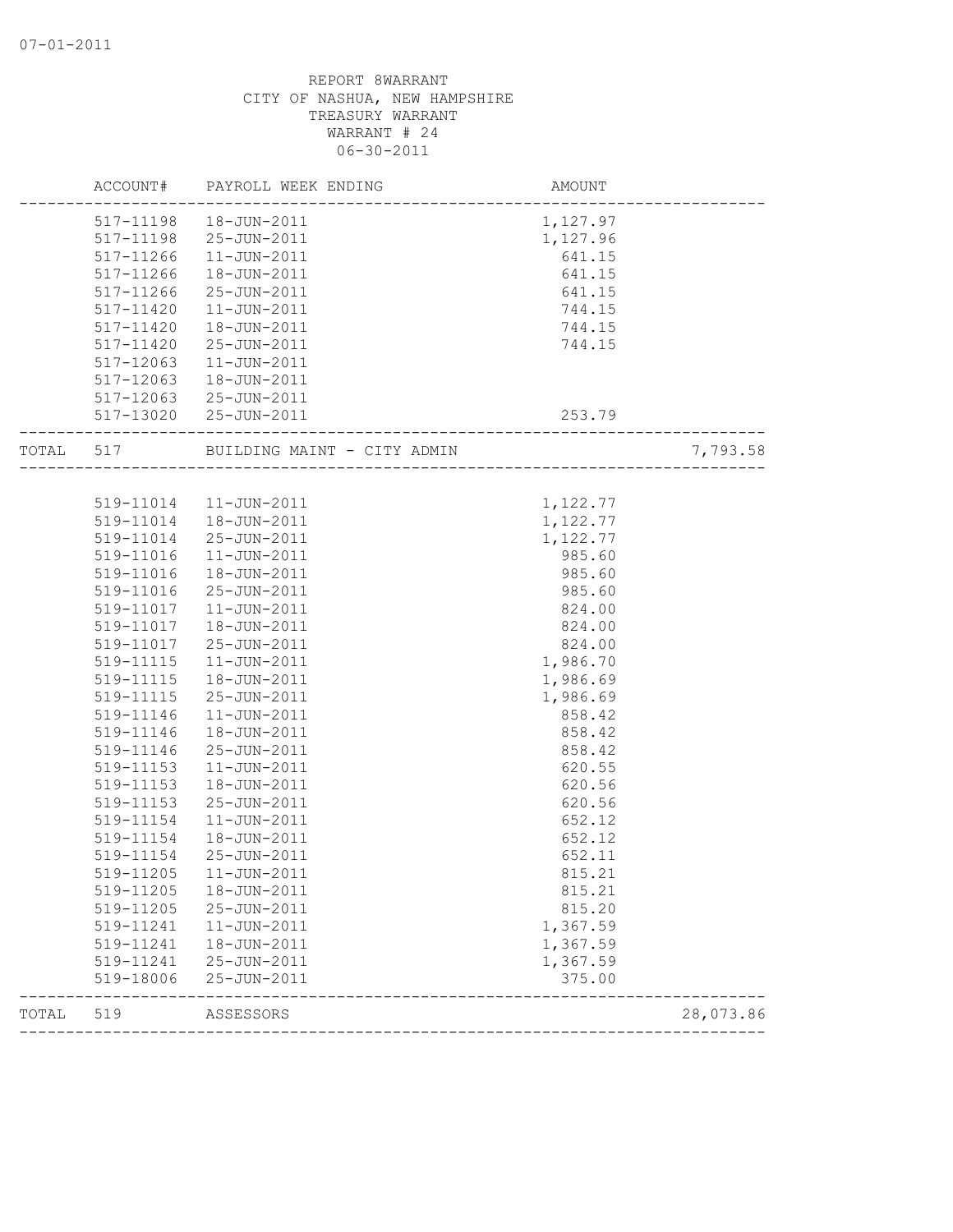REPORT 8WARRANT
CITY OF NASHUA, NEW HAMPSHIRE
TREASURY WARRANT
WARRANT # 24
06-30-2011

| | ACCOUNT# | PAYROLL WEEK ENDING | AMOUNT | |
|---|---|---|---|---|
| | 517-11198 | 18-JUN-2011 | 1,127.97 | |
| | 517-11198 | 25-JUN-2011 | 1,127.96 | |
| | 517-11266 | 11-JUN-2011 | 641.15 | |
| | 517-11266 | 18-JUN-2011 | 641.15 | |
| | 517-11266 | 25-JUN-2011 | 641.15 | |
| | 517-11420 | 11-JUN-2011 | 744.15 | |
| | 517-11420 | 18-JUN-2011 | 744.15 | |
| | 517-11420 | 25-JUN-2011 | 744.15 | |
| | 517-12063 | 11-JUN-2011 | | |
| | 517-12063 | 18-JUN-2011 | | |
| | 517-12063 | 25-JUN-2011 | | |
| | 517-13020 | 25-JUN-2011 | 253.79 | |
| TOTAL | 517 | BUILDING MAINT - CITY ADMIN | | 7,793.58 |
| | 519-11014 | 11-JUN-2011 | 1,122.77 | |
| | 519-11014 | 18-JUN-2011 | 1,122.77 | |
| | 519-11014 | 25-JUN-2011 | 1,122.77 | |
| | 519-11016 | 11-JUN-2011 | 985.60 | |
| | 519-11016 | 18-JUN-2011 | 985.60 | |
| | 519-11016 | 25-JUN-2011 | 985.60 | |
| | 519-11017 | 11-JUN-2011 | 824.00 | |
| | 519-11017 | 18-JUN-2011 | 824.00 | |
| | 519-11017 | 25-JUN-2011 | 824.00 | |
| | 519-11115 | 11-JUN-2011 | 1,986.70 | |
| | 519-11115 | 18-JUN-2011 | 1,986.69 | |
| | 519-11115 | 25-JUN-2011 | 1,986.69 | |
| | 519-11146 | 11-JUN-2011 | 858.42 | |
| | 519-11146 | 18-JUN-2011 | 858.42 | |
| | 519-11146 | 25-JUN-2011 | 858.42 | |
| | 519-11153 | 11-JUN-2011 | 620.55 | |
| | 519-11153 | 18-JUN-2011 | 620.56 | |
| | 519-11153 | 25-JUN-2011 | 620.56 | |
| | 519-11154 | 11-JUN-2011 | 652.12 | |
| | 519-11154 | 18-JUN-2011 | 652.12 | |
| | 519-11154 | 25-JUN-2011 | 652.11 | |
| | 519-11205 | 11-JUN-2011 | 815.21 | |
| | 519-11205 | 18-JUN-2011 | 815.21 | |
| | 519-11205 | 25-JUN-2011 | 815.20 | |
| | 519-11241 | 11-JUN-2011 | 1,367.59 | |
| | 519-11241 | 18-JUN-2011 | 1,367.59 | |
| | 519-11241 | 25-JUN-2011 | 1,367.59 | |
| | 519-18006 | 25-JUN-2011 | 375.00 | |
| TOTAL | 519 | ASSESSORS | | 28,073.86 |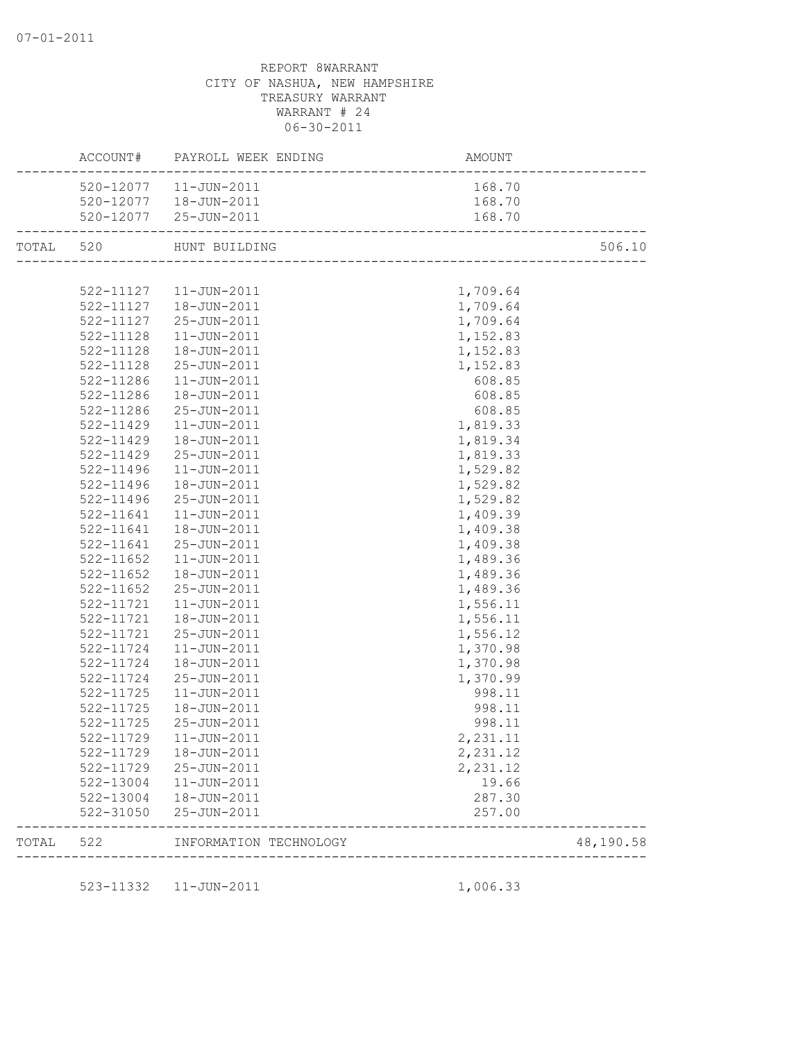07-01-2011

REPORT 8WARRANT
CITY OF NASHUA, NEW HAMPSHIRE
TREASURY WARRANT
WARRANT # 24
06-30-2011

| | ACCOUNT# | PAYROLL WEEK ENDING | AMOUNT | |
|---|---|---|---|---|
| | 520-12077 | 11-JUN-2011 | 168.70 | |
| | 520-12077 | 18-JUN-2011 | 168.70 | |
| | 520-12077 | 25-JUN-2011 | 168.70 | |
| TOTAL | 520 | HUNT BUILDING | | 506.10 |
| | 522-11127 | 11-JUN-2011 | 1,709.64 | |
| | 522-11127 | 18-JUN-2011 | 1,709.64 | |
| | 522-11127 | 25-JUN-2011 | 1,709.64 | |
| | 522-11128 | 11-JUN-2011 | 1,152.83 | |
| | 522-11128 | 18-JUN-2011 | 1,152.83 | |
| | 522-11128 | 25-JUN-2011 | 1,152.83 | |
| | 522-11286 | 11-JUN-2011 | 608.85 | |
| | 522-11286 | 18-JUN-2011 | 608.85 | |
| | 522-11286 | 25-JUN-2011 | 608.85 | |
| | 522-11429 | 11-JUN-2011 | 1,819.33 | |
| | 522-11429 | 18-JUN-2011 | 1,819.34 | |
| | 522-11429 | 25-JUN-2011 | 1,819.33 | |
| | 522-11496 | 11-JUN-2011 | 1,529.82 | |
| | 522-11496 | 18-JUN-2011 | 1,529.82 | |
| | 522-11496 | 25-JUN-2011 | 1,529.82 | |
| | 522-11641 | 11-JUN-2011 | 1,409.39 | |
| | 522-11641 | 18-JUN-2011 | 1,409.38 | |
| | 522-11641 | 25-JUN-2011 | 1,409.38 | |
| | 522-11652 | 11-JUN-2011 | 1,489.36 | |
| | 522-11652 | 18-JUN-2011 | 1,489.36 | |
| | 522-11652 | 25-JUN-2011 | 1,489.36 | |
| | 522-11721 | 11-JUN-2011 | 1,556.11 | |
| | 522-11721 | 18-JUN-2011 | 1,556.11 | |
| | 522-11721 | 25-JUN-2011 | 1,556.12 | |
| | 522-11724 | 11-JUN-2011 | 1,370.98 | |
| | 522-11724 | 18-JUN-2011 | 1,370.98 | |
| | 522-11724 | 25-JUN-2011 | 1,370.99 | |
| | 522-11725 | 11-JUN-2011 | 998.11 | |
| | 522-11725 | 18-JUN-2011 | 998.11 | |
| | 522-11725 | 25-JUN-2011 | 998.11 | |
| | 522-11729 | 11-JUN-2011 | 2,231.11 | |
| | 522-11729 | 18-JUN-2011 | 2,231.12 | |
| | 522-11729 | 25-JUN-2011 | 2,231.12 | |
| | 522-13004 | 11-JUN-2011 | 19.66 | |
| | 522-13004 | 18-JUN-2011 | 287.30 | |
| | 522-31050 | 25-JUN-2011 | 257.00 | |
| TOTAL | 522 | INFORMATION TECHNOLOGY | | 48,190.58 |
| | 523-11332 | 11-JUN-2011 | 1,006.33 | |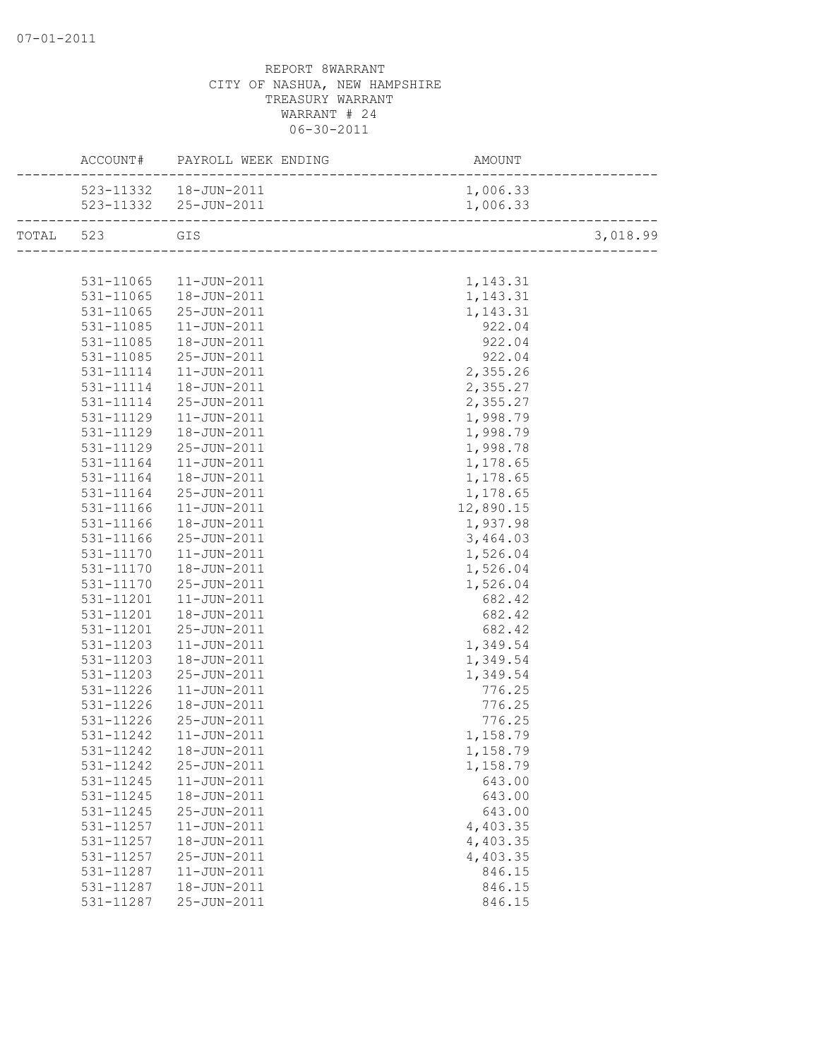07-01-2011

REPORT 8WARRANT
CITY OF NASHUA, NEW HAMPSHIRE
TREASURY WARRANT
WARRANT # 24
06-30-2011

| | ACCOUNT# | PAYROLL WEEK ENDING | AMOUNT | |
|---|---|---|---|---|
| | 523-11332 | 18-JUN-2011 | 1,006.33 | |
| | 523-11332 | 25-JUN-2011 | 1,006.33 | |
| TOTAL | 523 | GIS | | 3,018.99 |
| | 531-11065 | 11-JUN-2011 | 1,143.31 | |
| | 531-11065 | 18-JUN-2011 | 1,143.31 | |
| | 531-11065 | 25-JUN-2011 | 1,143.31 | |
| | 531-11085 | 11-JUN-2011 | 922.04 | |
| | 531-11085 | 18-JUN-2011 | 922.04 | |
| | 531-11085 | 25-JUN-2011 | 922.04 | |
| | 531-11114 | 11-JUN-2011 | 2,355.26 | |
| | 531-11114 | 18-JUN-2011 | 2,355.27 | |
| | 531-11114 | 25-JUN-2011 | 2,355.27 | |
| | 531-11129 | 11-JUN-2011 | 1,998.79 | |
| | 531-11129 | 18-JUN-2011 | 1,998.79 | |
| | 531-11129 | 25-JUN-2011 | 1,998.78 | |
| | 531-11164 | 11-JUN-2011 | 1,178.65 | |
| | 531-11164 | 18-JUN-2011 | 1,178.65 | |
| | 531-11164 | 25-JUN-2011 | 1,178.65 | |
| | 531-11166 | 11-JUN-2011 | 12,890.15 | |
| | 531-11166 | 18-JUN-2011 | 1,937.98 | |
| | 531-11166 | 25-JUN-2011 | 3,464.03 | |
| | 531-11170 | 11-JUN-2011 | 1,526.04 | |
| | 531-11170 | 18-JUN-2011 | 1,526.04 | |
| | 531-11170 | 25-JUN-2011 | 1,526.04 | |
| | 531-11201 | 11-JUN-2011 | 682.42 | |
| | 531-11201 | 18-JUN-2011 | 682.42 | |
| | 531-11201 | 25-JUN-2011 | 682.42 | |
| | 531-11203 | 11-JUN-2011 | 1,349.54 | |
| | 531-11203 | 18-JUN-2011 | 1,349.54 | |
| | 531-11203 | 25-JUN-2011 | 1,349.54 | |
| | 531-11226 | 11-JUN-2011 | 776.25 | |
| | 531-11226 | 18-JUN-2011 | 776.25 | |
| | 531-11226 | 25-JUN-2011 | 776.25 | |
| | 531-11242 | 11-JUN-2011 | 1,158.79 | |
| | 531-11242 | 18-JUN-2011 | 1,158.79 | |
| | 531-11242 | 25-JUN-2011 | 1,158.79 | |
| | 531-11245 | 11-JUN-2011 | 643.00 | |
| | 531-11245 | 18-JUN-2011 | 643.00 | |
| | 531-11245 | 25-JUN-2011 | 643.00 | |
| | 531-11257 | 11-JUN-2011 | 4,403.35 | |
| | 531-11257 | 18-JUN-2011 | 4,403.35 | |
| | 531-11257 | 25-JUN-2011 | 4,403.35 | |
| | 531-11287 | 11-JUN-2011 | 846.15 | |
| | 531-11287 | 18-JUN-2011 | 846.15 | |
| | 531-11287 | 25-JUN-2011 | 846.15 | |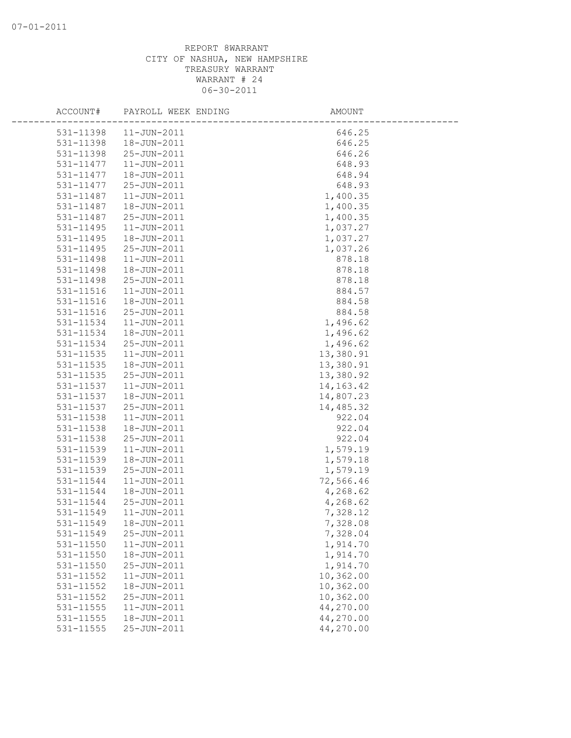07-01-2011

REPORT 8WARRANT
CITY OF NASHUA, NEW HAMPSHIRE
TREASURY WARRANT
WARRANT # 24
06-30-2011

| ACCOUNT# | PAYROLL WEEK ENDING | AMOUNT |
|---|---|---|
| 531-11398 | 11-JUN-2011 | 646.25 |
| 531-11398 | 18-JUN-2011 | 646.25 |
| 531-11398 | 25-JUN-2011 | 646.26 |
| 531-11477 | 11-JUN-2011 | 648.93 |
| 531-11477 | 18-JUN-2011 | 648.94 |
| 531-11477 | 25-JUN-2011 | 648.93 |
| 531-11487 | 11-JUN-2011 | 1,400.35 |
| 531-11487 | 18-JUN-2011 | 1,400.35 |
| 531-11487 | 25-JUN-2011 | 1,400.35 |
| 531-11495 | 11-JUN-2011 | 1,037.27 |
| 531-11495 | 18-JUN-2011 | 1,037.27 |
| 531-11495 | 25-JUN-2011 | 1,037.26 |
| 531-11498 | 11-JUN-2011 | 878.18 |
| 531-11498 | 18-JUN-2011 | 878.18 |
| 531-11498 | 25-JUN-2011 | 878.18 |
| 531-11516 | 11-JUN-2011 | 884.57 |
| 531-11516 | 18-JUN-2011 | 884.58 |
| 531-11516 | 25-JUN-2011 | 884.58 |
| 531-11534 | 11-JUN-2011 | 1,496.62 |
| 531-11534 | 18-JUN-2011 | 1,496.62 |
| 531-11534 | 25-JUN-2011 | 1,496.62 |
| 531-11535 | 11-JUN-2011 | 13,380.91 |
| 531-11535 | 18-JUN-2011 | 13,380.91 |
| 531-11535 | 25-JUN-2011 | 13,380.92 |
| 531-11537 | 11-JUN-2011 | 14,163.42 |
| 531-11537 | 18-JUN-2011 | 14,807.23 |
| 531-11537 | 25-JUN-2011 | 14,485.32 |
| 531-11538 | 11-JUN-2011 | 922.04 |
| 531-11538 | 18-JUN-2011 | 922.04 |
| 531-11538 | 25-JUN-2011 | 922.04 |
| 531-11539 | 11-JUN-2011 | 1,579.19 |
| 531-11539 | 18-JUN-2011 | 1,579.18 |
| 531-11539 | 25-JUN-2011 | 1,579.19 |
| 531-11544 | 11-JUN-2011 | 72,566.46 |
| 531-11544 | 18-JUN-2011 | 4,268.62 |
| 531-11544 | 25-JUN-2011 | 4,268.62 |
| 531-11549 | 11-JUN-2011 | 7,328.12 |
| 531-11549 | 18-JUN-2011 | 7,328.08 |
| 531-11549 | 25-JUN-2011 | 7,328.04 |
| 531-11550 | 11-JUN-2011 | 1,914.70 |
| 531-11550 | 18-JUN-2011 | 1,914.70 |
| 531-11550 | 25-JUN-2011 | 1,914.70 |
| 531-11552 | 11-JUN-2011 | 10,362.00 |
| 531-11552 | 18-JUN-2011 | 10,362.00 |
| 531-11552 | 25-JUN-2011 | 10,362.00 |
| 531-11555 | 11-JUN-2011 | 44,270.00 |
| 531-11555 | 18-JUN-2011 | 44,270.00 |
| 531-11555 | 25-JUN-2011 | 44,270.00 |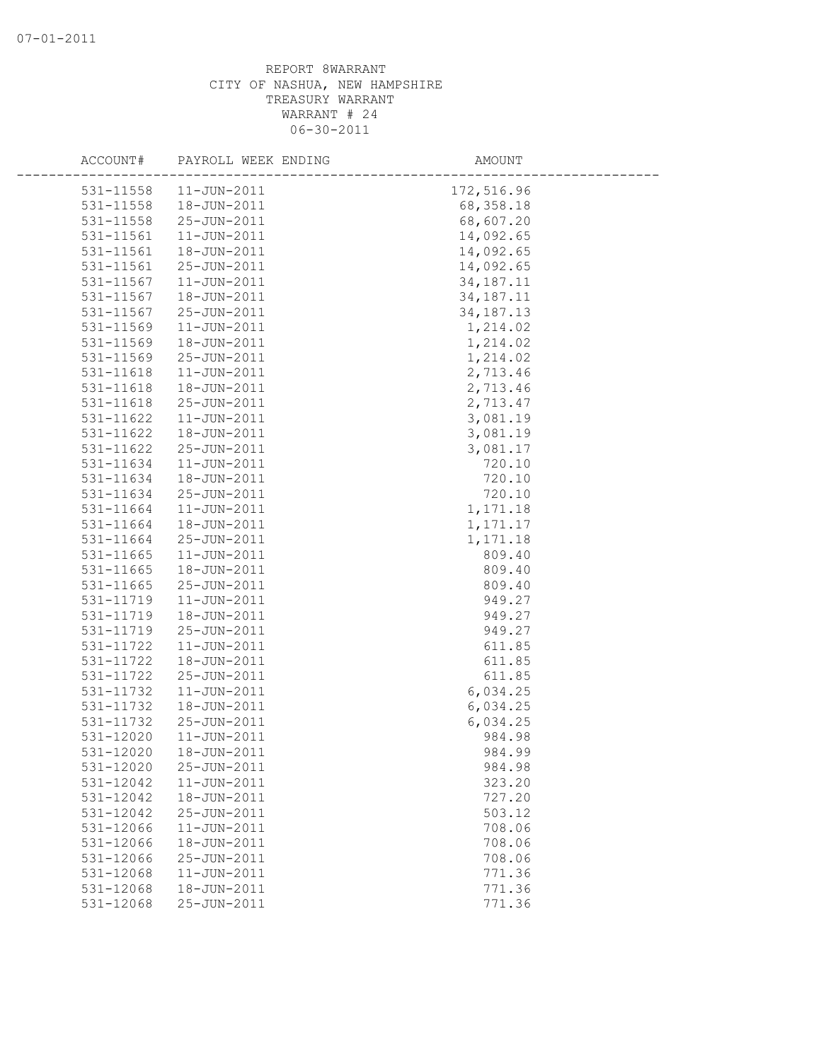REPORT 8WARRANT
CITY OF NASHUA, NEW HAMPSHIRE
TREASURY WARRANT
WARRANT # 24
06-30-2011

| ACCOUNT# | PAYROLL WEEK ENDING | AMOUNT |
|---|---|---|
| 531-11558 | 11-JUN-2011 | 172,516.96 |
| 531-11558 | 18-JUN-2011 | 68,358.18 |
| 531-11558 | 25-JUN-2011 | 68,607.20 |
| 531-11561 | 11-JUN-2011 | 14,092.65 |
| 531-11561 | 18-JUN-2011 | 14,092.65 |
| 531-11561 | 25-JUN-2011 | 14,092.65 |
| 531-11567 | 11-JUN-2011 | 34,187.11 |
| 531-11567 | 18-JUN-2011 | 34,187.11 |
| 531-11567 | 25-JUN-2011 | 34,187.13 |
| 531-11569 | 11-JUN-2011 | 1,214.02 |
| 531-11569 | 18-JUN-2011 | 1,214.02 |
| 531-11569 | 25-JUN-2011 | 1,214.02 |
| 531-11618 | 11-JUN-2011 | 2,713.46 |
| 531-11618 | 18-JUN-2011 | 2,713.46 |
| 531-11618 | 25-JUN-2011 | 2,713.47 |
| 531-11622 | 11-JUN-2011 | 3,081.19 |
| 531-11622 | 18-JUN-2011 | 3,081.19 |
| 531-11622 | 25-JUN-2011 | 3,081.17 |
| 531-11634 | 11-JUN-2011 | 720.10 |
| 531-11634 | 18-JUN-2011 | 720.10 |
| 531-11634 | 25-JUN-2011 | 720.10 |
| 531-11664 | 11-JUN-2011 | 1,171.18 |
| 531-11664 | 18-JUN-2011 | 1,171.17 |
| 531-11664 | 25-JUN-2011 | 1,171.18 |
| 531-11665 | 11-JUN-2011 | 809.40 |
| 531-11665 | 18-JUN-2011 | 809.40 |
| 531-11665 | 25-JUN-2011 | 809.40 |
| 531-11719 | 11-JUN-2011 | 949.27 |
| 531-11719 | 18-JUN-2011 | 949.27 |
| 531-11719 | 25-JUN-2011 | 949.27 |
| 531-11722 | 11-JUN-2011 | 611.85 |
| 531-11722 | 18-JUN-2011 | 611.85 |
| 531-11722 | 25-JUN-2011 | 611.85 |
| 531-11732 | 11-JUN-2011 | 6,034.25 |
| 531-11732 | 18-JUN-2011 | 6,034.25 |
| 531-11732 | 25-JUN-2011 | 6,034.25 |
| 531-12020 | 11-JUN-2011 | 984.98 |
| 531-12020 | 18-JUN-2011 | 984.99 |
| 531-12020 | 25-JUN-2011 | 984.98 |
| 531-12042 | 11-JUN-2011 | 323.20 |
| 531-12042 | 18-JUN-2011 | 727.20 |
| 531-12042 | 25-JUN-2011 | 503.12 |
| 531-12066 | 11-JUN-2011 | 708.06 |
| 531-12066 | 18-JUN-2011 | 708.06 |
| 531-12066 | 25-JUN-2011 | 708.06 |
| 531-12068 | 11-JUN-2011 | 771.36 |
| 531-12068 | 18-JUN-2011 | 771.36 |
| 531-12068 | 25-JUN-2011 | 771.36 |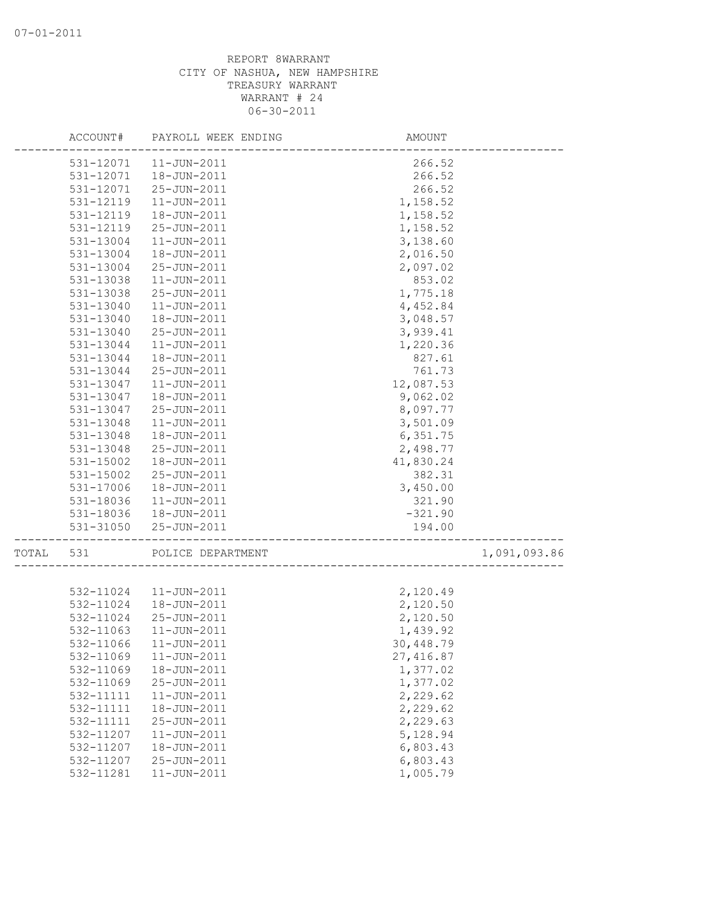REPORT 8WARRANT
CITY OF NASHUA, NEW HAMPSHIRE
TREASURY WARRANT
WARRANT # 24
06-30-2011

| ACCOUNT# | PAYROLL WEEK ENDING | AMOUNT | |
|---|---|---|---|
| 531-12071 | 11-JUN-2011 | 266.52 | |
| 531-12071 | 18-JUN-2011 | 266.52 | |
| 531-12071 | 25-JUN-2011 | 266.52 | |
| 531-12119 | 11-JUN-2011 | 1,158.52 | |
| 531-12119 | 18-JUN-2011 | 1,158.52 | |
| 531-12119 | 25-JUN-2011 | 1,158.52 | |
| 531-13004 | 11-JUN-2011 | 3,138.60 | |
| 531-13004 | 18-JUN-2011 | 2,016.50 | |
| 531-13004 | 25-JUN-2011 | 2,097.02 | |
| 531-13038 | 11-JUN-2011 | 853.02 | |
| 531-13038 | 25-JUN-2011 | 1,775.18 | |
| 531-13040 | 11-JUN-2011 | 4,452.84 | |
| 531-13040 | 18-JUN-2011 | 3,048.57 | |
| 531-13040 | 25-JUN-2011 | 3,939.41 | |
| 531-13044 | 11-JUN-2011 | 1,220.36 | |
| 531-13044 | 18-JUN-2011 | 827.61 | |
| 531-13044 | 25-JUN-2011 | 761.73 | |
| 531-13047 | 11-JUN-2011 | 12,087.53 | |
| 531-13047 | 18-JUN-2011 | 9,062.02 | |
| 531-13047 | 25-JUN-2011 | 8,097.77 | |
| 531-13048 | 11-JUN-2011 | 3,501.09 | |
| 531-13048 | 18-JUN-2011 | 6,351.75 | |
| 531-13048 | 25-JUN-2011 | 2,498.77 | |
| 531-15002 | 18-JUN-2011 | 41,830.24 | |
| 531-15002 | 25-JUN-2011 | 382.31 | |
| 531-17006 | 18-JUN-2011 | 3,450.00 | |
| 531-18036 | 11-JUN-2011 | 321.90 | |
| 531-18036 | 18-JUN-2011 | -321.90 | |
| 531-31050 | 25-JUN-2011 | 194.00 | |
| TOTAL 531 | POLICE DEPARTMENT | | 1,091,093.86 |
| 532-11024 | 11-JUN-2011 | 2,120.49 | |
| 532-11024 | 18-JUN-2011 | 2,120.50 | |
| 532-11024 | 25-JUN-2011 | 2,120.50 | |
| 532-11063 | 11-JUN-2011 | 1,439.92 | |
| 532-11066 | 11-JUN-2011 | 30,448.79 | |
| 532-11069 | 11-JUN-2011 | 27,416.87 | |
| 532-11069 | 18-JUN-2011 | 1,377.02 | |
| 532-11069 | 25-JUN-2011 | 1,377.02 | |
| 532-11111 | 11-JUN-2011 | 2,229.62 | |
| 532-11111 | 18-JUN-2011 | 2,229.62 | |
| 532-11111 | 25-JUN-2011 | 2,229.63 | |
| 532-11207 | 11-JUN-2011 | 5,128.94 | |
| 532-11207 | 18-JUN-2011 | 6,803.43 | |
| 532-11207 | 25-JUN-2011 | 6,803.43 | |
| 532-11281 | 11-JUN-2011 | 1,005.79 | |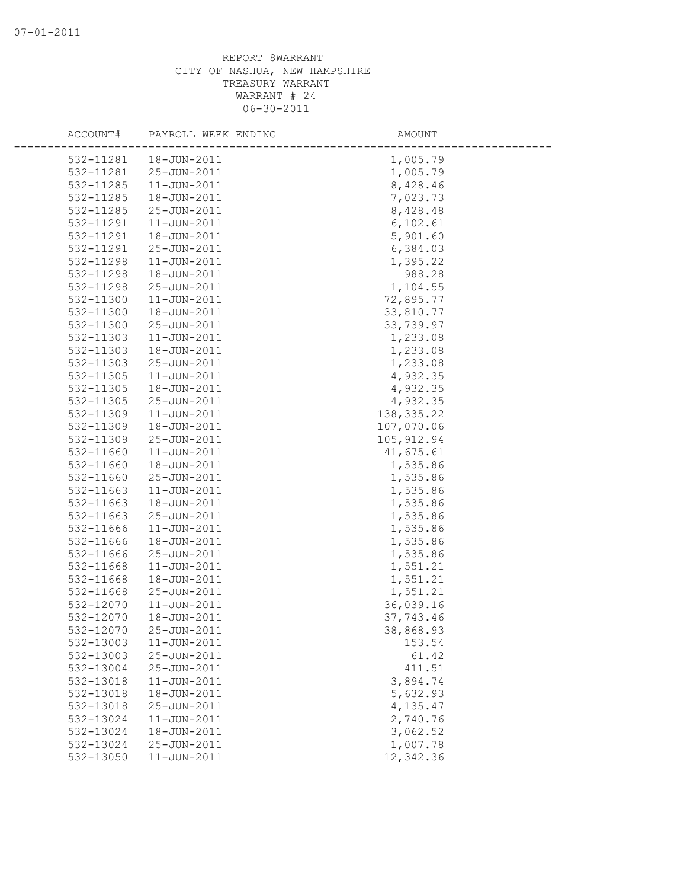REPORT 8WARRANT
CITY OF NASHUA, NEW HAMPSHIRE
TREASURY WARRANT
WARRANT # 24
06-30-2011

| ACCOUNT# | PAYROLL WEEK ENDING | AMOUNT |
|---|---|---|
| 532-11281 | 18-JUN-2011 | 1,005.79 |
| 532-11281 | 25-JUN-2011 | 1,005.79 |
| 532-11285 | 11-JUN-2011 | 8,428.46 |
| 532-11285 | 18-JUN-2011 | 7,023.73 |
| 532-11285 | 25-JUN-2011 | 8,428.48 |
| 532-11291 | 11-JUN-2011 | 6,102.61 |
| 532-11291 | 18-JUN-2011 | 5,901.60 |
| 532-11291 | 25-JUN-2011 | 6,384.03 |
| 532-11298 | 11-JUN-2011 | 1,395.22 |
| 532-11298 | 18-JUN-2011 | 988.28 |
| 532-11298 | 25-JUN-2011 | 1,104.55 |
| 532-11300 | 11-JUN-2011 | 72,895.77 |
| 532-11300 | 18-JUN-2011 | 33,810.77 |
| 532-11300 | 25-JUN-2011 | 33,739.97 |
| 532-11303 | 11-JUN-2011 | 1,233.08 |
| 532-11303 | 18-JUN-2011 | 1,233.08 |
| 532-11303 | 25-JUN-2011 | 1,233.08 |
| 532-11305 | 11-JUN-2011 | 4,932.35 |
| 532-11305 | 18-JUN-2011 | 4,932.35 |
| 532-11305 | 25-JUN-2011 | 4,932.35 |
| 532-11309 | 11-JUN-2011 | 138,335.22 |
| 532-11309 | 18-JUN-2011 | 107,070.06 |
| 532-11309 | 25-JUN-2011 | 105,912.94 |
| 532-11660 | 11-JUN-2011 | 41,675.61 |
| 532-11660 | 18-JUN-2011 | 1,535.86 |
| 532-11660 | 25-JUN-2011 | 1,535.86 |
| 532-11663 | 11-JUN-2011 | 1,535.86 |
| 532-11663 | 18-JUN-2011 | 1,535.86 |
| 532-11663 | 25-JUN-2011 | 1,535.86 |
| 532-11666 | 11-JUN-2011 | 1,535.86 |
| 532-11666 | 18-JUN-2011 | 1,535.86 |
| 532-11666 | 25-JUN-2011 | 1,535.86 |
| 532-11668 | 11-JUN-2011 | 1,551.21 |
| 532-11668 | 18-JUN-2011 | 1,551.21 |
| 532-11668 | 25-JUN-2011 | 1,551.21 |
| 532-12070 | 11-JUN-2011 | 36,039.16 |
| 532-12070 | 18-JUN-2011 | 37,743.46 |
| 532-12070 | 25-JUN-2011 | 38,868.93 |
| 532-13003 | 11-JUN-2011 | 153.54 |
| 532-13003 | 25-JUN-2011 | 61.42 |
| 532-13004 | 25-JUN-2011 | 411.51 |
| 532-13018 | 11-JUN-2011 | 3,894.74 |
| 532-13018 | 18-JUN-2011 | 5,632.93 |
| 532-13018 | 25-JUN-2011 | 4,135.47 |
| 532-13024 | 11-JUN-2011 | 2,740.76 |
| 532-13024 | 18-JUN-2011 | 3,062.52 |
| 532-13024 | 25-JUN-2011 | 1,007.78 |
| 532-13050 | 11-JUN-2011 | 12,342.36 |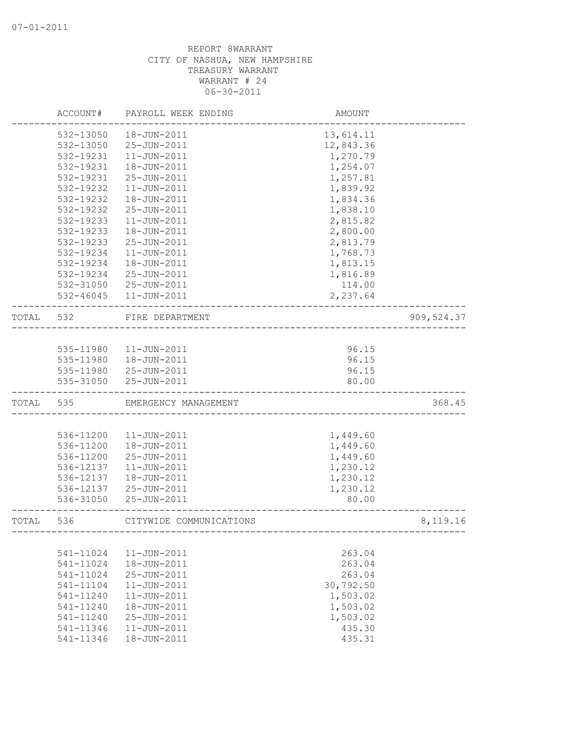REPORT 8WARRANT
CITY OF NASHUA, NEW HAMPSHIRE
TREASURY WARRANT
WARRANT # 24
06-30-2011

| | ACCOUNT# | PAYROLL WEEK ENDING | AMOUNT | |
|---|---|---|---|---|
| | 532-13050 | 18-JUN-2011 | 13,614.11 | |
| | 532-13050 | 25-JUN-2011 | 12,843.36 | |
| | 532-19231 | 11-JUN-2011 | 1,270.79 | |
| | 532-19231 | 18-JUN-2011 | 1,254.07 | |
| | 532-19231 | 25-JUN-2011 | 1,257.81 | |
| | 532-19232 | 11-JUN-2011 | 1,839.92 | |
| | 532-19232 | 18-JUN-2011 | 1,834.36 | |
| | 532-19232 | 25-JUN-2011 | 1,838.10 | |
| | 532-19233 | 11-JUN-2011 | 2,815.82 | |
| | 532-19233 | 18-JUN-2011 | 2,800.00 | |
| | 532-19233 | 25-JUN-2011 | 2,813.79 | |
| | 532-19234 | 11-JUN-2011 | 1,768.73 | |
| | 532-19234 | 18-JUN-2011 | 1,813.15 | |
| | 532-19234 | 25-JUN-2011 | 1,816.89 | |
| | 532-31050 | 25-JUN-2011 | 114.00 | |
| | 532-46045 | 11-JUN-2011 | 2,237.64 | |
| TOTAL | 532 | FIRE DEPARTMENT | | 909,524.37 |
| | 535-11980 | 11-JUN-2011 | 96.15 | |
| | 535-11980 | 18-JUN-2011 | 96.15 | |
| | 535-11980 | 25-JUN-2011 | 96.15 | |
| | 535-31050 | 25-JUN-2011 | 80.00 | |
| TOTAL | 535 | EMERGENCY MANAGEMENT | | 368.45 |
| | 536-11200 | 11-JUN-2011 | 1,449.60 | |
| | 536-11200 | 18-JUN-2011 | 1,449.60 | |
| | 536-11200 | 25-JUN-2011 | 1,449.60 | |
| | 536-12137 | 11-JUN-2011 | 1,230.12 | |
| | 536-12137 | 18-JUN-2011 | 1,230.12 | |
| | 536-12137 | 25-JUN-2011 | 1,230.12 | |
| | 536-31050 | 25-JUN-2011 | 80.00 | |
| TOTAL | 536 | CITYWIDE COMMUNICATIONS | | 8,119.16 |
| | 541-11024 | 11-JUN-2011 | 263.04 | |
| | 541-11024 | 18-JUN-2011 | 263.04 | |
| | 541-11024 | 25-JUN-2011 | 263.04 | |
| | 541-11104 | 11-JUN-2011 | 30,792.50 | |
| | 541-11240 | 11-JUN-2011 | 1,503.02 | |
| | 541-11240 | 18-JUN-2011 | 1,503.02 | |
| | 541-11240 | 25-JUN-2011 | 1,503.02 | |
| | 541-11346 | 11-JUN-2011 | 435.30 | |
| | 541-11346 | 18-JUN-2011 | 435.31 | |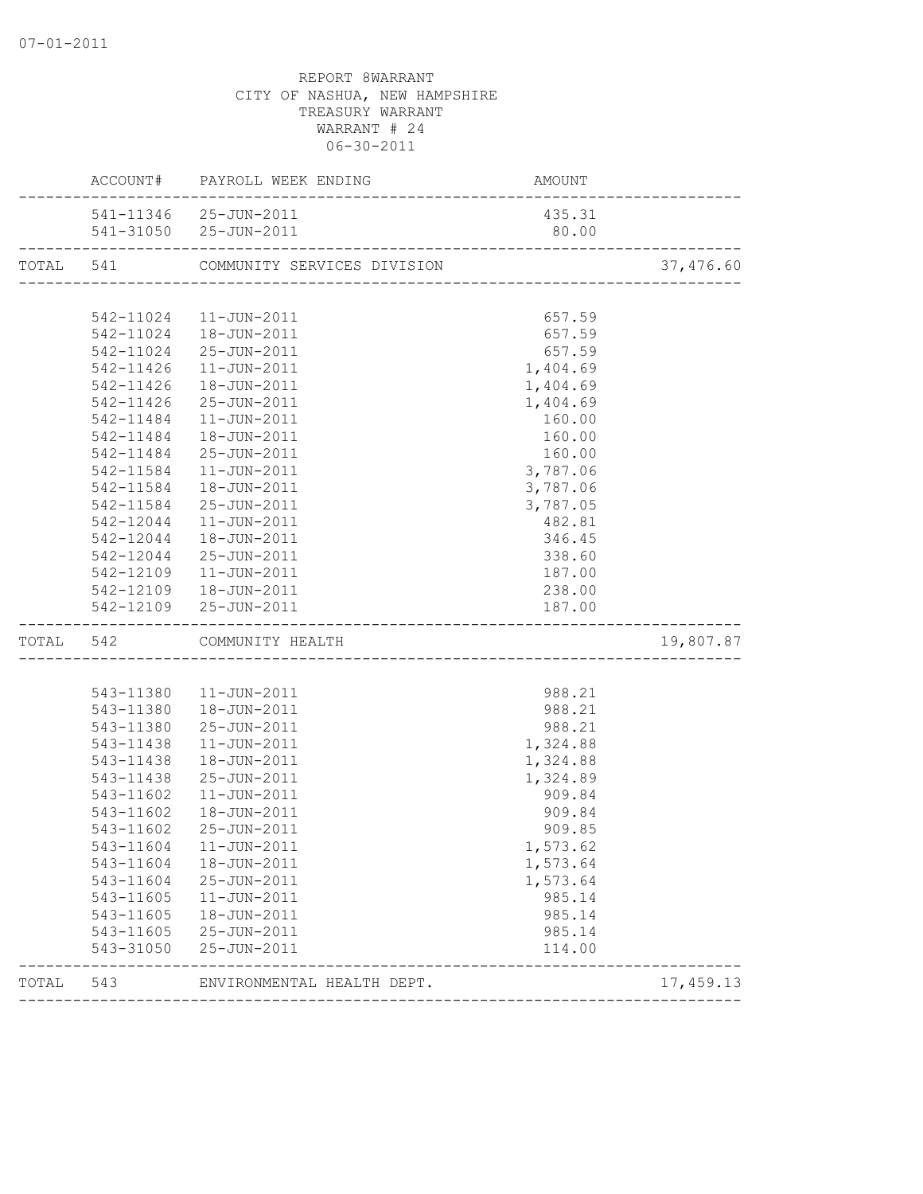REPORT 8WARRANT
CITY OF NASHUA, NEW HAMPSHIRE
TREASURY WARRANT
WARRANT # 24
06-30-2011

| | ACCOUNT# | PAYROLL WEEK ENDING | AMOUNT | |
|---|---|---|---|---|
| | 541-11346 | 25-JUN-2011 | 435.31 | |
| | 541-31050 | 25-JUN-2011 | 80.00 | |
| TOTAL | 541 | COMMUNITY SERVICES DIVISION | | 37,476.60 |
| | 542-11024 | 11-JUN-2011 | 657.59 | |
| | 542-11024 | 18-JUN-2011 | 657.59 | |
| | 542-11024 | 25-JUN-2011 | 657.59 | |
| | 542-11426 | 11-JUN-2011 | 1,404.69 | |
| | 542-11426 | 18-JUN-2011 | 1,404.69 | |
| | 542-11426 | 25-JUN-2011 | 1,404.69 | |
| | 542-11484 | 11-JUN-2011 | 160.00 | |
| | 542-11484 | 18-JUN-2011 | 160.00 | |
| | 542-11484 | 25-JUN-2011 | 160.00 | |
| | 542-11584 | 11-JUN-2011 | 3,787.06 | |
| | 542-11584 | 18-JUN-2011 | 3,787.06 | |
| | 542-11584 | 25-JUN-2011 | 3,787.05 | |
| | 542-12044 | 11-JUN-2011 | 482.81 | |
| | 542-12044 | 18-JUN-2011 | 346.45 | |
| | 542-12044 | 25-JUN-2011 | 338.60 | |
| | 542-12109 | 11-JUN-2011 | 187.00 | |
| | 542-12109 | 18-JUN-2011 | 238.00 | |
| | 542-12109 | 25-JUN-2011 | 187.00 | |
| TOTAL | 542 | COMMUNITY HEALTH | | 19,807.87 |
| | 543-11380 | 11-JUN-2011 | 988.21 | |
| | 543-11380 | 18-JUN-2011 | 988.21 | |
| | 543-11380 | 25-JUN-2011 | 988.21 | |
| | 543-11438 | 11-JUN-2011 | 1,324.88 | |
| | 543-11438 | 18-JUN-2011 | 1,324.88 | |
| | 543-11438 | 25-JUN-2011 | 1,324.89 | |
| | 543-11602 | 11-JUN-2011 | 909.84 | |
| | 543-11602 | 18-JUN-2011 | 909.84 | |
| | 543-11602 | 25-JUN-2011 | 909.85 | |
| | 543-11604 | 11-JUN-2011 | 1,573.62 | |
| | 543-11604 | 18-JUN-2011 | 1,573.64 | |
| | 543-11604 | 25-JUN-2011 | 1,573.64 | |
| | 543-11605 | 11-JUN-2011 | 985.14 | |
| | 543-11605 | 18-JUN-2011 | 985.14 | |
| | 543-11605 | 25-JUN-2011 | 985.14 | |
| | 543-31050 | 25-JUN-2011 | 114.00 | |
| TOTAL | 543 | ENVIRONMENTAL HEALTH DEPT. | | 17,459.13 |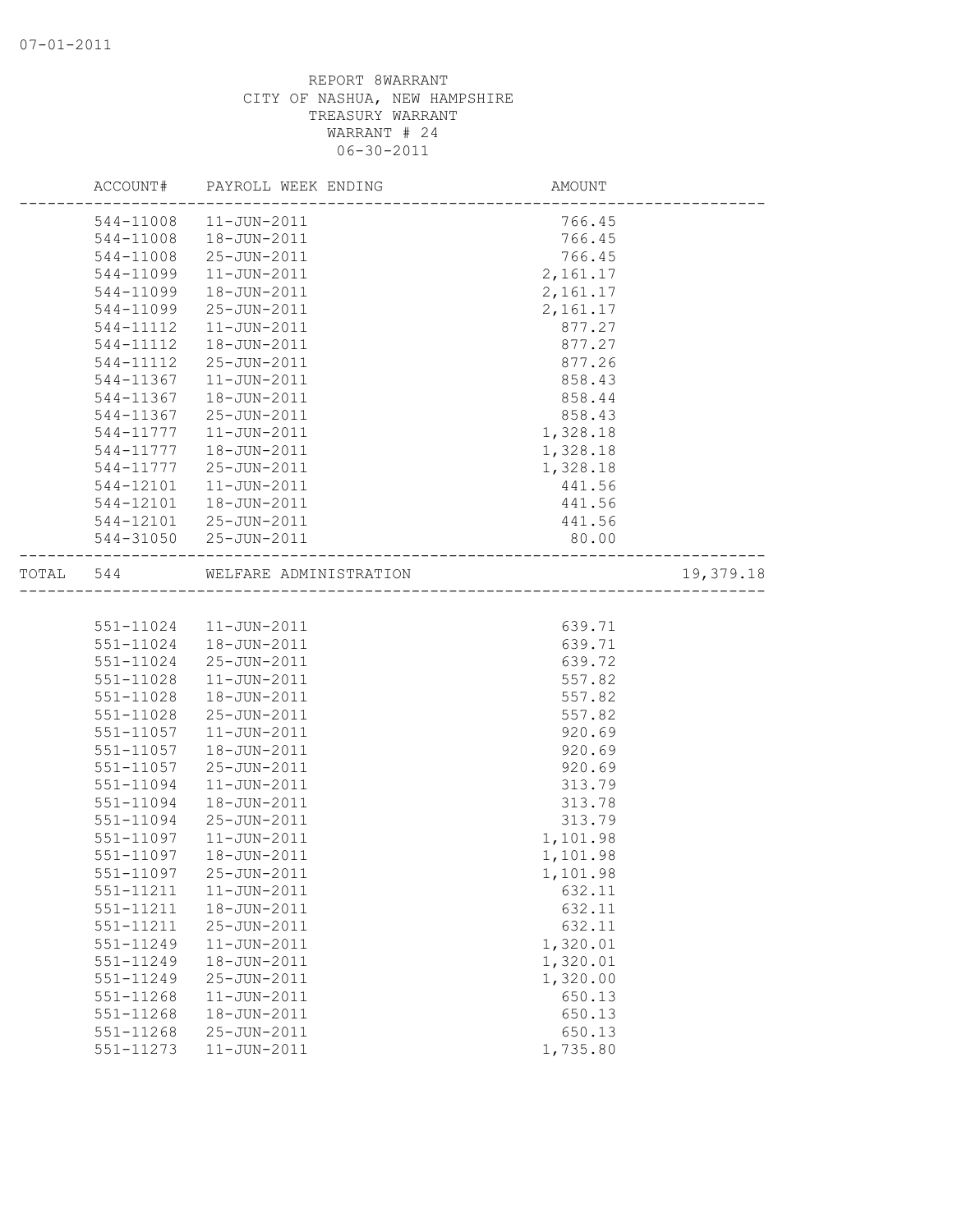07-01-2011

REPORT 8WARRANT
CITY OF NASHUA, NEW HAMPSHIRE
TREASURY WARRANT
WARRANT # 24
06-30-2011

| | ACCOUNT# | PAYROLL WEEK ENDING | AMOUNT | |
|---|---|---|---|---|
| | 544-11008 | 11-JUN-2011 | 766.45 | |
| | 544-11008 | 18-JUN-2011 | 766.45 | |
| | 544-11008 | 25-JUN-2011 | 766.45 | |
| | 544-11099 | 11-JUN-2011 | 2,161.17 | |
| | 544-11099 | 18-JUN-2011 | 2,161.17 | |
| | 544-11099 | 25-JUN-2011 | 2,161.17 | |
| | 544-11112 | 11-JUN-2011 | 877.27 | |
| | 544-11112 | 18-JUN-2011 | 877.27 | |
| | 544-11112 | 25-JUN-2011 | 877.26 | |
| | 544-11367 | 11-JUN-2011 | 858.43 | |
| | 544-11367 | 18-JUN-2011 | 858.44 | |
| | 544-11367 | 25-JUN-2011 | 858.43 | |
| | 544-11777 | 11-JUN-2011 | 1,328.18 | |
| | 544-11777 | 18-JUN-2011 | 1,328.18 | |
| | 544-11777 | 25-JUN-2011 | 1,328.18 | |
| | 544-12101 | 11-JUN-2011 | 441.56 | |
| | 544-12101 | 18-JUN-2011 | 441.56 | |
| | 544-12101 | 25-JUN-2011 | 441.56 | |
| | 544-31050 | 25-JUN-2011 | 80.00 | |
| TOTAL | 544 | WELFARE ADMINISTRATION | | 19,379.18 |
| | 551-11024 | 11-JUN-2011 | 639.71 | |
| | 551-11024 | 18-JUN-2011 | 639.71 | |
| | 551-11024 | 25-JUN-2011 | 639.72 | |
| | 551-11028 | 11-JUN-2011 | 557.82 | |
| | 551-11028 | 18-JUN-2011 | 557.82 | |
| | 551-11028 | 25-JUN-2011 | 557.82 | |
| | 551-11057 | 11-JUN-2011 | 920.69 | |
| | 551-11057 | 18-JUN-2011 | 920.69 | |
| | 551-11057 | 25-JUN-2011 | 920.69 | |
| | 551-11094 | 11-JUN-2011 | 313.79 | |
| | 551-11094 | 18-JUN-2011 | 313.78 | |
| | 551-11094 | 25-JUN-2011 | 313.79 | |
| | 551-11097 | 11-JUN-2011 | 1,101.98 | |
| | 551-11097 | 18-JUN-2011 | 1,101.98 | |
| | 551-11097 | 25-JUN-2011 | 1,101.98 | |
| | 551-11211 | 11-JUN-2011 | 632.11 | |
| | 551-11211 | 18-JUN-2011 | 632.11 | |
| | 551-11211 | 25-JUN-2011 | 632.11 | |
| | 551-11249 | 11-JUN-2011 | 1,320.01 | |
| | 551-11249 | 18-JUN-2011 | 1,320.01 | |
| | 551-11249 | 25-JUN-2011 | 1,320.00 | |
| | 551-11268 | 11-JUN-2011 | 650.13 | |
| | 551-11268 | 18-JUN-2011 | 650.13 | |
| | 551-11268 | 25-JUN-2011 | 650.13 | |
| | 551-11273 | 11-JUN-2011 | 1,735.80 | |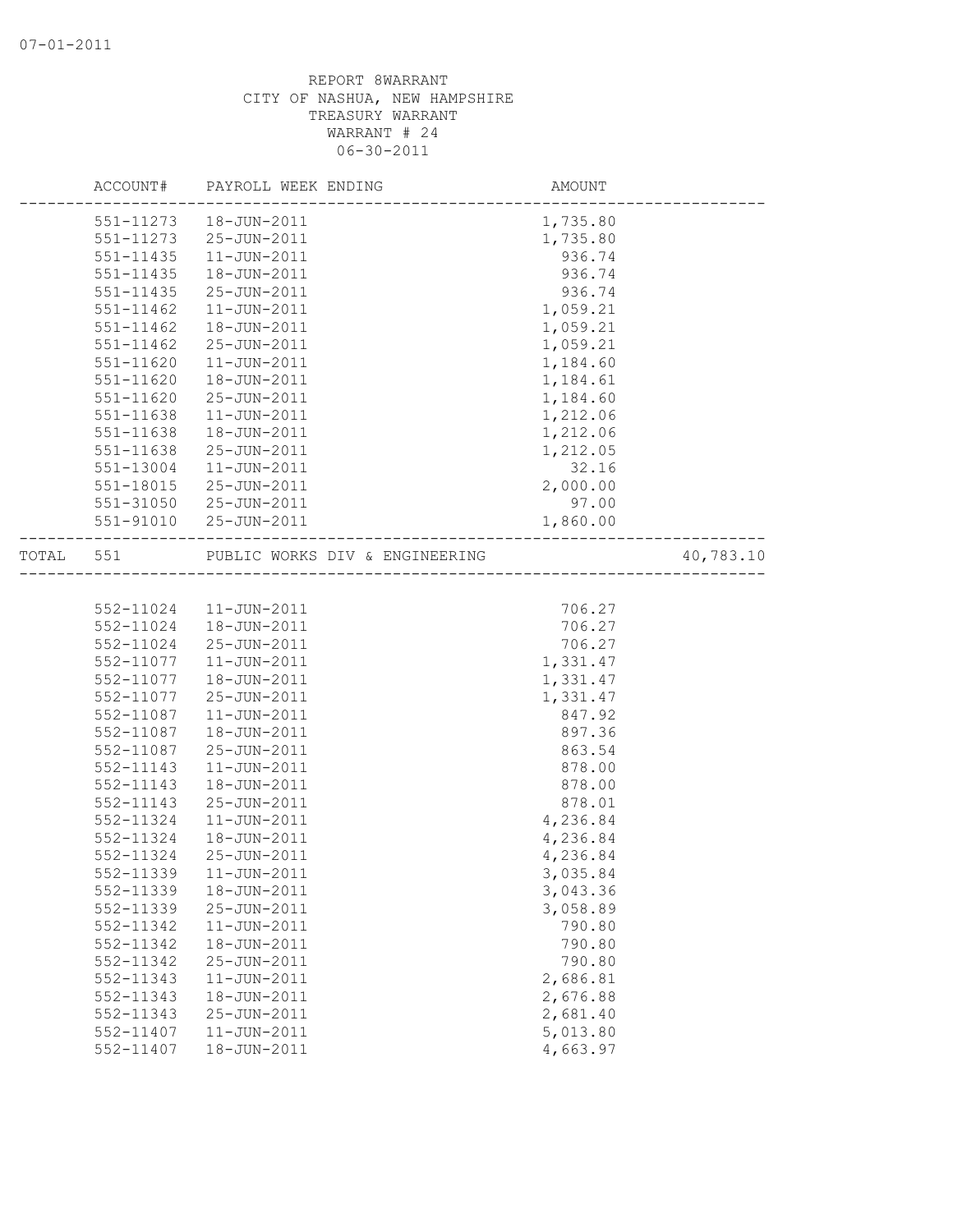REPORT 8WARRANT
CITY OF NASHUA, NEW HAMPSHIRE
TREASURY WARRANT
WARRANT # 24
06-30-2011

| | ACCOUNT# | PAYROLL WEEK ENDING | AMOUNT | |
|---|---|---|---|---|
| | 551-11273 | 18-JUN-2011 | 1,735.80 | |
| | 551-11273 | 25-JUN-2011 | 1,735.80 | |
| | 551-11435 | 11-JUN-2011 | 936.74 | |
| | 551-11435 | 18-JUN-2011 | 936.74 | |
| | 551-11435 | 25-JUN-2011 | 936.74 | |
| | 551-11462 | 11-JUN-2011 | 1,059.21 | |
| | 551-11462 | 18-JUN-2011 | 1,059.21 | |
| | 551-11462 | 25-JUN-2011 | 1,059.21 | |
| | 551-11620 | 11-JUN-2011 | 1,184.60 | |
| | 551-11620 | 18-JUN-2011 | 1,184.61 | |
| | 551-11620 | 25-JUN-2011 | 1,184.60 | |
| | 551-11638 | 11-JUN-2011 | 1,212.06 | |
| | 551-11638 | 18-JUN-2011 | 1,212.06 | |
| | 551-11638 | 25-JUN-2011 | 1,212.05 | |
| | 551-13004 | 11-JUN-2011 | 32.16 | |
| | 551-18015 | 25-JUN-2011 | 2,000.00 | |
| | 551-31050 | 25-JUN-2011 | 97.00 | |
| | 551-91010 | 25-JUN-2011 | 1,860.00 | |
| TOTAL | 551 | PUBLIC WORKS DIV & ENGINEERING | | 40,783.10 |
| | 552-11024 | 11-JUN-2011 | 706.27 | |
| | 552-11024 | 18-JUN-2011 | 706.27 | |
| | 552-11024 | 25-JUN-2011 | 706.27 | |
| | 552-11077 | 11-JUN-2011 | 1,331.47 | |
| | 552-11077 | 18-JUN-2011 | 1,331.47 | |
| | 552-11077 | 25-JUN-2011 | 1,331.47 | |
| | 552-11087 | 11-JUN-2011 | 847.92 | |
| | 552-11087 | 18-JUN-2011 | 897.36 | |
| | 552-11087 | 25-JUN-2011 | 863.54 | |
| | 552-11143 | 11-JUN-2011 | 878.00 | |
| | 552-11143 | 18-JUN-2011 | 878.00 | |
| | 552-11143 | 25-JUN-2011 | 878.01 | |
| | 552-11324 | 11-JUN-2011 | 4,236.84 | |
| | 552-11324 | 18-JUN-2011 | 4,236.84 | |
| | 552-11324 | 25-JUN-2011 | 4,236.84 | |
| | 552-11339 | 11-JUN-2011 | 3,035.84 | |
| | 552-11339 | 18-JUN-2011 | 3,043.36 | |
| | 552-11339 | 25-JUN-2011 | 3,058.89 | |
| | 552-11342 | 11-JUN-2011 | 790.80 | |
| | 552-11342 | 18-JUN-2011 | 790.80 | |
| | 552-11342 | 25-JUN-2011 | 790.80 | |
| | 552-11343 | 11-JUN-2011 | 2,686.81 | |
| | 552-11343 | 18-JUN-2011 | 2,676.88 | |
| | 552-11343 | 25-JUN-2011 | 2,681.40 | |
| | 552-11407 | 11-JUN-2011 | 5,013.80 | |
| | 552-11407 | 18-JUN-2011 | 4,663.97 | |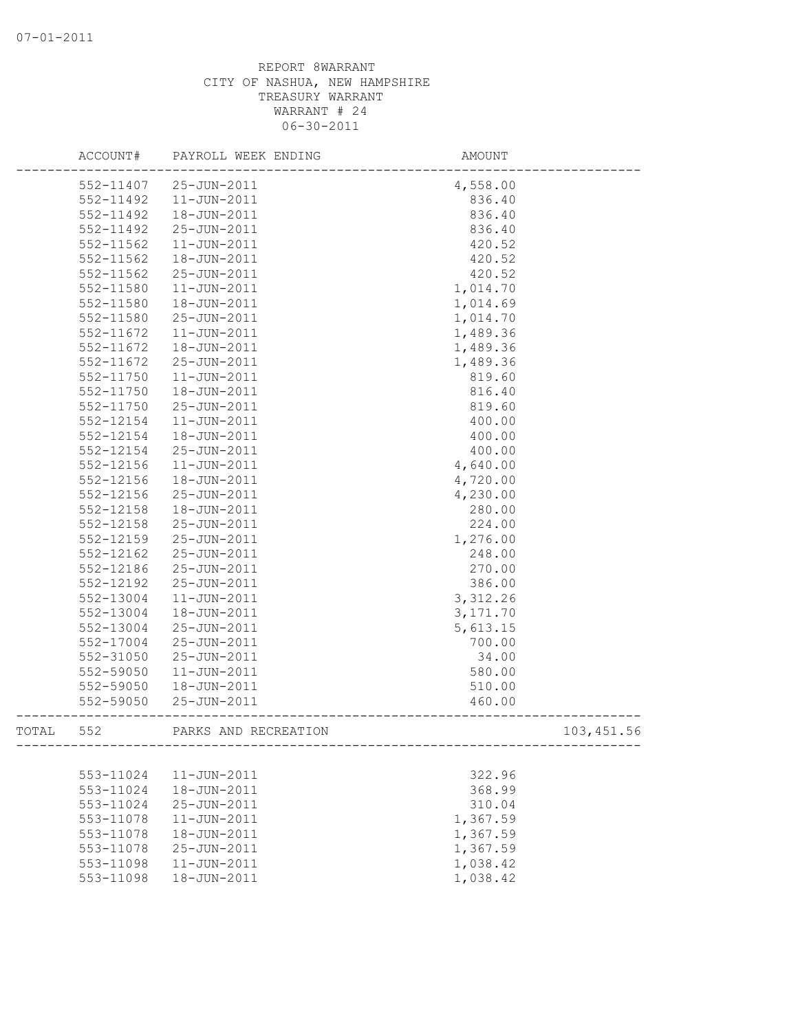REPORT 8WARRANT
CITY OF NASHUA, NEW HAMPSHIRE
TREASURY WARRANT
WARRANT # 24
06-30-2011

| ACCOUNT# | PAYROLL WEEK ENDING | AMOUNT | |
|---|---|---|---|
| 552-11407 | 25-JUN-2011 | 4,558.00 | |
| 552-11492 | 11-JUN-2011 | 836.40 | |
| 552-11492 | 18-JUN-2011 | 836.40 | |
| 552-11492 | 25-JUN-2011 | 836.40 | |
| 552-11562 | 11-JUN-2011 | 420.52 | |
| 552-11562 | 18-JUN-2011 | 420.52 | |
| 552-11562 | 25-JUN-2011 | 420.52 | |
| 552-11580 | 11-JUN-2011 | 1,014.70 | |
| 552-11580 | 18-JUN-2011 | 1,014.69 | |
| 552-11580 | 25-JUN-2011 | 1,014.70 | |
| 552-11672 | 11-JUN-2011 | 1,489.36 | |
| 552-11672 | 18-JUN-2011 | 1,489.36 | |
| 552-11672 | 25-JUN-2011 | 1,489.36 | |
| 552-11750 | 11-JUN-2011 | 819.60 | |
| 552-11750 | 18-JUN-2011 | 816.40 | |
| 552-11750 | 25-JUN-2011 | 819.60 | |
| 552-12154 | 11-JUN-2011 | 400.00 | |
| 552-12154 | 18-JUN-2011 | 400.00 | |
| 552-12154 | 25-JUN-2011 | 400.00 | |
| 552-12156 | 11-JUN-2011 | 4,640.00 | |
| 552-12156 | 18-JUN-2011 | 4,720.00 | |
| 552-12156 | 25-JUN-2011 | 4,230.00 | |
| 552-12158 | 18-JUN-2011 | 280.00 | |
| 552-12158 | 25-JUN-2011 | 224.00 | |
| 552-12159 | 25-JUN-2011 | 1,276.00 | |
| 552-12162 | 25-JUN-2011 | 248.00 | |
| 552-12186 | 25-JUN-2011 | 270.00 | |
| 552-12192 | 25-JUN-2011 | 386.00 | |
| 552-13004 | 11-JUN-2011 | 3,312.26 | |
| 552-13004 | 18-JUN-2011 | 3,171.70 | |
| 552-13004 | 25-JUN-2011 | 5,613.15 | |
| 552-17004 | 25-JUN-2011 | 700.00 | |
| 552-31050 | 25-JUN-2011 | 34.00 | |
| 552-59050 | 11-JUN-2011 | 580.00 | |
| 552-59050 | 18-JUN-2011 | 510.00 | |
| 552-59050 | 25-JUN-2011 | 460.00 | |
| TOTAL 552 | PARKS AND RECREATION | | 103,451.56 |
| 553-11024 | 11-JUN-2011 | 322.96 | |
| 553-11024 | 18-JUN-2011 | 368.99 | |
| 553-11024 | 25-JUN-2011 | 310.04 | |
| 553-11078 | 11-JUN-2011 | 1,367.59 | |
| 553-11078 | 18-JUN-2011 | 1,367.59 | |
| 553-11078 | 25-JUN-2011 | 1,367.59 | |
| 553-11098 | 11-JUN-2011 | 1,038.42 | |
| 553-11098 | 18-JUN-2011 | 1,038.42 | |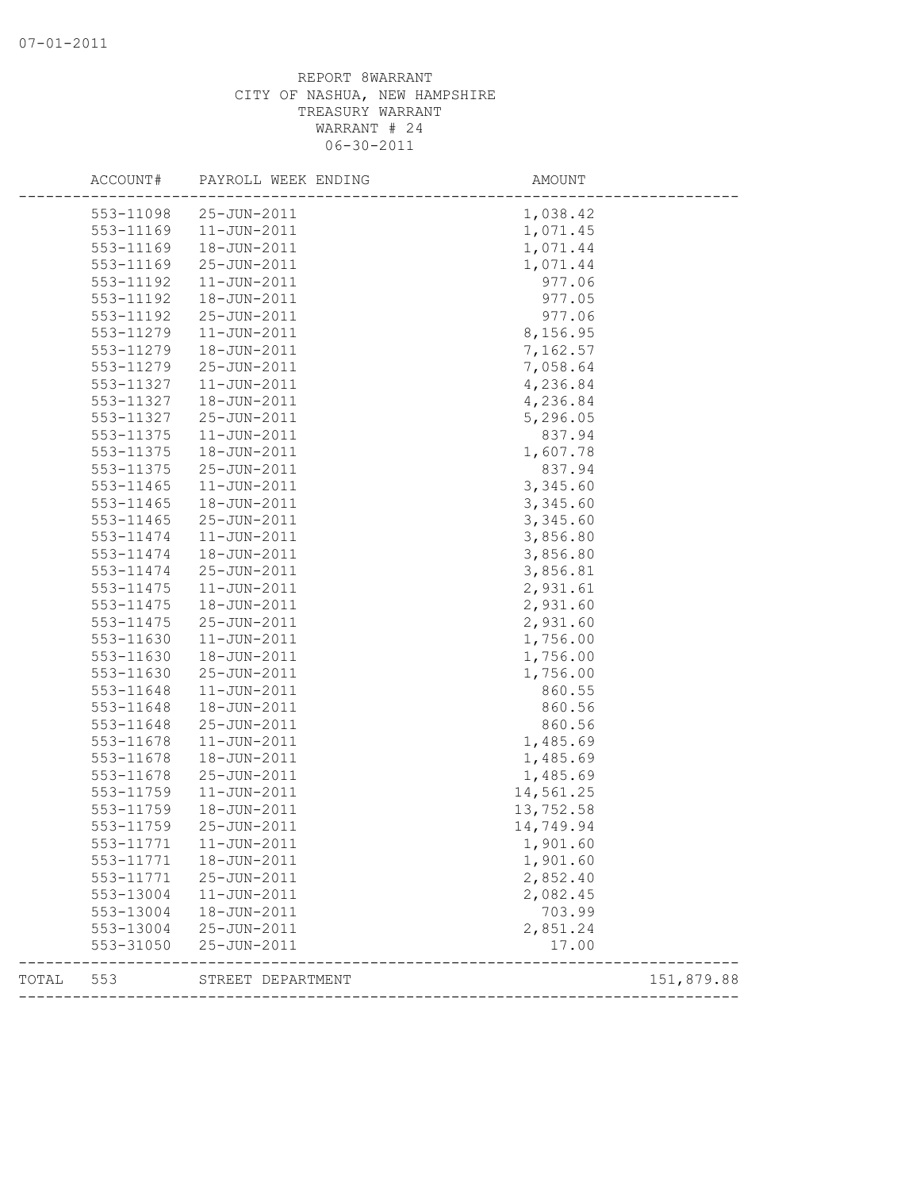07-01-2011

REPORT 8WARRANT
CITY OF NASHUA, NEW HAMPSHIRE
TREASURY WARRANT
WARRANT # 24
06-30-2011

| | ACCOUNT# | PAYROLL WEEK ENDING | AMOUNT | |
|---|---|---|---|---|
| | 553-11098 | 25-JUN-2011 | 1,038.42 | |
| | 553-11169 | 11-JUN-2011 | 1,071.45 | |
| | 553-11169 | 18-JUN-2011 | 1,071.44 | |
| | 553-11169 | 25-JUN-2011 | 1,071.44 | |
| | 553-11192 | 11-JUN-2011 | 977.06 | |
| | 553-11192 | 18-JUN-2011 | 977.05 | |
| | 553-11192 | 25-JUN-2011 | 977.06 | |
| | 553-11279 | 11-JUN-2011 | 8,156.95 | |
| | 553-11279 | 18-JUN-2011 | 7,162.57 | |
| | 553-11279 | 25-JUN-2011 | 7,058.64 | |
| | 553-11327 | 11-JUN-2011 | 4,236.84 | |
| | 553-11327 | 18-JUN-2011 | 4,236.84 | |
| | 553-11327 | 25-JUN-2011 | 5,296.05 | |
| | 553-11375 | 11-JUN-2011 | 837.94 | |
| | 553-11375 | 18-JUN-2011 | 1,607.78 | |
| | 553-11375 | 25-JUN-2011 | 837.94 | |
| | 553-11465 | 11-JUN-2011 | 3,345.60 | |
| | 553-11465 | 18-JUN-2011 | 3,345.60 | |
| | 553-11465 | 25-JUN-2011 | 3,345.60 | |
| | 553-11474 | 11-JUN-2011 | 3,856.80 | |
| | 553-11474 | 18-JUN-2011 | 3,856.80 | |
| | 553-11474 | 25-JUN-2011 | 3,856.81 | |
| | 553-11475 | 11-JUN-2011 | 2,931.61 | |
| | 553-11475 | 18-JUN-2011 | 2,931.60 | |
| | 553-11475 | 25-JUN-2011 | 2,931.60 | |
| | 553-11630 | 11-JUN-2011 | 1,756.00 | |
| | 553-11630 | 18-JUN-2011 | 1,756.00 | |
| | 553-11630 | 25-JUN-2011 | 1,756.00 | |
| | 553-11648 | 11-JUN-2011 | 860.55 | |
| | 553-11648 | 18-JUN-2011 | 860.56 | |
| | 553-11648 | 25-JUN-2011 | 860.56 | |
| | 553-11678 | 11-JUN-2011 | 1,485.69 | |
| | 553-11678 | 18-JUN-2011 | 1,485.69 | |
| | 553-11678 | 25-JUN-2011 | 1,485.69 | |
| | 553-11759 | 11-JUN-2011 | 14,561.25 | |
| | 553-11759 | 18-JUN-2011 | 13,752.58 | |
| | 553-11759 | 25-JUN-2011 | 14,749.94 | |
| | 553-11771 | 11-JUN-2011 | 1,901.60 | |
| | 553-11771 | 18-JUN-2011 | 1,901.60 | |
| | 553-11771 | 25-JUN-2011 | 2,852.40 | |
| | 553-13004 | 11-JUN-2011 | 2,082.45 | |
| | 553-13004 | 18-JUN-2011 | 703.99 | |
| | 553-13004 | 25-JUN-2011 | 2,851.24 | |
| | 553-31050 | 25-JUN-2011 | 17.00 | |
| TOTAL | 553 | STREET DEPARTMENT | | 151,879.88 |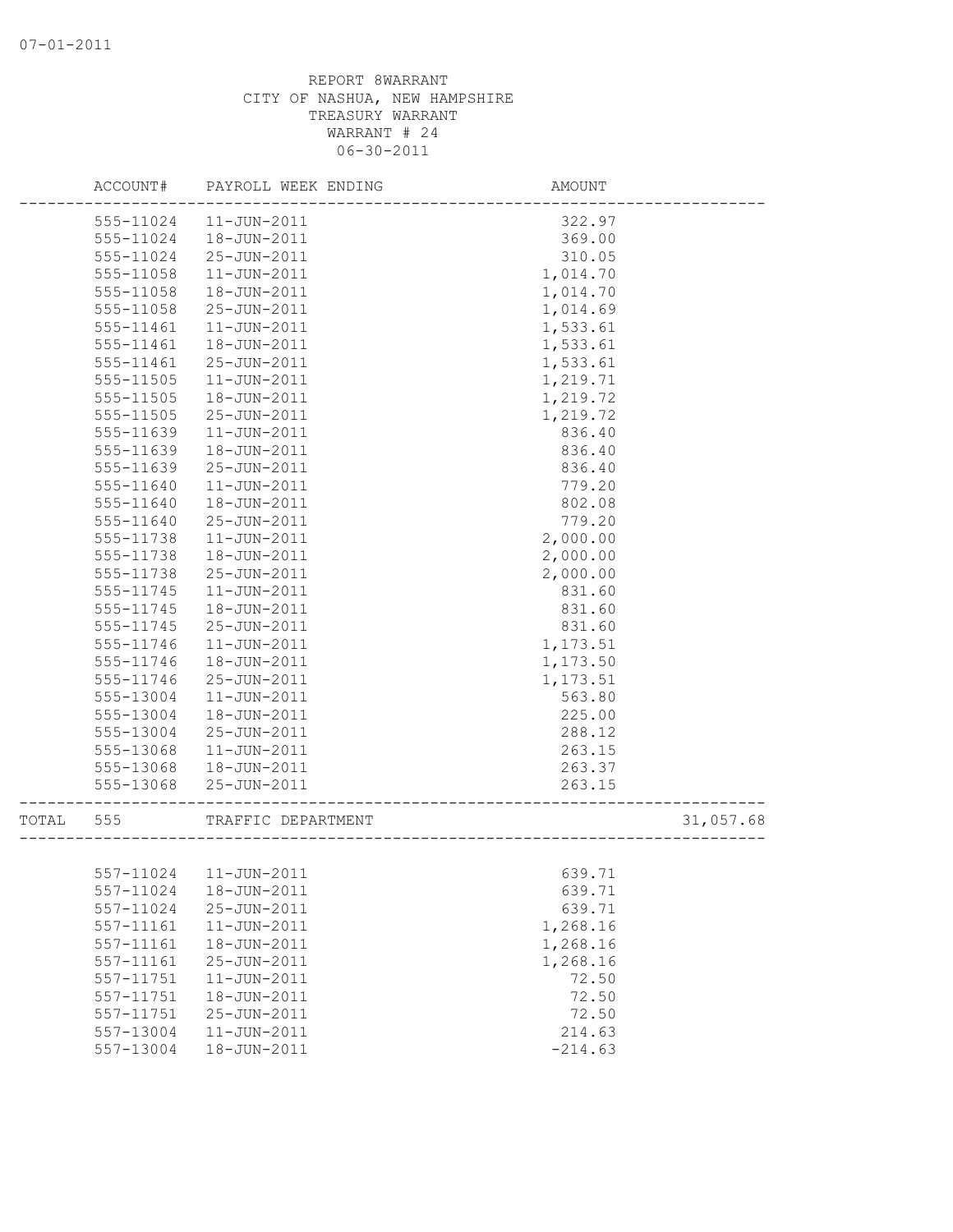REPORT 8WARRANT
CITY OF NASHUA, NEW HAMPSHIRE
TREASURY WARRANT
WARRANT # 24
06-30-2011

| ACCOUNT# | PAYROLL WEEK ENDING | AMOUNT | |
|---|---|---|---|
| 555-11024 | 11-JUN-2011 | 322.97 | |
| 555-11024 | 18-JUN-2011 | 369.00 | |
| 555-11024 | 25-JUN-2011 | 310.05 | |
| 555-11058 | 11-JUN-2011 | 1,014.70 | |
| 555-11058 | 18-JUN-2011 | 1,014.70 | |
| 555-11058 | 25-JUN-2011 | 1,014.69 | |
| 555-11461 | 11-JUN-2011 | 1,533.61 | |
| 555-11461 | 18-JUN-2011 | 1,533.61 | |
| 555-11461 | 25-JUN-2011 | 1,533.61 | |
| 555-11505 | 11-JUN-2011 | 1,219.71 | |
| 555-11505 | 18-JUN-2011 | 1,219.72 | |
| 555-11505 | 25-JUN-2011 | 1,219.72 | |
| 555-11639 | 11-JUN-2011 | 836.40 | |
| 555-11639 | 18-JUN-2011 | 836.40 | |
| 555-11639 | 25-JUN-2011 | 836.40 | |
| 555-11640 | 11-JUN-2011 | 779.20 | |
| 555-11640 | 18-JUN-2011 | 802.08 | |
| 555-11640 | 25-JUN-2011 | 779.20 | |
| 555-11738 | 11-JUN-2011 | 2,000.00 | |
| 555-11738 | 18-JUN-2011 | 2,000.00 | |
| 555-11738 | 25-JUN-2011 | 2,000.00 | |
| 555-11745 | 11-JUN-2011 | 831.60 | |
| 555-11745 | 18-JUN-2011 | 831.60 | |
| 555-11745 | 25-JUN-2011 | 831.60 | |
| 555-11746 | 11-JUN-2011 | 1,173.51 | |
| 555-11746 | 18-JUN-2011 | 1,173.50 | |
| 555-11746 | 25-JUN-2011 | 1,173.51 | |
| 555-13004 | 11-JUN-2011 | 563.80 | |
| 555-13004 | 18-JUN-2011 | 225.00 | |
| 555-13004 | 25-JUN-2011 | 288.12 | |
| 555-13068 | 11-JUN-2011 | 263.15 | |
| 555-13068 | 18-JUN-2011 | 263.37 | |
| 555-13068 | 25-JUN-2011 | 263.15 | |
| TOTAL 555 | TRAFFIC DEPARTMENT | | 31,057.68 |
| 557-11024 | 11-JUN-2011 | 639.71 | |
| 557-11024 | 18-JUN-2011 | 639.71 | |
| 557-11024 | 25-JUN-2011 | 639.71 | |
| 557-11161 | 11-JUN-2011 | 1,268.16 | |
| 557-11161 | 18-JUN-2011 | 1,268.16 | |
| 557-11161 | 25-JUN-2011 | 1,268.16 | |
| 557-11751 | 11-JUN-2011 | 72.50 | |
| 557-11751 | 18-JUN-2011 | 72.50 | |
| 557-11751 | 25-JUN-2011 | 72.50 | |
| 557-13004 | 11-JUN-2011 | 214.63 | |
| 557-13004 | 18-JUN-2011 | -214.63 | |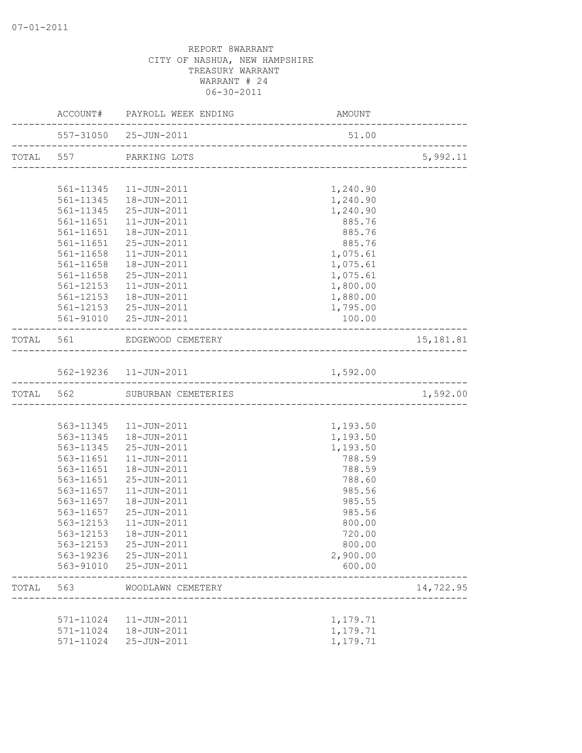REPORT 8WARRANT
CITY OF NASHUA, NEW HAMPSHIRE
TREASURY WARRANT
WARRANT # 24
06-30-2011

| | ACCOUNT# | PAYROLL WEEK ENDING | AMOUNT | |
|---|---|---|---|---|
| | 557-31050 | 25-JUN-2011 | 51.00 | |
| TOTAL | 557 | PARKING LOTS | | 5,992.11 |
| | 561-11345 | 11-JUN-2011 | 1,240.90 | |
| | 561-11345 | 18-JUN-2011 | 1,240.90 | |
| | 561-11345 | 25-JUN-2011 | 1,240.90 | |
| | 561-11651 | 11-JUN-2011 | 885.76 | |
| | 561-11651 | 18-JUN-2011 | 885.76 | |
| | 561-11651 | 25-JUN-2011 | 885.76 | |
| | 561-11658 | 11-JUN-2011 | 1,075.61 | |
| | 561-11658 | 18-JUN-2011 | 1,075.61 | |
| | 561-11658 | 25-JUN-2011 | 1,075.61 | |
| | 561-12153 | 11-JUN-2011 | 1,800.00 | |
| | 561-12153 | 18-JUN-2011 | 1,880.00 | |
| | 561-12153 | 25-JUN-2011 | 1,795.00 | |
| | 561-91010 | 25-JUN-2011 | 100.00 | |
| TOTAL | 561 | EDGEWOOD CEMETERY | | 15,181.81 |
| | 562-19236 | 11-JUN-2011 | 1,592.00 | |
| TOTAL | 562 | SUBURBAN CEMETERIES | | 1,592.00 |
| | 563-11345 | 11-JUN-2011 | 1,193.50 | |
| | 563-11345 | 18-JUN-2011 | 1,193.50 | |
| | 563-11345 | 25-JUN-2011 | 1,193.50 | |
| | 563-11651 | 11-JUN-2011 | 788.59 | |
| | 563-11651 | 18-JUN-2011 | 788.59 | |
| | 563-11651 | 25-JUN-2011 | 788.60 | |
| | 563-11657 | 11-JUN-2011 | 985.56 | |
| | 563-11657 | 18-JUN-2011 | 985.55 | |
| | 563-11657 | 25-JUN-2011 | 985.56 | |
| | 563-12153 | 11-JUN-2011 | 800.00 | |
| | 563-12153 | 18-JUN-2011 | 720.00 | |
| | 563-12153 | 25-JUN-2011 | 800.00 | |
| | 563-19236 | 25-JUN-2011 | 2,900.00 | |
| | 563-91010 | 25-JUN-2011 | 600.00 | |
| TOTAL | 563 | WOODLAWN CEMETERY | | 14,722.95 |
| | 571-11024 | 11-JUN-2011 | 1,179.71 | |
| | 571-11024 | 18-JUN-2011 | 1,179.71 | |
| | 571-11024 | 25-JUN-2011 | 1,179.71 | |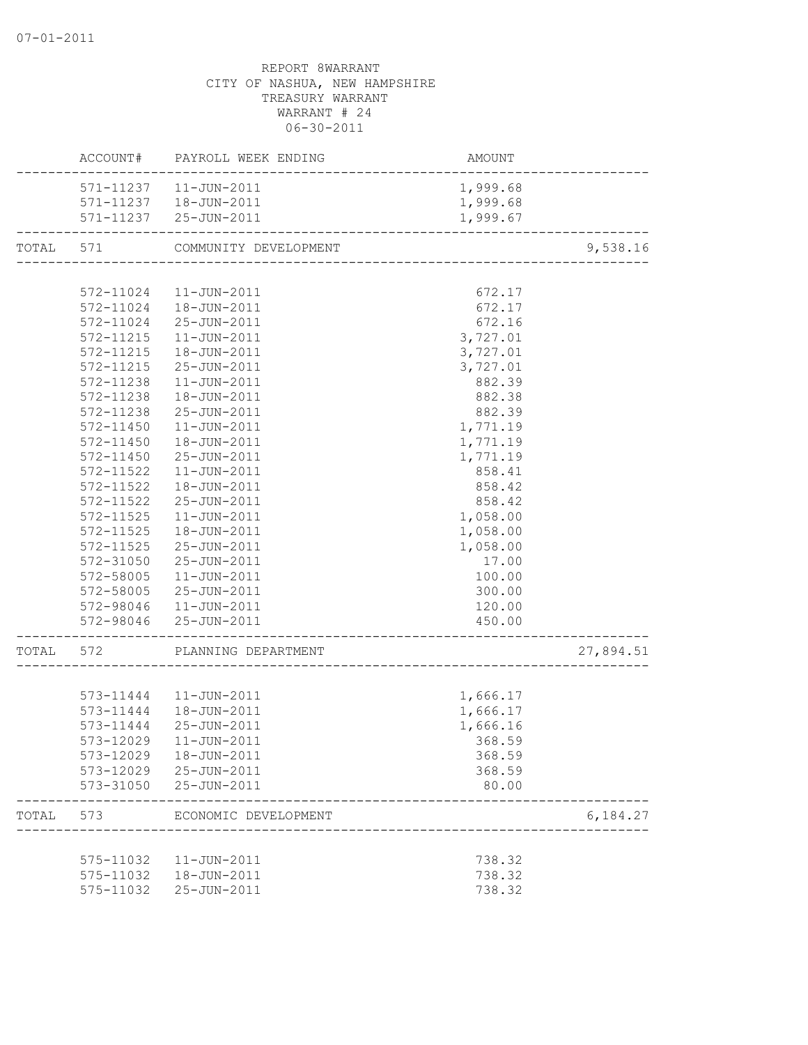07-01-2011

REPORT 8WARRANT
CITY OF NASHUA, NEW HAMPSHIRE
TREASURY WARRANT
WARRANT # 24
06-30-2011

| | ACCOUNT# | PAYROLL WEEK ENDING | AMOUNT | |
|---|---|---|---|---|
| | 571-11237 | 11-JUN-2011 | 1,999.68 | |
| | 571-11237 | 18-JUN-2011 | 1,999.68 | |
| | 571-11237 | 25-JUN-2011 | 1,999.67 | |
| TOTAL | 571 | COMMUNITY DEVELOPMENT | | 9,538.16 |
| | 572-11024 | 11-JUN-2011 | 672.17 | |
| | 572-11024 | 18-JUN-2011 | 672.17 | |
| | 572-11024 | 25-JUN-2011 | 672.16 | |
| | 572-11215 | 11-JUN-2011 | 3,727.01 | |
| | 572-11215 | 18-JUN-2011 | 3,727.01 | |
| | 572-11215 | 25-JUN-2011 | 3,727.01 | |
| | 572-11238 | 11-JUN-2011 | 882.39 | |
| | 572-11238 | 18-JUN-2011 | 882.38 | |
| | 572-11238 | 25-JUN-2011 | 882.39 | |
| | 572-11450 | 11-JUN-2011 | 1,771.19 | |
| | 572-11450 | 18-JUN-2011 | 1,771.19 | |
| | 572-11450 | 25-JUN-2011 | 1,771.19 | |
| | 572-11522 | 11-JUN-2011 | 858.41 | |
| | 572-11522 | 18-JUN-2011 | 858.42 | |
| | 572-11522 | 25-JUN-2011 | 858.42 | |
| | 572-11525 | 11-JUN-2011 | 1,058.00 | |
| | 572-11525 | 18-JUN-2011 | 1,058.00 | |
| | 572-11525 | 25-JUN-2011 | 1,058.00 | |
| | 572-31050 | 25-JUN-2011 | 17.00 | |
| | 572-58005 | 11-JUN-2011 | 100.00 | |
| | 572-58005 | 25-JUN-2011 | 300.00 | |
| | 572-98046 | 11-JUN-2011 | 120.00 | |
| | 572-98046 | 25-JUN-2011 | 450.00 | |
| TOTAL | 572 | PLANNING DEPARTMENT | | 27,894.51 |
| | 573-11444 | 11-JUN-2011 | 1,666.17 | |
| | 573-11444 | 18-JUN-2011 | 1,666.17 | |
| | 573-11444 | 25-JUN-2011 | 1,666.16 | |
| | 573-12029 | 11-JUN-2011 | 368.59 | |
| | 573-12029 | 18-JUN-2011 | 368.59 | |
| | 573-12029 | 25-JUN-2011 | 368.59 | |
| | 573-31050 | 25-JUN-2011 | 80.00 | |
| TOTAL | 573 | ECONOMIC DEVELOPMENT | | 6,184.27 |
| | 575-11032 | 11-JUN-2011 | 738.32 | |
| | 575-11032 | 18-JUN-2011 | 738.32 | |
| | 575-11032 | 25-JUN-2011 | 738.32 | |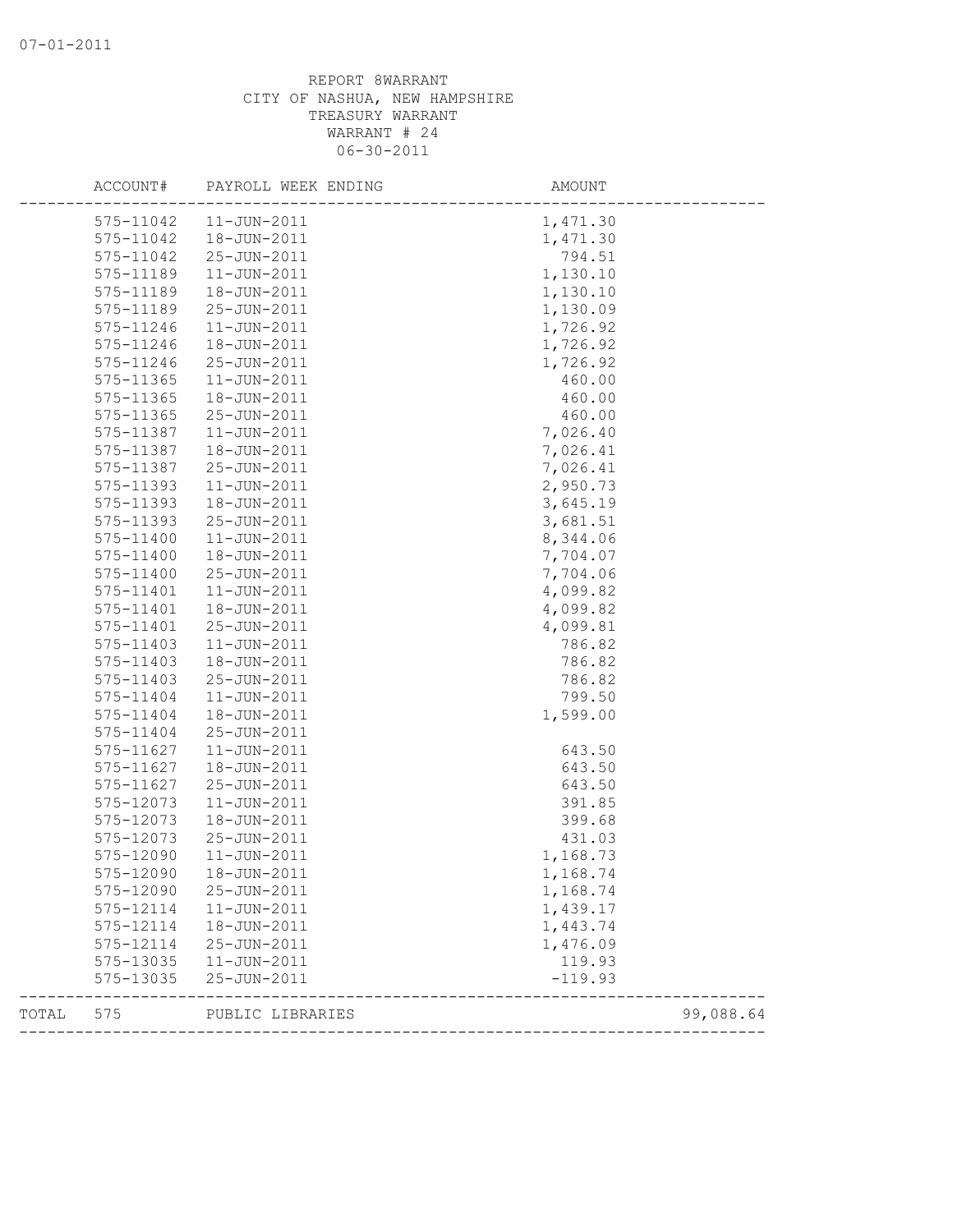07-01-2011

REPORT 8WARRANT
CITY OF NASHUA, NEW HAMPSHIRE
TREASURY WARRANT
WARRANT # 24
06-30-2011

| ACCOUNT# | PAYROLL WEEK ENDING | AMOUNT | |
|---|---|---|---|
| 575-11042 | 11-JUN-2011 | 1,471.30 | |
| 575-11042 | 18-JUN-2011 | 1,471.30 | |
| 575-11042 | 25-JUN-2011 | 794.51 | |
| 575-11189 | 11-JUN-2011 | 1,130.10 | |
| 575-11189 | 18-JUN-2011 | 1,130.10 | |
| 575-11189 | 25-JUN-2011 | 1,130.09 | |
| 575-11246 | 11-JUN-2011 | 1,726.92 | |
| 575-11246 | 18-JUN-2011 | 1,726.92 | |
| 575-11246 | 25-JUN-2011 | 1,726.92 | |
| 575-11365 | 11-JUN-2011 | 460.00 | |
| 575-11365 | 18-JUN-2011 | 460.00 | |
| 575-11365 | 25-JUN-2011 | 460.00 | |
| 575-11387 | 11-JUN-2011 | 7,026.40 | |
| 575-11387 | 18-JUN-2011 | 7,026.41 | |
| 575-11387 | 25-JUN-2011 | 7,026.41 | |
| 575-11393 | 11-JUN-2011 | 2,950.73 | |
| 575-11393 | 18-JUN-2011 | 3,645.19 | |
| 575-11393 | 25-JUN-2011 | 3,681.51 | |
| 575-11400 | 11-JUN-2011 | 8,344.06 | |
| 575-11400 | 18-JUN-2011 | 7,704.07 | |
| 575-11400 | 25-JUN-2011 | 7,704.06 | |
| 575-11401 | 11-JUN-2011 | 4,099.82 | |
| 575-11401 | 18-JUN-2011 | 4,099.82 | |
| 575-11401 | 25-JUN-2011 | 4,099.81 | |
| 575-11403 | 11-JUN-2011 | 786.82 | |
| 575-11403 | 18-JUN-2011 | 786.82 | |
| 575-11403 | 25-JUN-2011 | 786.82 | |
| 575-11404 | 11-JUN-2011 | 799.50 | |
| 575-11404 | 18-JUN-2011 | 1,599.00 | |
| 575-11404 | 25-JUN-2011 | | |
| 575-11627 | 11-JUN-2011 | 643.50 | |
| 575-11627 | 18-JUN-2011 | 643.50 | |
| 575-11627 | 25-JUN-2011 | 643.50 | |
| 575-12073 | 11-JUN-2011 | 391.85 | |
| 575-12073 | 18-JUN-2011 | 399.68 | |
| 575-12073 | 25-JUN-2011 | 431.03 | |
| 575-12090 | 11-JUN-2011 | 1,168.73 | |
| 575-12090 | 18-JUN-2011 | 1,168.74 | |
| 575-12090 | 25-JUN-2011 | 1,168.74 | |
| 575-12114 | 11-JUN-2011 | 1,439.17 | |
| 575-12114 | 18-JUN-2011 | 1,443.74 | |
| 575-12114 | 25-JUN-2011 | 1,476.09 | |
| 575-13035 | 11-JUN-2011 | 119.93 | |
| 575-13035 | 25-JUN-2011 | -119.93 | |
| TOTAL 575 | PUBLIC LIBRARIES | | 99,088.64 |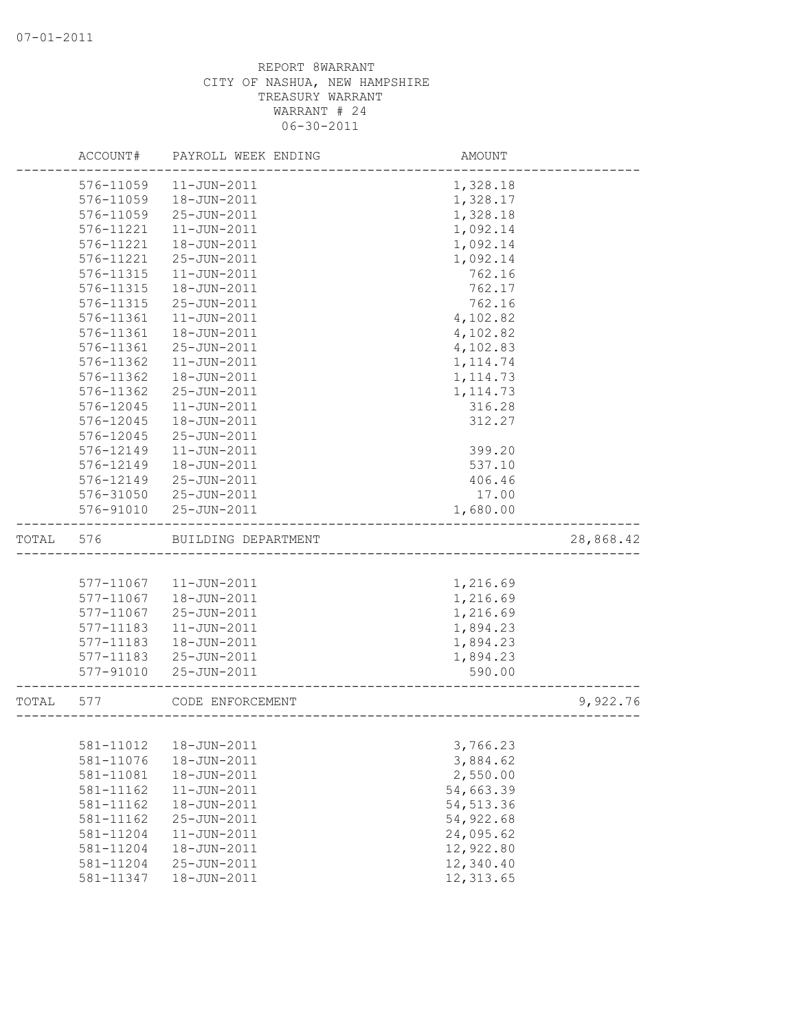07-01-2011

REPORT 8WARRANT
CITY OF NASHUA, NEW HAMPSHIRE
TREASURY WARRANT
WARRANT # 24
06-30-2011

| | ACCOUNT# | PAYROLL WEEK ENDING | AMOUNT | |
|---|---|---|---|---|
| | 576-11059 | 11-JUN-2011 | 1,328.18 | |
| | 576-11059 | 18-JUN-2011 | 1,328.17 | |
| | 576-11059 | 25-JUN-2011 | 1,328.18 | |
| | 576-11221 | 11-JUN-2011 | 1,092.14 | |
| | 576-11221 | 18-JUN-2011 | 1,092.14 | |
| | 576-11221 | 25-JUN-2011 | 1,092.14 | |
| | 576-11315 | 11-JUN-2011 | 762.16 | |
| | 576-11315 | 18-JUN-2011 | 762.17 | |
| | 576-11315 | 25-JUN-2011 | 762.16 | |
| | 576-11361 | 11-JUN-2011 | 4,102.82 | |
| | 576-11361 | 18-JUN-2011 | 4,102.82 | |
| | 576-11361 | 25-JUN-2011 | 4,102.83 | |
| | 576-11362 | 11-JUN-2011 | 1,114.74 | |
| | 576-11362 | 18-JUN-2011 | 1,114.73 | |
| | 576-11362 | 25-JUN-2011 | 1,114.73 | |
| | 576-12045 | 11-JUN-2011 | 316.28 | |
| | 576-12045 | 18-JUN-2011 | 312.27 | |
| | 576-12045 | 25-JUN-2011 | | |
| | 576-12149 | 11-JUN-2011 | 399.20 | |
| | 576-12149 | 18-JUN-2011 | 537.10 | |
| | 576-12149 | 25-JUN-2011 | 406.46 | |
| | 576-31050 | 25-JUN-2011 | 17.00 | |
| | 576-91010 | 25-JUN-2011 | 1,680.00 | |
| TOTAL | 576 | BUILDING DEPARTMENT | | 28,868.42 |
| | 577-11067 | 11-JUN-2011 | 1,216.69 | |
| | 577-11067 | 18-JUN-2011 | 1,216.69 | |
| | 577-11067 | 25-JUN-2011 | 1,216.69 | |
| | 577-11183 | 11-JUN-2011 | 1,894.23 | |
| | 577-11183 | 18-JUN-2011 | 1,894.23 | |
| | 577-11183 | 25-JUN-2011 | 1,894.23 | |
| | 577-91010 | 25-JUN-2011 | 590.00 | |
| TOTAL | 577 | CODE ENFORCEMENT | | 9,922.76 |
| | 581-11012 | 18-JUN-2011 | 3,766.23 | |
| | 581-11076 | 18-JUN-2011 | 3,884.62 | |
| | 581-11081 | 18-JUN-2011 | 2,550.00 | |
| | 581-11162 | 11-JUN-2011 | 54,663.39 | |
| | 581-11162 | 18-JUN-2011 | 54,513.36 | |
| | 581-11162 | 25-JUN-2011 | 54,922.68 | |
| | 581-11204 | 11-JUN-2011 | 24,095.62 | |
| | 581-11204 | 18-JUN-2011 | 12,922.80 | |
| | 581-11204 | 25-JUN-2011 | 12,340.40 | |
| | 581-11347 | 18-JUN-2011 | 12,313.65 | |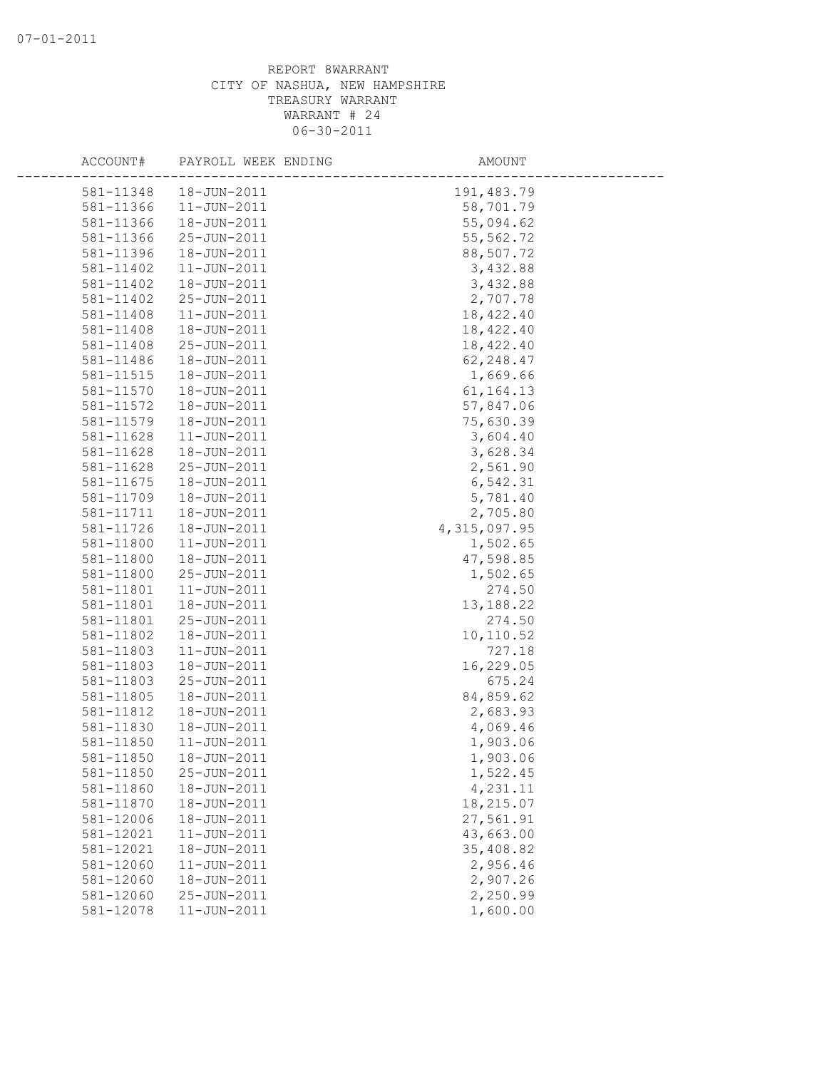07-01-2011

REPORT 8WARRANT
CITY OF NASHUA, NEW HAMPSHIRE
TREASURY WARRANT
WARRANT # 24
06-30-2011

| ACCOUNT# | PAYROLL WEEK ENDING | AMOUNT |
|---|---|---|
| 581-11348 | 18-JUN-2011 | 191,483.79 |
| 581-11366 | 11-JUN-2011 | 58,701.79 |
| 581-11366 | 18-JUN-2011 | 55,094.62 |
| 581-11366 | 25-JUN-2011 | 55,562.72 |
| 581-11396 | 18-JUN-2011 | 88,507.72 |
| 581-11402 | 11-JUN-2011 | 3,432.88 |
| 581-11402 | 18-JUN-2011 | 3,432.88 |
| 581-11402 | 25-JUN-2011 | 2,707.78 |
| 581-11408 | 11-JUN-2011 | 18,422.40 |
| 581-11408 | 18-JUN-2011 | 18,422.40 |
| 581-11408 | 25-JUN-2011 | 18,422.40 |
| 581-11486 | 18-JUN-2011 | 62,248.47 |
| 581-11515 | 18-JUN-2011 | 1,669.66 |
| 581-11570 | 18-JUN-2011 | 61,164.13 |
| 581-11572 | 18-JUN-2011 | 57,847.06 |
| 581-11579 | 18-JUN-2011 | 75,630.39 |
| 581-11628 | 11-JUN-2011 | 3,604.40 |
| 581-11628 | 18-JUN-2011 | 3,628.34 |
| 581-11628 | 25-JUN-2011 | 2,561.90 |
| 581-11675 | 18-JUN-2011 | 6,542.31 |
| 581-11709 | 18-JUN-2011 | 5,781.40 |
| 581-11711 | 18-JUN-2011 | 2,705.80 |
| 581-11726 | 18-JUN-2011 | 4,315,097.95 |
| 581-11800 | 11-JUN-2011 | 1,502.65 |
| 581-11800 | 18-JUN-2011 | 47,598.85 |
| 581-11800 | 25-JUN-2011 | 1,502.65 |
| 581-11801 | 11-JUN-2011 | 274.50 |
| 581-11801 | 18-JUN-2011 | 13,188.22 |
| 581-11801 | 25-JUN-2011 | 274.50 |
| 581-11802 | 18-JUN-2011 | 10,110.52 |
| 581-11803 | 11-JUN-2011 | 727.18 |
| 581-11803 | 18-JUN-2011 | 16,229.05 |
| 581-11803 | 25-JUN-2011 | 675.24 |
| 581-11805 | 18-JUN-2011 | 84,859.62 |
| 581-11812 | 18-JUN-2011 | 2,683.93 |
| 581-11830 | 18-JUN-2011 | 4,069.46 |
| 581-11850 | 11-JUN-2011 | 1,903.06 |
| 581-11850 | 18-JUN-2011 | 1,903.06 |
| 581-11850 | 25-JUN-2011 | 1,522.45 |
| 581-11860 | 18-JUN-2011 | 4,231.11 |
| 581-11870 | 18-JUN-2011 | 18,215.07 |
| 581-12006 | 18-JUN-2011 | 27,561.91 |
| 581-12021 | 11-JUN-2011 | 43,663.00 |
| 581-12021 | 18-JUN-2011 | 35,408.82 |
| 581-12060 | 11-JUN-2011 | 2,956.46 |
| 581-12060 | 18-JUN-2011 | 2,907.26 |
| 581-12060 | 25-JUN-2011 | 2,250.99 |
| 581-12078 | 11-JUN-2011 | 1,600.00 |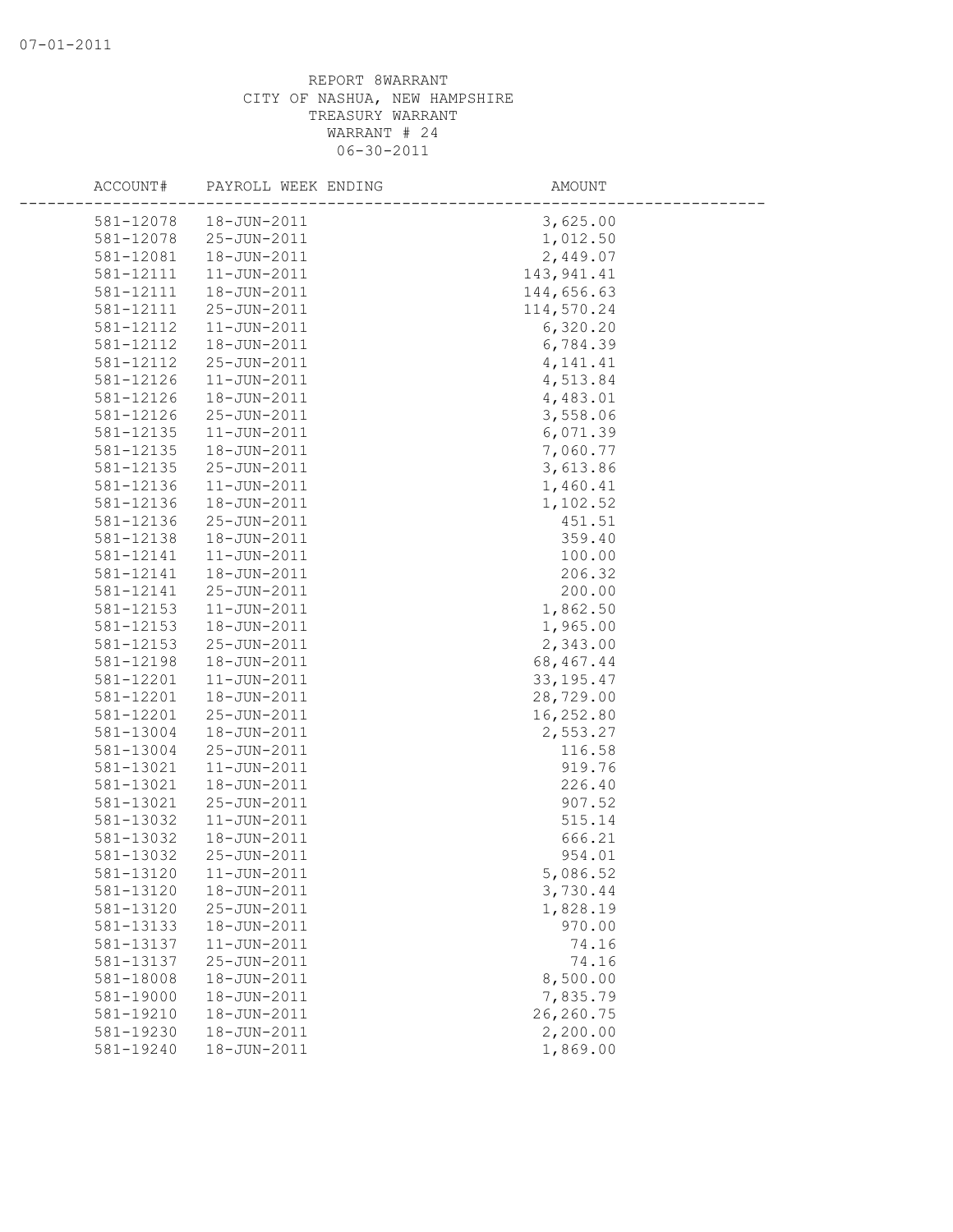REPORT 8WARRANT
CITY OF NASHUA, NEW HAMPSHIRE
TREASURY WARRANT
WARRANT # 24
06-30-2011

| ACCOUNT# | PAYROLL WEEK ENDING | AMOUNT |
|---|---|---|
| 581-12078 | 18-JUN-2011 | 3,625.00 |
| 581-12078 | 25-JUN-2011 | 1,012.50 |
| 581-12081 | 18-JUN-2011 | 2,449.07 |
| 581-12111 | 11-JUN-2011 | 143,941.41 |
| 581-12111 | 18-JUN-2011 | 144,656.63 |
| 581-12111 | 25-JUN-2011 | 114,570.24 |
| 581-12112 | 11-JUN-2011 | 6,320.20 |
| 581-12112 | 18-JUN-2011 | 6,784.39 |
| 581-12112 | 25-JUN-2011 | 4,141.41 |
| 581-12126 | 11-JUN-2011 | 4,513.84 |
| 581-12126 | 18-JUN-2011 | 4,483.01 |
| 581-12126 | 25-JUN-2011 | 3,558.06 |
| 581-12135 | 11-JUN-2011 | 6,071.39 |
| 581-12135 | 18-JUN-2011 | 7,060.77 |
| 581-12135 | 25-JUN-2011 | 3,613.86 |
| 581-12136 | 11-JUN-2011 | 1,460.41 |
| 581-12136 | 18-JUN-2011 | 1,102.52 |
| 581-12136 | 25-JUN-2011 | 451.51 |
| 581-12138 | 18-JUN-2011 | 359.40 |
| 581-12141 | 11-JUN-2011 | 100.00 |
| 581-12141 | 18-JUN-2011 | 206.32 |
| 581-12141 | 25-JUN-2011 | 200.00 |
| 581-12153 | 11-JUN-2011 | 1,862.50 |
| 581-12153 | 18-JUN-2011 | 1,965.00 |
| 581-12153 | 25-JUN-2011 | 2,343.00 |
| 581-12198 | 18-JUN-2011 | 68,467.44 |
| 581-12201 | 11-JUN-2011 | 33,195.47 |
| 581-12201 | 18-JUN-2011 | 28,729.00 |
| 581-12201 | 25-JUN-2011 | 16,252.80 |
| 581-13004 | 18-JUN-2011 | 2,553.27 |
| 581-13004 | 25-JUN-2011 | 116.58 |
| 581-13021 | 11-JUN-2011 | 919.76 |
| 581-13021 | 18-JUN-2011 | 226.40 |
| 581-13021 | 25-JUN-2011 | 907.52 |
| 581-13032 | 11-JUN-2011 | 515.14 |
| 581-13032 | 18-JUN-2011 | 666.21 |
| 581-13032 | 25-JUN-2011 | 954.01 |
| 581-13120 | 11-JUN-2011 | 5,086.52 |
| 581-13120 | 18-JUN-2011 | 3,730.44 |
| 581-13120 | 25-JUN-2011 | 1,828.19 |
| 581-13133 | 18-JUN-2011 | 970.00 |
| 581-13137 | 11-JUN-2011 | 74.16 |
| 581-13137 | 25-JUN-2011 | 74.16 |
| 581-18008 | 18-JUN-2011 | 8,500.00 |
| 581-19000 | 18-JUN-2011 | 7,835.79 |
| 581-19210 | 18-JUN-2011 | 26,260.75 |
| 581-19230 | 18-JUN-2011 | 2,200.00 |
| 581-19240 | 18-JUN-2011 | 1,869.00 |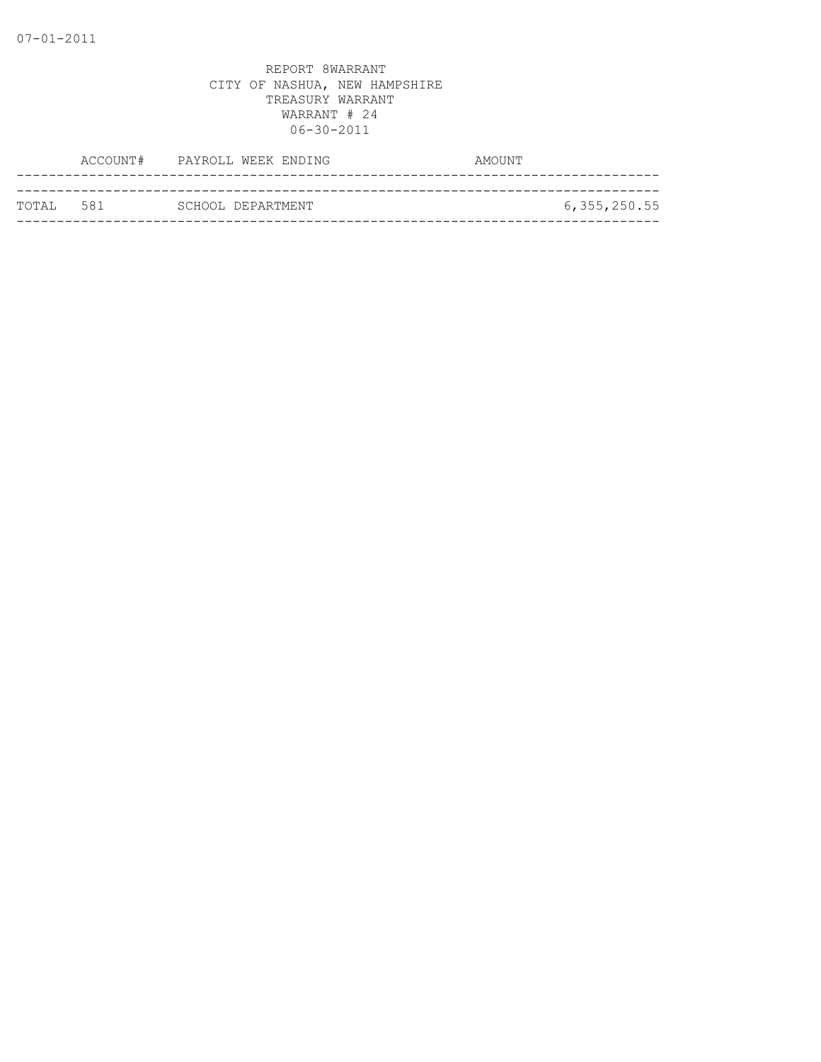07-01-2011

REPORT 8WARRANT
CITY OF NASHUA, NEW HAMPSHIRE
TREASURY WARRANT
WARRANT # 24
06-30-2011

| | ACCOUNT# | PAYROLL WEEK ENDING | AMOUNT |
|---|---|---|---|
| TOTAL | 581 | SCHOOL DEPARTMENT | 6,355,250.55 |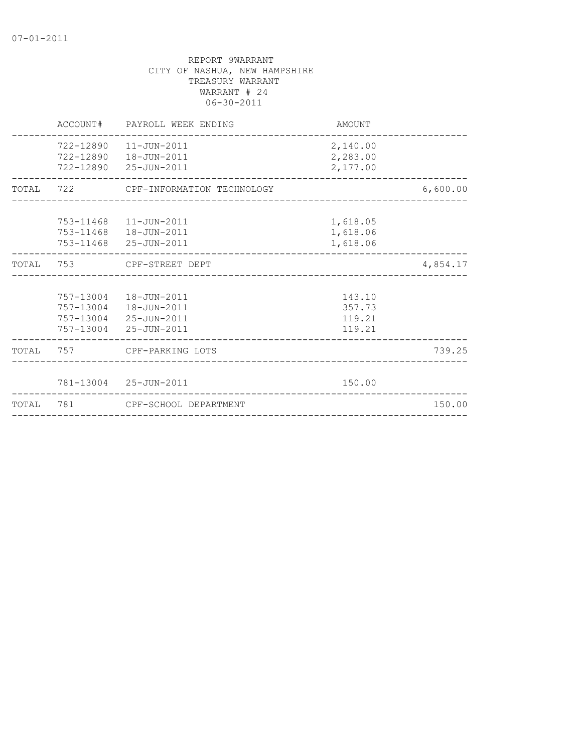REPORT 9WARRANT
CITY OF NASHUA, NEW HAMPSHIRE
TREASURY WARRANT
WARRANT # 24
06-30-2011

| | ACCOUNT# | PAYROLL WEEK ENDING | AMOUNT | |
|---|---|---|---|---|
| | 722-12890 | 11-JUN-2011 | 2,140.00 | |
| | 722-12890 | 18-JUN-2011 | 2,283.00 | |
| | 722-12890 | 25-JUN-2011 | 2,177.00 | |
| TOTAL | 722 | CPF-INFORMATION TECHNOLOGY | | 6,600.00 |
| | 753-11468 | 11-JUN-2011 | 1,618.05 | |
| | 753-11468 | 18-JUN-2011 | 1,618.06 | |
| | 753-11468 | 25-JUN-2011 | 1,618.06 | |
| TOTAL | 753 | CPF-STREET DEPT | | 4,854.17 |
| | 757-13004 | 18-JUN-2011 | 143.10 | |
| | 757-13004 | 18-JUN-2011 | 357.73 | |
| | 757-13004 | 25-JUN-2011 | 119.21 | |
| | 757-13004 | 25-JUN-2011 | 119.21 | |
| TOTAL | 757 | CPF-PARKING LOTS | | 739.25 |
| | 781-13004 | 25-JUN-2011 | 150.00 | |
| TOTAL | 781 | CPF-SCHOOL DEPARTMENT | | 150.00 |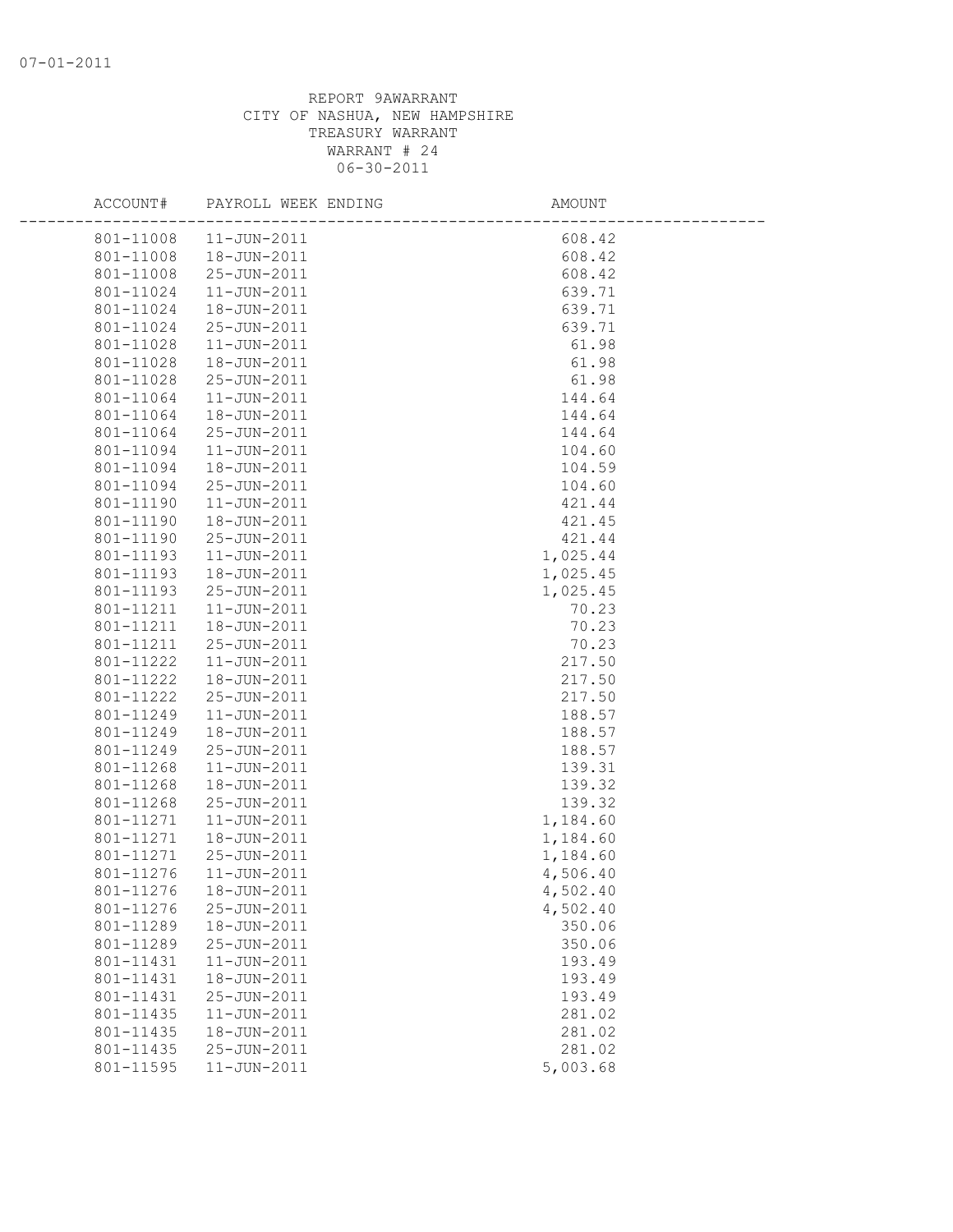REPORT 9AWARRANT
CITY OF NASHUA, NEW HAMPSHIRE
TREASURY WARRANT
WARRANT # 24
06-30-2011

| ACCOUNT# | PAYROLL WEEK ENDING | AMOUNT |
|---|---|---|
| 801-11008 | 11-JUN-2011 | 608.42 |
| 801-11008 | 18-JUN-2011 | 608.42 |
| 801-11008 | 25-JUN-2011 | 608.42 |
| 801-11024 | 11-JUN-2011 | 639.71 |
| 801-11024 | 18-JUN-2011 | 639.71 |
| 801-11024 | 25-JUN-2011 | 639.71 |
| 801-11028 | 11-JUN-2011 | 61.98 |
| 801-11028 | 18-JUN-2011 | 61.98 |
| 801-11028 | 25-JUN-2011 | 61.98 |
| 801-11064 | 11-JUN-2011 | 144.64 |
| 801-11064 | 18-JUN-2011 | 144.64 |
| 801-11064 | 25-JUN-2011 | 144.64 |
| 801-11094 | 11-JUN-2011 | 104.60 |
| 801-11094 | 18-JUN-2011 | 104.59 |
| 801-11094 | 25-JUN-2011 | 104.60 |
| 801-11190 | 11-JUN-2011 | 421.44 |
| 801-11190 | 18-JUN-2011 | 421.45 |
| 801-11190 | 25-JUN-2011 | 421.44 |
| 801-11193 | 11-JUN-2011 | 1,025.44 |
| 801-11193 | 18-JUN-2011 | 1,025.45 |
| 801-11193 | 25-JUN-2011 | 1,025.45 |
| 801-11211 | 11-JUN-2011 | 70.23 |
| 801-11211 | 18-JUN-2011 | 70.23 |
| 801-11211 | 25-JUN-2011 | 70.23 |
| 801-11222 | 11-JUN-2011 | 217.50 |
| 801-11222 | 18-JUN-2011 | 217.50 |
| 801-11222 | 25-JUN-2011 | 217.50 |
| 801-11249 | 11-JUN-2011 | 188.57 |
| 801-11249 | 18-JUN-2011 | 188.57 |
| 801-11249 | 25-JUN-2011 | 188.57 |
| 801-11268 | 11-JUN-2011 | 139.31 |
| 801-11268 | 18-JUN-2011 | 139.32 |
| 801-11268 | 25-JUN-2011 | 139.32 |
| 801-11271 | 11-JUN-2011 | 1,184.60 |
| 801-11271 | 18-JUN-2011 | 1,184.60 |
| 801-11271 | 25-JUN-2011 | 1,184.60 |
| 801-11276 | 11-JUN-2011 | 4,506.40 |
| 801-11276 | 18-JUN-2011 | 4,502.40 |
| 801-11276 | 25-JUN-2011 | 4,502.40 |
| 801-11289 | 18-JUN-2011 | 350.06 |
| 801-11289 | 25-JUN-2011 | 350.06 |
| 801-11431 | 11-JUN-2011 | 193.49 |
| 801-11431 | 18-JUN-2011 | 193.49 |
| 801-11431 | 25-JUN-2011 | 193.49 |
| 801-11435 | 11-JUN-2011 | 281.02 |
| 801-11435 | 18-JUN-2011 | 281.02 |
| 801-11435 | 25-JUN-2011 | 281.02 |
| 801-11595 | 11-JUN-2011 | 5,003.68 |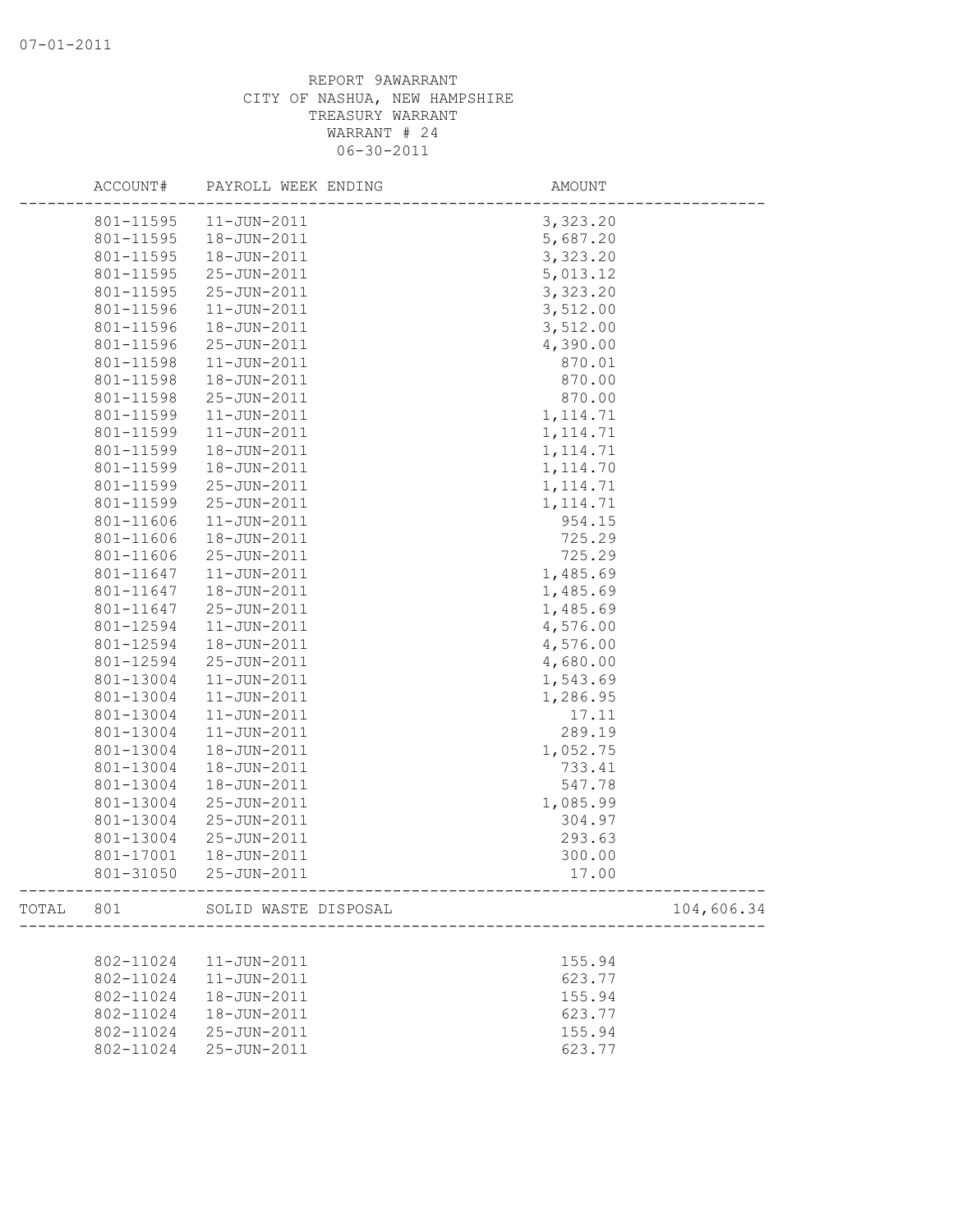REPORT 9AWARRANT
CITY OF NASHUA, NEW HAMPSHIRE
TREASURY WARRANT
WARRANT # 24
06-30-2011

| | ACCOUNT# | PAYROLL WEEK ENDING | AMOUNT | |
|---|---|---|---|---|
| | 801-11595 | 11-JUN-2011 | 3,323.20 | |
| | 801-11595 | 18-JUN-2011 | 5,687.20 | |
| | 801-11595 | 18-JUN-2011 | 3,323.20 | |
| | 801-11595 | 25-JUN-2011 | 5,013.12 | |
| | 801-11595 | 25-JUN-2011 | 3,323.20 | |
| | 801-11596 | 11-JUN-2011 | 3,512.00 | |
| | 801-11596 | 18-JUN-2011 | 3,512.00 | |
| | 801-11596 | 25-JUN-2011 | 4,390.00 | |
| | 801-11598 | 11-JUN-2011 | 870.01 | |
| | 801-11598 | 18-JUN-2011 | 870.00 | |
| | 801-11598 | 25-JUN-2011 | 870.00 | |
| | 801-11599 | 11-JUN-2011 | 1,114.71 | |
| | 801-11599 | 11-JUN-2011 | 1,114.71 | |
| | 801-11599 | 18-JUN-2011 | 1,114.71 | |
| | 801-11599 | 18-JUN-2011 | 1,114.70 | |
| | 801-11599 | 25-JUN-2011 | 1,114.71 | |
| | 801-11599 | 25-JUN-2011 | 1,114.71 | |
| | 801-11606 | 11-JUN-2011 | 954.15 | |
| | 801-11606 | 18-JUN-2011 | 725.29 | |
| | 801-11606 | 25-JUN-2011 | 725.29 | |
| | 801-11647 | 11-JUN-2011 | 1,485.69 | |
| | 801-11647 | 18-JUN-2011 | 1,485.69 | |
| | 801-11647 | 25-JUN-2011 | 1,485.69 | |
| | 801-12594 | 11-JUN-2011 | 4,576.00 | |
| | 801-12594 | 18-JUN-2011 | 4,576.00 | |
| | 801-12594 | 25-JUN-2011 | 4,680.00 | |
| | 801-13004 | 11-JUN-2011 | 1,543.69 | |
| | 801-13004 | 11-JUN-2011 | 1,286.95 | |
| | 801-13004 | 11-JUN-2011 | 17.11 | |
| | 801-13004 | 11-JUN-2011 | 289.19 | |
| | 801-13004 | 18-JUN-2011 | 1,052.75 | |
| | 801-13004 | 18-JUN-2011 | 733.41 | |
| | 801-13004 | 18-JUN-2011 | 547.78 | |
| | 801-13004 | 25-JUN-2011 | 1,085.99 | |
| | 801-13004 | 25-JUN-2011 | 304.97 | |
| | 801-13004 | 25-JUN-2011 | 293.63 | |
| | 801-17001 | 18-JUN-2011 | 300.00 | |
| | 801-31050 | 25-JUN-2011 | 17.00 | |
| TOTAL | 801 | SOLID WASTE DISPOSAL | | 104,606.34 |
| | 802-11024 | 11-JUN-2011 | 155.94 | |
| | 802-11024 | 11-JUN-2011 | 623.77 | |
| | 802-11024 | 18-JUN-2011 | 155.94 | |
| | 802-11024 | 18-JUN-2011 | 623.77 | |
| | 802-11024 | 25-JUN-2011 | 155.94 | |
| | 802-11024 | 25-JUN-2011 | 623.77 | |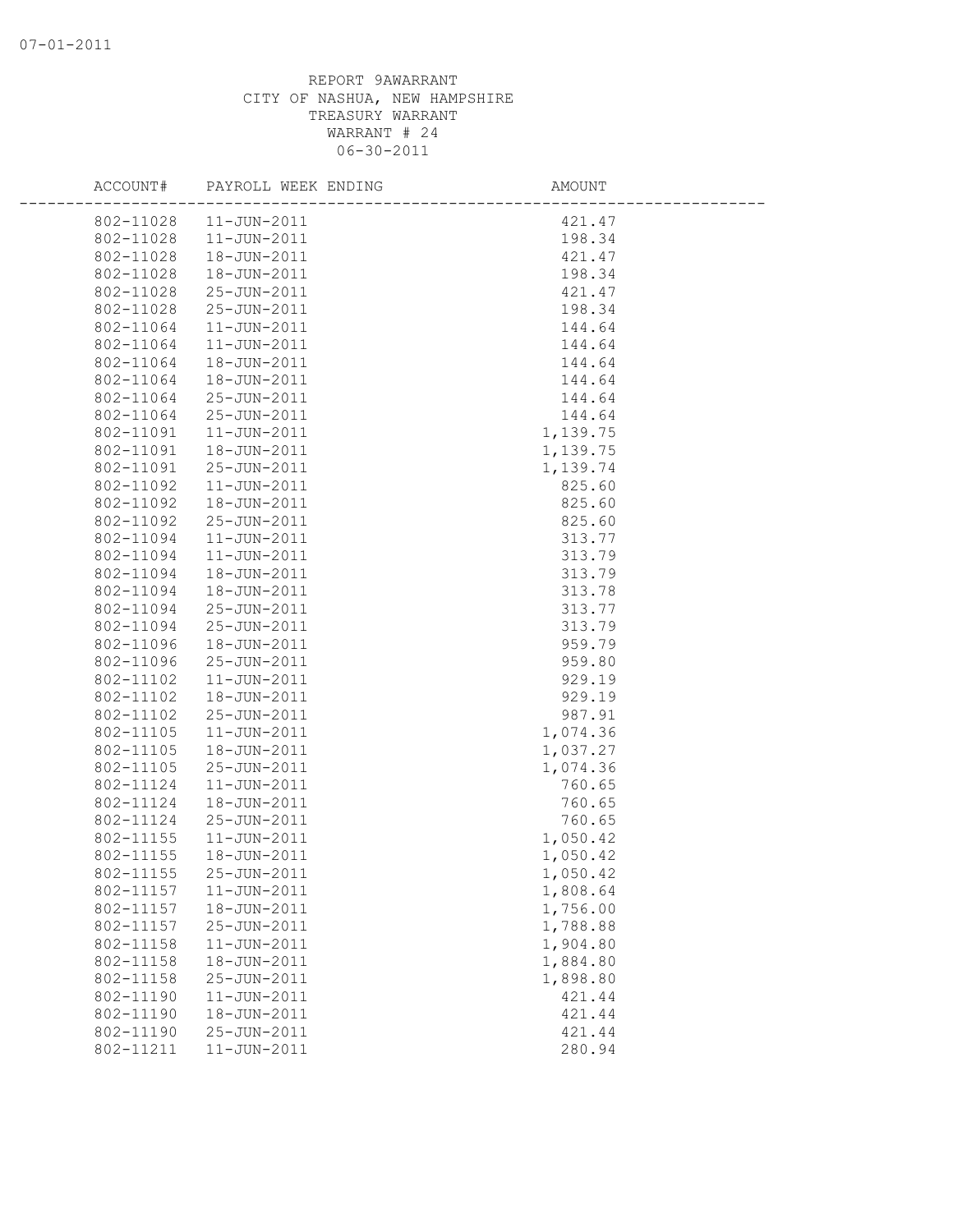REPORT 9AWARRANT
CITY OF NASHUA, NEW HAMPSHIRE
TREASURY WARRANT
WARRANT # 24
06-30-2011

| ACCOUNT# | PAYROLL WEEK ENDING | AMOUNT |
|---|---|---|
| 802-11028 | 11-JUN-2011 | 421.47 |
| 802-11028 | 11-JUN-2011 | 198.34 |
| 802-11028 | 18-JUN-2011 | 421.47 |
| 802-11028 | 18-JUN-2011 | 198.34 |
| 802-11028 | 25-JUN-2011 | 421.47 |
| 802-11028 | 25-JUN-2011 | 198.34 |
| 802-11064 | 11-JUN-2011 | 144.64 |
| 802-11064 | 11-JUN-2011 | 144.64 |
| 802-11064 | 18-JUN-2011 | 144.64 |
| 802-11064 | 18-JUN-2011 | 144.64 |
| 802-11064 | 25-JUN-2011 | 144.64 |
| 802-11064 | 25-JUN-2011 | 144.64 |
| 802-11091 | 11-JUN-2011 | 1,139.75 |
| 802-11091 | 18-JUN-2011 | 1,139.75 |
| 802-11091 | 25-JUN-2011 | 1,139.74 |
| 802-11092 | 11-JUN-2011 | 825.60 |
| 802-11092 | 18-JUN-2011 | 825.60 |
| 802-11092 | 25-JUN-2011 | 825.60 |
| 802-11094 | 11-JUN-2011 | 313.77 |
| 802-11094 | 11-JUN-2011 | 313.79 |
| 802-11094 | 18-JUN-2011 | 313.79 |
| 802-11094 | 18-JUN-2011 | 313.78 |
| 802-11094 | 25-JUN-2011 | 313.77 |
| 802-11094 | 25-JUN-2011 | 313.79 |
| 802-11096 | 18-JUN-2011 | 959.79 |
| 802-11096 | 25-JUN-2011 | 959.80 |
| 802-11102 | 11-JUN-2011 | 929.19 |
| 802-11102 | 18-JUN-2011 | 929.19 |
| 802-11102 | 25-JUN-2011 | 987.91 |
| 802-11105 | 11-JUN-2011 | 1,074.36 |
| 802-11105 | 18-JUN-2011 | 1,037.27 |
| 802-11105 | 25-JUN-2011 | 1,074.36 |
| 802-11124 | 11-JUN-2011 | 760.65 |
| 802-11124 | 18-JUN-2011 | 760.65 |
| 802-11124 | 25-JUN-2011 | 760.65 |
| 802-11155 | 11-JUN-2011 | 1,050.42 |
| 802-11155 | 18-JUN-2011 | 1,050.42 |
| 802-11155 | 25-JUN-2011 | 1,050.42 |
| 802-11157 | 11-JUN-2011 | 1,808.64 |
| 802-11157 | 18-JUN-2011 | 1,756.00 |
| 802-11157 | 25-JUN-2011 | 1,788.88 |
| 802-11158 | 11-JUN-2011 | 1,904.80 |
| 802-11158 | 18-JUN-2011 | 1,884.80 |
| 802-11158 | 25-JUN-2011 | 1,898.80 |
| 802-11190 | 11-JUN-2011 | 421.44 |
| 802-11190 | 18-JUN-2011 | 421.44 |
| 802-11190 | 25-JUN-2011 | 421.44 |
| 802-11211 | 11-JUN-2011 | 280.94 |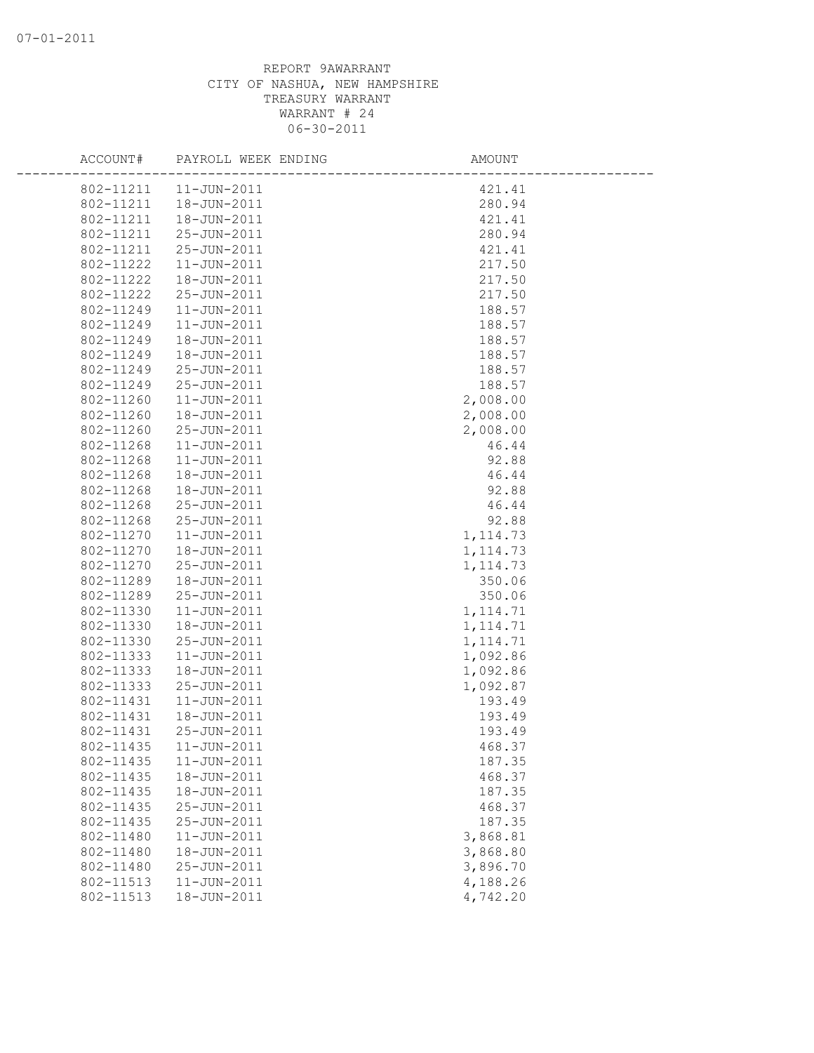REPORT 9AWARRANT
CITY OF NASHUA, NEW HAMPSHIRE
TREASURY WARRANT
WARRANT # 24
06-30-2011

| ACCOUNT# | PAYROLL WEEK ENDING | AMOUNT |
|---|---|---|
| 802-11211 | 11-JUN-2011 | 421.41 |
| 802-11211 | 18-JUN-2011 | 280.94 |
| 802-11211 | 18-JUN-2011 | 421.41 |
| 802-11211 | 25-JUN-2011 | 280.94 |
| 802-11211 | 25-JUN-2011 | 421.41 |
| 802-11222 | 11-JUN-2011 | 217.50 |
| 802-11222 | 18-JUN-2011 | 217.50 |
| 802-11222 | 25-JUN-2011 | 217.50 |
| 802-11249 | 11-JUN-2011 | 188.57 |
| 802-11249 | 11-JUN-2011 | 188.57 |
| 802-11249 | 18-JUN-2011 | 188.57 |
| 802-11249 | 18-JUN-2011 | 188.57 |
| 802-11249 | 25-JUN-2011 | 188.57 |
| 802-11249 | 25-JUN-2011 | 188.57 |
| 802-11260 | 11-JUN-2011 | 2,008.00 |
| 802-11260 | 18-JUN-2011 | 2,008.00 |
| 802-11260 | 25-JUN-2011 | 2,008.00 |
| 802-11268 | 11-JUN-2011 | 46.44 |
| 802-11268 | 11-JUN-2011 | 92.88 |
| 802-11268 | 18-JUN-2011 | 46.44 |
| 802-11268 | 18-JUN-2011 | 92.88 |
| 802-11268 | 25-JUN-2011 | 46.44 |
| 802-11268 | 25-JUN-2011 | 92.88 |
| 802-11270 | 11-JUN-2011 | 1,114.73 |
| 802-11270 | 18-JUN-2011 | 1,114.73 |
| 802-11270 | 25-JUN-2011 | 1,114.73 |
| 802-11289 | 18-JUN-2011 | 350.06 |
| 802-11289 | 25-JUN-2011 | 350.06 |
| 802-11330 | 11-JUN-2011 | 1,114.71 |
| 802-11330 | 18-JUN-2011 | 1,114.71 |
| 802-11330 | 25-JUN-2011 | 1,114.71 |
| 802-11333 | 11-JUN-2011 | 1,092.86 |
| 802-11333 | 18-JUN-2011 | 1,092.86 |
| 802-11333 | 25-JUN-2011 | 1,092.87 |
| 802-11431 | 11-JUN-2011 | 193.49 |
| 802-11431 | 18-JUN-2011 | 193.49 |
| 802-11431 | 25-JUN-2011 | 193.49 |
| 802-11435 | 11-JUN-2011 | 468.37 |
| 802-11435 | 11-JUN-2011 | 187.35 |
| 802-11435 | 18-JUN-2011 | 468.37 |
| 802-11435 | 18-JUN-2011 | 187.35 |
| 802-11435 | 25-JUN-2011 | 468.37 |
| 802-11435 | 25-JUN-2011 | 187.35 |
| 802-11480 | 11-JUN-2011 | 3,868.81 |
| 802-11480 | 18-JUN-2011 | 3,868.80 |
| 802-11480 | 25-JUN-2011 | 3,896.70 |
| 802-11513 | 11-JUN-2011 | 4,188.26 |
| 802-11513 | 18-JUN-2011 | 4,742.20 |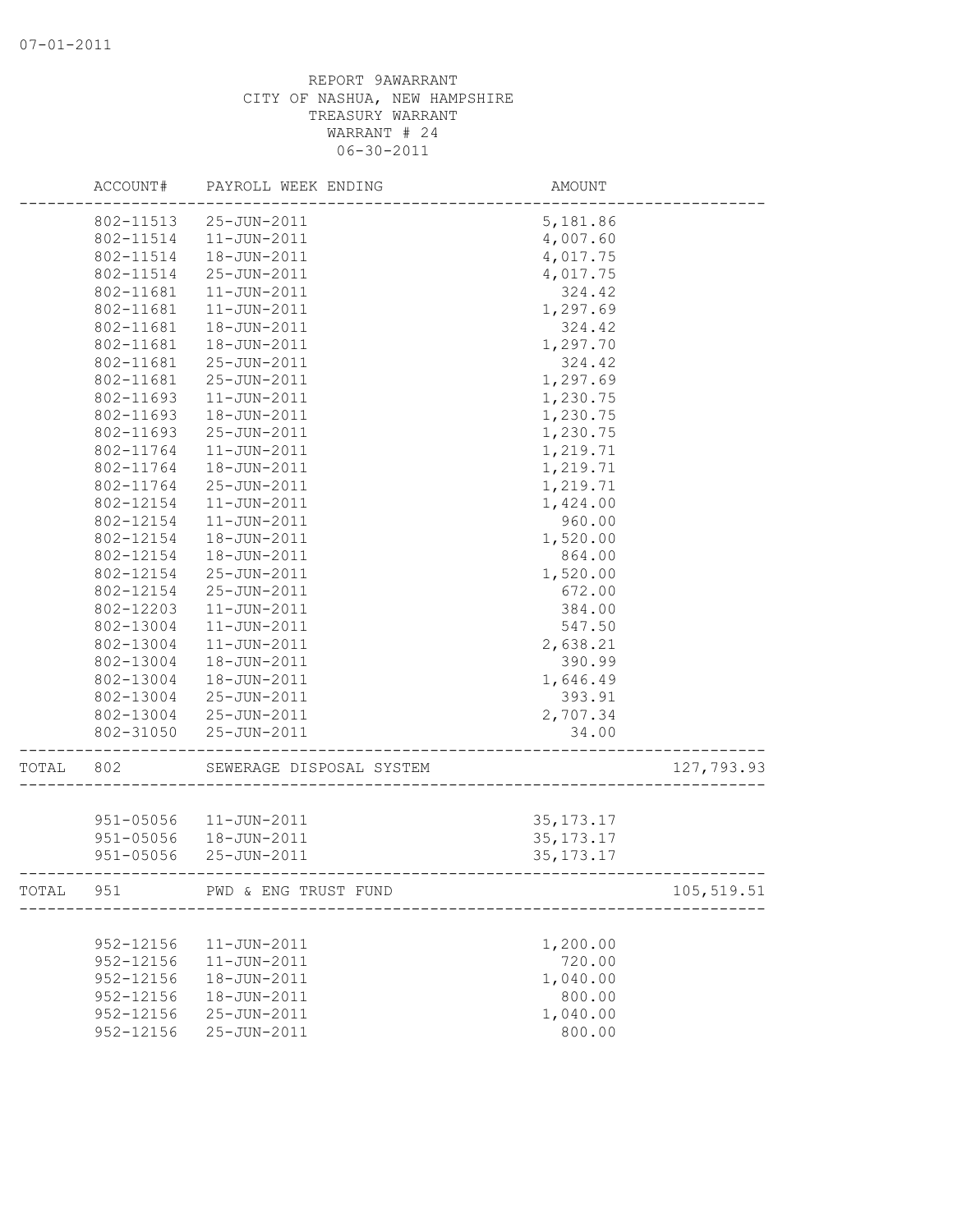REPORT 9AWARRANT
CITY OF NASHUA, NEW HAMPSHIRE
TREASURY WARRANT
WARRANT # 24
06-30-2011

| ACCOUNT# | PAYROLL WEEK ENDING | AMOUNT | |
|---|---|---|---|
| 802-11513 | 25-JUN-2011 | 5,181.86 | |
| 802-11514 | 11-JUN-2011 | 4,007.60 | |
| 802-11514 | 18-JUN-2011 | 4,017.75 | |
| 802-11514 | 25-JUN-2011 | 4,017.75 | |
| 802-11681 | 11-JUN-2011 | 324.42 | |
| 802-11681 | 11-JUN-2011 | 1,297.69 | |
| 802-11681 | 18-JUN-2011 | 324.42 | |
| 802-11681 | 18-JUN-2011 | 1,297.70 | |
| 802-11681 | 25-JUN-2011 | 324.42 | |
| 802-11681 | 25-JUN-2011 | 1,297.69 | |
| 802-11693 | 11-JUN-2011 | 1,230.75 | |
| 802-11693 | 18-JUN-2011 | 1,230.75 | |
| 802-11693 | 25-JUN-2011 | 1,230.75 | |
| 802-11764 | 11-JUN-2011 | 1,219.71 | |
| 802-11764 | 18-JUN-2011 | 1,219.71 | |
| 802-11764 | 25-JUN-2011 | 1,219.71 | |
| 802-12154 | 11-JUN-2011 | 1,424.00 | |
| 802-12154 | 11-JUN-2011 | 960.00 | |
| 802-12154 | 18-JUN-2011 | 1,520.00 | |
| 802-12154 | 18-JUN-2011 | 864.00 | |
| 802-12154 | 25-JUN-2011 | 1,520.00 | |
| 802-12154 | 25-JUN-2011 | 672.00 | |
| 802-12203 | 11-JUN-2011 | 384.00 | |
| 802-13004 | 11-JUN-2011 | 547.50 | |
| 802-13004 | 11-JUN-2011 | 2,638.21 | |
| 802-13004 | 18-JUN-2011 | 390.99 | |
| 802-13004 | 18-JUN-2011 | 1,646.49 | |
| 802-13004 | 25-JUN-2011 | 393.91 | |
| 802-13004 | 25-JUN-2011 | 2,707.34 | |
| 802-31050 | 25-JUN-2011 | 34.00 | |
| TOTAL 802 | SEWERAGE DISPOSAL SYSTEM | | 127,793.93 |
| 951-05056 | 11-JUN-2011 | 35,173.17 | |
| 951-05056 | 18-JUN-2011 | 35,173.17 | |
| 951-05056 | 25-JUN-2011 | 35,173.17 | |
| TOTAL 951 | PWD & ENG TRUST FUND | | 105,519.51 |
| 952-12156 | 11-JUN-2011 | 1,200.00 | |
| 952-12156 | 11-JUN-2011 | 720.00 | |
| 952-12156 | 18-JUN-2011 | 1,040.00 | |
| 952-12156 | 18-JUN-2011 | 800.00 | |
| 952-12156 | 25-JUN-2011 | 1,040.00 | |
| 952-12156 | 25-JUN-2011 | 800.00 | |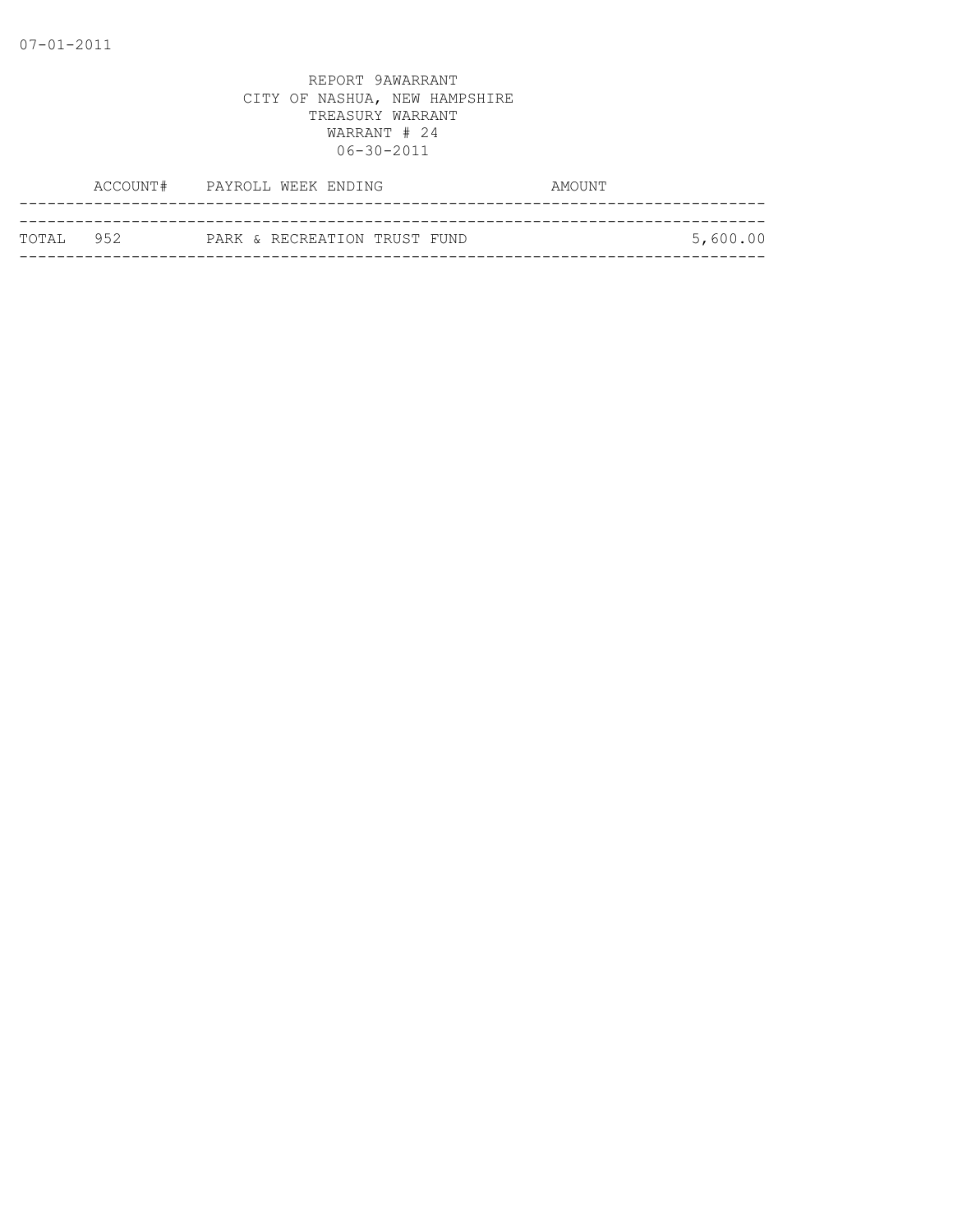07-01-2011

REPORT 9AWARRANT
CITY OF NASHUA, NEW HAMPSHIRE
TREASURY WARRANT
WARRANT # 24
06-30-2011

| | ACCOUNT# | PAYROLL WEEK ENDING | AMOUNT |
|---|---|---|---|
| TOTAL | 952 | PARK & RECREATION TRUST FUND | 5,600.00 |